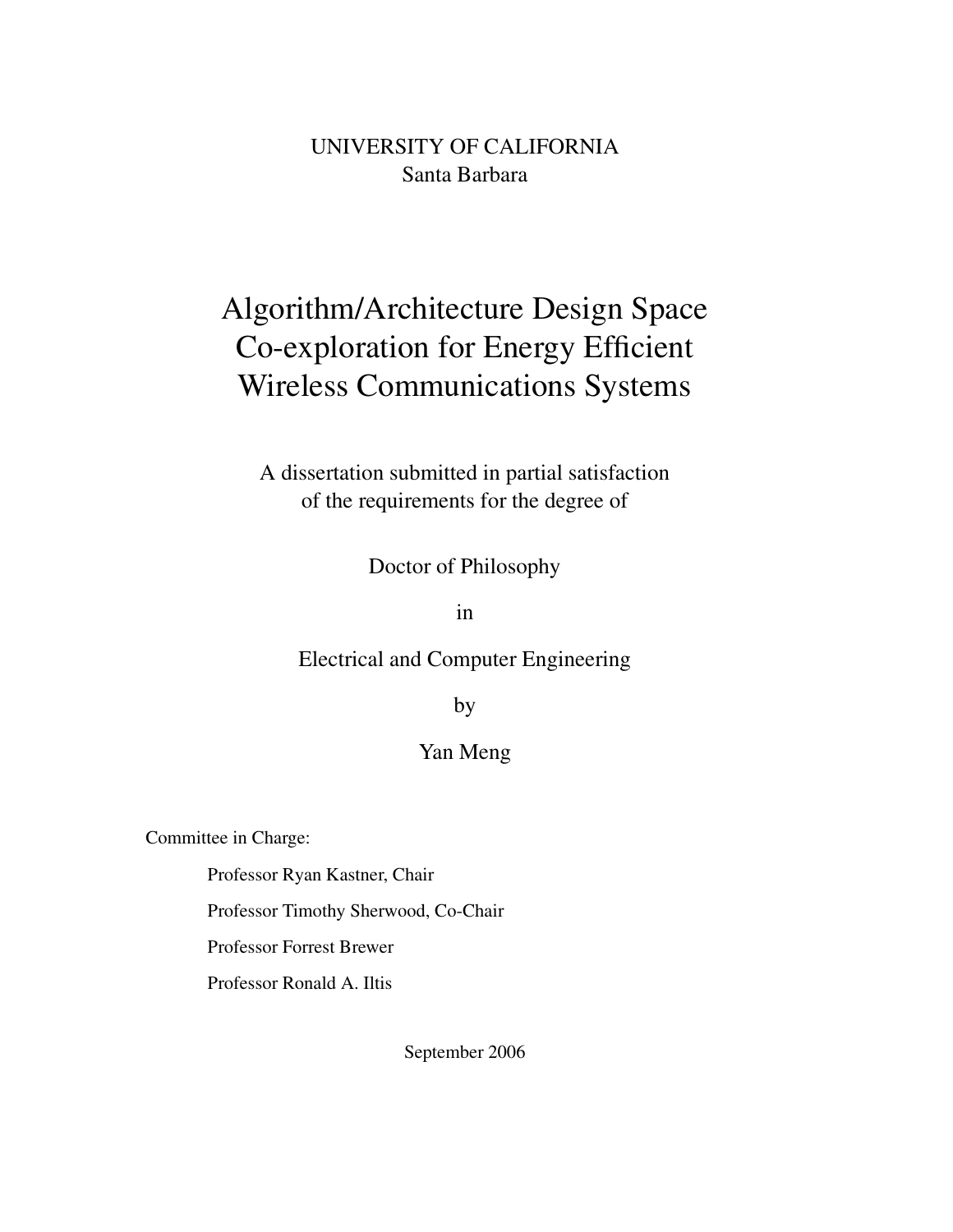UNIVERSITY OF CALIFORNIA
Santa Barbara

# Algorithm/Architecture Design Space Co-exploration for Energy Efficient Wireless Communications Systems

A dissertation submitted in partial satisfaction
of the requirements for the degree of

Doctor of Philosophy

in

Electrical and Computer Engineering

by

Yan Meng

Committee in Charge:

Professor Ryan Kastner, Chair

Professor Timothy Sherwood, Co-Chair

Professor Forrest Brewer

Professor Ronald A. Iltis

September 2006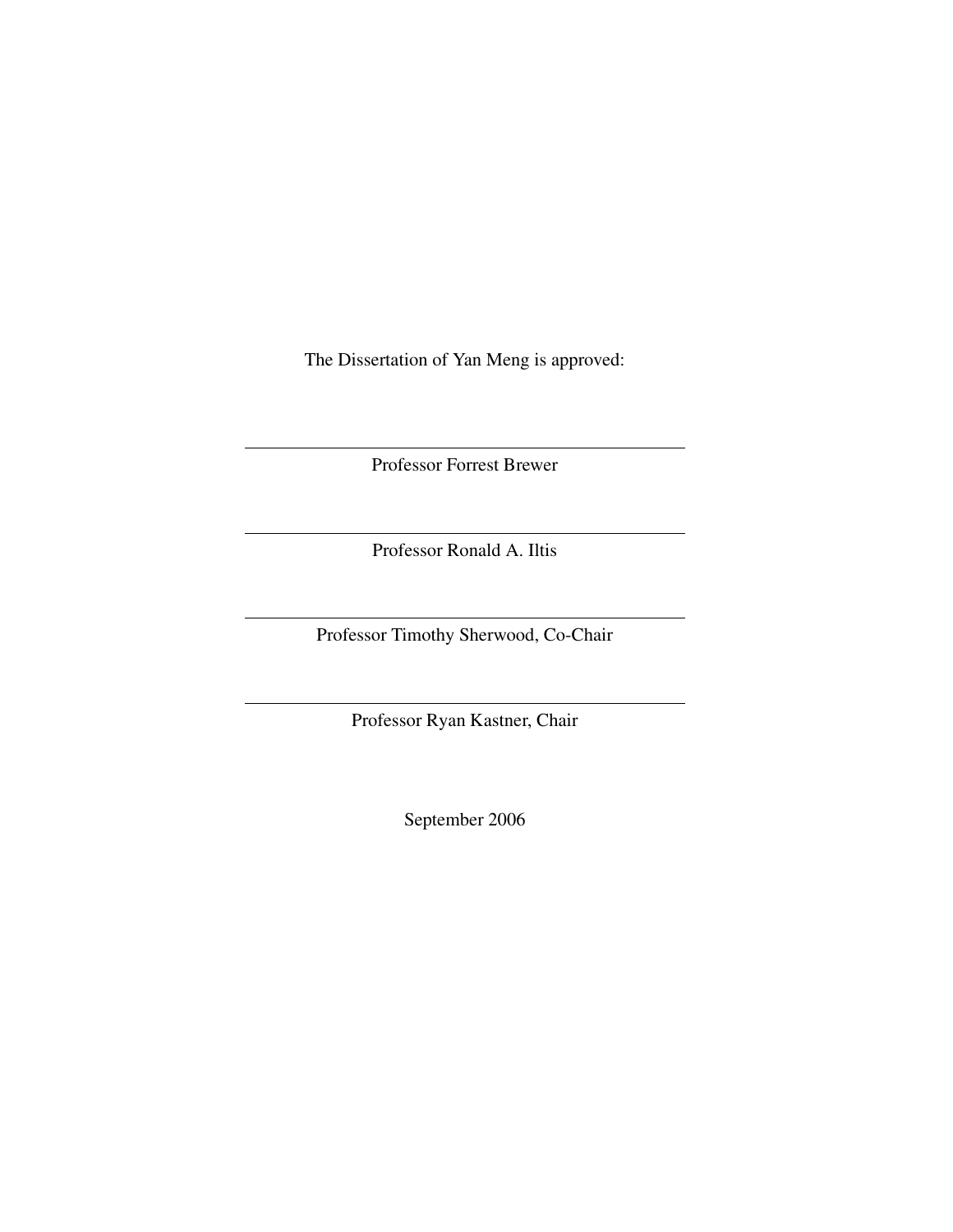The Dissertation of Yan Meng is approved:

---

Professor Forrest Brewer

---

Professor Ronald A. Iltis

---

Professor Timothy Sherwood, Co-Chair

---

Professor Ryan Kastner, Chair

September 2006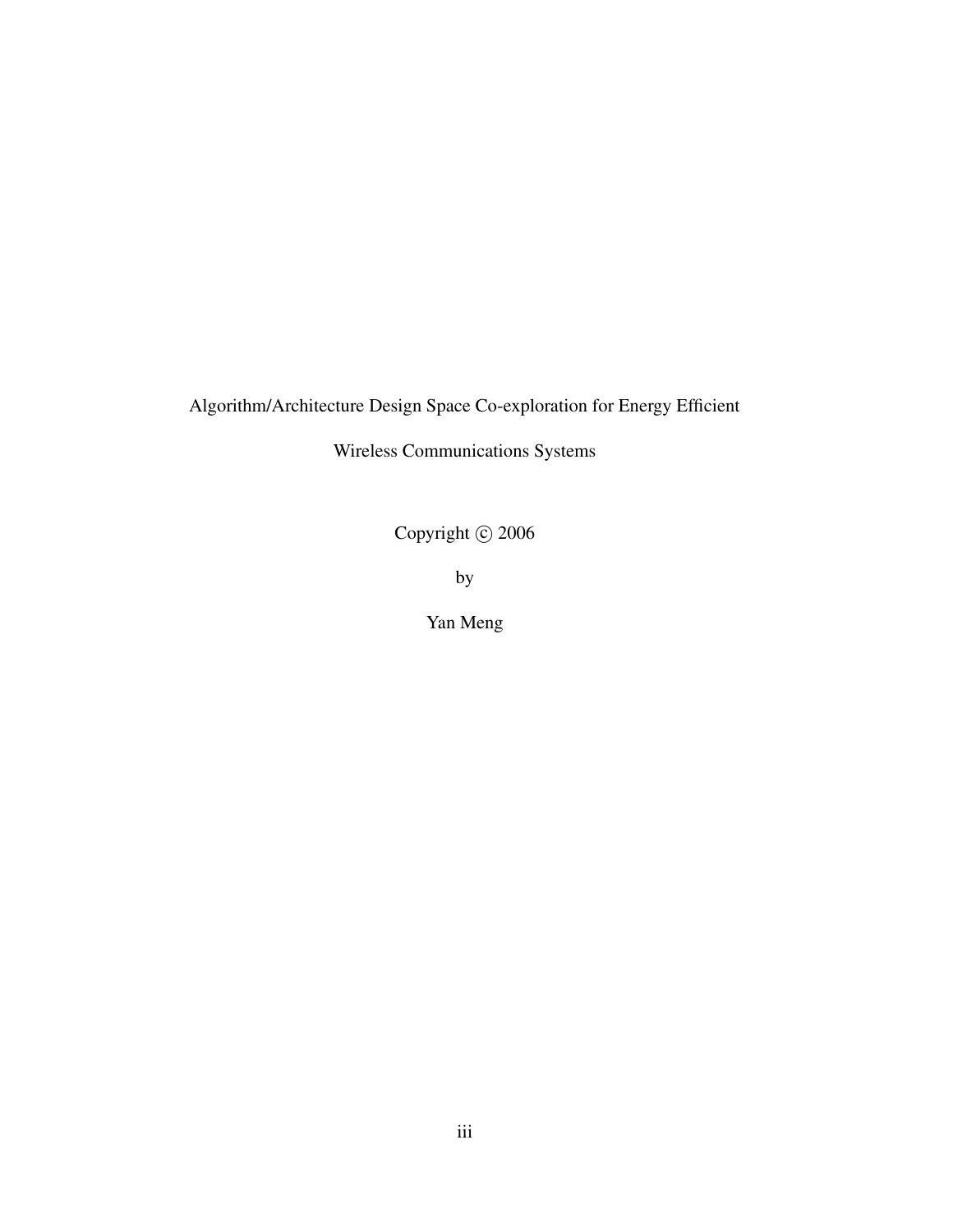Algorithm/Architecture Design Space Co-exploration for Energy Efficient

Wireless Communications Systems

Copyright © 2006

by

Yan Meng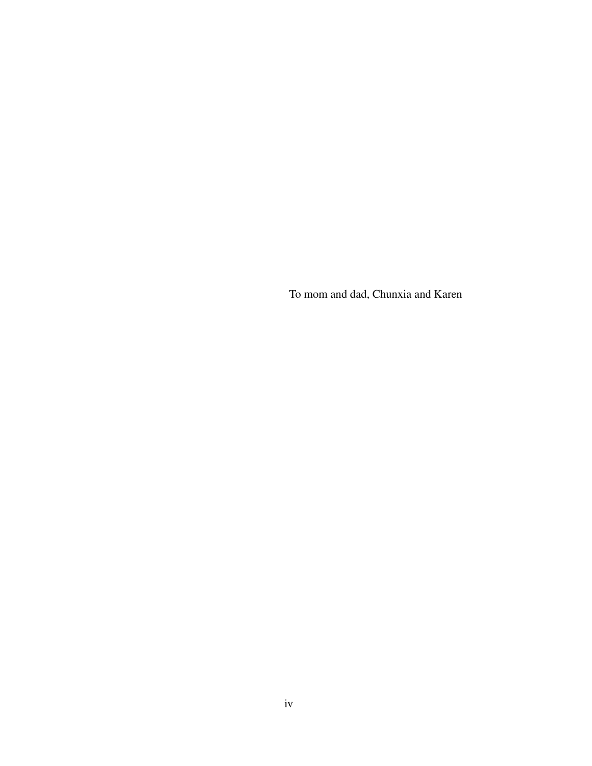To mom and dad, Chunxia and Karen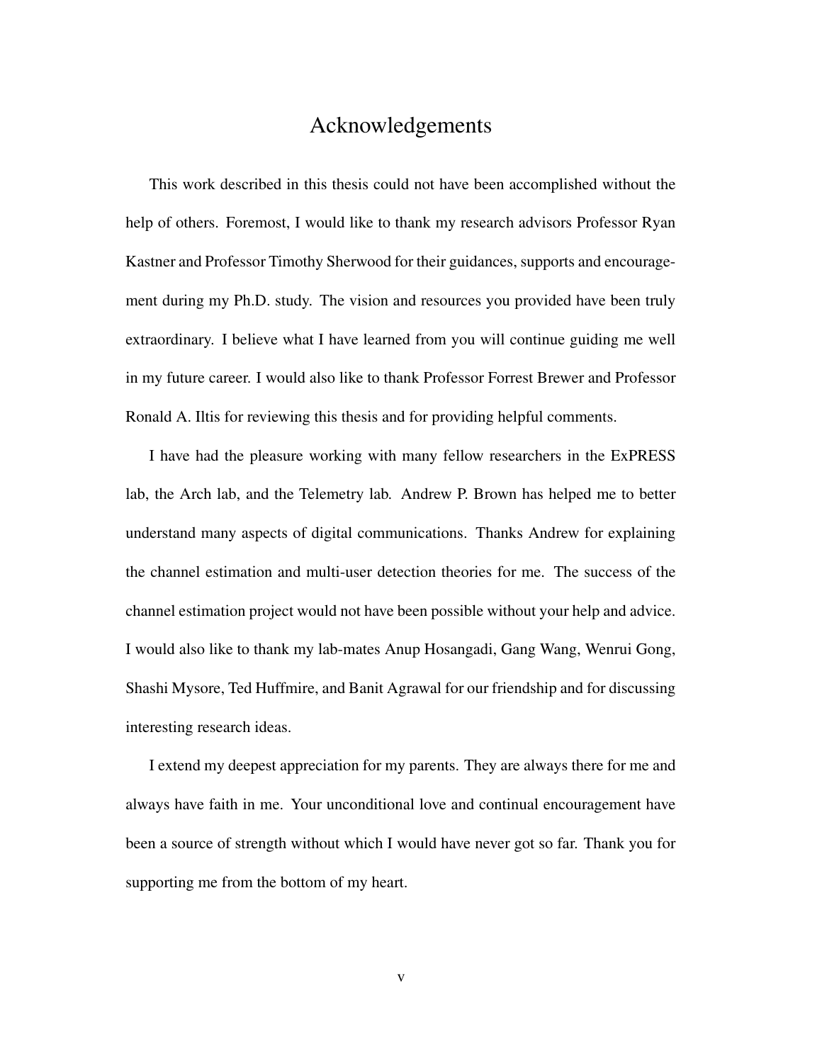# Acknowledgements

This work described in this thesis could not have been accomplished without the help of others. Foremost, I would like to thank my research advisors Professor Ryan Kastner and Professor Timothy Sherwood for their guidances, supports and encouragement during my Ph.D. study. The vision and resources you provided have been truly extraordinary. I believe what I have learned from you will continue guiding me well in my future career. I would also like to thank Professor Forrest Brewer and Professor Ronald A. Iltis for reviewing this thesis and for providing helpful comments.

I have had the pleasure working with many fellow researchers in the ExPRESS lab, the Arch lab, and the Telemetry lab. Andrew P. Brown has helped me to better understand many aspects of digital communications. Thanks Andrew for explaining the channel estimation and multi-user detection theories for me. The success of the channel estimation project would not have been possible without your help and advice. I would also like to thank my lab-mates Anup Hosangadi, Gang Wang, Wenrui Gong, Shashi Mysore, Ted Huffmire, and Banit Agrawal for our friendship and for discussing interesting research ideas.

I extend my deepest appreciation for my parents. They are always there for me and always have faith in me. Your unconditional love and continual encouragement have been a source of strength without which I would have never got so far. Thank you for supporting me from the bottom of my heart.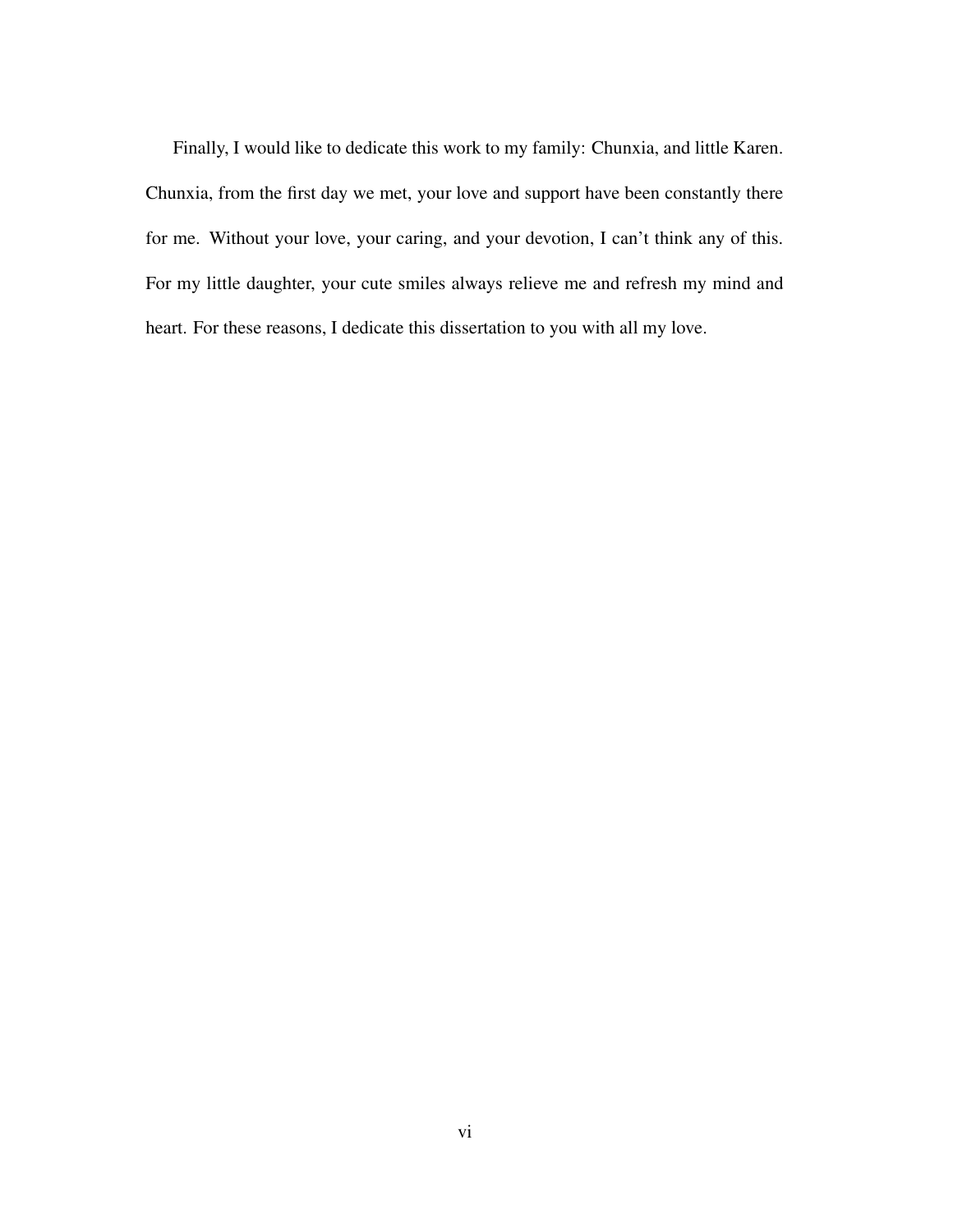Finally, I would like to dedicate this work to my family: Chunxia, and little Karen. Chunxia, from the first day we met, your love and support have been constantly there for me. Without your love, your caring, and your devotion, I can't think any of this. For my little daughter, your cute smiles always relieve me and refresh my mind and heart. For these reasons, I dedicate this dissertation to you with all my love.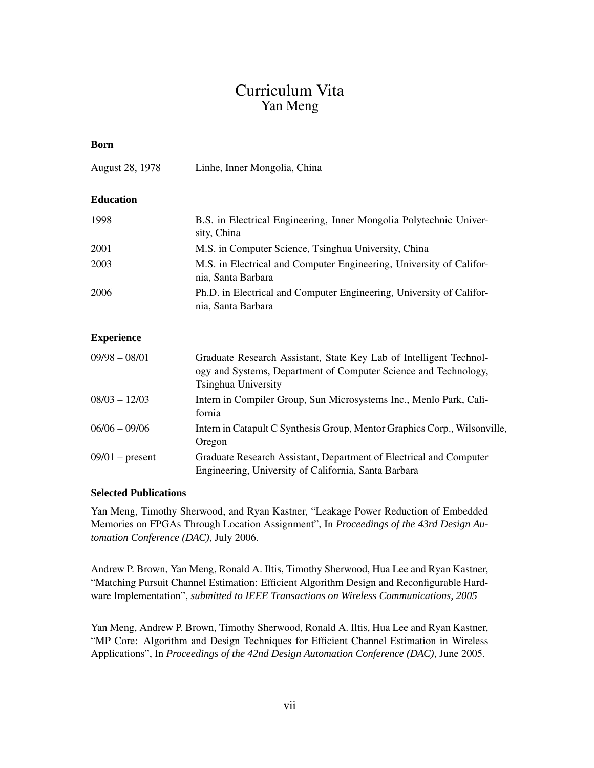# Curriculum Vita
## Yan Meng

### Born

| | |
|---|---|
| August 28, 1978 | Linhe, Inner Mongolia, China |

### Education

| | |
|---|---|
| 1998 | B.S. in Electrical Engineering, Inner Mongolia Polytechnic University, China |
| 2001 | M.S. in Computer Science, Tsinghua University, China |
| 2003 | M.S. in Electrical and Computer Engineering, University of California, Santa Barbara |
| 2006 | Ph.D. in Electrical and Computer Engineering, University of California, Santa Barbara |

### Experience

| | |
|---|---|
| 09/98 – 08/01 | Graduate Research Assistant, State Key Lab of Intelligent Technology and Systems, Department of Computer Science and Technology, Tsinghua University |
| 08/03 – 12/03 | Intern in Compiler Group, Sun Microsystems Inc., Menlo Park, California |
| 06/06 – 09/06 | Intern in Catapult C Synthesis Group, Mentor Graphics Corp., Wilsonville, Oregon |
| 09/01 – present | Graduate Research Assistant, Department of Electrical and Computer Engineering, University of California, Santa Barbara |

### Selected Publications

Yan Meng, Timothy Sherwood, and Ryan Kastner, "Leakage Power Reduction of Embedded Memories on FPGAs Through Location Assignment", In *Proceedings of the 43rd Design Automation Conference (DAC)*, July 2006.

Andrew P. Brown, Yan Meng, Ronald A. Iltis, Timothy Sherwood, Hua Lee and Ryan Kastner, "Matching Pursuit Channel Estimation: Efficient Algorithm Design and Reconfigurable Hardware Implementation", *submitted to IEEE Transactions on Wireless Communications, 2005*

Yan Meng, Andrew P. Brown, Timothy Sherwood, Ronald A. Iltis, Hua Lee and Ryan Kastner, "MP Core: Algorithm and Design Techniques for Efficient Channel Estimation in Wireless Applications", In *Proceedings of the 42nd Design Automation Conference (DAC)*, June 2005.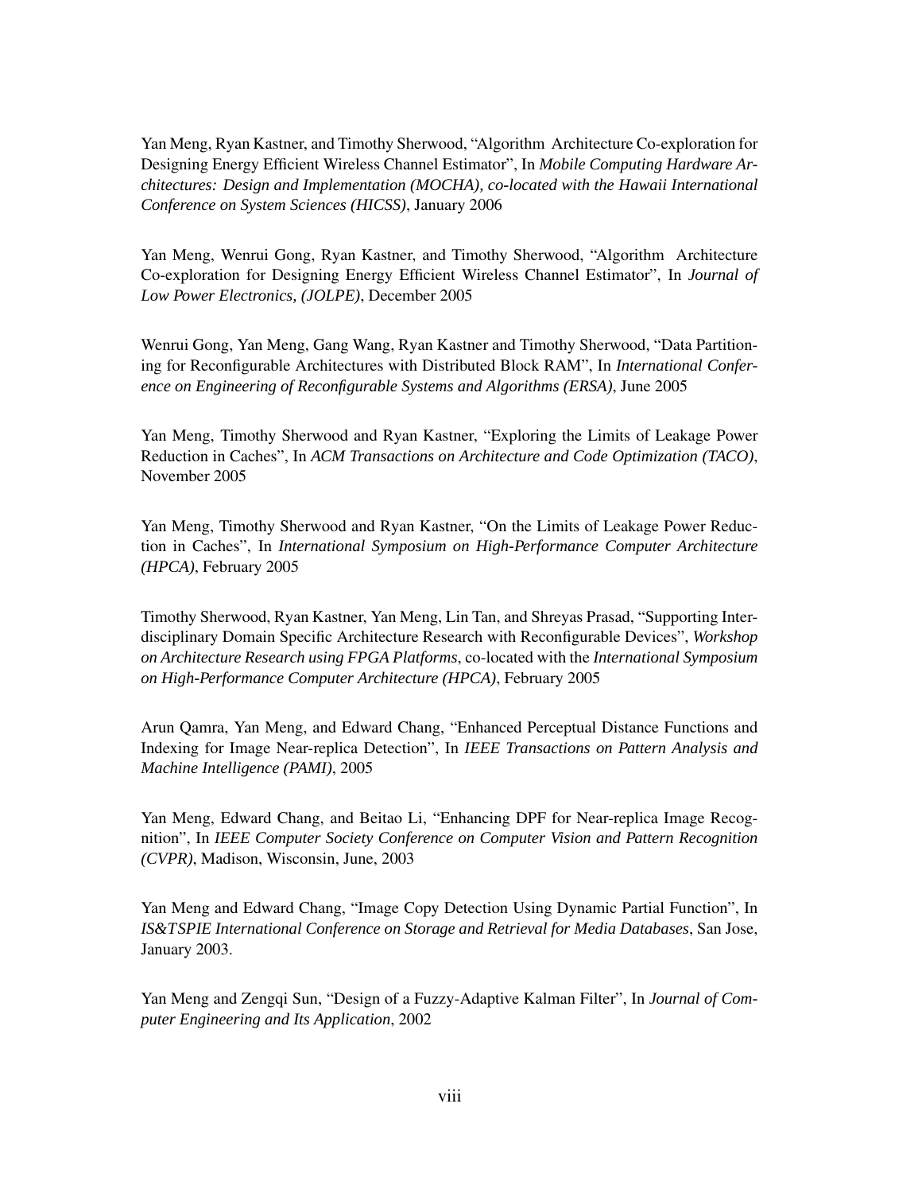Yan Meng, Ryan Kastner, and Timothy Sherwood, "Algorithm Architecture Co-exploration for Designing Energy Efficient Wireless Channel Estimator", In *Mobile Computing Hardware Architectures: Design and Implementation (MOCHA), co-located with the Hawaii International Conference on System Sciences (HICSS)*, January 2006

Yan Meng, Wenrui Gong, Ryan Kastner, and Timothy Sherwood, "Algorithm Architecture Co-exploration for Designing Energy Efficient Wireless Channel Estimator", In *Journal of Low Power Electronics, (JOLPE)*, December 2005

Wenrui Gong, Yan Meng, Gang Wang, Ryan Kastner and Timothy Sherwood, "Data Partitioning for Reconfigurable Architectures with Distributed Block RAM", In *International Conference on Engineering of Reconfigurable Systems and Algorithms (ERSA)*, June 2005

Yan Meng, Timothy Sherwood and Ryan Kastner, "Exploring the Limits of Leakage Power Reduction in Caches", In *ACM Transactions on Architecture and Code Optimization (TACO)*, November 2005

Yan Meng, Timothy Sherwood and Ryan Kastner, "On the Limits of Leakage Power Reduction in Caches", In *International Symposium on High-Performance Computer Architecture (HPCA)*, February 2005

Timothy Sherwood, Ryan Kastner, Yan Meng, Lin Tan, and Shreyas Prasad, "Supporting Interdisciplinary Domain Specific Architecture Research with Reconfigurable Devices", *Workshop on Architecture Research using FPGA Platforms*, co-located with the *International Symposium on High-Performance Computer Architecture (HPCA)*, February 2005

Arun Qamra, Yan Meng, and Edward Chang, "Enhanced Perceptual Distance Functions and Indexing for Image Near-replica Detection", In *IEEE Transactions on Pattern Analysis and Machine Intelligence (PAMI)*, 2005

Yan Meng, Edward Chang, and Beitao Li, "Enhancing DPF for Near-replica Image Recognition", In *IEEE Computer Society Conference on Computer Vision and Pattern Recognition (CVPR)*, Madison, Wisconsin, June, 2003

Yan Meng and Edward Chang, "Image Copy Detection Using Dynamic Partial Function", In *IS&TSPIE International Conference on Storage and Retrieval for Media Databases*, San Jose, January 2003.

Yan Meng and Zengqi Sun, "Design of a Fuzzy-Adaptive Kalman Filter", In *Journal of Computer Engineering and Its Application*, 2002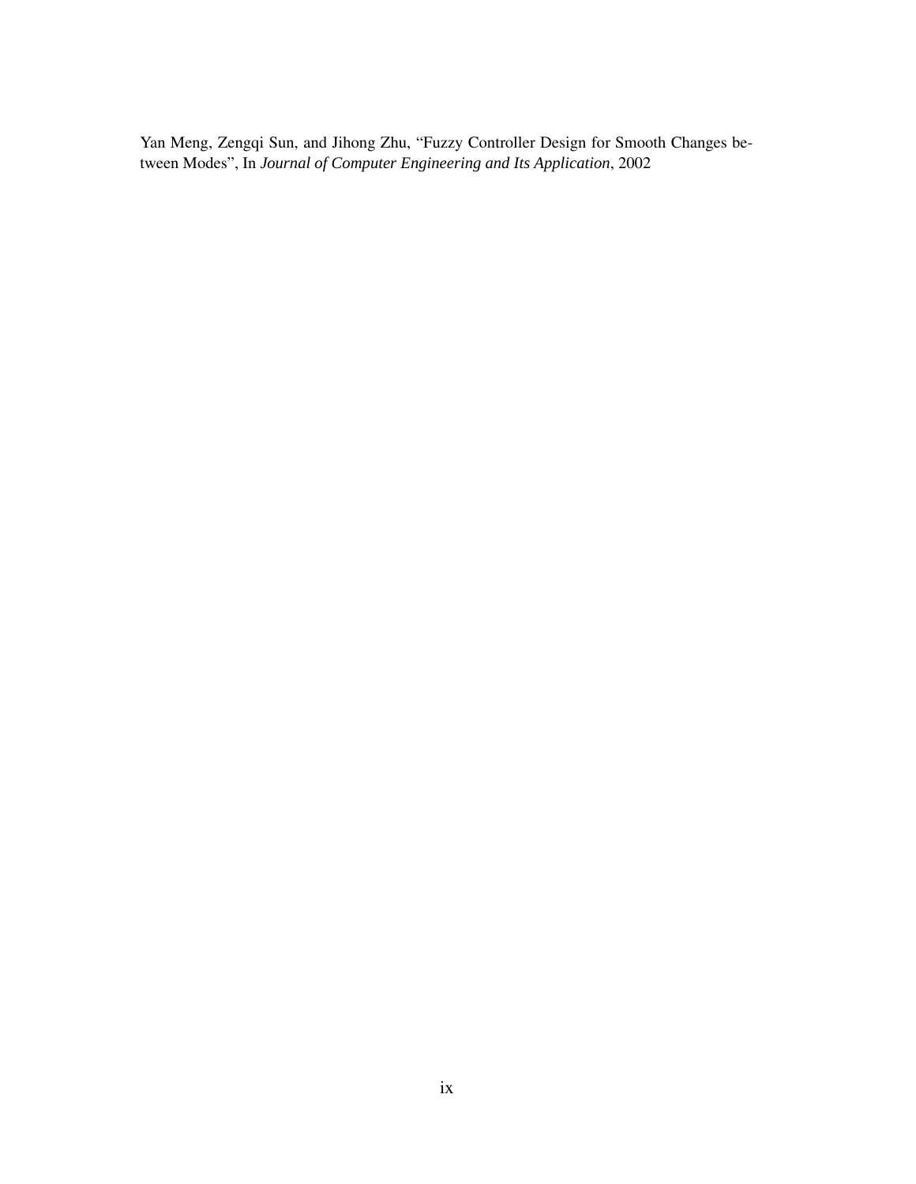Yan Meng, Zengqi Sun, and Jihong Zhu, "Fuzzy Controller Design for Smooth Changes between Modes", In *Journal of Computer Engineering and Its Application*, 2002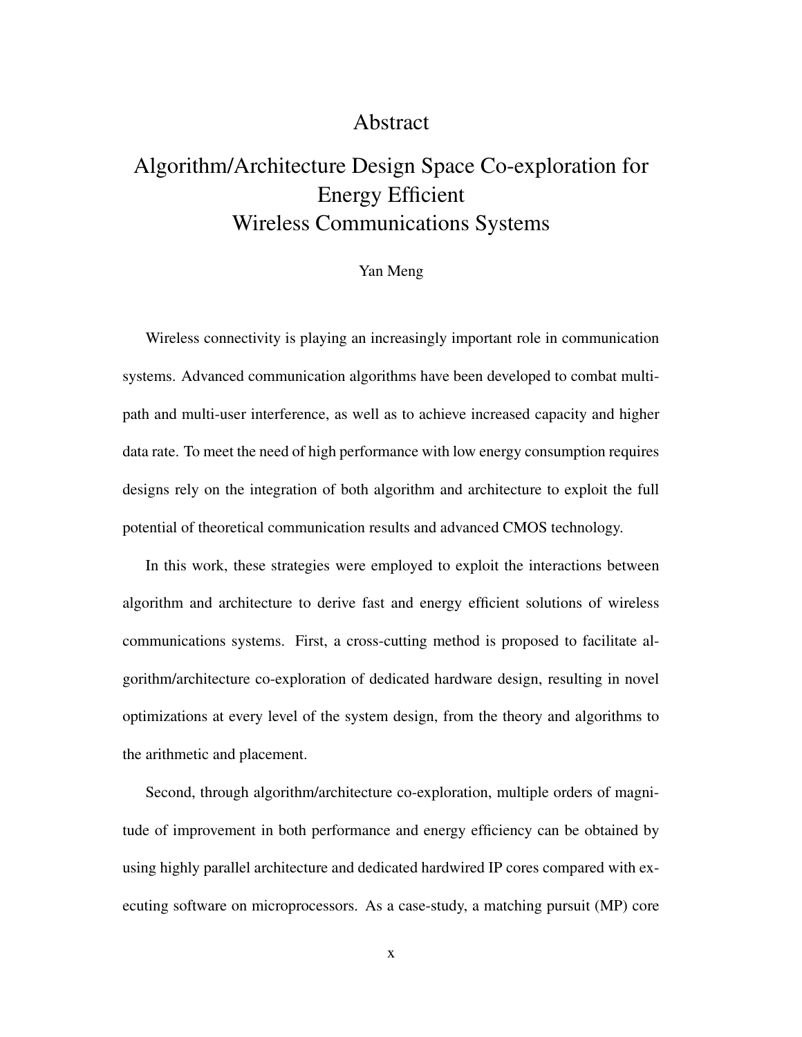# Abstract

## Algorithm/Architecture Design Space Co-exploration for Energy Efficient Wireless Communications Systems

Yan Meng

Wireless connectivity is playing an increasingly important role in communication systems. Advanced communication algorithms have been developed to combat multi-path and multi-user interference, as well as to achieve increased capacity and higher data rate. To meet the need of high performance with low energy consumption requires designs rely on the integration of both algorithm and architecture to exploit the full potential of theoretical communication results and advanced CMOS technology.

In this work, these strategies were employed to exploit the interactions between algorithm and architecture to derive fast and energy efficient solutions of wireless communications systems. First, a cross-cutting method is proposed to facilitate algorithm/architecture co-exploration of dedicated hardware design, resulting in novel optimizations at every level of the system design, from the theory and algorithms to the arithmetic and placement.

Second, through algorithm/architecture co-exploration, multiple orders of magnitude of improvement in both performance and energy efficiency can be obtained by using highly parallel architecture and dedicated hardwired IP cores compared with executing software on microprocessors. As a case-study, a matching pursuit (MP) core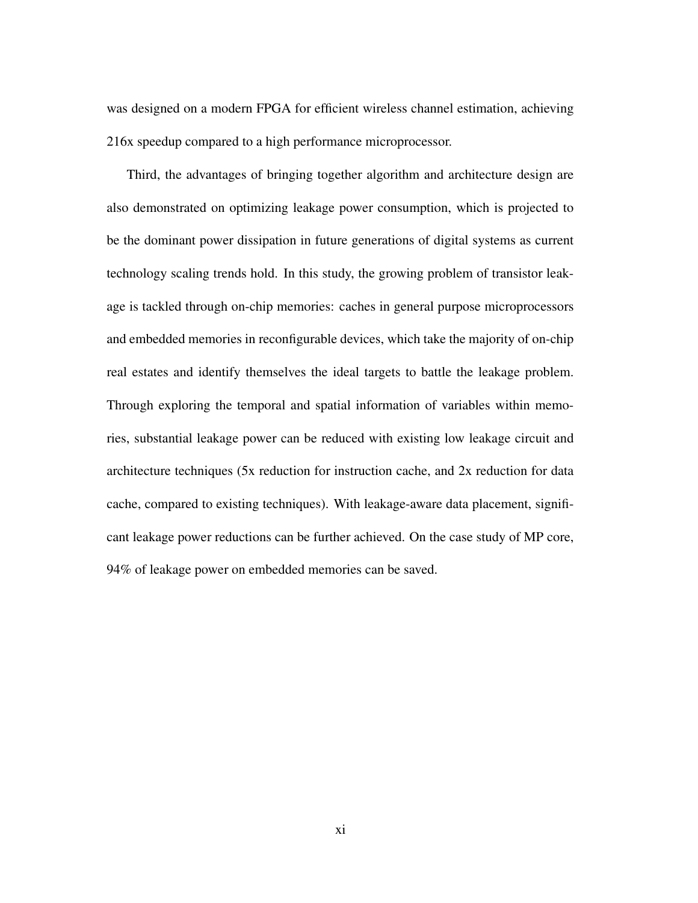was designed on a modern FPGA for efficient wireless channel estimation, achieving 216x speedup compared to a high performance microprocessor.

Third, the advantages of bringing together algorithm and architecture design are also demonstrated on optimizing leakage power consumption, which is projected to be the dominant power dissipation in future generations of digital systems as current technology scaling trends hold. In this study, the growing problem of transistor leakage is tackled through on-chip memories: caches in general purpose microprocessors and embedded memories in reconfigurable devices, which take the majority of on-chip real estates and identify themselves the ideal targets to battle the leakage problem. Through exploring the temporal and spatial information of variables within memories, substantial leakage power can be reduced with existing low leakage circuit and architecture techniques (5x reduction for instruction cache, and 2x reduction for data cache, compared to existing techniques). With leakage-aware data placement, significant leakage power reductions can be further achieved. On the case study of MP core, 94% of leakage power on embedded memories can be saved.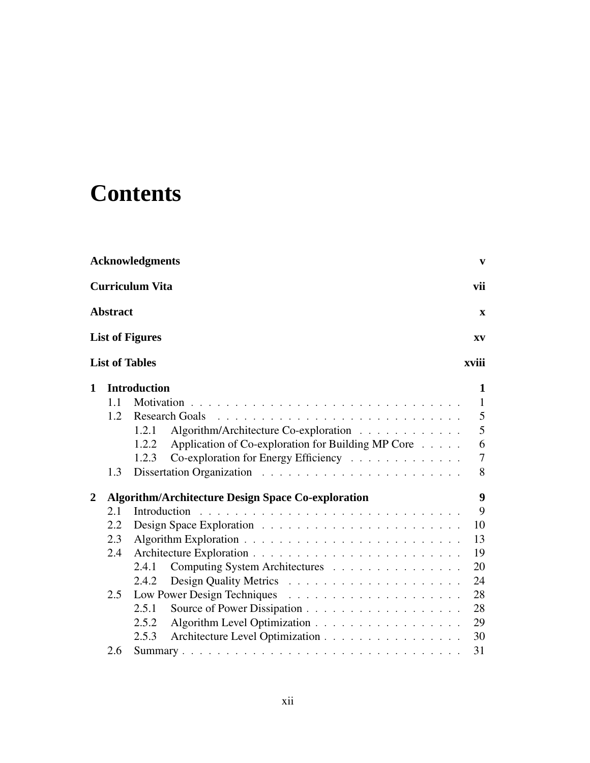# Contents

**Acknowledgments** **v**

**Curriculum Vita** **vii**

**Abstract** **x**

**List of Figures** **xv**

**List of Tables** **xviii**

**1 Introduction** **1**

- 1.1 Motivation . . . . . . . . . . . . . . . . . . . . . . . . . . . . . . . 1
- 1.2 Research Goals . . . . . . . . . . . . . . . . . . . . . . . . . . . . 5
  - 1.2.1 Algorithm/Architecture Co-exploration . . . . . . . . . . . . 5
  - 1.2.2 Application of Co-exploration for Building MP Core . . . . . 6
  - 1.2.3 Co-exploration for Energy Efficiency . . . . . . . . . . . . . 7
- 1.3 Dissertation Organization . . . . . . . . . . . . . . . . . . . . . . . 8

**2 Algorithm/Architecture Design Space Co-exploration** **9**

- 2.1 Introduction . . . . . . . . . . . . . . . . . . . . . . . . . . . . . . 9
- 2.2 Design Space Exploration . . . . . . . . . . . . . . . . . . . . . . . 10
- 2.3 Algorithm Exploration . . . . . . . . . . . . . . . . . . . . . . . . . 13
- 2.4 Architecture Exploration . . . . . . . . . . . . . . . . . . . . . . . . 19
  - 2.4.1 Computing System Architectures . . . . . . . . . . . . . . . 20
  - 2.4.2 Design Quality Metrics . . . . . . . . . . . . . . . . . . . . 24
- 2.5 Low Power Design Techniques . . . . . . . . . . . . . . . . . . . . 28
  - 2.5.1 Source of Power Dissipation . . . . . . . . . . . . . . . . . . 28
  - 2.5.2 Algorithm Level Optimization . . . . . . . . . . . . . . . . . 29
  - 2.5.3 Architecture Level Optimization . . . . . . . . . . . . . . . . 30
- 2.6 Summary . . . . . . . . . . . . . . . . . . . . . . . . . . . . . . . . 31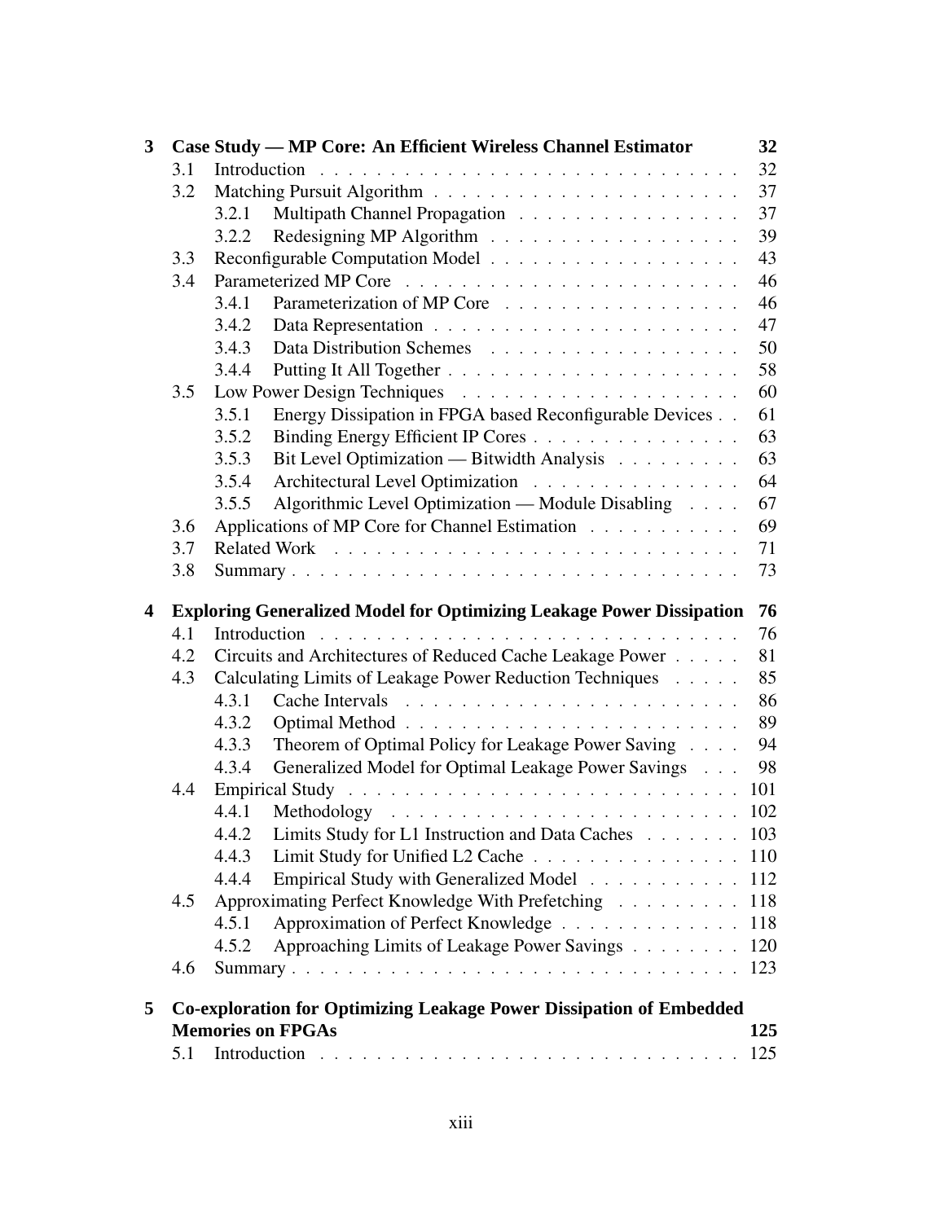**3 Case Study — MP Core: An Efficient Wireless Channel Estimator** 32

- 3.1 Introduction . . . 32
- 3.2 Matching Pursuit Algorithm . . . 37
  - 3.2.1 Multipath Channel Propagation . . . 37
  - 3.2.2 Redesigning MP Algorithm . . . 39
- 3.3 Reconfigurable Computation Model . . . 43
- 3.4 Parameterized MP Core . . . 46
  - 3.4.1 Parameterization of MP Core . . . 46
  - 3.4.2 Data Representation . . . 47
  - 3.4.3 Data Distribution Schemes . . . 50
  - 3.4.4 Putting It All Together . . . 58
- 3.5 Low Power Design Techniques . . . 60
  - 3.5.1 Energy Dissipation in FPGA based Reconfigurable Devices . . 61
  - 3.5.2 Binding Energy Efficient IP Cores . . . 63
  - 3.5.3 Bit Level Optimization — Bitwidth Analysis . . . 63
  - 3.5.4 Architectural Level Optimization . . . 64
  - 3.5.5 Algorithmic Level Optimization — Module Disabling . . . 67
- 3.6 Applications of MP Core for Channel Estimation . . . 69
- 3.7 Related Work . . . 71
- 3.8 Summary . . . 73

**4 Exploring Generalized Model for Optimizing Leakage Power Dissipation** 76

- 4.1 Introduction . . . 76
- 4.2 Circuits and Architectures of Reduced Cache Leakage Power . . . 81
- 4.3 Calculating Limits of Leakage Power Reduction Techniques . . . 85
  - 4.3.1 Cache Intervals . . . 86
  - 4.3.2 Optimal Method . . . 89
  - 4.3.3 Theorem of Optimal Policy for Leakage Power Saving . . . 94
  - 4.3.4 Generalized Model for Optimal Leakage Power Savings . . . 98
- 4.4 Empirical Study . . . 101
  - 4.4.1 Methodology . . . 102
  - 4.4.2 Limits Study for L1 Instruction and Data Caches . . . 103
  - 4.4.3 Limit Study for Unified L2 Cache . . . 110
  - 4.4.4 Empirical Study with Generalized Model . . . 112
- 4.5 Approximating Perfect Knowledge With Prefetching . . . 118
  - 4.5.1 Approximation of Perfect Knowledge . . . 118
  - 4.5.2 Approaching Limits of Leakage Power Savings . . . 120
- 4.6 Summary . . . 123

**5 Co-exploration for Optimizing Leakage Power Dissipation of Embedded Memories on FPGAs** 125

- 5.1 Introduction . . . 125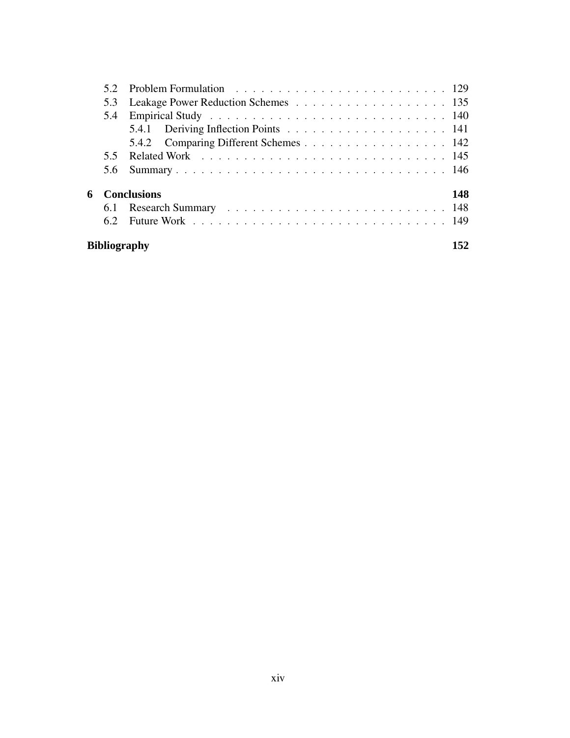5.2 Problem Formulation . . . . . . . . . . . . . . . . . . . . . . . . . 129
5.3 Leakage Power Reduction Schemes . . . . . . . . . . . . . . . . . . 135
5.4 Empirical Study . . . . . . . . . . . . . . . . . . . . . . . . . . . . 140
5.4.1 Deriving Inflection Points . . . . . . . . . . . . . . . . . . . 141
5.4.2 Comparing Different Schemes . . . . . . . . . . . . . . . . . 142
5.5 Related Work . . . . . . . . . . . . . . . . . . . . . . . . . . . . . 145
5.6 Summary . . . . . . . . . . . . . . . . . . . . . . . . . . . . . . . . 146

**6 Conclusions** **148**
6.1 Research Summary . . . . . . . . . . . . . . . . . . . . . . . . . . 148
6.2 Future Work . . . . . . . . . . . . . . . . . . . . . . . . . . . . . . 149

**Bibliography** **152**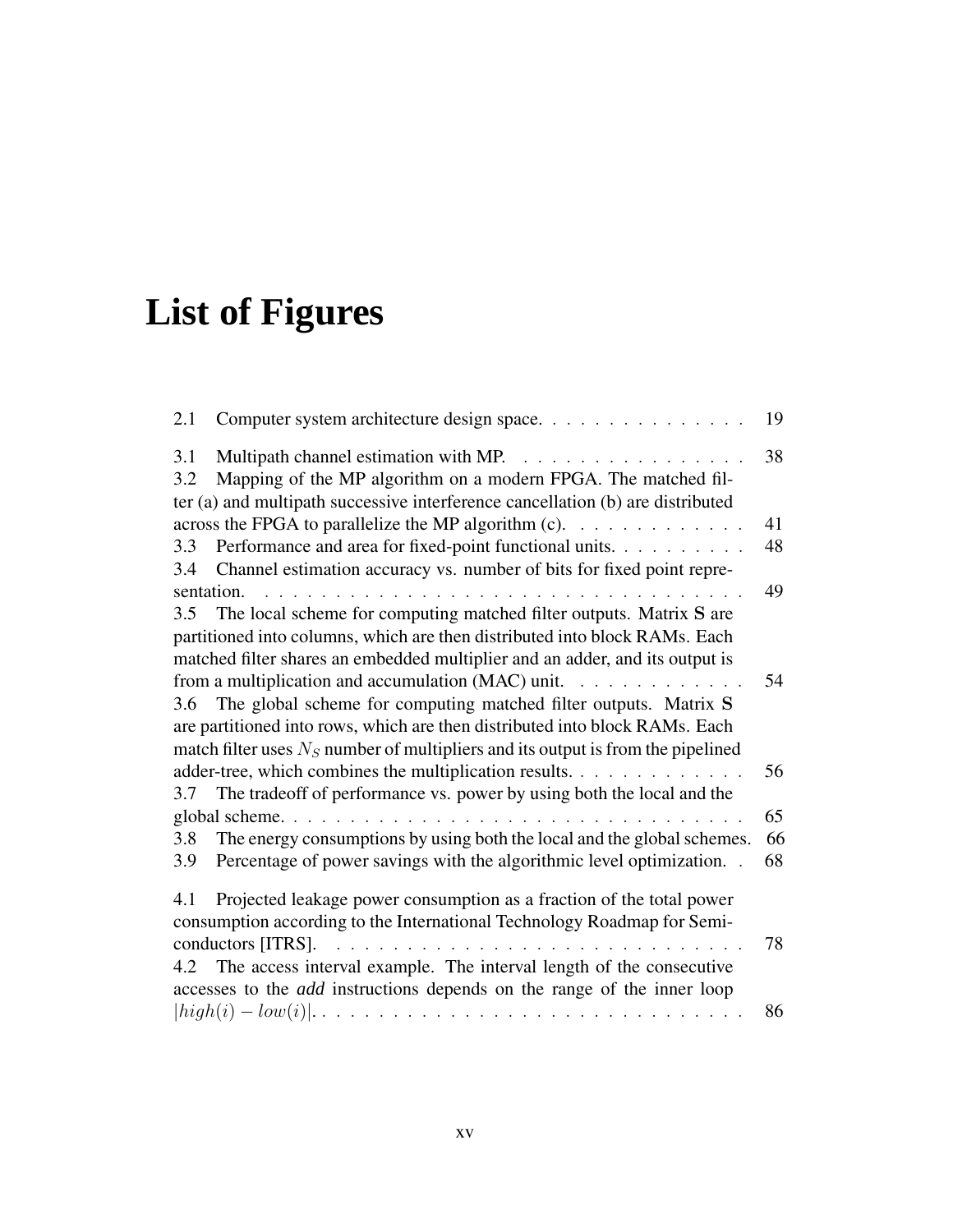# List of Figures

2.1 Computer system architecture design space. . . . . . . . . . . . . . . 19

3.1 Multipath channel estimation with MP. . . . . . . . . . . . . . . . . 38

3.2 Mapping of the MP algorithm on a modern FPGA. The matched filter (a) and multipath successive interference cancellation (b) are distributed across the FPGA to parallelize the MP algorithm (c). . . . . . . . . . . . . 41

3.3 Performance and area for fixed-point functional units. . . . . . . . . . 48

3.4 Channel estimation accuracy vs. number of bits for fixed point representation. . . . . . . . . . . . . . . . . . . . . . . . . . . . . . . . . . . 49

3.5 The local scheme for computing matched filter outputs. Matrix **S** are partitioned into columns, which are then distributed into block RAMs. Each matched filter shares an embedded multiplier and an adder, and its output is from a multiplication and accumulation (MAC) unit. . . . . . . . . . . . 54

3.6 The global scheme for computing matched filter outputs. Matrix **S** are partitioned into rows, which are then distributed into block RAMs. Each match filter uses $N_S$ number of multipliers and its output is from the pipelined adder-tree, which combines the multiplication results. . . . . . . . . . . . 56

3.7 The tradeoff of performance vs. power by using both the local and the global scheme. . . . . . . . . . . . . . . . . . . . . . . . . . . . . . . . . 65

3.8 The energy consumptions by using both the local and the global schemes. 66

3.9 Percentage of power savings with the algorithmic level optimization. . 68

4.1 Projected leakage power consumption as a fraction of the total power consumption according to the International Technology Roadmap for Semiconductors [ITRS]. . . . . . . . . . . . . . . . . . . . . . . . . . . . . . 78

4.2 The access interval example. The interval length of the consecutive accesses to the *add* instructions depends on the range of the inner loop $|high(i) - low(i)|$. . . . . . . . . . . . . . . . . . . . . . . . . . . . . . 86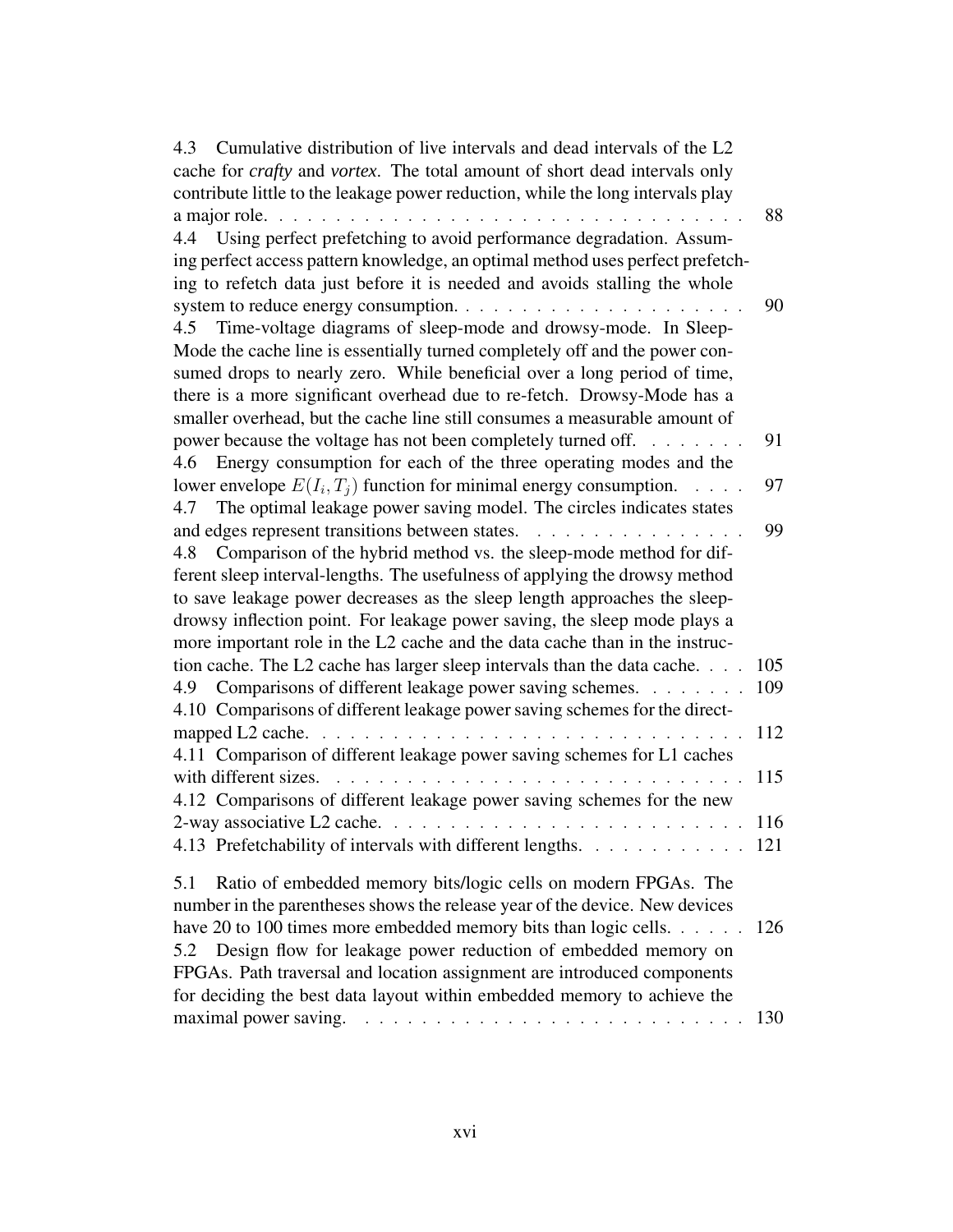4.3 Cumulative distribution of live intervals and dead intervals of the L2 cache for ***crafty*** and ***vortex***. The total amount of short dead intervals only contribute little to the leakage power reduction, while the long intervals play a major role. . . . . . . . . . . . . . . . . . . . . . . . . . . . . . . . . . 88

4.4 Using perfect prefetching to avoid performance degradation. Assuming perfect access pattern knowledge, an optimal method uses perfect prefetching to refetch data just before it is needed and avoids stalling the whole system to reduce energy consumption. . . . . . . . . . . . . . . . . . . . . 90

4.5 Time-voltage diagrams of sleep-mode and drowsy-mode. In Sleep-Mode the cache line is essentially turned completely off and the power consumed drops to nearly zero. While beneficial over a long period of time, there is a more significant overhead due to re-fetch. Drowsy-Mode has a smaller overhead, but the cache line still consumes a measurable amount of power because the voltage has not been completely turned off. . . . . . . . 91

4.6 Energy consumption for each of the three operating modes and the lower envelope $E(I_i, T_j)$ function for minimal energy consumption. . . . . 97

4.7 The optimal leakage power saving model. The circles indicates states and edges represent transitions between states. . . . . . . . . . . . . . . . 99

4.8 Comparison of the hybrid method vs. the sleep-mode method for different sleep interval-lengths. The usefulness of applying the drowsy method to save leakage power decreases as the sleep length approaches the sleep-drowsy inflection point. For leakage power saving, the sleep mode plays a more important role in the L2 cache and the data cache than in the instruction cache. The L2 cache has larger sleep intervals than the data cache. . . . 105

4.9 Comparisons of different leakage power saving schemes. . . . . . . . 109

4.10 Comparisons of different leakage power saving schemes for the direct-mapped L2 cache. . . . . . . . . . . . . . . . . . . . . . . . . . . . . . . 112

4.11 Comparison of different leakage power saving schemes for L1 caches with different sizes. . . . . . . . . . . . . . . . . . . . . . . . . . . . . . 115

4.12 Comparisons of different leakage power saving schemes for the new 2-way associative L2 cache. . . . . . . . . . . . . . . . . . . . . . . . . . 116

4.13 Prefetchability of intervals with different lengths. . . . . . . . . . . . 121

5.1 Ratio of embedded memory bits/logic cells on modern FPGAs. The number in the parentheses shows the release year of the device. New devices have 20 to 100 times more embedded memory bits than logic cells. . . . . . 126

5.2 Design flow for leakage power reduction of embedded memory on FPGAs. Path traversal and location assignment are introduced components for deciding the best data layout within embedded memory to achieve the maximal power saving. . . . . . . . . . . . . . . . . . . . . . . . . . . 130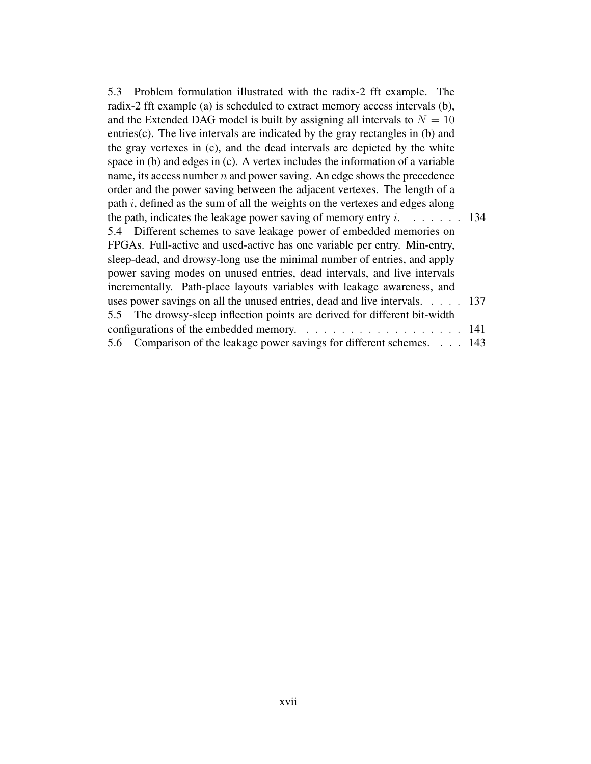5.3 Problem formulation illustrated with the radix-2 fft example. The radix-2 fft example (a) is scheduled to extract memory access intervals (b), and the Extended DAG model is built by assigning all intervals to $N = 10$ entries(c). The live intervals are indicated by the gray rectangles in (b) and the gray vertexes in (c), and the dead intervals are depicted by the white space in (b) and edges in (c). A vertex includes the information of a variable name, its access number $n$ and power saving. An edge shows the precedence order and the power saving between the adjacent vertexes. The length of a path $i$, defined as the sum of all the weights on the vertexes and edges along the path, indicates the leakage power saving of memory entry $i$. . . . . . . 134

5.4 Different schemes to save leakage power of embedded memories on FPGAs. Full-active and used-active has one variable per entry. Min-entry, sleep-dead, and drowsy-long use the minimal number of entries, and apply power saving modes on unused entries, dead intervals, and live intervals incrementally. Path-place layouts variables with leakage awareness, and uses power savings on all the unused entries, dead and live intervals. . . . . 137

5.5 The drowsy-sleep inflection points are derived for different bit-width configurations of the embedded memory. . . . . . . . . . . . . . . . . . . 141

5.6 Comparison of the leakage power savings for different schemes. . . . 143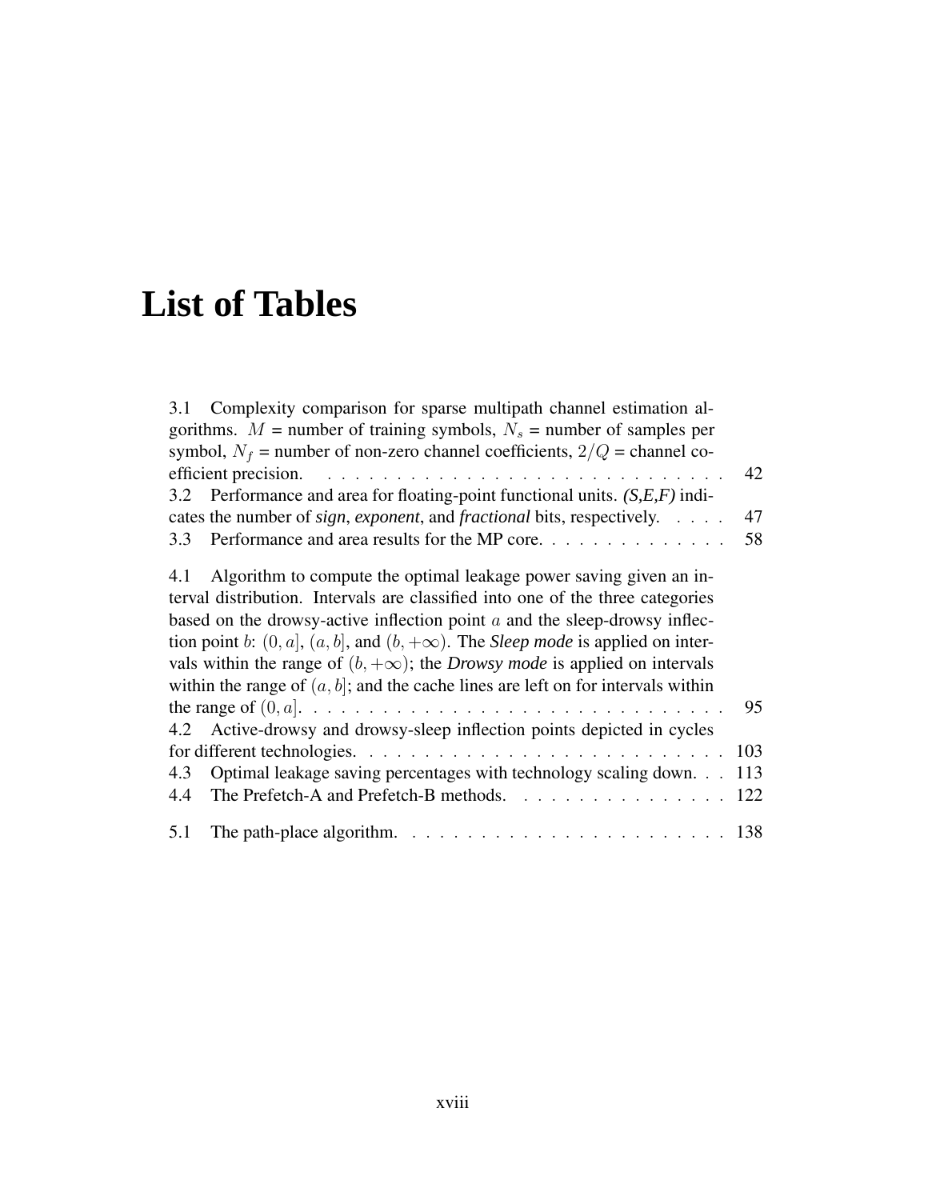# List of Tables

3.1 Complexity comparison for sparse multipath channel estimation algorithms. $M$ = number of training symbols, $N_s$ = number of samples per symbol, $N_f$ = number of non-zero channel coefficients, $2/Q$ = channel coefficient precision. . . . . . . . . . . . . . . . . . . . . . . . . . . . . . 42

3.2 Performance and area for floating-point functional units. ***(S,E,F)*** indicates the number of ***sign***, ***exponent***, and ***fractional*** bits, respectively. . . . . 47

3.3 Performance and area results for the MP core. . . . . . . . . . . . . . 58

4.1 Algorithm to compute the optimal leakage power saving given an interval distribution. Intervals are classified into one of the three categories based on the drowsy-active inflection point $a$ and the sleep-drowsy inflection point $b$: $(0, a]$, $(a, b]$, and $(b, +\infty)$. The ***Sleep mode*** is applied on intervals within the range of $(b, +\infty)$; the ***Drowsy mode*** is applied on intervals within the range of $(a, b]$; and the cache lines are left on for intervals within the range of $(0, a]$. . . . . . . . . . . . . . . . . . . . . . . . . . . . . . . 95

4.2 Active-drowsy and drowsy-sleep inflection points depicted in cycles for different technologies. . . . . . . . . . . . . . . . . . . . . . . . . . . 103

4.3 Optimal leakage saving percentages with technology scaling down. . . 113

4.4 The Prefetch-A and Prefetch-B methods. . . . . . . . . . . . . . . . 122

5.1 The path-place algorithm. . . . . . . . . . . . . . . . . . . . . . . . 138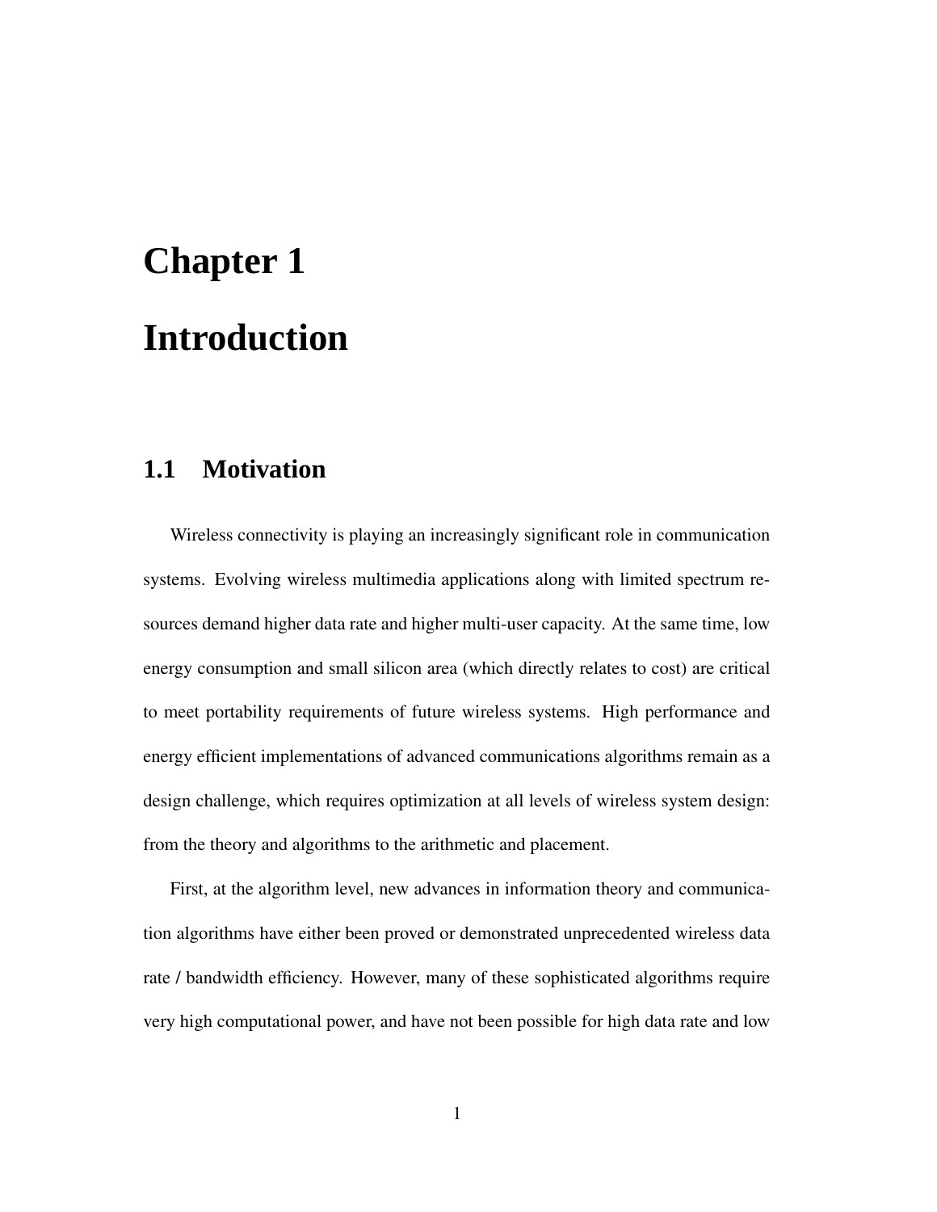# Chapter 1

# Introduction

## 1.1 Motivation

Wireless connectivity is playing an increasingly significant role in communication systems. Evolving wireless multimedia applications along with limited spectrum resources demand higher data rate and higher multi-user capacity. At the same time, low energy consumption and small silicon area (which directly relates to cost) are critical to meet portability requirements of future wireless systems. High performance and energy efficient implementations of advanced communications algorithms remain as a design challenge, which requires optimization at all levels of wireless system design: from the theory and algorithms to the arithmetic and placement.

First, at the algorithm level, new advances in information theory and communication algorithms have either been proved or demonstrated unprecedented wireless data rate / bandwidth efficiency. However, many of these sophisticated algorithms require very high computational power, and have not been possible for high data rate and low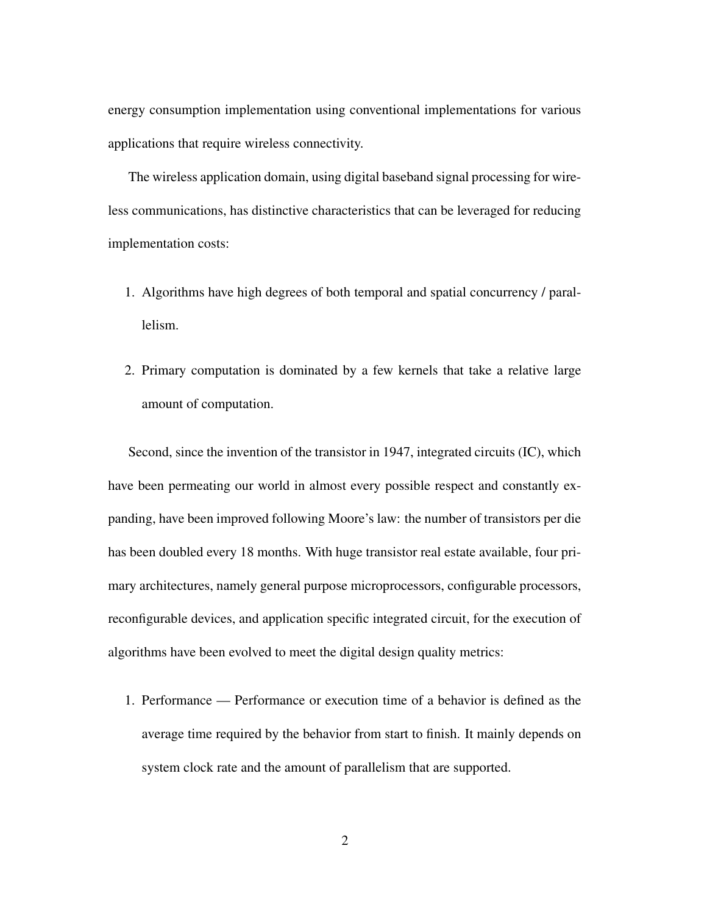energy consumption implementation using conventional implementations for various applications that require wireless connectivity.

The wireless application domain, using digital baseband signal processing for wireless communications, has distinctive characteristics that can be leveraged for reducing implementation costs:

1. Algorithms have high degrees of both temporal and spatial concurrency / parallelism.

2. Primary computation is dominated by a few kernels that take a relative large amount of computation.

Second, since the invention of the transistor in 1947, integrated circuits (IC), which have been permeating our world in almost every possible respect and constantly expanding, have been improved following Moore's law: the number of transistors per die has been doubled every 18 months. With huge transistor real estate available, four primary architectures, namely general purpose microprocessors, configurable processors, reconfigurable devices, and application specific integrated circuit, for the execution of algorithms have been evolved to meet the digital design quality metrics:

1. Performance — Performance or execution time of a behavior is defined as the average time required by the behavior from start to finish. It mainly depends on system clock rate and the amount of parallelism that are supported.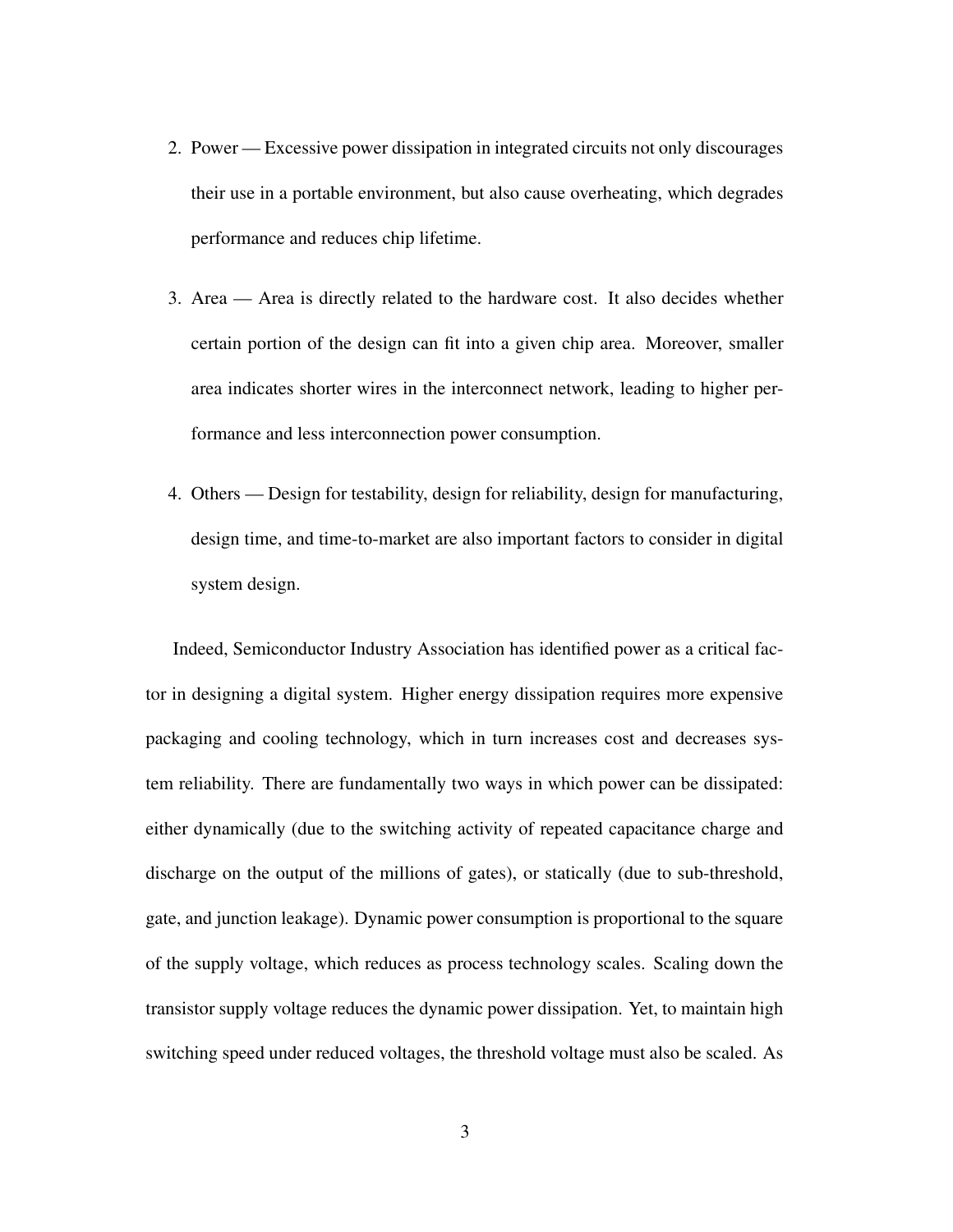2. Power — Excessive power dissipation in integrated circuits not only discourages their use in a portable environment, but also cause overheating, which degrades performance and reduces chip lifetime.

3. Area — Area is directly related to the hardware cost. It also decides whether certain portion of the design can fit into a given chip area. Moreover, smaller area indicates shorter wires in the interconnect network, leading to higher performance and less interconnection power consumption.

4. Others — Design for testability, design for reliability, design for manufacturing, design time, and time-to-market are also important factors to consider in digital system design.

Indeed, Semiconductor Industry Association has identified power as a critical factor in designing a digital system. Higher energy dissipation requires more expensive packaging and cooling technology, which in turn increases cost and decreases system reliability. There are fundamentally two ways in which power can be dissipated: either dynamically (due to the switching activity of repeated capacitance charge and discharge on the output of the millions of gates), or statically (due to sub-threshold, gate, and junction leakage). Dynamic power consumption is proportional to the square of the supply voltage, which reduces as process technology scales. Scaling down the transistor supply voltage reduces the dynamic power dissipation. Yet, to maintain high switching speed under reduced voltages, the threshold voltage must also be scaled. As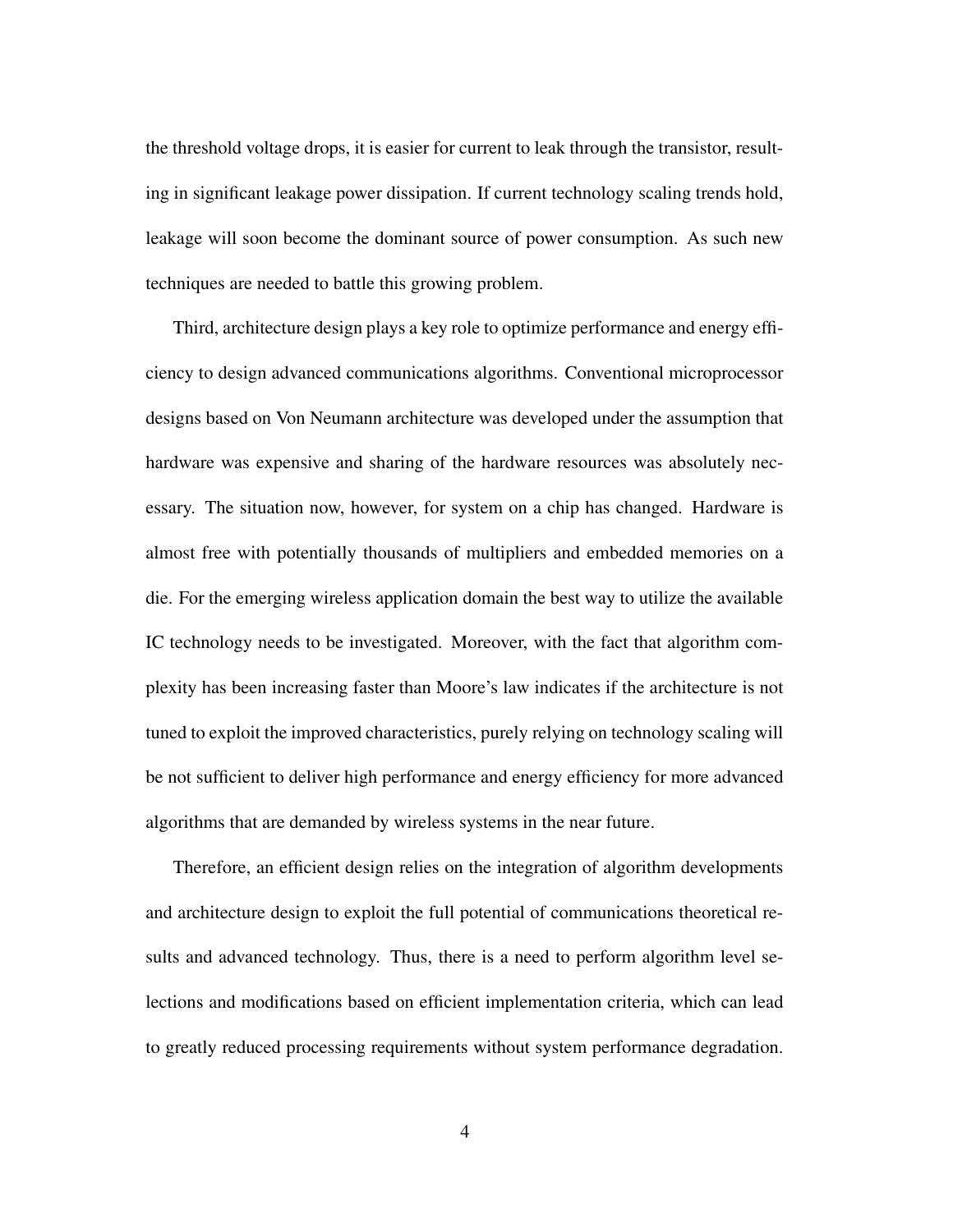the threshold voltage drops, it is easier for current to leak through the transistor, resulting in significant leakage power dissipation. If current technology scaling trends hold, leakage will soon become the dominant source of power consumption. As such new techniques are needed to battle this growing problem.

Third, architecture design plays a key role to optimize performance and energy efficiency to design advanced communications algorithms. Conventional microprocessor designs based on Von Neumann architecture was developed under the assumption that hardware was expensive and sharing of the hardware resources was absolutely necessary. The situation now, however, for system on a chip has changed. Hardware is almost free with potentially thousands of multipliers and embedded memories on a die. For the emerging wireless application domain the best way to utilize the available IC technology needs to be investigated. Moreover, with the fact that algorithm complexity has been increasing faster than Moore's law indicates if the architecture is not tuned to exploit the improved characteristics, purely relying on technology scaling will be not sufficient to deliver high performance and energy efficiency for more advanced algorithms that are demanded by wireless systems in the near future.

Therefore, an efficient design relies on the integration of algorithm developments and architecture design to exploit the full potential of communications theoretical results and advanced technology. Thus, there is a need to perform algorithm level selections and modifications based on efficient implementation criteria, which can lead to greatly reduced processing requirements without system performance degradation.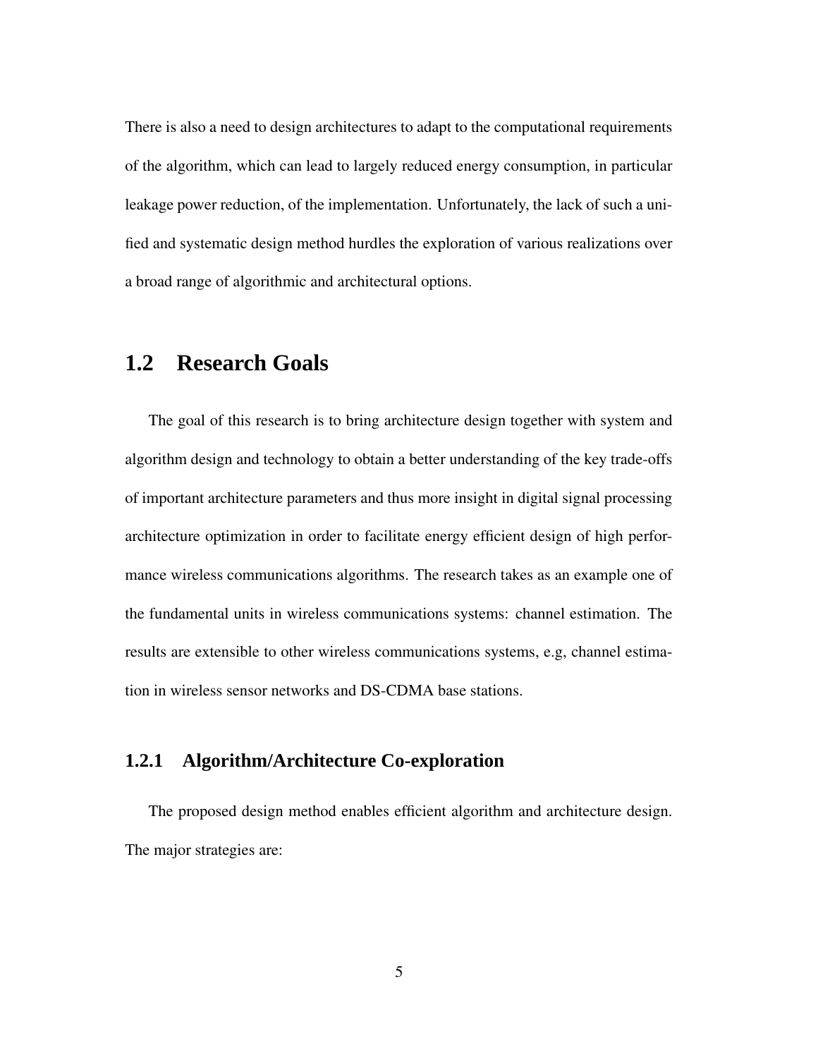There is also a need to design architectures to adapt to the computational requirements of the algorithm, which can lead to largely reduced energy consumption, in particular leakage power reduction, of the implementation. Unfortunately, the lack of such a unified and systematic design method hurdles the exploration of various realizations over a broad range of algorithmic and architectural options.

## 1.2 Research Goals

The goal of this research is to bring architecture design together with system and algorithm design and technology to obtain a better understanding of the key trade-offs of important architecture parameters and thus more insight in digital signal processing architecture optimization in order to facilitate energy efficient design of high performance wireless communications algorithms. The research takes as an example one of the fundamental units in wireless communications systems: channel estimation. The results are extensible to other wireless communications systems, e.g, channel estimation in wireless sensor networks and DS-CDMA base stations.

### 1.2.1 Algorithm/Architecture Co-exploration

The proposed design method enables efficient algorithm and architecture design. The major strategies are: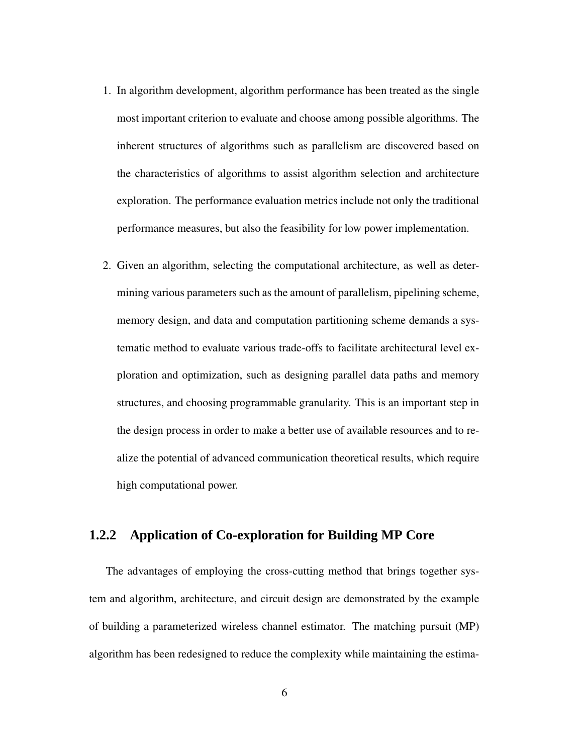1. In algorithm development, algorithm performance has been treated as the single most important criterion to evaluate and choose among possible algorithms. The inherent structures of algorithms such as parallelism are discovered based on the characteristics of algorithms to assist algorithm selection and architecture exploration. The performance evaluation metrics include not only the traditional performance measures, but also the feasibility for low power implementation.

2. Given an algorithm, selecting the computational architecture, as well as determining various parameters such as the amount of parallelism, pipelining scheme, memory design, and data and computation partitioning scheme demands a systematic method to evaluate various trade-offs to facilitate architectural level exploration and optimization, such as designing parallel data paths and memory structures, and choosing programmable granularity. This is an important step in the design process in order to make a better use of available resources and to realize the potential of advanced communication theoretical results, which require high computational power.

### 1.2.2 Application of Co-exploration for Building MP Core

The advantages of employing the cross-cutting method that brings together system and algorithm, architecture, and circuit design are demonstrated by the example of building a parameterized wireless channel estimator. The matching pursuit (MP) algorithm has been redesigned to reduce the complexity while maintaining the estima-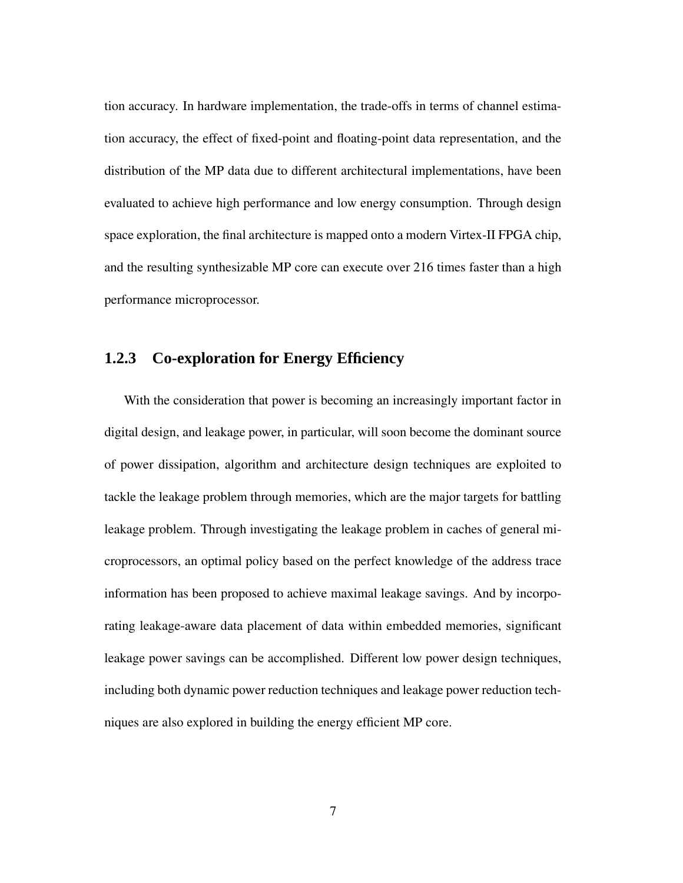tion accuracy. In hardware implementation, the trade-offs in terms of channel estimation accuracy, the effect of fixed-point and floating-point data representation, and the distribution of the MP data due to different architectural implementations, have been evaluated to achieve high performance and low energy consumption. Through design space exploration, the final architecture is mapped onto a modern Virtex-II FPGA chip, and the resulting synthesizable MP core can execute over 216 times faster than a high performance microprocessor.

### 1.2.3 Co-exploration for Energy Efficiency

With the consideration that power is becoming an increasingly important factor in digital design, and leakage power, in particular, will soon become the dominant source of power dissipation, algorithm and architecture design techniques are exploited to tackle the leakage problem through memories, which are the major targets for battling leakage problem. Through investigating the leakage problem in caches of general microprocessors, an optimal policy based on the perfect knowledge of the address trace information has been proposed to achieve maximal leakage savings. And by incorporating leakage-aware data placement of data within embedded memories, significant leakage power savings can be accomplished. Different low power design techniques, including both dynamic power reduction techniques and leakage power reduction techniques are also explored in building the energy efficient MP core.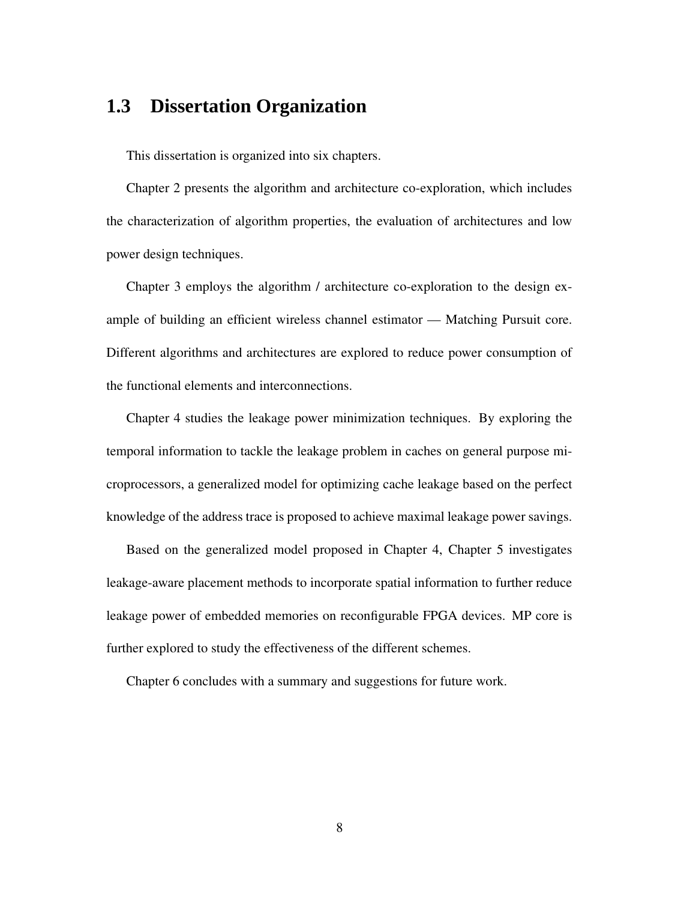## 1.3 Dissertation Organization

This dissertation is organized into six chapters.

Chapter 2 presents the algorithm and architecture co-exploration, which includes the characterization of algorithm properties, the evaluation of architectures and low power design techniques.

Chapter 3 employs the algorithm / architecture co-exploration to the design example of building an efficient wireless channel estimator — Matching Pursuit core. Different algorithms and architectures are explored to reduce power consumption of the functional elements and interconnections.

Chapter 4 studies the leakage power minimization techniques. By exploring the temporal information to tackle the leakage problem in caches on general purpose microprocessors, a generalized model for optimizing cache leakage based on the perfect knowledge of the address trace is proposed to achieve maximal leakage power savings.

Based on the generalized model proposed in Chapter 4, Chapter 5 investigates leakage-aware placement methods to incorporate spatial information to further reduce leakage power of embedded memories on reconfigurable FPGA devices. MP core is further explored to study the effectiveness of the different schemes.

Chapter 6 concludes with a summary and suggestions for future work.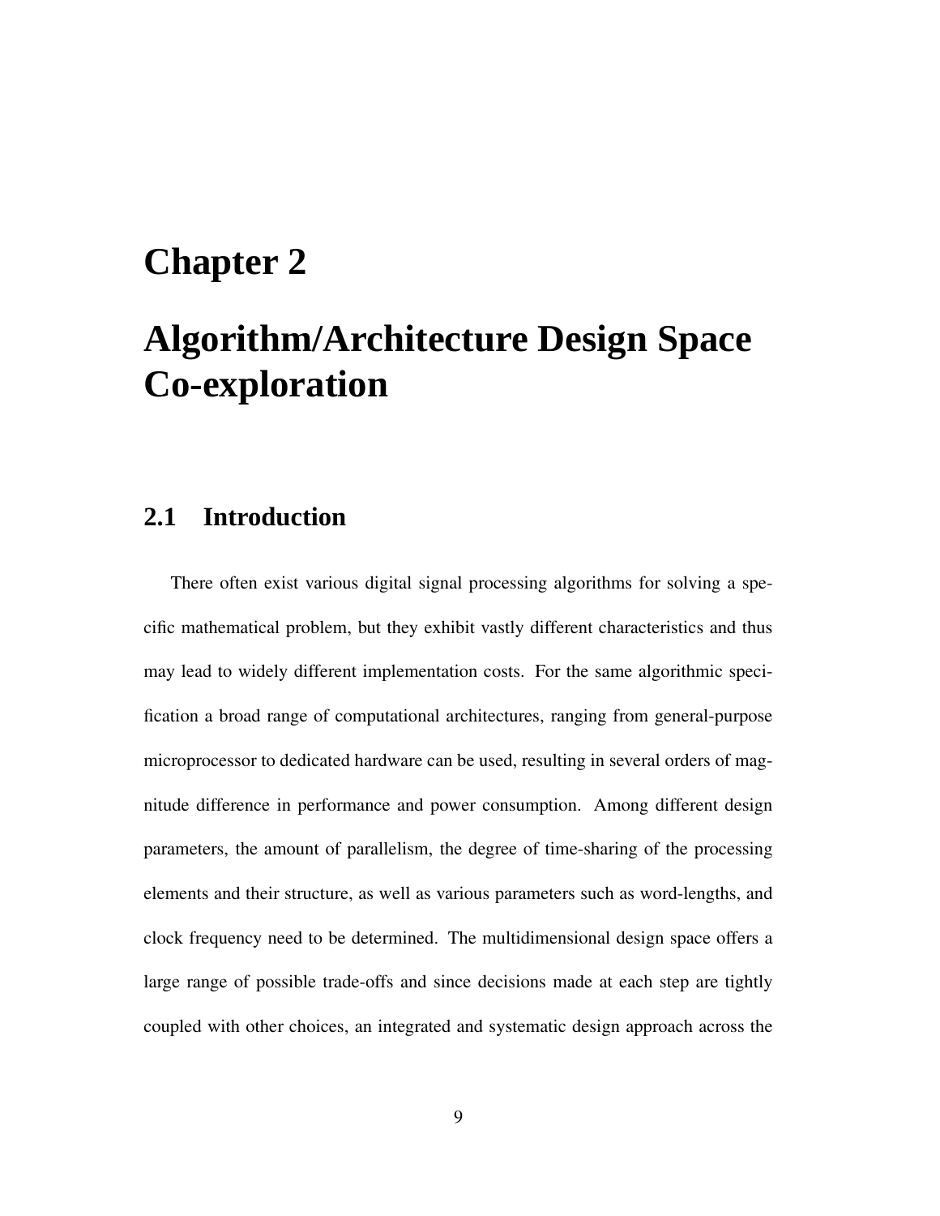# Chapter 2

# Algorithm/Architecture Design Space Co-exploration

## 2.1 Introduction

There often exist various digital signal processing algorithms for solving a specific mathematical problem, but they exhibit vastly different characteristics and thus may lead to widely different implementation costs. For the same algorithmic specification a broad range of computational architectures, ranging from general-purpose microprocessor to dedicated hardware can be used, resulting in several orders of magnitude difference in performance and power consumption. Among different design parameters, the amount of parallelism, the degree of time-sharing of the processing elements and their structure, as well as various parameters such as word-lengths, and clock frequency need to be determined. The multidimensional design space offers a large range of possible trade-offs and since decisions made at each step are tightly coupled with other choices, an integrated and systematic design approach across the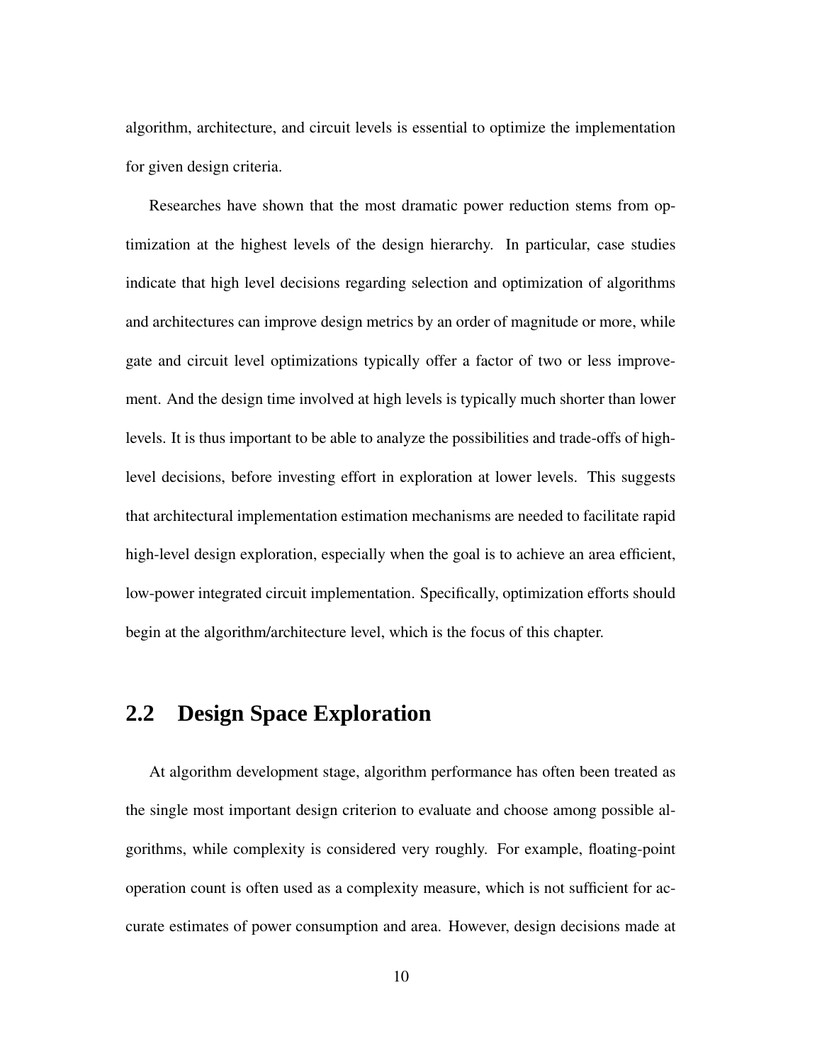algorithm, architecture, and circuit levels is essential to optimize the implementation for given design criteria.

Researches have shown that the most dramatic power reduction stems from optimization at the highest levels of the design hierarchy. In particular, case studies indicate that high level decisions regarding selection and optimization of algorithms and architectures can improve design metrics by an order of magnitude or more, while gate and circuit level optimizations typically offer a factor of two or less improvement. And the design time involved at high levels is typically much shorter than lower levels. It is thus important to be able to analyze the possibilities and trade-offs of high-level decisions, before investing effort in exploration at lower levels. This suggests that architectural implementation estimation mechanisms are needed to facilitate rapid high-level design exploration, especially when the goal is to achieve an area efficient, low-power integrated circuit implementation. Specifically, optimization efforts should begin at the algorithm/architecture level, which is the focus of this chapter.

## 2.2 Design Space Exploration

At algorithm development stage, algorithm performance has often been treated as the single most important design criterion to evaluate and choose among possible algorithms, while complexity is considered very roughly. For example, floating-point operation count is often used as a complexity measure, which is not sufficient for accurate estimates of power consumption and area. However, design decisions made at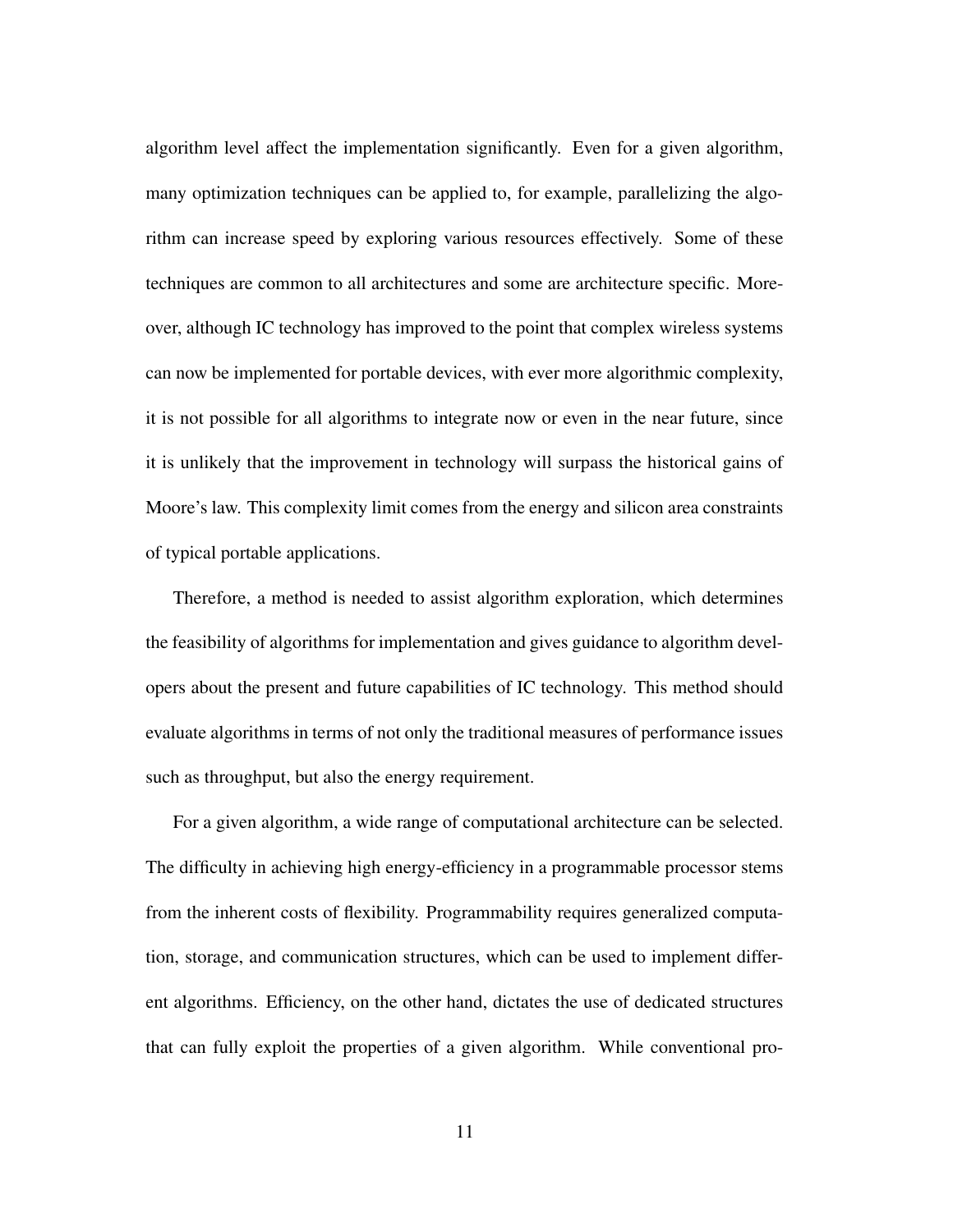algorithm level affect the implementation significantly. Even for a given algorithm, many optimization techniques can be applied to, for example, parallelizing the algorithm can increase speed by exploring various resources effectively. Some of these techniques are common to all architectures and some are architecture specific. Moreover, although IC technology has improved to the point that complex wireless systems can now be implemented for portable devices, with ever more algorithmic complexity, it is not possible for all algorithms to integrate now or even in the near future, since it is unlikely that the improvement in technology will surpass the historical gains of Moore's law. This complexity limit comes from the energy and silicon area constraints of typical portable applications.

Therefore, a method is needed to assist algorithm exploration, which determines the feasibility of algorithms for implementation and gives guidance to algorithm developers about the present and future capabilities of IC technology. This method should evaluate algorithms in terms of not only the traditional measures of performance issues such as throughput, but also the energy requirement.

For a given algorithm, a wide range of computational architecture can be selected. The difficulty in achieving high energy-efficiency in a programmable processor stems from the inherent costs of flexibility. Programmability requires generalized computation, storage, and communication structures, which can be used to implement different algorithms. Efficiency, on the other hand, dictates the use of dedicated structures that can fully exploit the properties of a given algorithm. While conventional pro-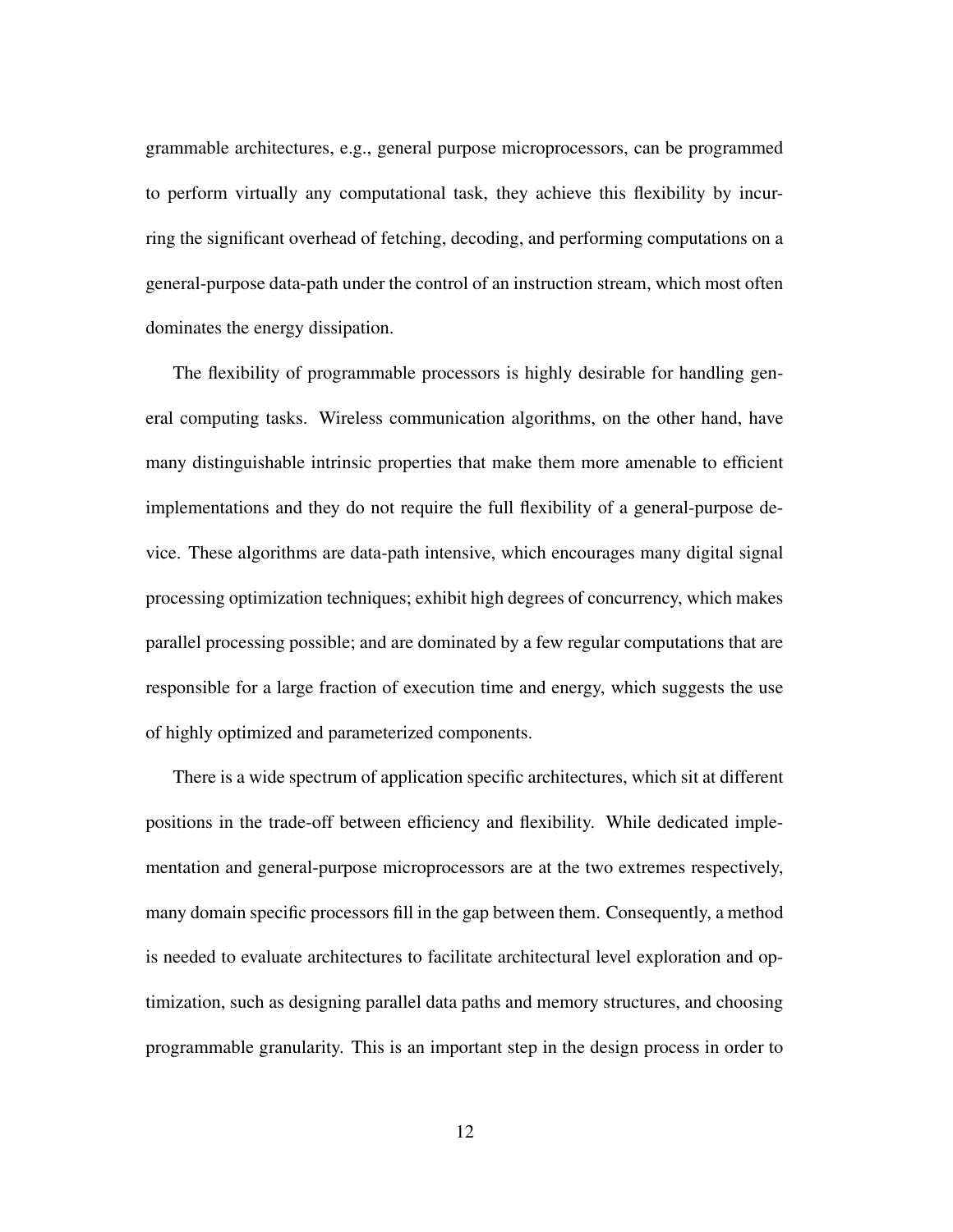grammable architectures, e.g., general purpose microprocessors, can be programmed to perform virtually any computational task, they achieve this flexibility by incurring the significant overhead of fetching, decoding, and performing computations on a general-purpose data-path under the control of an instruction stream, which most often dominates the energy dissipation.

The flexibility of programmable processors is highly desirable for handling general computing tasks. Wireless communication algorithms, on the other hand, have many distinguishable intrinsic properties that make them more amenable to efficient implementations and they do not require the full flexibility of a general-purpose device. These algorithms are data-path intensive, which encourages many digital signal processing optimization techniques; exhibit high degrees of concurrency, which makes parallel processing possible; and are dominated by a few regular computations that are responsible for a large fraction of execution time and energy, which suggests the use of highly optimized and parameterized components.

There is a wide spectrum of application specific architectures, which sit at different positions in the trade-off between efficiency and flexibility. While dedicated implementation and general-purpose microprocessors are at the two extremes respectively, many domain specific processors fill in the gap between them. Consequently, a method is needed to evaluate architectures to facilitate architectural level exploration and optimization, such as designing parallel data paths and memory structures, and choosing programmable granularity. This is an important step in the design process in order to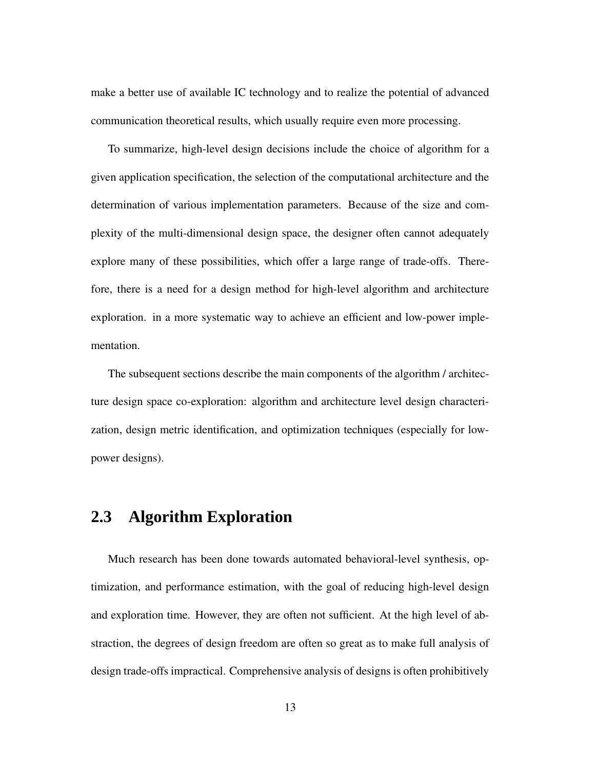make a better use of available IC technology and to realize the potential of advanced communication theoretical results, which usually require even more processing.

To summarize, high-level design decisions include the choice of algorithm for a given application specification, the selection of the computational architecture and the determination of various implementation parameters. Because of the size and complexity of the multi-dimensional design space, the designer often cannot adequately explore many of these possibilities, which offer a large range of trade-offs. Therefore, there is a need for a design method for high-level algorithm and architecture exploration. in a more systematic way to achieve an efficient and low-power implementation.

The subsequent sections describe the main components of the algorithm / architecture design space co-exploration: algorithm and architecture level design characterization, design metric identification, and optimization techniques (especially for low-power designs).

## 2.3 Algorithm Exploration

Much research has been done towards automated behavioral-level synthesis, optimization, and performance estimation, with the goal of reducing high-level design and exploration time. However, they are often not sufficient. At the high level of abstraction, the degrees of design freedom are often so great as to make full analysis of design trade-offs impractical. Comprehensive analysis of designs is often prohibitively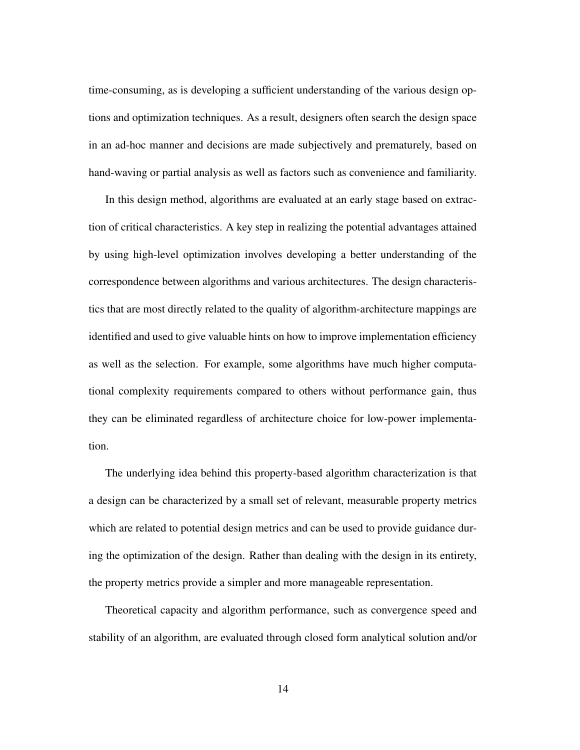time-consuming, as is developing a sufficient understanding of the various design options and optimization techniques. As a result, designers often search the design space in an ad-hoc manner and decisions are made subjectively and prematurely, based on hand-waving or partial analysis as well as factors such as convenience and familiarity.

In this design method, algorithms are evaluated at an early stage based on extraction of critical characteristics. A key step in realizing the potential advantages attained by using high-level optimization involves developing a better understanding of the correspondence between algorithms and various architectures. The design characteristics that are most directly related to the quality of algorithm-architecture mappings are identified and used to give valuable hints on how to improve implementation efficiency as well as the selection. For example, some algorithms have much higher computational complexity requirements compared to others without performance gain, thus they can be eliminated regardless of architecture choice for low-power implementation.

The underlying idea behind this property-based algorithm characterization is that a design can be characterized by a small set of relevant, measurable property metrics which are related to potential design metrics and can be used to provide guidance during the optimization of the design. Rather than dealing with the design in its entirety, the property metrics provide a simpler and more manageable representation.

Theoretical capacity and algorithm performance, such as convergence speed and stability of an algorithm, are evaluated through closed form analytical solution and/or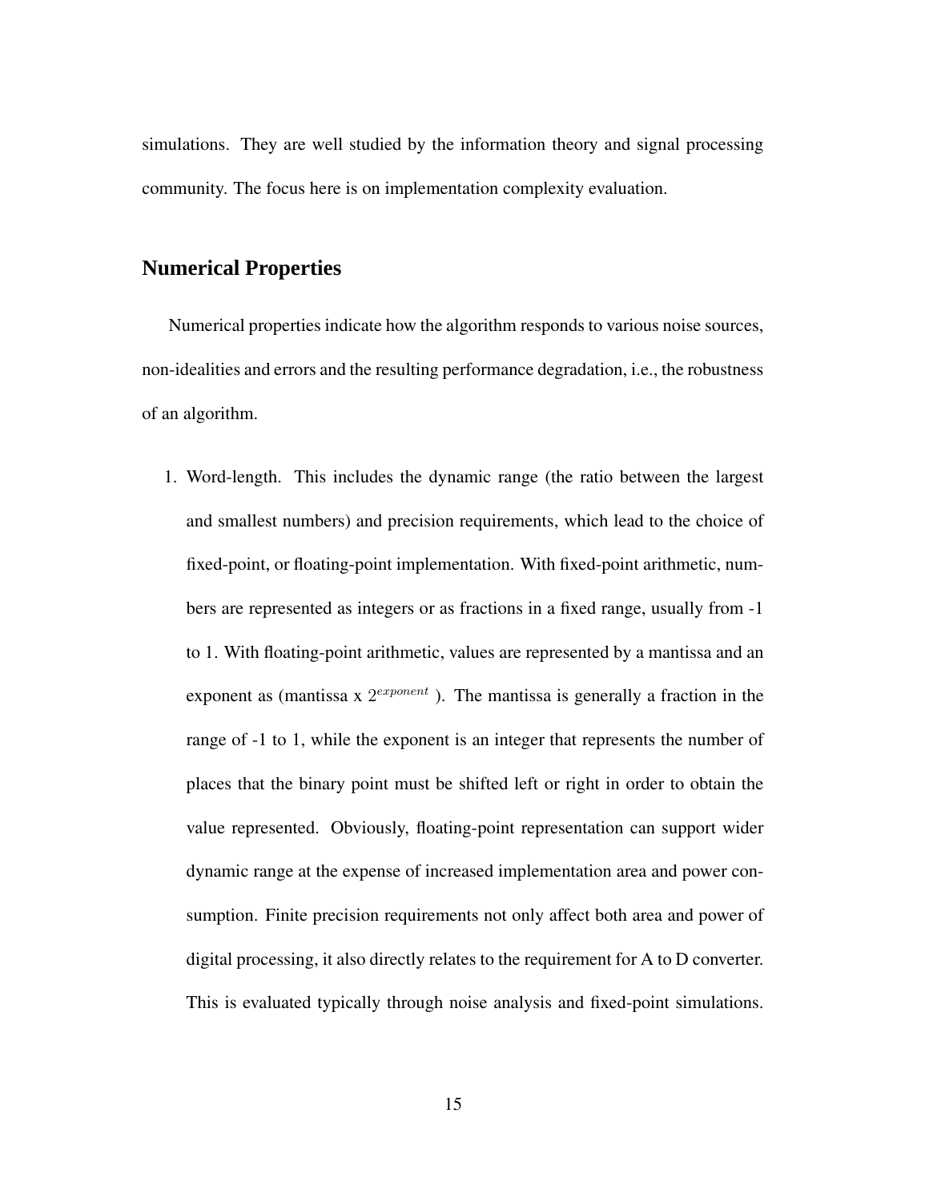simulations. They are well studied by the information theory and signal processing community. The focus here is on implementation complexity evaluation.

## Numerical Properties

Numerical properties indicate how the algorithm responds to various noise sources, non-idealities and errors and the resulting performance degradation, i.e., the robustness of an algorithm.

1. Word-length. This includes the dynamic range (the ratio between the largest and smallest numbers) and precision requirements, which lead to the choice of fixed-point, or floating-point implementation. With fixed-point arithmetic, numbers are represented as integers or as fractions in a fixed range, usually from -1 to 1. With floating-point arithmetic, values are represented by a mantissa and an exponent as (mantissa x $2^{exponent}$ ). The mantissa is generally a fraction in the range of -1 to 1, while the exponent is an integer that represents the number of places that the binary point must be shifted left or right in order to obtain the value represented. Obviously, floating-point representation can support wider dynamic range at the expense of increased implementation area and power consumption. Finite precision requirements not only affect both area and power of digital processing, it also directly relates to the requirement for A to D converter. This is evaluated typically through noise analysis and fixed-point simulations.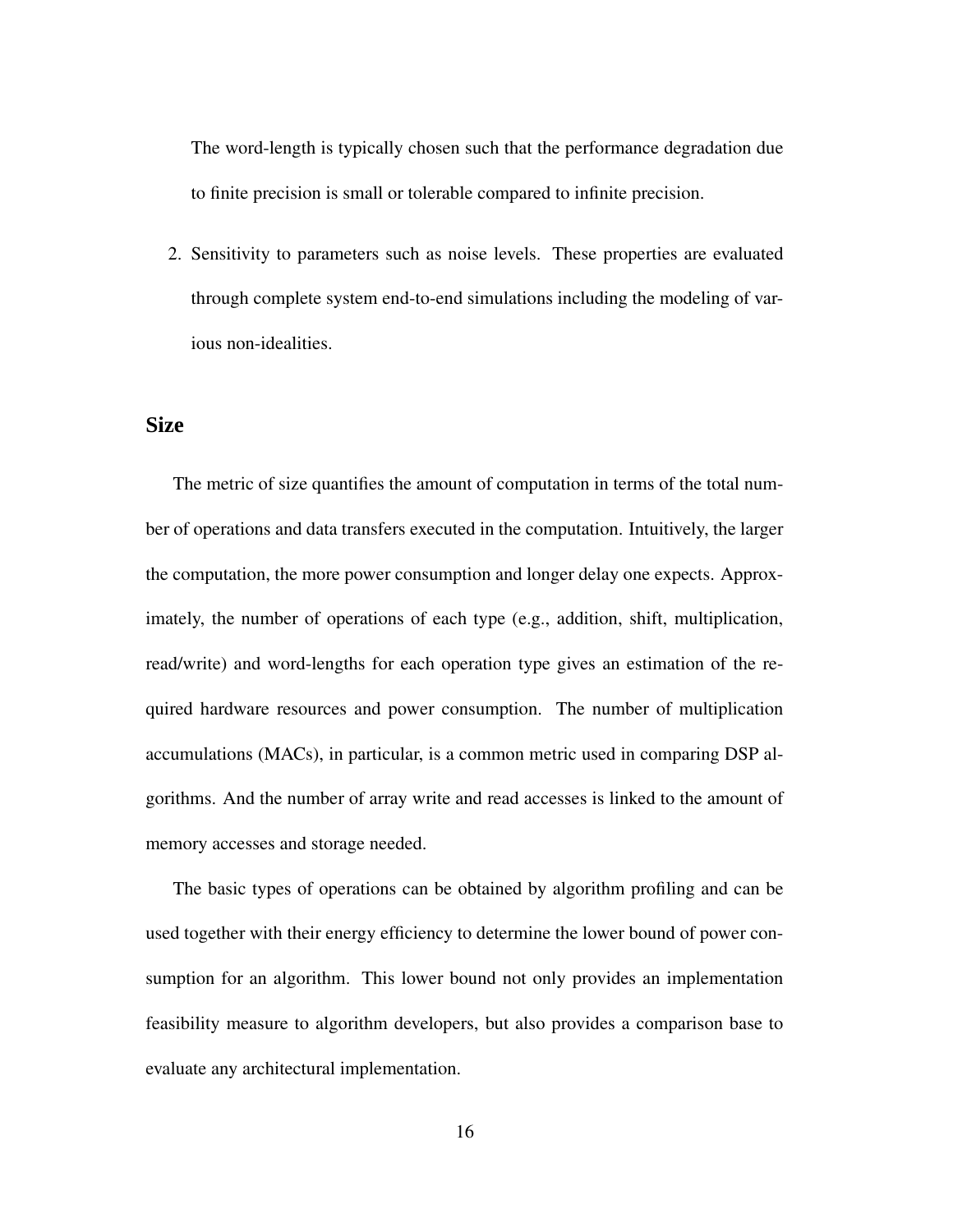The word-length is typically chosen such that the performance degradation due to finite precision is small or tolerable compared to infinite precision.

2. Sensitivity to parameters such as noise levels. These properties are evaluated through complete system end-to-end simulations including the modeling of various non-idealities.

### Size

The metric of size quantifies the amount of computation in terms of the total number of operations and data transfers executed in the computation. Intuitively, the larger the computation, the more power consumption and longer delay one expects. Approximately, the number of operations of each type (e.g., addition, shift, multiplication, read/write) and word-lengths for each operation type gives an estimation of the required hardware resources and power consumption. The number of multiplication accumulations (MACs), in particular, is a common metric used in comparing DSP algorithms. And the number of array write and read accesses is linked to the amount of memory accesses and storage needed.

The basic types of operations can be obtained by algorithm profiling and can be used together with their energy efficiency to determine the lower bound of power consumption for an algorithm. This lower bound not only provides an implementation feasibility measure to algorithm developers, but also provides a comparison base to evaluate any architectural implementation.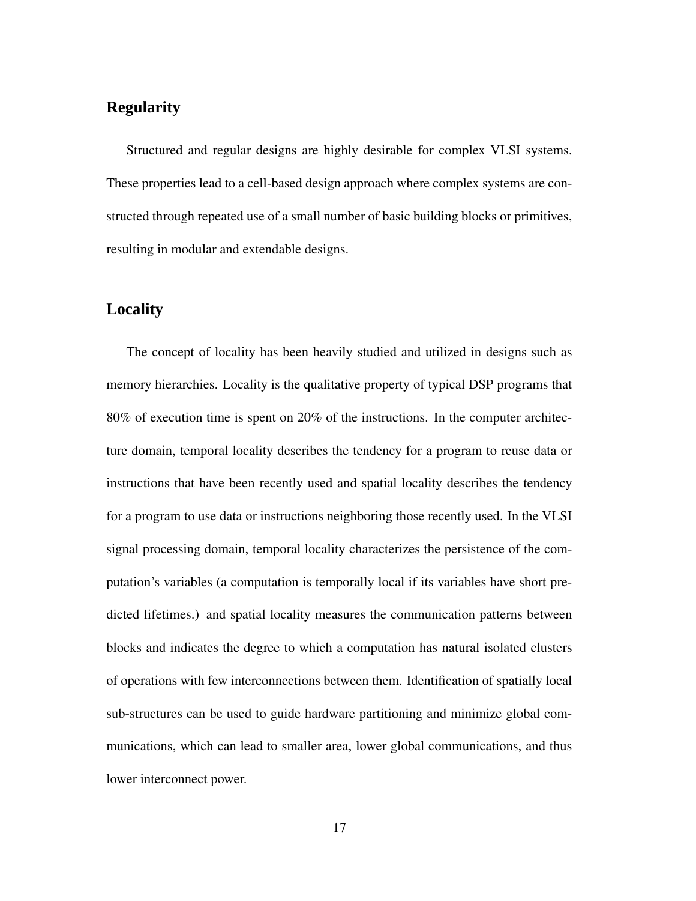## Regularity

Structured and regular designs are highly desirable for complex VLSI systems. These properties lead to a cell-based design approach where complex systems are constructed through repeated use of a small number of basic building blocks or primitives, resulting in modular and extendable designs.

## Locality

The concept of locality has been heavily studied and utilized in designs such as memory hierarchies. Locality is the qualitative property of typical DSP programs that 80% of execution time is spent on 20% of the instructions. In the computer architecture domain, temporal locality describes the tendency for a program to reuse data or instructions that have been recently used and spatial locality describes the tendency for a program to use data or instructions neighboring those recently used. In the VLSI signal processing domain, temporal locality characterizes the persistence of the computation's variables (a computation is temporally local if its variables have short predicted lifetimes.) and spatial locality measures the communication patterns between blocks and indicates the degree to which a computation has natural isolated clusters of operations with few interconnections between them. Identification of spatially local sub-structures can be used to guide hardware partitioning and minimize global communications, which can lead to smaller area, lower global communications, and thus lower interconnect power.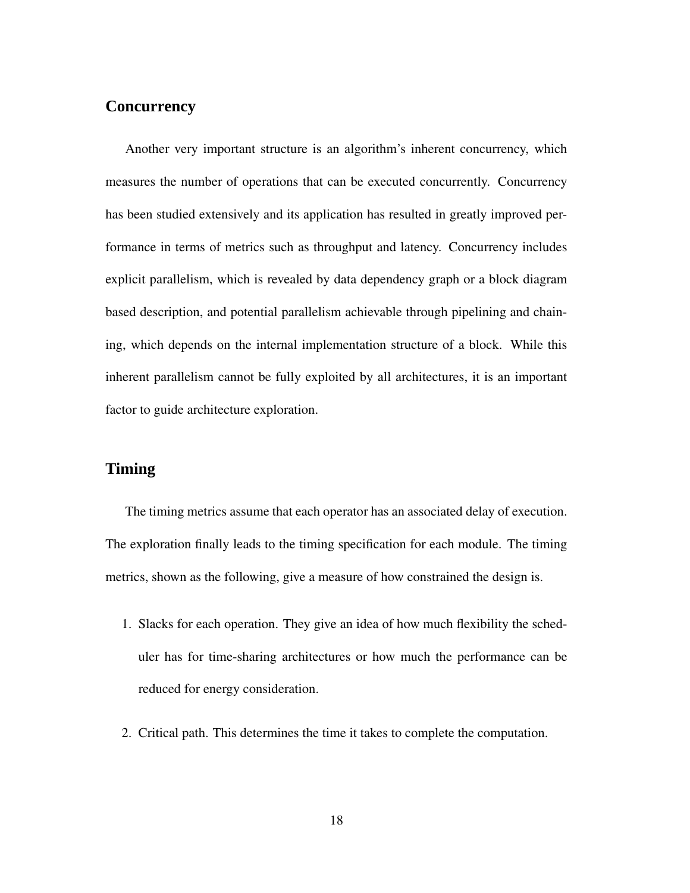### Concurrency

Another very important structure is an algorithm's inherent concurrency, which measures the number of operations that can be executed concurrently. Concurrency has been studied extensively and its application has resulted in greatly improved performance in terms of metrics such as throughput and latency. Concurrency includes explicit parallelism, which is revealed by data dependency graph or a block diagram based description, and potential parallelism achievable through pipelining and chaining, which depends on the internal implementation structure of a block. While this inherent parallelism cannot be fully exploited by all architectures, it is an important factor to guide architecture exploration.

### Timing

The timing metrics assume that each operator has an associated delay of execution. The exploration finally leads to the timing specification for each module. The timing metrics, shown as the following, give a measure of how constrained the design is.

1. Slacks for each operation. They give an idea of how much flexibility the scheduler has for time-sharing architectures or how much the performance can be reduced for energy consideration.

2. Critical path. This determines the time it takes to complete the computation.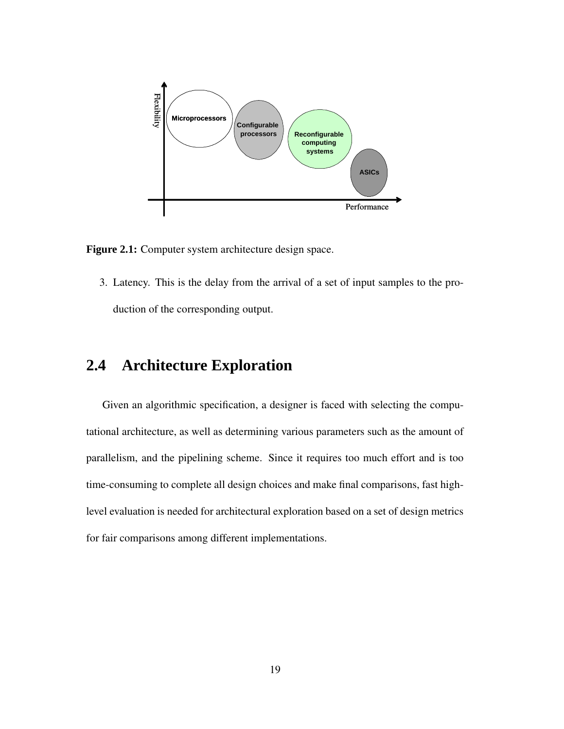Figure 2.1: Computer system architecture design space.

3. Latency. This is the delay from the arrival of a set of input samples to the production of the corresponding output.

## 2.4 Architecture Exploration

Given an algorithmic specification, a designer is faced with selecting the computational architecture, as well as determining various parameters such as the amount of parallelism, and the pipelining scheme. Since it requires too much effort and is too time-consuming to complete all design choices and make final comparisons, fast high-level evaluation is needed for architectural exploration based on a set of design metrics for fair comparisons among different implementations.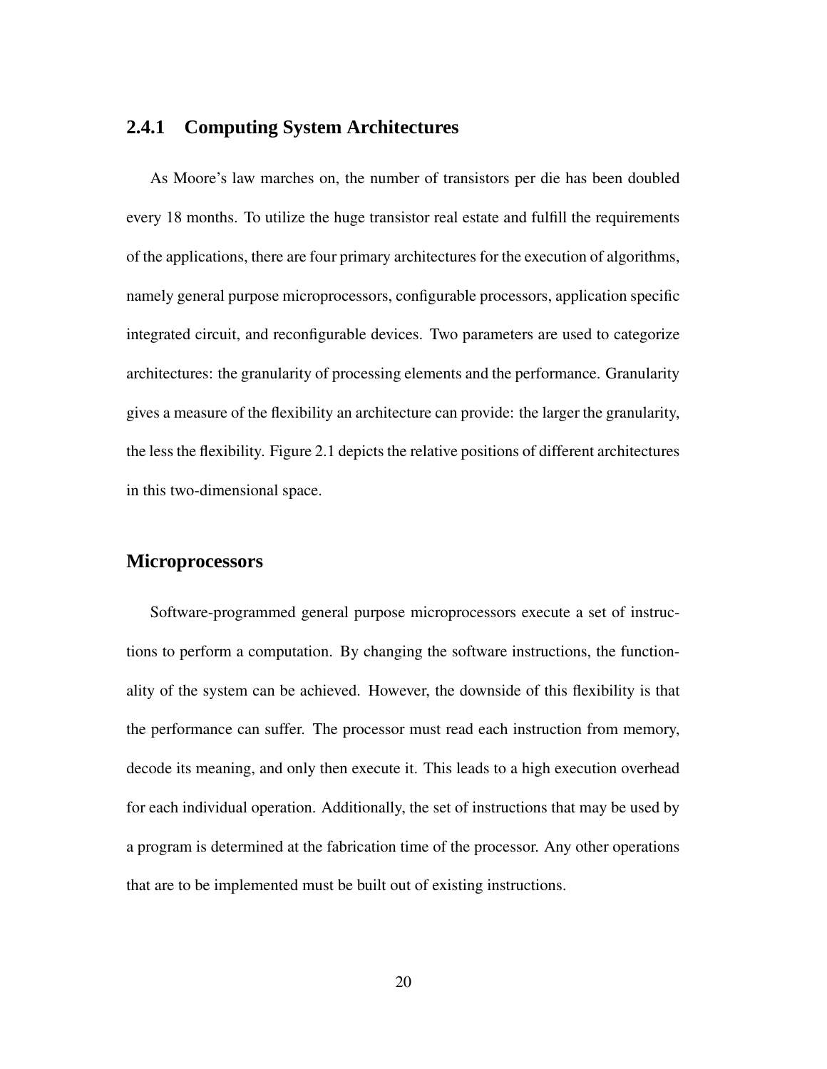### 2.4.1 Computing System Architectures

As Moore's law marches on, the number of transistors per die has been doubled every 18 months. To utilize the huge transistor real estate and fulfill the requirements of the applications, there are four primary architectures for the execution of algorithms, namely general purpose microprocessors, configurable processors, application specific integrated circuit, and reconfigurable devices. Two parameters are used to categorize architectures: the granularity of processing elements and the performance. Granularity gives a measure of the flexibility an architecture can provide: the larger the granularity, the less the flexibility. Figure 2.1 depicts the relative positions of different architectures in this two-dimensional space.

#### Microprocessors

Software-programmed general purpose microprocessors execute a set of instructions to perform a computation. By changing the software instructions, the functionality of the system can be achieved. However, the downside of this flexibility is that the performance can suffer. The processor must read each instruction from memory, decode its meaning, and only then execute it. This leads to a high execution overhead for each individual operation. Additionally, the set of instructions that may be used by a program is determined at the fabrication time of the processor. Any other operations that are to be implemented must be built out of existing instructions.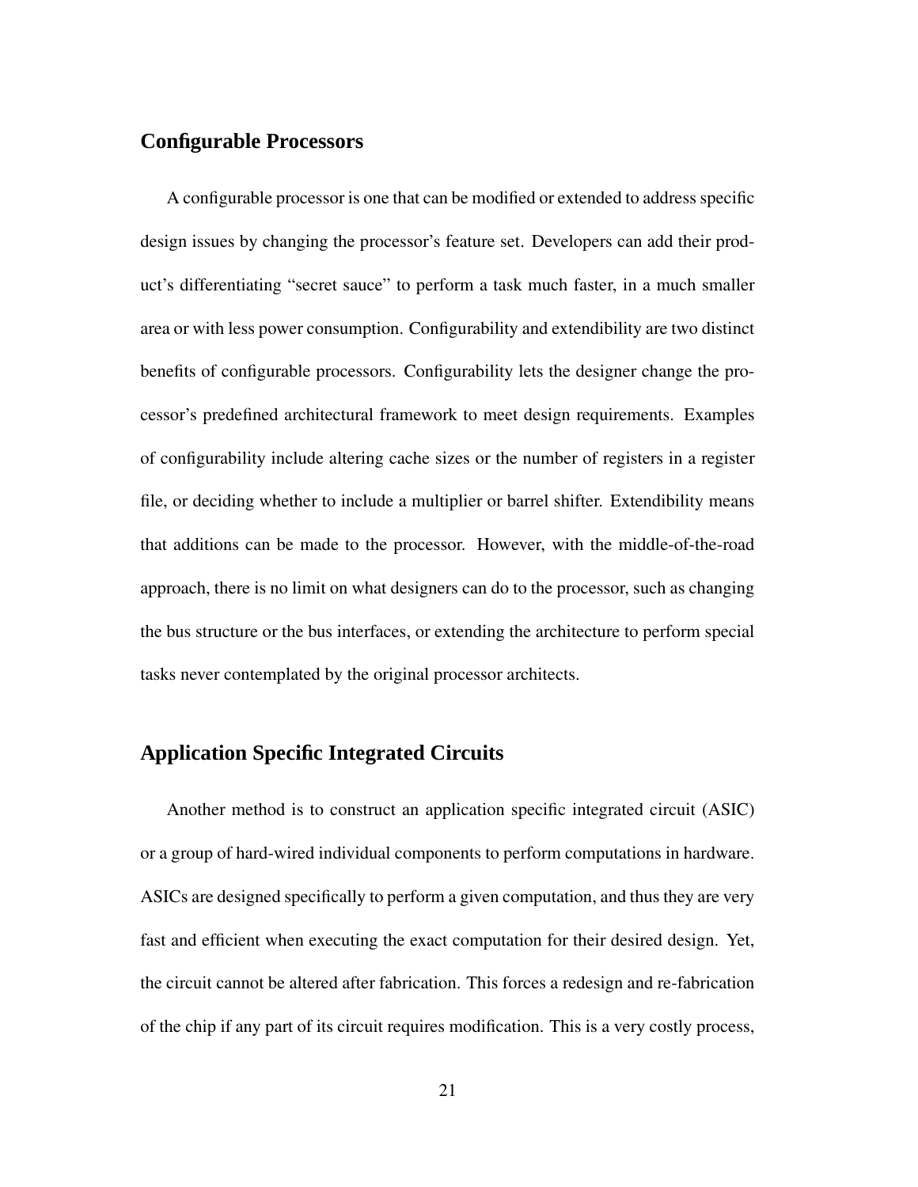## Configurable Processors

A configurable processor is one that can be modified or extended to address specific design issues by changing the processor's feature set. Developers can add their product's differentiating "secret sauce" to perform a task much faster, in a much smaller area or with less power consumption. Configurability and extendibility are two distinct benefits of configurable processors. Configurability lets the designer change the processor's predefined architectural framework to meet design requirements. Examples of configurability include altering cache sizes or the number of registers in a register file, or deciding whether to include a multiplier or barrel shifter. Extendibility means that additions can be made to the processor. However, with the middle-of-the-road approach, there is no limit on what designers can do to the processor, such as changing the bus structure or the bus interfaces, or extending the architecture to perform special tasks never contemplated by the original processor architects.

## Application Specific Integrated Circuits

Another method is to construct an application specific integrated circuit (ASIC) or a group of hard-wired individual components to perform computations in hardware. ASICs are designed specifically to perform a given computation, and thus they are very fast and efficient when executing the exact computation for their desired design. Yet, the circuit cannot be altered after fabrication. This forces a redesign and re-fabrication of the chip if any part of its circuit requires modification. This is a very costly process,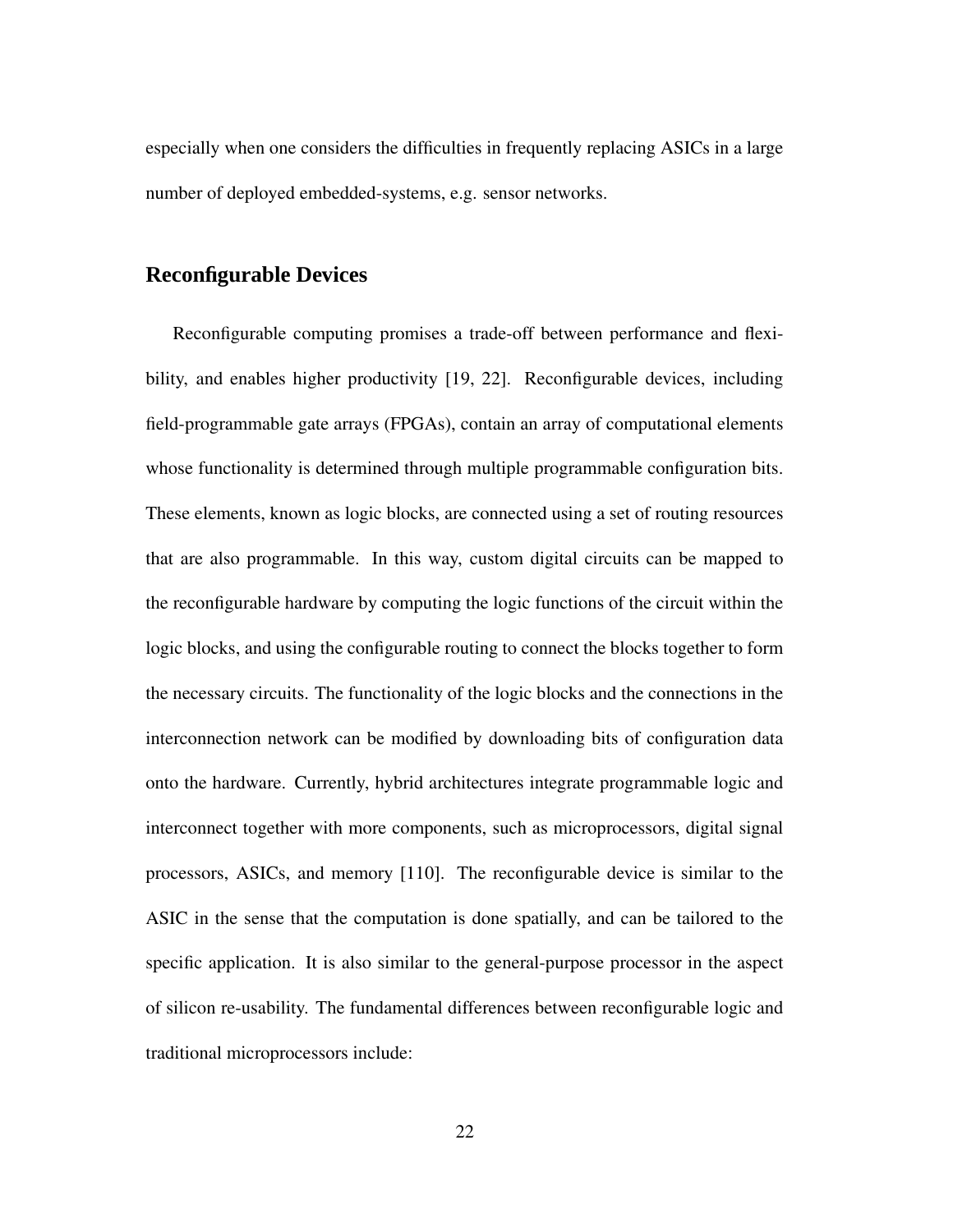especially when one considers the difficulties in frequently replacing ASICs in a large number of deployed embedded-systems, e.g. sensor networks.

## Reconfigurable Devices

Reconfigurable computing promises a trade-off between performance and flexibility, and enables higher productivity [19, 22]. Reconfigurable devices, including field-programmable gate arrays (FPGAs), contain an array of computational elements whose functionality is determined through multiple programmable configuration bits. These elements, known as logic blocks, are connected using a set of routing resources that are also programmable. In this way, custom digital circuits can be mapped to the reconfigurable hardware by computing the logic functions of the circuit within the logic blocks, and using the configurable routing to connect the blocks together to form the necessary circuits. The functionality of the logic blocks and the connections in the interconnection network can be modified by downloading bits of configuration data onto the hardware. Currently, hybrid architectures integrate programmable logic and interconnect together with more components, such as microprocessors, digital signal processors, ASICs, and memory [110]. The reconfigurable device is similar to the ASIC in the sense that the computation is done spatially, and can be tailored to the specific application. It is also similar to the general-purpose processor in the aspect of silicon re-usability. The fundamental differences between reconfigurable logic and traditional microprocessors include: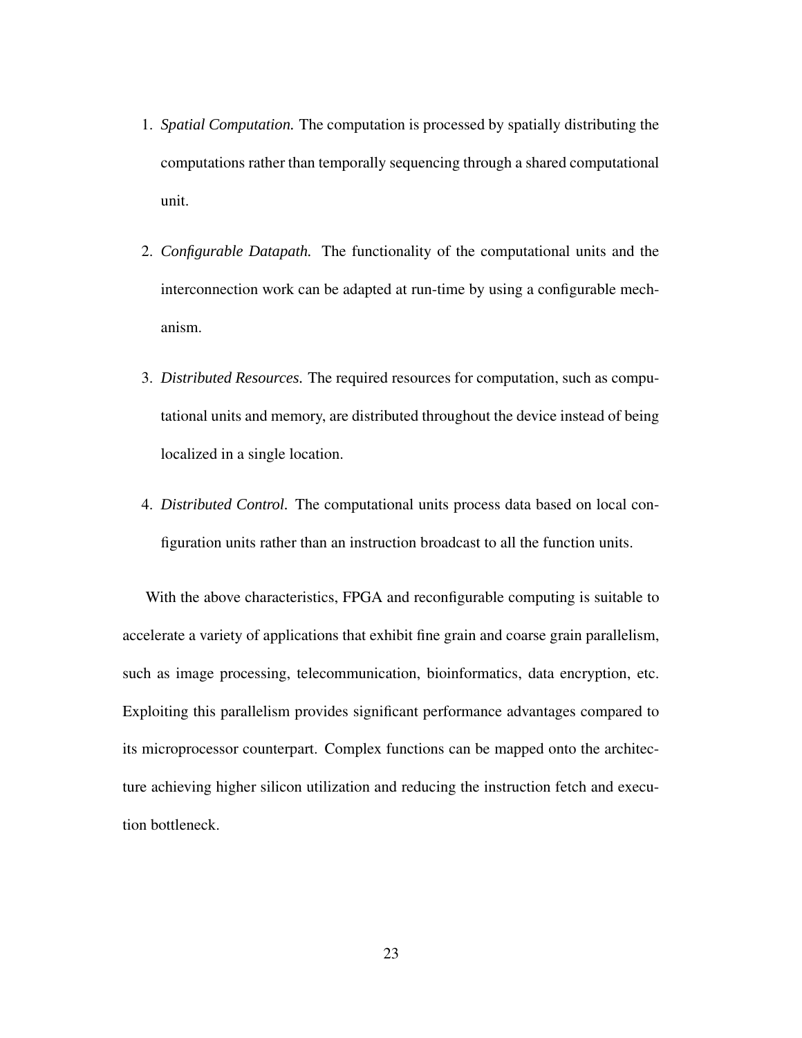1. *Spatial Computation.* The computation is processed by spatially distributing the computations rather than temporally sequencing through a shared computational unit.

2. *Configurable Datapath.* The functionality of the computational units and the interconnection work can be adapted at run-time by using a configurable mechanism.

3. *Distributed Resources.* The required resources for computation, such as computational units and memory, are distributed throughout the device instead of being localized in a single location.

4. *Distributed Control.* The computational units process data based on local configuration units rather than an instruction broadcast to all the function units.

With the above characteristics, FPGA and reconfigurable computing is suitable to accelerate a variety of applications that exhibit fine grain and coarse grain parallelism, such as image processing, telecommunication, bioinformatics, data encryption, etc. Exploiting this parallelism provides significant performance advantages compared to its microprocessor counterpart. Complex functions can be mapped onto the architecture achieving higher silicon utilization and reducing the instruction fetch and execution bottleneck.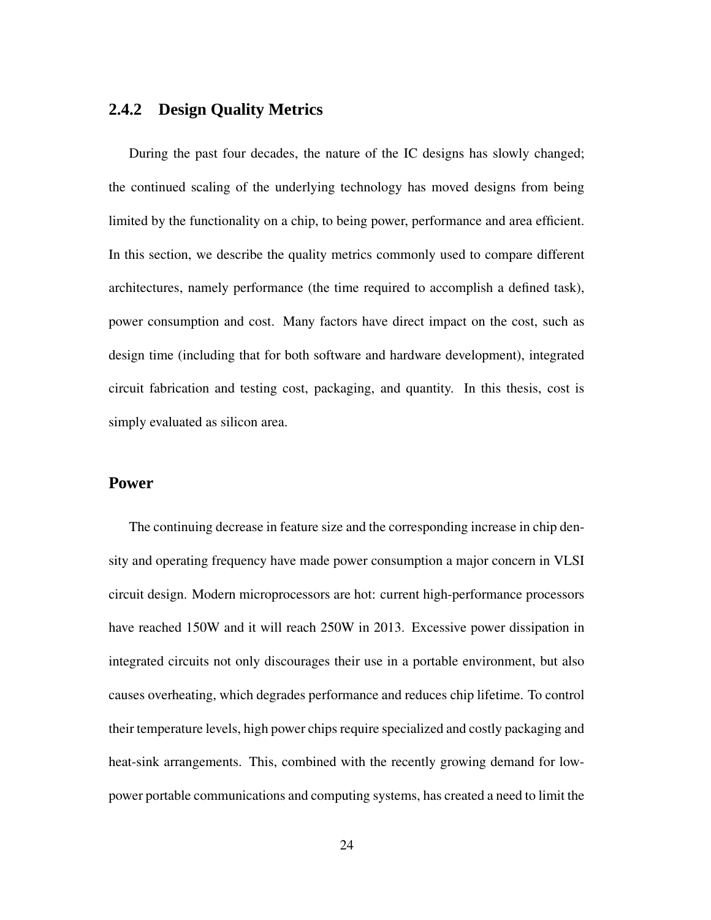### 2.4.2 Design Quality Metrics

During the past four decades, the nature of the IC designs has slowly changed; the continued scaling of the underlying technology has moved designs from being limited by the functionality on a chip, to being power, performance and area efficient. In this section, we describe the quality metrics commonly used to compare different architectures, namely performance (the time required to accomplish a defined task), power consumption and cost. Many factors have direct impact on the cost, such as design time (including that for both software and hardware development), integrated circuit fabrication and testing cost, packaging, and quantity. In this thesis, cost is simply evaluated as silicon area.

#### Power

The continuing decrease in feature size and the corresponding increase in chip density and operating frequency have made power consumption a major concern in VLSI circuit design. Modern microprocessors are hot: current high-performance processors have reached 150W and it will reach 250W in 2013. Excessive power dissipation in integrated circuits not only discourages their use in a portable environment, but also causes overheating, which degrades performance and reduces chip lifetime. To control their temperature levels, high power chips require specialized and costly packaging and heat-sink arrangements. This, combined with the recently growing demand for low-power portable communications and computing systems, has created a need to limit the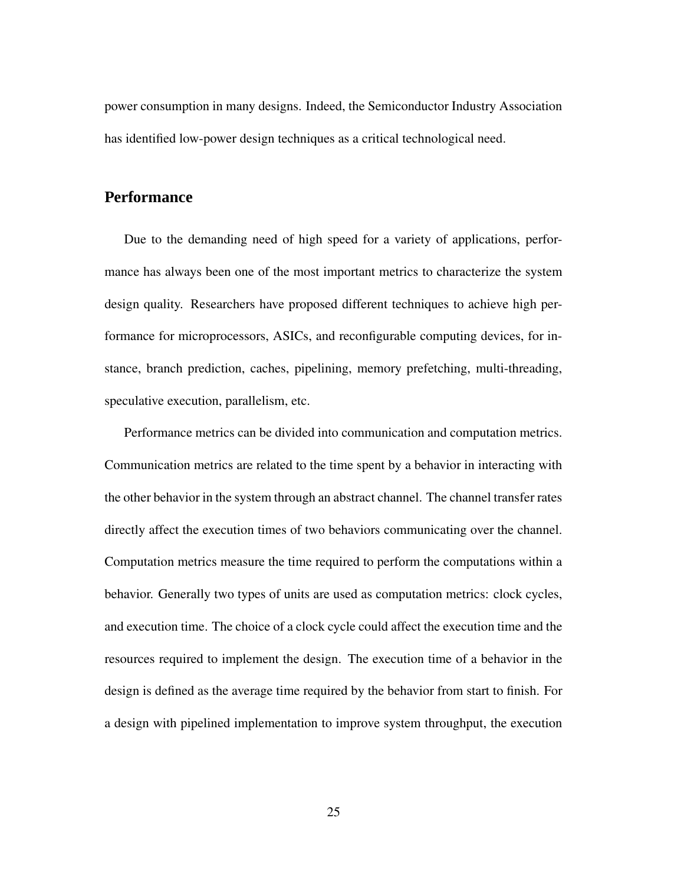power consumption in many designs. Indeed, the Semiconductor Industry Association has identified low-power design techniques as a critical technological need.

## Performance

Due to the demanding need of high speed for a variety of applications, performance has always been one of the most important metrics to characterize the system design quality. Researchers have proposed different techniques to achieve high performance for microprocessors, ASICs, and reconfigurable computing devices, for instance, branch prediction, caches, pipelining, memory prefetching, multi-threading, speculative execution, parallelism, etc.

Performance metrics can be divided into communication and computation metrics. Communication metrics are related to the time spent by a behavior in interacting with the other behavior in the system through an abstract channel. The channel transfer rates directly affect the execution times of two behaviors communicating over the channel. Computation metrics measure the time required to perform the computations within a behavior. Generally two types of units are used as computation metrics: clock cycles, and execution time. The choice of a clock cycle could affect the execution time and the resources required to implement the design. The execution time of a behavior in the design is defined as the average time required by the behavior from start to finish. For a design with pipelined implementation to improve system throughput, the execution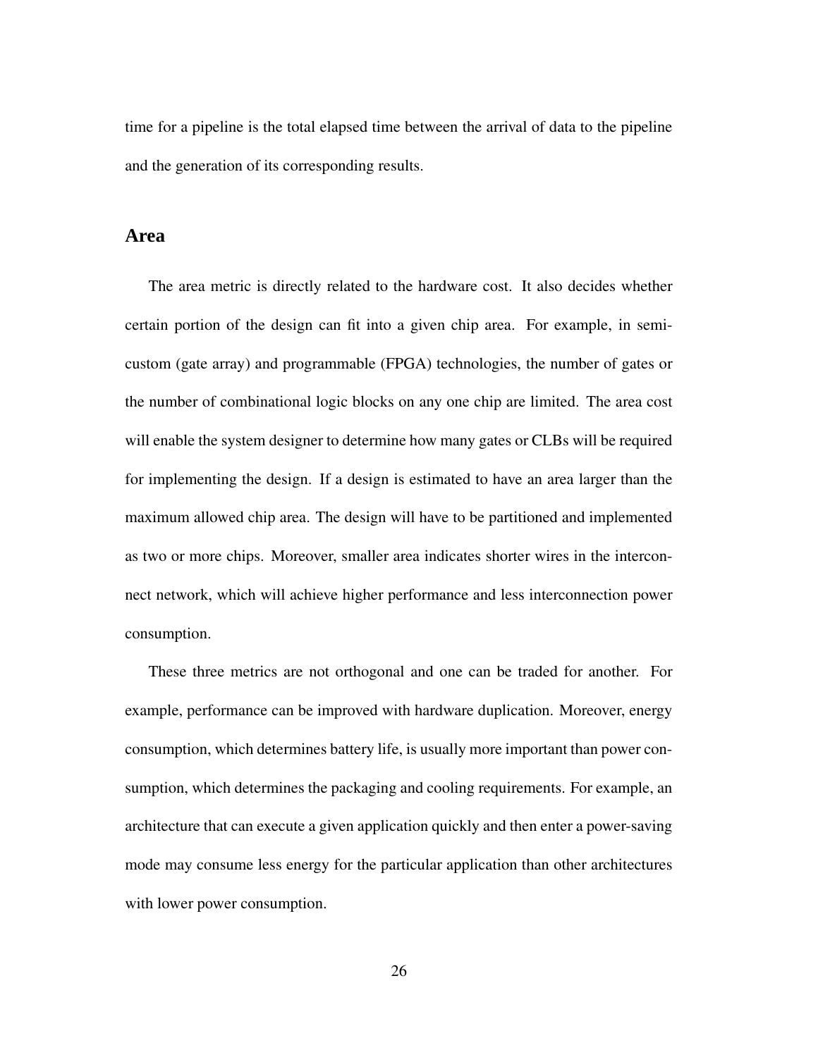time for a pipeline is the total elapsed time between the arrival of data to the pipeline and the generation of its corresponding results.

### Area

The area metric is directly related to the hardware cost. It also decides whether certain portion of the design can fit into a given chip area. For example, in semi-custom (gate array) and programmable (FPGA) technologies, the number of gates or the number of combinational logic blocks on any one chip are limited. The area cost will enable the system designer to determine how many gates or CLBs will be required for implementing the design. If a design is estimated to have an area larger than the maximum allowed chip area. The design will have to be partitioned and implemented as two or more chips. Moreover, smaller area indicates shorter wires in the interconnect network, which will achieve higher performance and less interconnection power consumption.

These three metrics are not orthogonal and one can be traded for another. For example, performance can be improved with hardware duplication. Moreover, energy consumption, which determines battery life, is usually more important than power consumption, which determines the packaging and cooling requirements. For example, an architecture that can execute a given application quickly and then enter a power-saving mode may consume less energy for the particular application than other architectures with lower power consumption.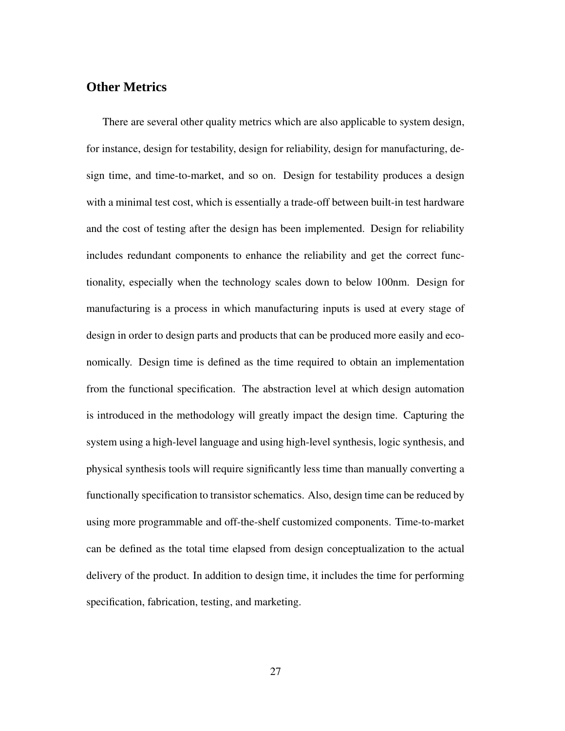## Other Metrics

There are several other quality metrics which are also applicable to system design, for instance, design for testability, design for reliability, design for manufacturing, design time, and time-to-market, and so on. Design for testability produces a design with a minimal test cost, which is essentially a trade-off between built-in test hardware and the cost of testing after the design has been implemented. Design for reliability includes redundant components to enhance the reliability and get the correct functionality, especially when the technology scales down to below 100nm. Design for manufacturing is a process in which manufacturing inputs is used at every stage of design in order to design parts and products that can be produced more easily and economically. Design time is defined as the time required to obtain an implementation from the functional specification. The abstraction level at which design automation is introduced in the methodology will greatly impact the design time. Capturing the system using a high-level language and using high-level synthesis, logic synthesis, and physical synthesis tools will require significantly less time than manually converting a functionally specification to transistor schematics. Also, design time can be reduced by using more programmable and off-the-shelf customized components. Time-to-market can be defined as the total time elapsed from design conceptualization to the actual delivery of the product. In addition to design time, it includes the time for performing specification, fabrication, testing, and marketing.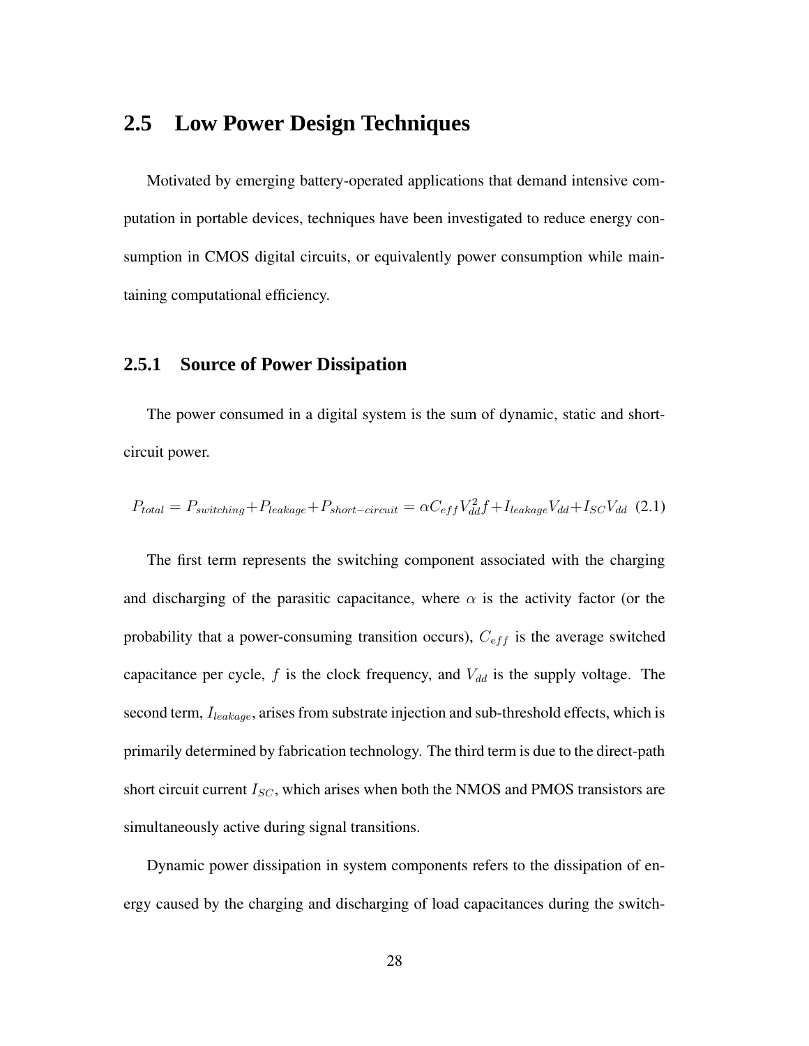## 2.5 Low Power Design Techniques

Motivated by emerging battery-operated applications that demand intensive computation in portable devices, techniques have been investigated to reduce energy consumption in CMOS digital circuits, or equivalently power consumption while maintaining computational efficiency.

### 2.5.1 Source of Power Dissipation

The power consumed in a digital system is the sum of dynamic, static and short-circuit power.

$$P_{total} = P_{switching} + P_{leakage} + P_{short-circuit} = \alpha C_{eff} V_{dd}^2 f + I_{leakage} V_{dd} + I_{SC} V_{dd} \quad (2.1)$$

The first term represents the switching component associated with the charging and discharging of the parasitic capacitance, where $\alpha$ is the activity factor (or the probability that a power-consuming transition occurs), $C_{eff}$ is the average switched capacitance per cycle, $f$ is the clock frequency, and $V_{dd}$ is the supply voltage. The second term, $I_{leakage}$, arises from substrate injection and sub-threshold effects, which is primarily determined by fabrication technology. The third term is due to the direct-path short circuit current $I_{SC}$, which arises when both the NMOS and PMOS transistors are simultaneously active during signal transitions.

Dynamic power dissipation in system components refers to the dissipation of energy caused by the charging and discharging of load capacitances during the switch-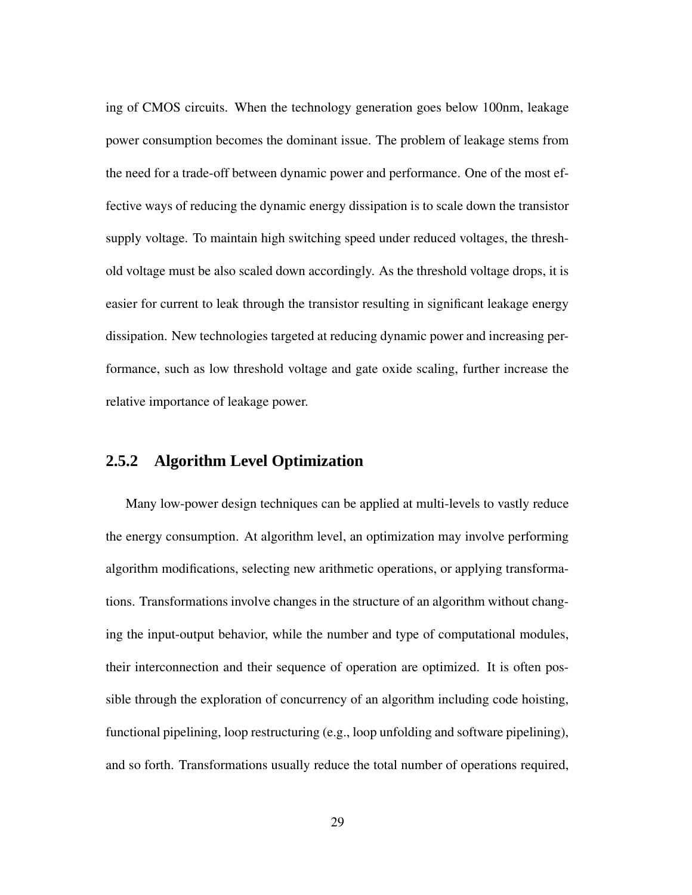ing of CMOS circuits. When the technology generation goes below 100nm, leakage power consumption becomes the dominant issue. The problem of leakage stems from the need for a trade-off between dynamic power and performance. One of the most effective ways of reducing the dynamic energy dissipation is to scale down the transistor supply voltage. To maintain high switching speed under reduced voltages, the threshold voltage must be also scaled down accordingly. As the threshold voltage drops, it is easier for current to leak through the transistor resulting in significant leakage energy dissipation. New technologies targeted at reducing dynamic power and increasing performance, such as low threshold voltage and gate oxide scaling, further increase the relative importance of leakage power.

### 2.5.2 Algorithm Level Optimization

Many low-power design techniques can be applied at multi-levels to vastly reduce the energy consumption. At algorithm level, an optimization may involve performing algorithm modifications, selecting new arithmetic operations, or applying transformations. Transformations involve changes in the structure of an algorithm without changing the input-output behavior, while the number and type of computational modules, their interconnection and their sequence of operation are optimized. It is often possible through the exploration of concurrency of an algorithm including code hoisting, functional pipelining, loop restructuring (e.g., loop unfolding and software pipelining), and so forth. Transformations usually reduce the total number of operations required,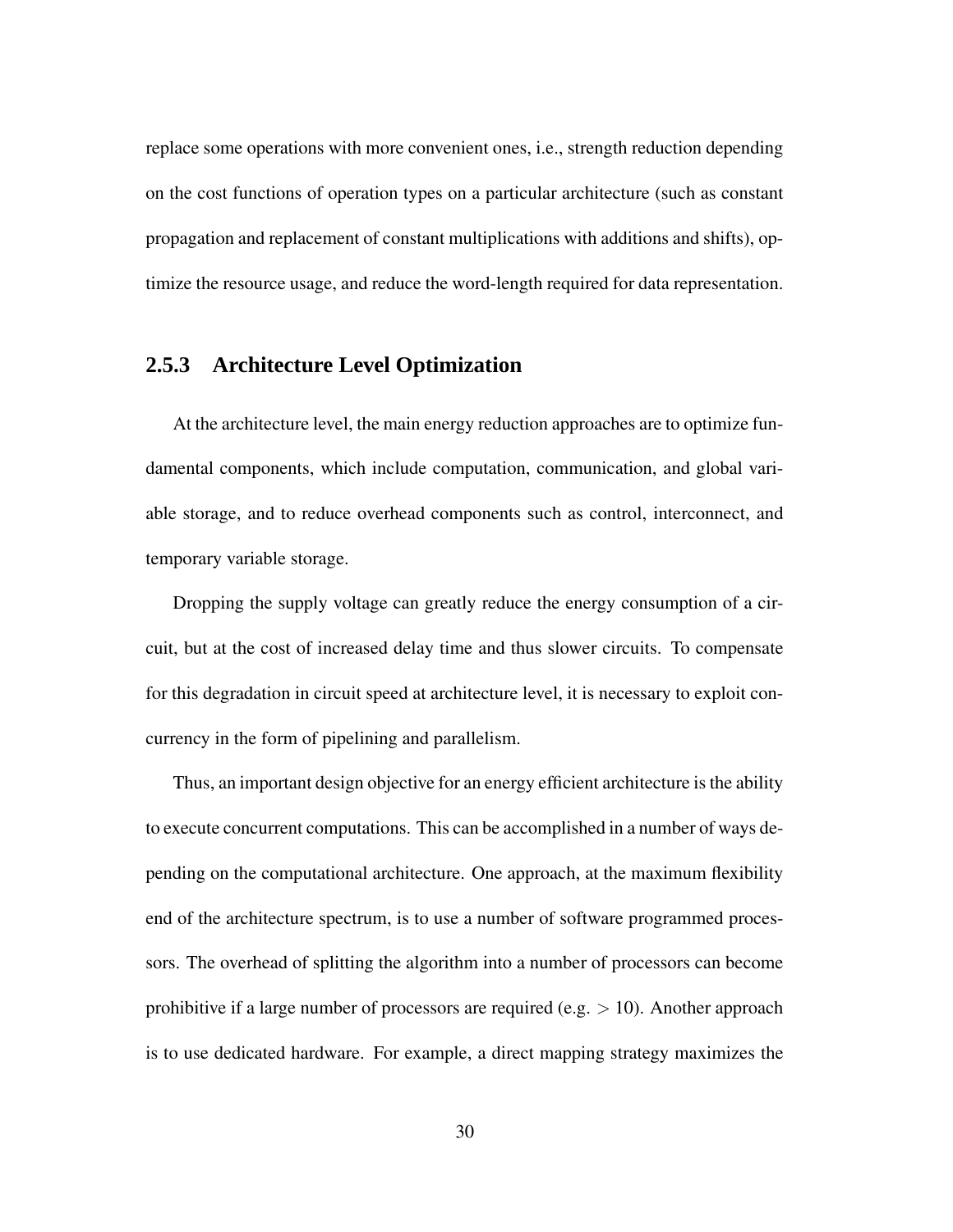replace some operations with more convenient ones, i.e., strength reduction depending on the cost functions of operation types on a particular architecture (such as constant propagation and replacement of constant multiplications with additions and shifts), optimize the resource usage, and reduce the word-length required for data representation.

### 2.5.3 Architecture Level Optimization

At the architecture level, the main energy reduction approaches are to optimize fundamental components, which include computation, communication, and global variable storage, and to reduce overhead components such as control, interconnect, and temporary variable storage.

Dropping the supply voltage can greatly reduce the energy consumption of a circuit, but at the cost of increased delay time and thus slower circuits. To compensate for this degradation in circuit speed at architecture level, it is necessary to exploit concurrency in the form of pipelining and parallelism.

Thus, an important design objective for an energy efficient architecture is the ability to execute concurrent computations. This can be accomplished in a number of ways depending on the computational architecture. One approach, at the maximum flexibility end of the architecture spectrum, is to use a number of software programmed processors. The overhead of splitting the algorithm into a number of processors can become prohibitive if a large number of processors are required (e.g. $> 10$). Another approach is to use dedicated hardware. For example, a direct mapping strategy maximizes the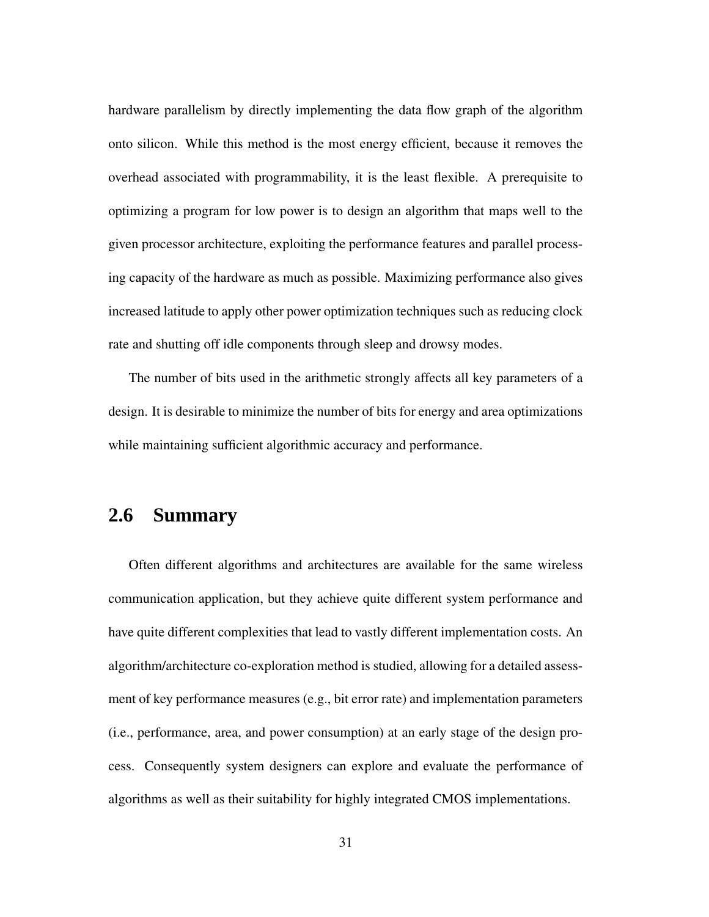hardware parallelism by directly implementing the data flow graph of the algorithm onto silicon. While this method is the most energy efficient, because it removes the overhead associated with programmability, it is the least flexible. A prerequisite to optimizing a program for low power is to design an algorithm that maps well to the given processor architecture, exploiting the performance features and parallel processing capacity of the hardware as much as possible. Maximizing performance also gives increased latitude to apply other power optimization techniques such as reducing clock rate and shutting off idle components through sleep and drowsy modes.

The number of bits used in the arithmetic strongly affects all key parameters of a design. It is desirable to minimize the number of bits for energy and area optimizations while maintaining sufficient algorithmic accuracy and performance.

## 2.6 Summary

Often different algorithms and architectures are available for the same wireless communication application, but they achieve quite different system performance and have quite different complexities that lead to vastly different implementation costs. An algorithm/architecture co-exploration method is studied, allowing for a detailed assessment of key performance measures (e.g., bit error rate) and implementation parameters (i.e., performance, area, and power consumption) at an early stage of the design process. Consequently system designers can explore and evaluate the performance of algorithms as well as their suitability for highly integrated CMOS implementations.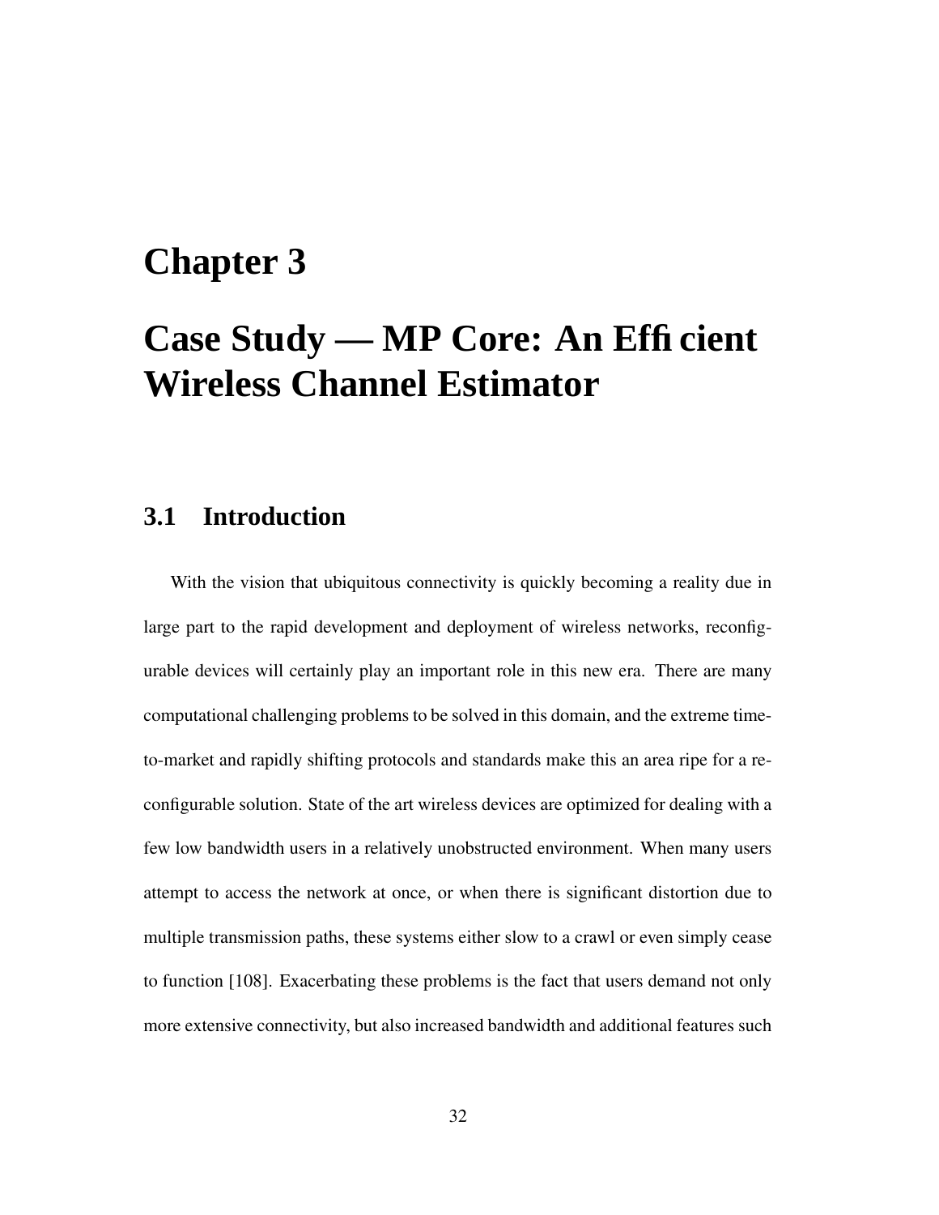# Chapter 3

# Case Study — MP Core: An Efficient Wireless Channel Estimator

## 3.1 Introduction

With the vision that ubiquitous connectivity is quickly becoming a reality due in large part to the rapid development and deployment of wireless networks, reconfigurable devices will certainly play an important role in this new era. There are many computational challenging problems to be solved in this domain, and the extreme time-to-market and rapidly shifting protocols and standards make this an area ripe for a reconfigurable solution. State of the art wireless devices are optimized for dealing with a few low bandwidth users in a relatively unobstructed environment. When many users attempt to access the network at once, or when there is significant distortion due to multiple transmission paths, these systems either slow to a crawl or even simply cease to function [108]. Exacerbating these problems is the fact that users demand not only more extensive connectivity, but also increased bandwidth and additional features such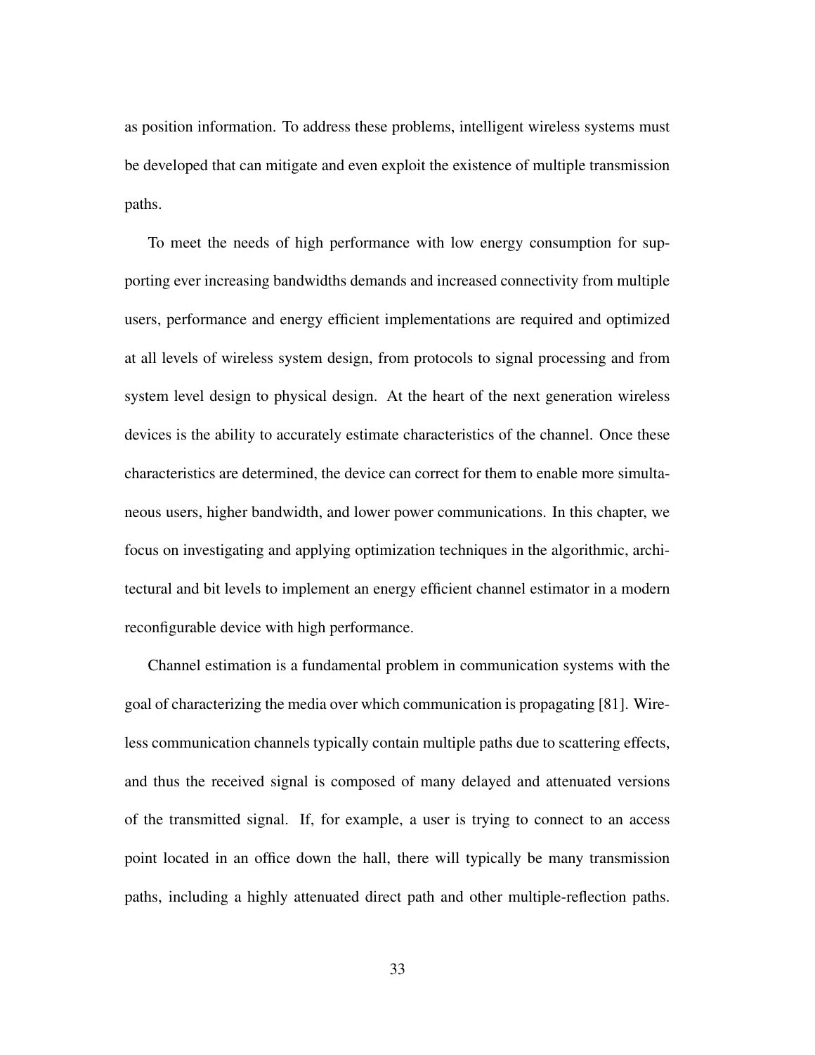as position information. To address these problems, intelligent wireless systems must be developed that can mitigate and even exploit the existence of multiple transmission paths.

To meet the needs of high performance with low energy consumption for supporting ever increasing bandwidths demands and increased connectivity from multiple users, performance and energy efficient implementations are required and optimized at all levels of wireless system design, from protocols to signal processing and from system level design to physical design. At the heart of the next generation wireless devices is the ability to accurately estimate characteristics of the channel. Once these characteristics are determined, the device can correct for them to enable more simultaneous users, higher bandwidth, and lower power communications. In this chapter, we focus on investigating and applying optimization techniques in the algorithmic, architectural and bit levels to implement an energy efficient channel estimator in a modern reconfigurable device with high performance.

Channel estimation is a fundamental problem in communication systems with the goal of characterizing the media over which communication is propagating [81]. Wireless communication channels typically contain multiple paths due to scattering effects, and thus the received signal is composed of many delayed and attenuated versions of the transmitted signal. If, for example, a user is trying to connect to an access point located in an office down the hall, there will typically be many transmission paths, including a highly attenuated direct path and other multiple-reflection paths.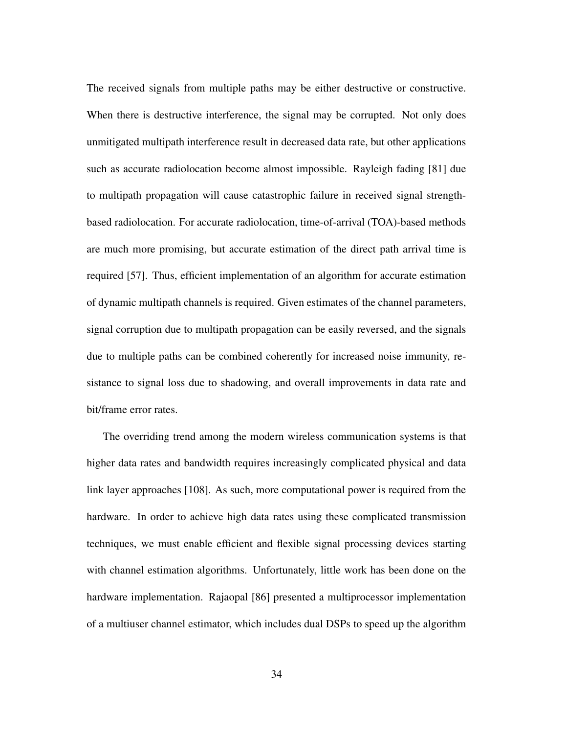The received signals from multiple paths may be either destructive or constructive. When there is destructive interference, the signal may be corrupted. Not only does unmitigated multipath interference result in decreased data rate, but other applications such as accurate radiolocation become almost impossible. Rayleigh fading [81] due to multipath propagation will cause catastrophic failure in received signal strength-based radiolocation. For accurate radiolocation, time-of-arrival (TOA)-based methods are much more promising, but accurate estimation of the direct path arrival time is required [57]. Thus, efficient implementation of an algorithm for accurate estimation of dynamic multipath channels is required. Given estimates of the channel parameters, signal corruption due to multipath propagation can be easily reversed, and the signals due to multiple paths can be combined coherently for increased noise immunity, resistance to signal loss due to shadowing, and overall improvements in data rate and bit/frame error rates.

The overriding trend among the modern wireless communication systems is that higher data rates and bandwidth requires increasingly complicated physical and data link layer approaches [108]. As such, more computational power is required from the hardware. In order to achieve high data rates using these complicated transmission techniques, we must enable efficient and flexible signal processing devices starting with channel estimation algorithms. Unfortunately, little work has been done on the hardware implementation. Rajaopal [86] presented a multiprocessor implementation of a multiuser channel estimator, which includes dual DSPs to speed up the algorithm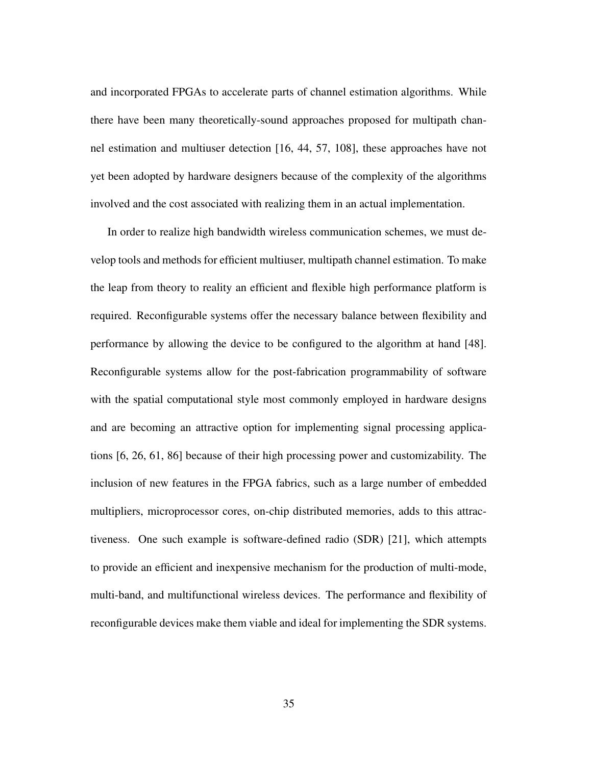and incorporated FPGAs to accelerate parts of channel estimation algorithms. While there have been many theoretically-sound approaches proposed for multipath channel estimation and multiuser detection [16, 44, 57, 108], these approaches have not yet been adopted by hardware designers because of the complexity of the algorithms involved and the cost associated with realizing them in an actual implementation.

In order to realize high bandwidth wireless communication schemes, we must develop tools and methods for efficient multiuser, multipath channel estimation. To make the leap from theory to reality an efficient and flexible high performance platform is required. Reconfigurable systems offer the necessary balance between flexibility and performance by allowing the device to be configured to the algorithm at hand [48]. Reconfigurable systems allow for the post-fabrication programmability of software with the spatial computational style most commonly employed in hardware designs and are becoming an attractive option for implementing signal processing applications [6, 26, 61, 86] because of their high processing power and customizability. The inclusion of new features in the FPGA fabrics, such as a large number of embedded multipliers, microprocessor cores, on-chip distributed memories, adds to this attractiveness. One such example is software-defined radio (SDR) [21], which attempts to provide an efficient and inexpensive mechanism for the production of multi-mode, multi-band, and multifunctional wireless devices. The performance and flexibility of reconfigurable devices make them viable and ideal for implementing the SDR systems.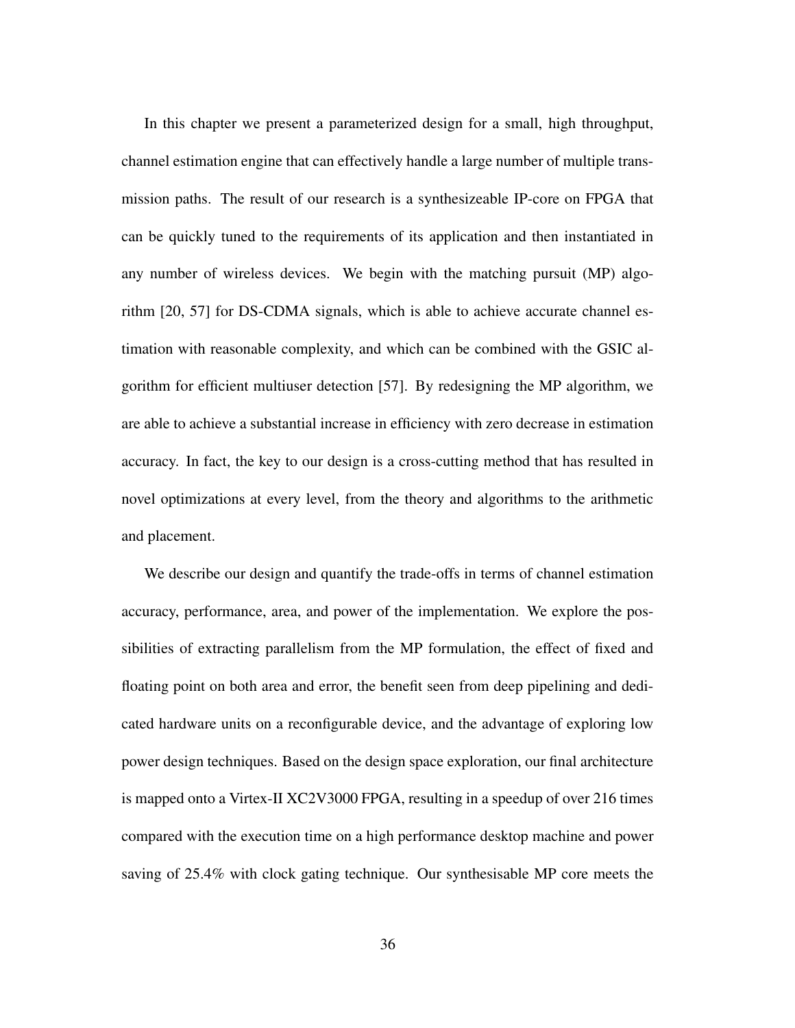In this chapter we present a parameterized design for a small, high throughput, channel estimation engine that can effectively handle a large number of multiple transmission paths. The result of our research is a synthesizeable IP-core on FPGA that can be quickly tuned to the requirements of its application and then instantiated in any number of wireless devices. We begin with the matching pursuit (MP) algorithm [20, 57] for DS-CDMA signals, which is able to achieve accurate channel estimation with reasonable complexity, and which can be combined with the GSIC algorithm for efficient multiuser detection [57]. By redesigning the MP algorithm, we are able to achieve a substantial increase in efficiency with zero decrease in estimation accuracy. In fact, the key to our design is a cross-cutting method that has resulted in novel optimizations at every level, from the theory and algorithms to the arithmetic and placement.

We describe our design and quantify the trade-offs in terms of channel estimation accuracy, performance, area, and power of the implementation. We explore the possibilities of extracting parallelism from the MP formulation, the effect of fixed and floating point on both area and error, the benefit seen from deep pipelining and dedicated hardware units on a reconfigurable device, and the advantage of exploring low power design techniques. Based on the design space exploration, our final architecture is mapped onto a Virtex-II XC2V3000 FPGA, resulting in a speedup of over 216 times compared with the execution time on a high performance desktop machine and power saving of 25.4% with clock gating technique. Our synthesisable MP core meets the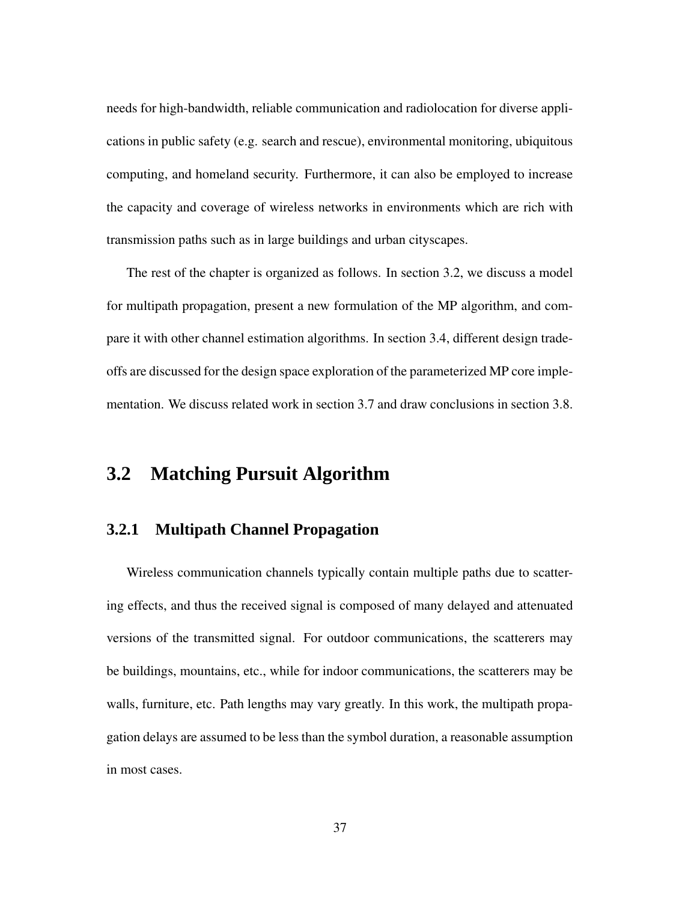needs for high-bandwidth, reliable communication and radiolocation for diverse applications in public safety (e.g. search and rescue), environmental monitoring, ubiquitous computing, and homeland security. Furthermore, it can also be employed to increase the capacity and coverage of wireless networks in environments which are rich with transmission paths such as in large buildings and urban cityscapes.

The rest of the chapter is organized as follows. In section 3.2, we discuss a model for multipath propagation, present a new formulation of the MP algorithm, and compare it with other channel estimation algorithms. In section 3.4, different design tradeoffs are discussed for the design space exploration of the parameterized MP core implementation. We discuss related work in section 3.7 and draw conclusions in section 3.8.

## 3.2 Matching Pursuit Algorithm

### 3.2.1 Multipath Channel Propagation

Wireless communication channels typically contain multiple paths due to scattering effects, and thus the received signal is composed of many delayed and attenuated versions of the transmitted signal. For outdoor communications, the scatterers may be buildings, mountains, etc., while for indoor communications, the scatterers may be walls, furniture, etc. Path lengths may vary greatly. In this work, the multipath propagation delays are assumed to be less than the symbol duration, a reasonable assumption in most cases.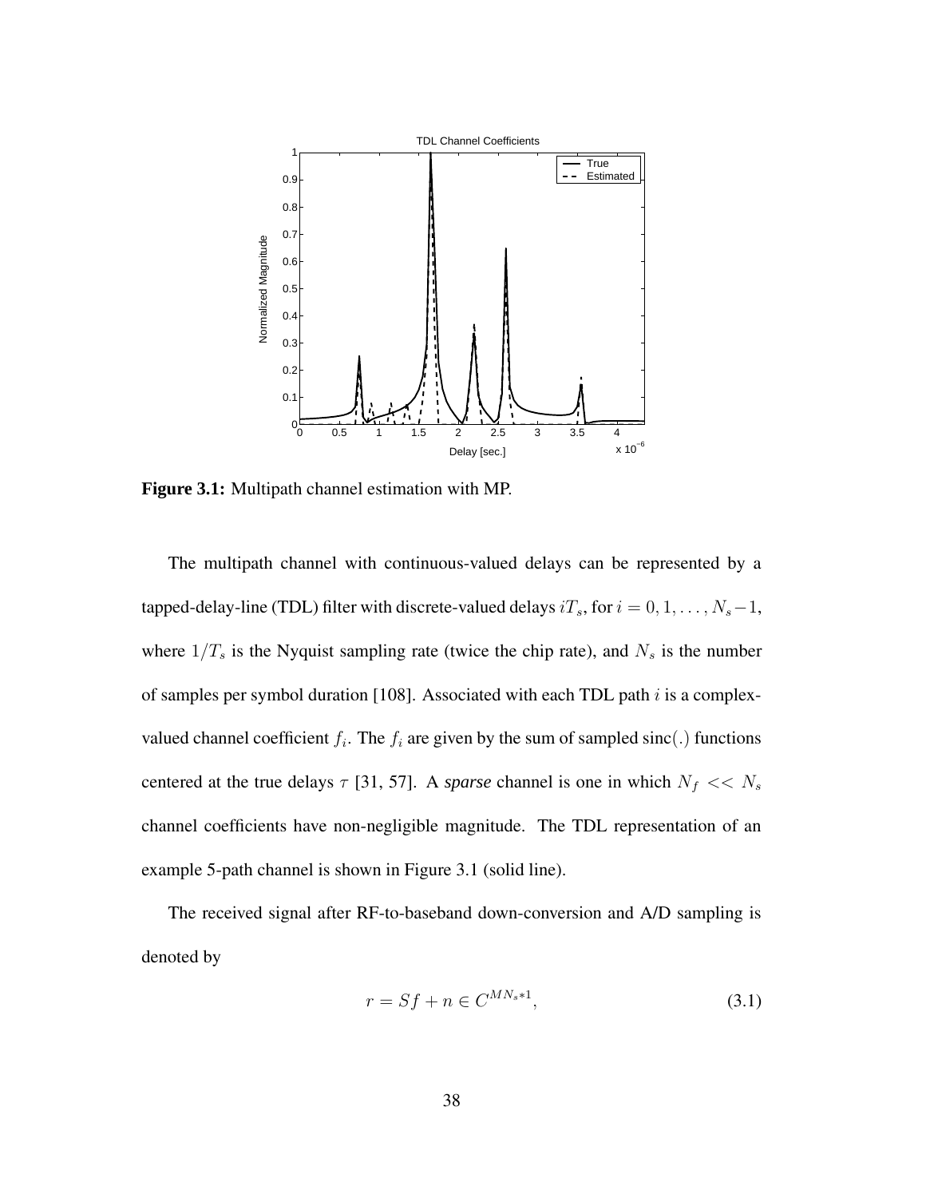**Figure 3.1:** Multipath channel estimation with MP.

The multipath channel with continuous-valued delays can be represented by a tapped-delay-line (TDL) filter with discrete-valued delays $iT_s$, for $i = 0, 1, \ldots, N_s - 1$, where $1/T_s$ is the Nyquist sampling rate (twice the chip rate), and $N_s$ is the number of samples per symbol duration [108]. Associated with each TDL path $i$ is a complex-valued channel coefficient $f_i$. The $f_i$ are given by the sum of sampled sinc(.) functions centered at the true delays $\tau$ [31, 57]. A *sparse* channel is one in which $N_f << N_s$ channel coefficients have non-negligible magnitude. The TDL representation of an example 5-path channel is shown in Figure 3.1 (solid line).

The received signal after RF-to-baseband down-conversion and A/D sampling is denoted by

$$r = Sf + n \in C^{MN_s * 1}, \tag{3.1}$$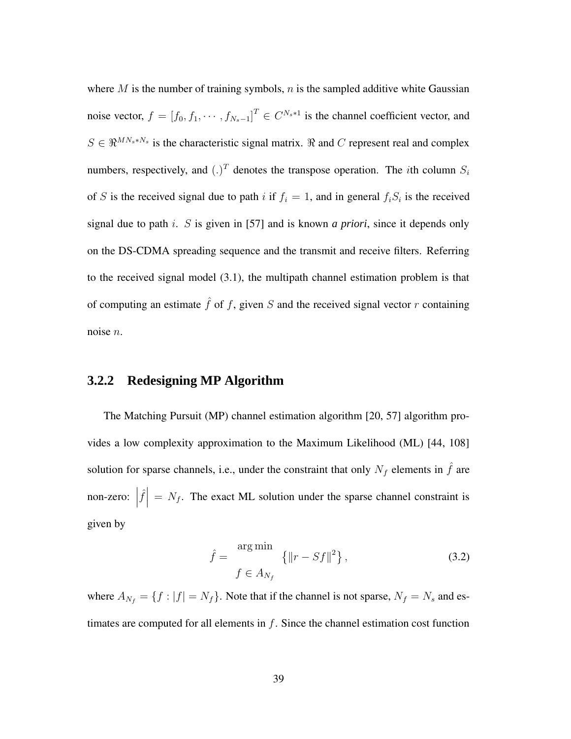where $M$ is the number of training symbols, $n$ is the sampled additive white Gaussian noise vector, $f = [f_0, f_1, \cdots, f_{N_s-1}]^T \in C^{N_s*1}$ is the channel coefficient vector, and $S \in \Re^{MN_s*N_s}$ is the characteristic signal matrix. $\Re$ and $C$ represent real and complex numbers, respectively, and $(.)^T$ denotes the transpose operation. The $i$th column $S_i$ of $S$ is the received signal due to path $i$ if $f_i = 1$, and in general $f_i S_i$ is the received signal due to path $i$. $S$ is given in [57] and is known *a priori*, since it depends only on the DS-CDMA spreading sequence and the transmit and receive filters. Referring to the received signal model (3.1), the multipath channel estimation problem is that of computing an estimate $\hat{f}$ of $f$, given $S$ and the received signal vector $r$ containing noise $n$.

### 3.2.2 Redesigning MP Algorithm

The Matching Pursuit (MP) channel estimation algorithm [20, 57] algorithm provides a low complexity approximation to the Maximum Likelihood (ML) [44, 108] solution for sparse channels, i.e., under the constraint that only $N_f$ elements in $\hat{f}$ are non-zero: $\left|\hat{f}\right| = N_f$. The exact ML solution under the sparse channel constraint is given by

$$\hat{f} = \underset{f \in A_{N_f}}{\arg\min} \left\{ \|r - Sf\|^2 \right\}, \tag{3.2}$$

where $A_{N_f} = \{f : |f| = N_f\}$. Note that if the channel is not sparse, $N_f = N_s$ and estimates are computed for all elements in $f$. Since the channel estimation cost function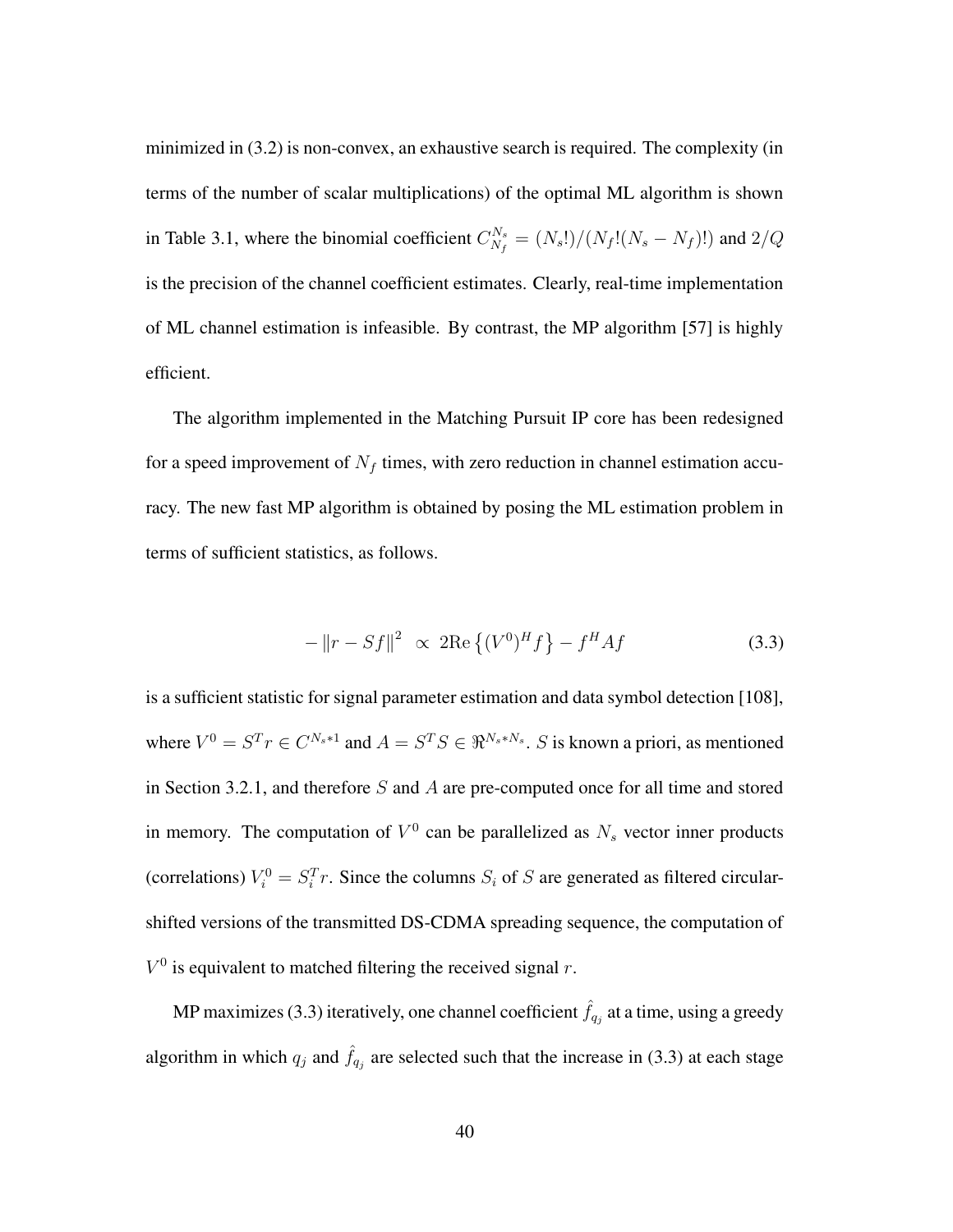minimized in (3.2) is non-convex, an exhaustive search is required. The complexity (in terms of the number of scalar multiplications) of the optimal ML algorithm is shown in Table 3.1, where the binomial coefficient $C_{N_f}^{N_s} = (N_s!)/(N_f!(N_s - N_f)!)$ and $2/Q$ is the precision of the channel coefficient estimates. Clearly, real-time implementation of ML channel estimation is infeasible. By contrast, the MP algorithm [57] is highly efficient.

The algorithm implemented in the Matching Pursuit IP core has been redesigned for a speed improvement of $N_f$ times, with zero reduction in channel estimation accuracy. The new fast MP algorithm is obtained by posing the ML estimation problem in terms of sufficient statistics, as follows.

$$- \|r - Sf\|^2 \;\propto\; 2\text{Re}\left\{(V^0)^H f\right\} - f^H A f \tag{3.3}$$

is a sufficient statistic for signal parameter estimation and data symbol detection [108], where $V^0 = S^T r \in C^{N_s * 1}$ and $A = S^T S \in \Re^{N_s * N_s}$. $S$ is known a priori, as mentioned in Section 3.2.1, and therefore $S$ and $A$ are pre-computed once for all time and stored in memory. The computation of $V^0$ can be parallelized as $N_s$ vector inner products (correlations) $V_i^0 = S_i^T r$. Since the columns $S_i$ of $S$ are generated as filtered circular-shifted versions of the transmitted DS-CDMA spreading sequence, the computation of $V^0$ is equivalent to matched filtering the received signal $r$.

MP maximizes (3.3) iteratively, one channel coefficient $\hat{f}_{q_j}$ at a time, using a greedy algorithm in which $q_j$ and $\hat{f}_{q_j}$ are selected such that the increase in (3.3) at each stage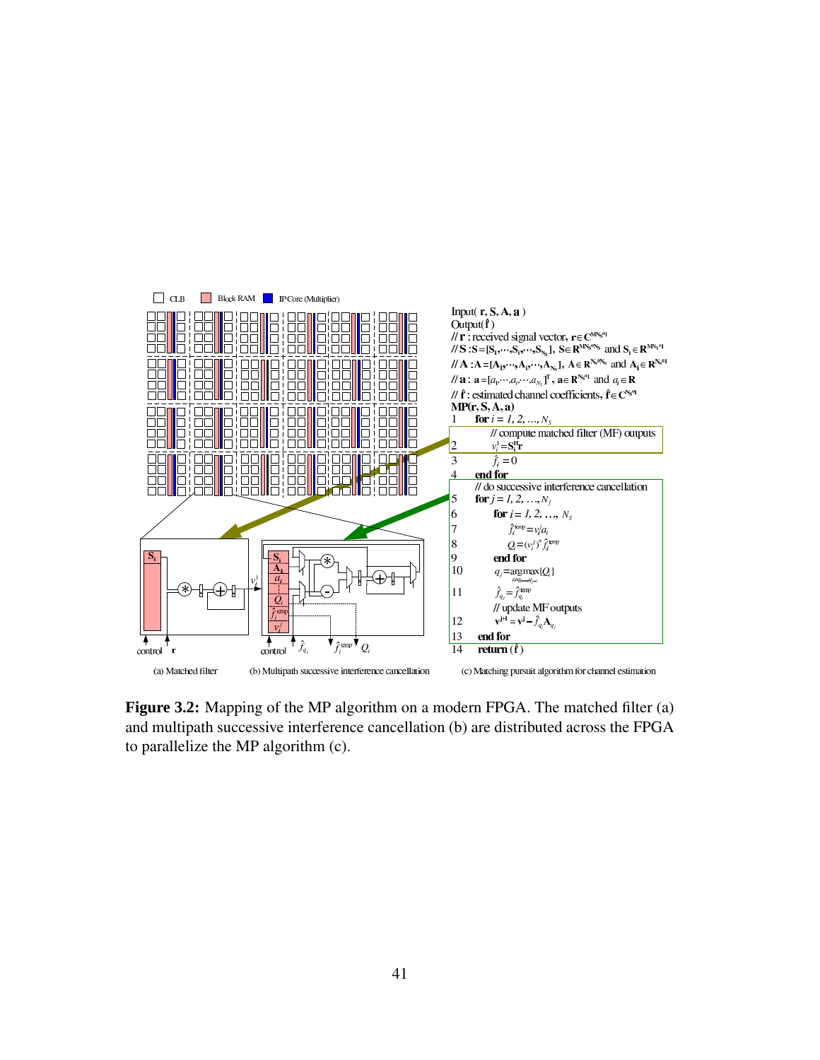Input( $\mathbf{r}, \mathbf{S}, \mathbf{A}, \mathbf{a}$ )
Output( $\hat{\mathbf{f}}$ )
// $\mathbf{r}$ : received signal vector, $\mathbf{r} \in \mathbf{C}^{MN_s \times 1}$
// $\mathbf{S}$ : $\mathbf{S} = [\mathbf{S}_1, \cdots, \mathbf{S}_i, \cdots, \mathbf{S}_{N_s}]$, $\mathbf{S} \in \mathbf{R}^{MN_s \times N_s}$ and $\mathbf{S}_i \in \mathbf{R}^{MN_s \times 1}$
// $\mathbf{A}$ : $\mathbf{A} = [\mathbf{A}_1, \cdots, \mathbf{A}_i, \cdots, \mathbf{A}_{N_s}]$, $\mathbf{A} \in \mathbf{R}^{N_s \times N_s}$ and $\mathbf{A}_i \in \mathbf{R}^{N_s \times 1}$
// $\mathbf{a}$ : $\mathbf{a} = [a_1, \cdots, a_i, \cdots, a_{N_s}]^T$, $\mathbf{a} \in \mathbf{R}^{N_s \times 1}$ and $a_i \in \mathbf{R}$
// $\hat{\mathbf{f}}$ : estimated channel coefficients, $\hat{\mathbf{f}} \in \mathbf{C}^{N_s \times 1}$
**MP(r, S, A, a)**

1. **for** $i = 1, 2, \ldots, N_s$
   // compute matched filter (MF) outputs
2. $v_i^1 = \mathbf{S}_i^H \mathbf{r}$
3. $\hat{f}_i = 0$
4. **end for**
   // do successive interference cancellation
5. **for** $j = 1, 2, \ldots, N_f$
6. **for** $i = 1, 2, \ldots, N_s$
7. $\hat{f}_i^{temp} = v_i^j a_i$
8. $Q_i = (v_i^j)^* \hat{f}_i^{temp}$
9. **end for**
10. $q_j = \arg\max_{i \neq \{q_1, \ldots, q_{j-1}\}} \{Q_i\}$
11. $\hat{f}_{q_j} = \hat{f}_{q_j}^{temp}$
    // update MF outputs
12. $\mathbf{v}^{j+1} = \mathbf{v}^j - \hat{f}_{q_j} \mathbf{A}_{q_j}$
13. **end for**
14. **return** ($\hat{\mathbf{f}}$)

(a) Matched filter (b) Multipath successive interference cancellation (c) Matching pursuit algorithm for channel estimation

**Figure 3.2:** Mapping of the MP algorithm on a modern FPGA. The matched filter (a) and multipath successive interference cancellation (b) are distributed across the FPGA to parallelize the MP algorithm (c).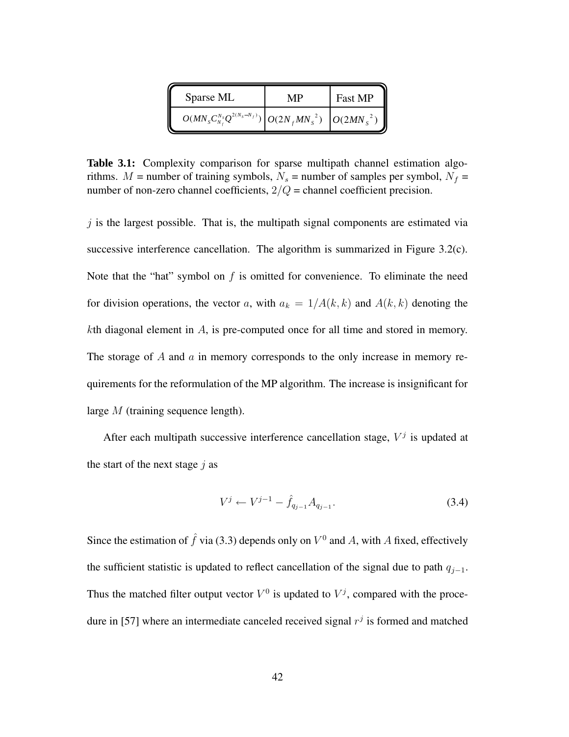| Sparse ML | MP | Fast MP |
|---|---|---|
| $O(MN_S C_{N_f}^{N_S} Q^{2(N_S - N_f)})$ | $O(2N_f M N_S{}^2)$ | $O(2MN_S{}^2)$ |

**Table 3.1:** Complexity comparison for sparse multipath channel estimation algorithms. $M$ = number of training symbols, $N_s$ = number of samples per symbol, $N_f$ = number of non-zero channel coefficients, $2/Q$ = channel coefficient precision.

$j$ is the largest possible. That is, the multipath signal components are estimated via successive interference cancellation. The algorithm is summarized in Figure 3.2(c). Note that the "hat" symbol on $f$ is omitted for convenience. To eliminate the need for division operations, the vector $a$, with $a_k = 1/A(k,k)$ and $A(k,k)$ denoting the $k$th diagonal element in $A$, is pre-computed once for all time and stored in memory. The storage of $A$ and $a$ in memory corresponds to the only increase in memory requirements for the reformulation of the MP algorithm. The increase is insignificant for large $M$ (training sequence length).

After each multipath successive interference cancellation stage, $V^j$ is updated at the start of the next stage $j$ as

$$V^j \leftarrow V^{j-1} - \hat{f}_{q_{j-1}} A_{q_{j-1}}. \tag{3.4}$$

Since the estimation of $\hat{f}$ via (3.3) depends only on $V^0$ and $A$, with $A$ fixed, effectively the sufficient statistic is updated to reflect cancellation of the signal due to path $q_{j-1}$. Thus the matched filter output vector $V^0$ is updated to $V^j$, compared with the procedure in [57] where an intermediate canceled received signal $r^j$ is formed and matched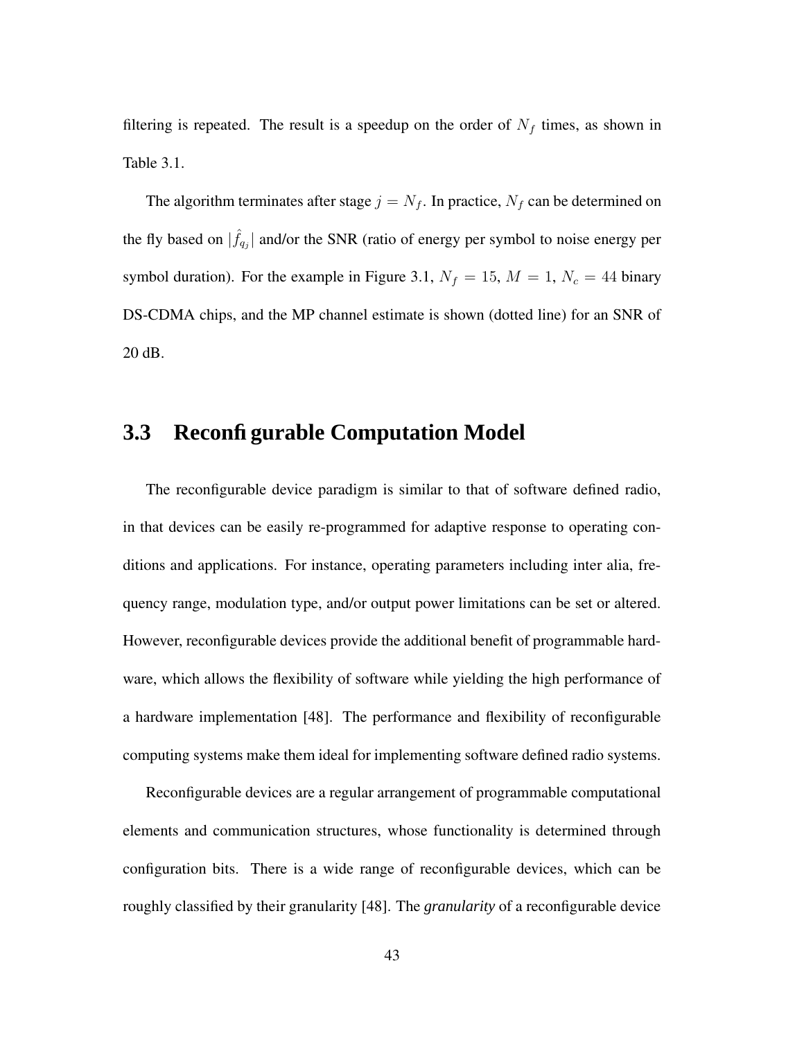filtering is repeated. The result is a speedup on the order of $N_f$ times, as shown in Table 3.1.

The algorithm terminates after stage $j = N_f$. In practice, $N_f$ can be determined on the fly based on $|\hat{f}_{q_j}|$ and/or the SNR (ratio of energy per symbol to noise energy per symbol duration). For the example in Figure 3.1, $N_f = 15$, $M = 1$, $N_c = 44$ binary DS-CDMA chips, and the MP channel estimate is shown (dotted line) for an SNR of 20 dB.

## 3.3 Reconfigurable Computation Model

The reconfigurable device paradigm is similar to that of software defined radio, in that devices can be easily re-programmed for adaptive response to operating conditions and applications. For instance, operating parameters including inter alia, frequency range, modulation type, and/or output power limitations can be set or altered. However, reconfigurable devices provide the additional benefit of programmable hardware, which allows the flexibility of software while yielding the high performance of a hardware implementation [48]. The performance and flexibility of reconfigurable computing systems make them ideal for implementing software defined radio systems.

Reconfigurable devices are a regular arrangement of programmable computational elements and communication structures, whose functionality is determined through configuration bits. There is a wide range of reconfigurable devices, which can be roughly classified by their granularity [48]. The *granularity* of a reconfigurable device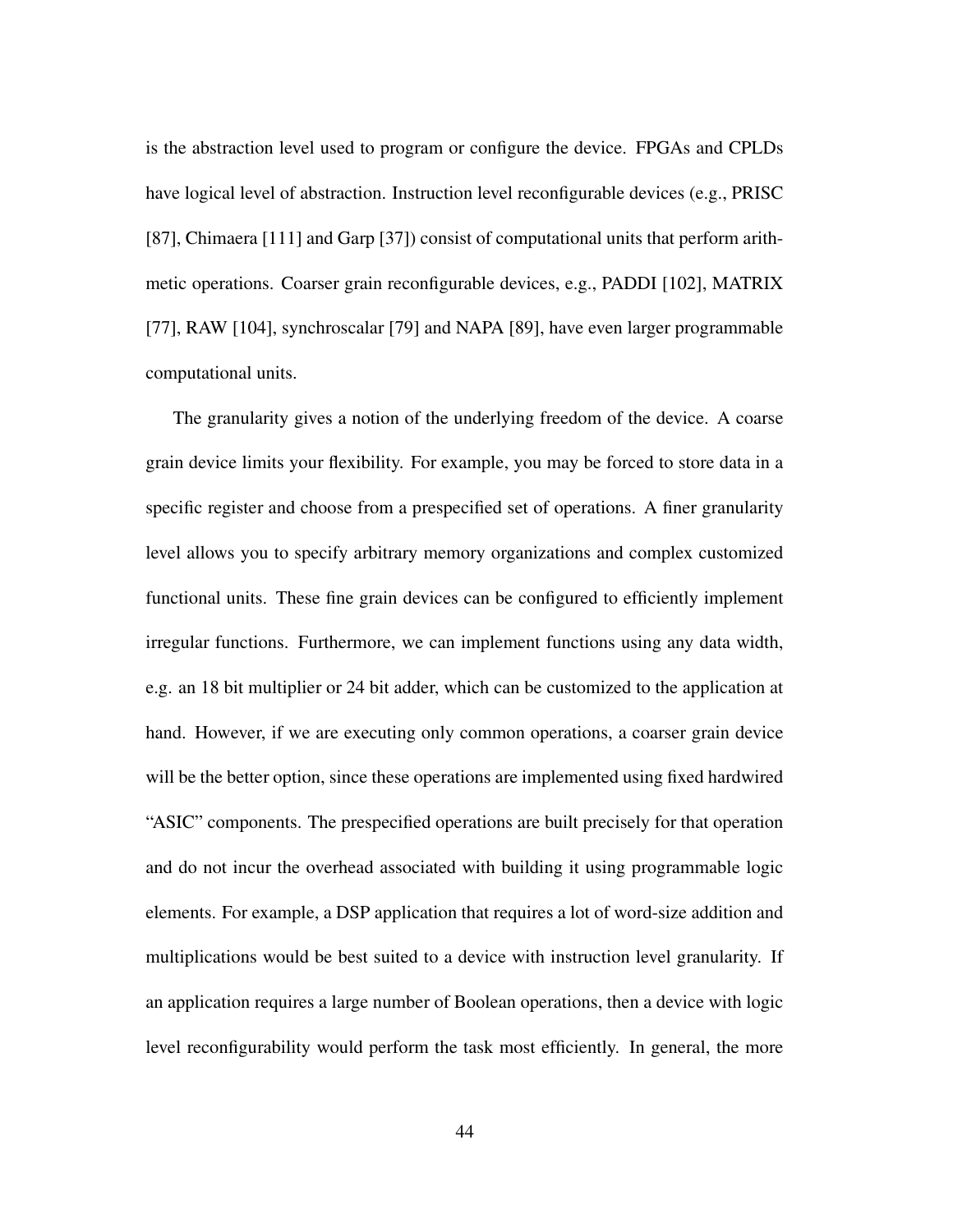is the abstraction level used to program or configure the device. FPGAs and CPLDs have logical level of abstraction. Instruction level reconfigurable devices (e.g., PRISC [87], Chimaera [111] and Garp [37]) consist of computational units that perform arithmetic operations. Coarser grain reconfigurable devices, e.g., PADDI [102], MATRIX [77], RAW [104], synchroscalar [79] and NAPA [89], have even larger programmable computational units.

The granularity gives a notion of the underlying freedom of the device. A coarse grain device limits your flexibility. For example, you may be forced to store data in a specific register and choose from a prespecified set of operations. A finer granularity level allows you to specify arbitrary memory organizations and complex customized functional units. These fine grain devices can be configured to efficiently implement irregular functions. Furthermore, we can implement functions using any data width, e.g. an 18 bit multiplier or 24 bit adder, which can be customized to the application at hand. However, if we are executing only common operations, a coarser grain device will be the better option, since these operations are implemented using fixed hardwired "ASIC" components. The prespecified operations are built precisely for that operation and do not incur the overhead associated with building it using programmable logic elements. For example, a DSP application that requires a lot of word-size addition and multiplications would be best suited to a device with instruction level granularity. If an application requires a large number of Boolean operations, then a device with logic level reconfigurability would perform the task most efficiently. In general, the more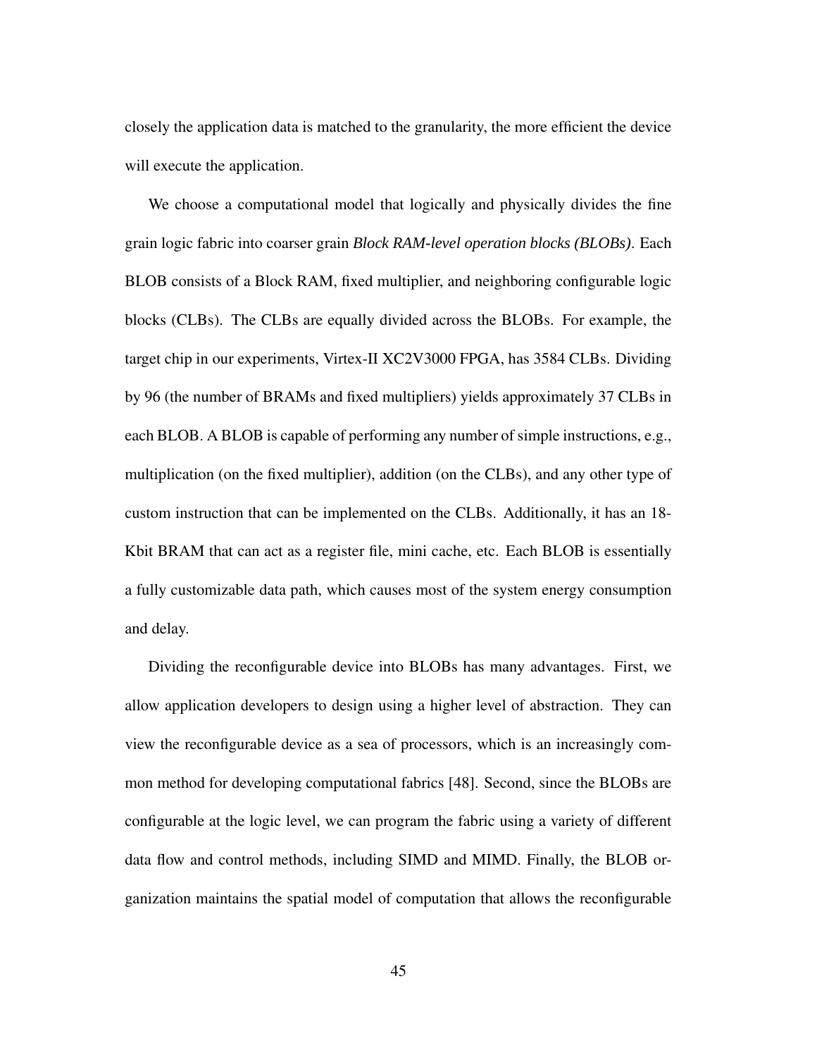closely the application data is matched to the granularity, the more efficient the device will execute the application.

We choose a computational model that logically and physically divides the fine grain logic fabric into coarser grain *Block RAM-level operation blocks (BLOBs)*. Each BLOB consists of a Block RAM, fixed multiplier, and neighboring configurable logic blocks (CLBs). The CLBs are equally divided across the BLOBs. For example, the target chip in our experiments, Virtex-II XC2V3000 FPGA, has 3584 CLBs. Dividing by 96 (the number of BRAMs and fixed multipliers) yields approximately 37 CLBs in each BLOB. A BLOB is capable of performing any number of simple instructions, e.g., multiplication (on the fixed multiplier), addition (on the CLBs), and any other type of custom instruction that can be implemented on the CLBs. Additionally, it has an 18-Kbit BRAM that can act as a register file, mini cache, etc. Each BLOB is essentially a fully customizable data path, which causes most of the system energy consumption and delay.

Dividing the reconfigurable device into BLOBs has many advantages. First, we allow application developers to design using a higher level of abstraction. They can view the reconfigurable device as a sea of processors, which is an increasingly common method for developing computational fabrics [48]. Second, since the BLOBs are configurable at the logic level, we can program the fabric using a variety of different data flow and control methods, including SIMD and MIMD. Finally, the BLOB organization maintains the spatial model of computation that allows the reconfigurable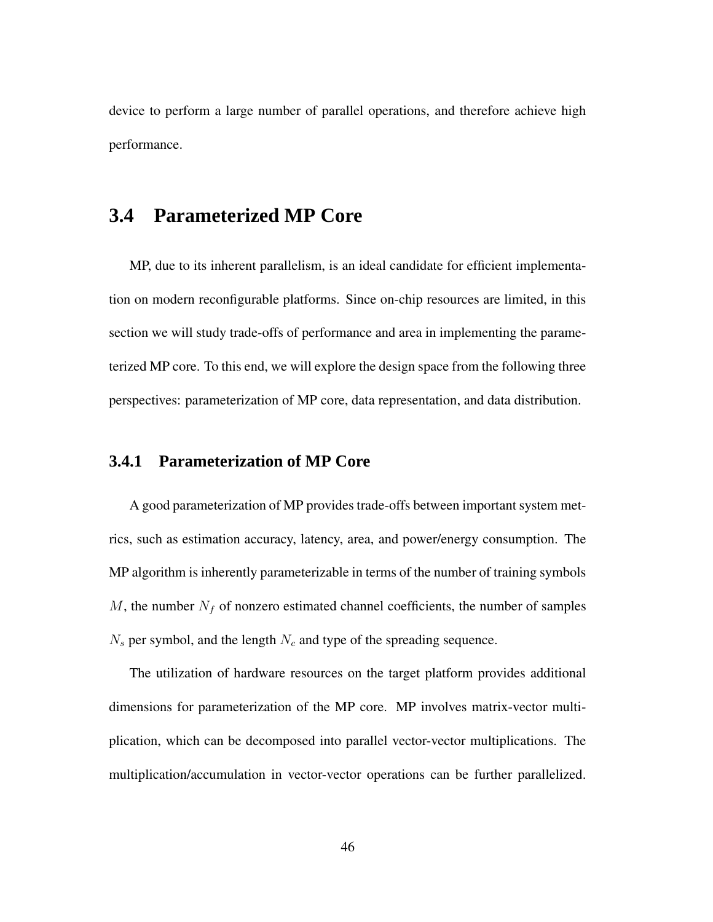device to perform a large number of parallel operations, and therefore achieve high performance.

## 3.4 Parameterized MP Core

MP, due to its inherent parallelism, is an ideal candidate for efficient implementation on modern reconfigurable platforms. Since on-chip resources are limited, in this section we will study trade-offs of performance and area in implementing the parameterized MP core. To this end, we will explore the design space from the following three perspectives: parameterization of MP core, data representation, and data distribution.

### 3.4.1 Parameterization of MP Core

A good parameterization of MP provides trade-offs between important system metrics, such as estimation accuracy, latency, area, and power/energy consumption. The MP algorithm is inherently parameterizable in terms of the number of training symbols $M$, the number $N_f$ of nonzero estimated channel coefficients, the number of samples $N_s$ per symbol, and the length $N_c$ and type of the spreading sequence.

The utilization of hardware resources on the target platform provides additional dimensions for parameterization of the MP core. MP involves matrix-vector multiplication, which can be decomposed into parallel vector-vector multiplications. The multiplication/accumulation in vector-vector operations can be further parallelized.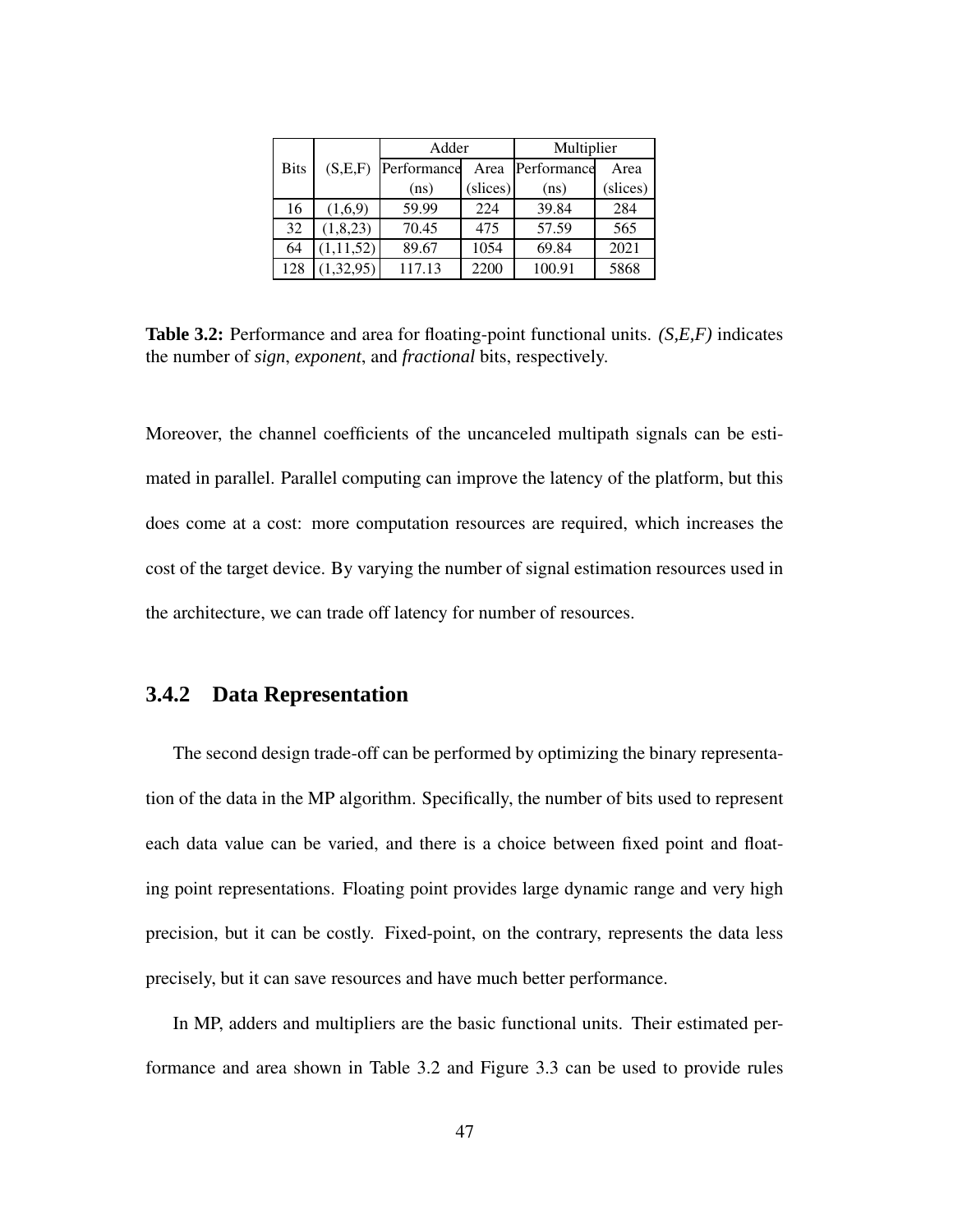| Bits | (S,E,F) | Adder | | Multiplier | |
|---|---|---|---|---|---|
| | | Performance (ns) | Area (slices) | Performance (ns) | Area (slices) |
| 16 | (1,6,9) | 59.99 | 224 | 39.84 | 284 |
| 32 | (1,8,23) | 70.45 | 475 | 57.59 | 565 |
| 64 | (1,11,52) | 89.67 | 1054 | 69.84 | 2021 |
| 128 | (1,32,95) | 117.13 | 2200 | 100.91 | 5868 |

**Table 3.2:** Performance and area for floating-point functional units. *(S,E,F)* indicates the number of ***sign***, ***exponent***, and ***fractional*** bits, respectively.

Moreover, the channel coefficients of the uncanceled multipath signals can be estimated in parallel. Parallel computing can improve the latency of the platform, but this does come at a cost: more computation resources are required, which increases the cost of the target device. By varying the number of signal estimation resources used in the architecture, we can trade off latency for number of resources.

### 3.4.2 Data Representation

The second design trade-off can be performed by optimizing the binary representation of the data in the MP algorithm. Specifically, the number of bits used to represent each data value can be varied, and there is a choice between fixed point and floating point representations. Floating point provides large dynamic range and very high precision, but it can be costly. Fixed-point, on the contrary, represents the data less precisely, but it can save resources and have much better performance.

In MP, adders and multipliers are the basic functional units. Their estimated performance and area shown in Table 3.2 and Figure 3.3 can be used to provide rules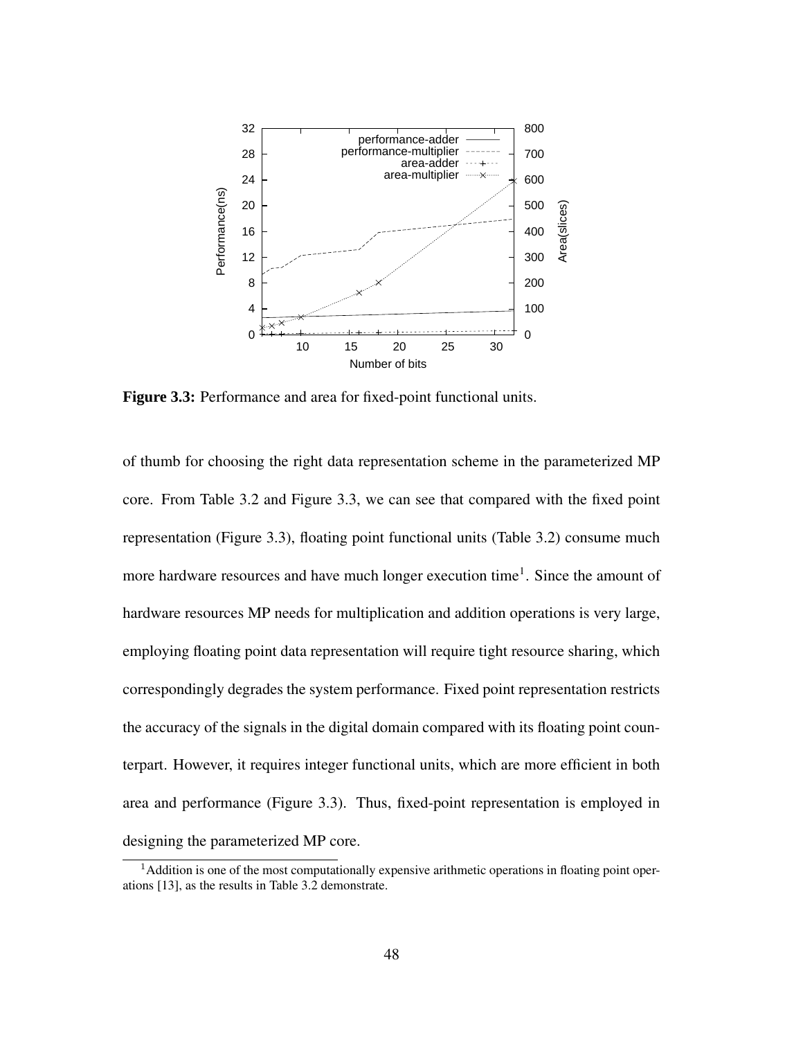**Figure 3.3:** Performance and area for fixed-point functional units.

of thumb for choosing the right data representation scheme in the parameterized MP core. From Table 3.2 and Figure 3.3, we can see that compared with the fixed point representation (Figure 3.3), floating point functional units (Table 3.2) consume much more hardware resources and have much longer execution time[1]. Since the amount of hardware resources MP needs for multiplication and addition operations is very large, employing floating point data representation will require tight resource sharing, which correspondingly degrades the system performance. Fixed point representation restricts the accuracy of the signals in the digital domain compared with its floating point counterpart. However, it requires integer functional units, which are more efficient in both area and performance (Figure 3.3). Thus, fixed-point representation is employed in designing the parameterized MP core.

[1] Addition is one of the most computationally expensive arithmetic operations in floating point operations [13], as the results in Table 3.2 demonstrate.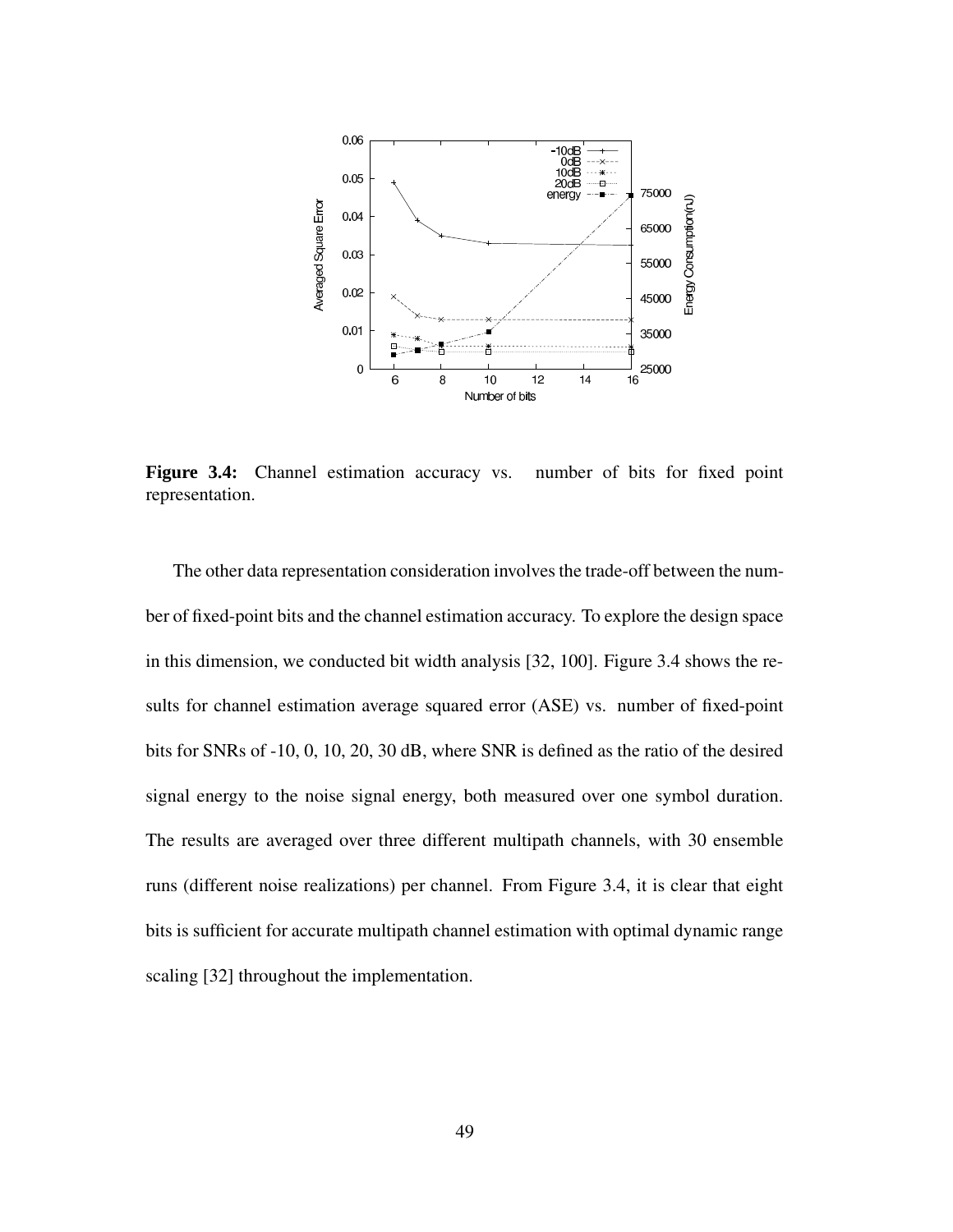**Figure 3.4:** Channel estimation accuracy vs. number of bits for fixed point representation.

The other data representation consideration involves the trade-off between the number of fixed-point bits and the channel estimation accuracy. To explore the design space in this dimension, we conducted bit width analysis [32, 100]. Figure 3.4 shows the results for channel estimation average squared error (ASE) vs. number of fixed-point bits for SNRs of -10, 0, 10, 20, 30 dB, where SNR is defined as the ratio of the desired signal energy to the noise signal energy, both measured over one symbol duration. The results are averaged over three different multipath channels, with 30 ensemble runs (different noise realizations) per channel. From Figure 3.4, it is clear that eight bits is sufficient for accurate multipath channel estimation with optimal dynamic range scaling [32] throughout the implementation.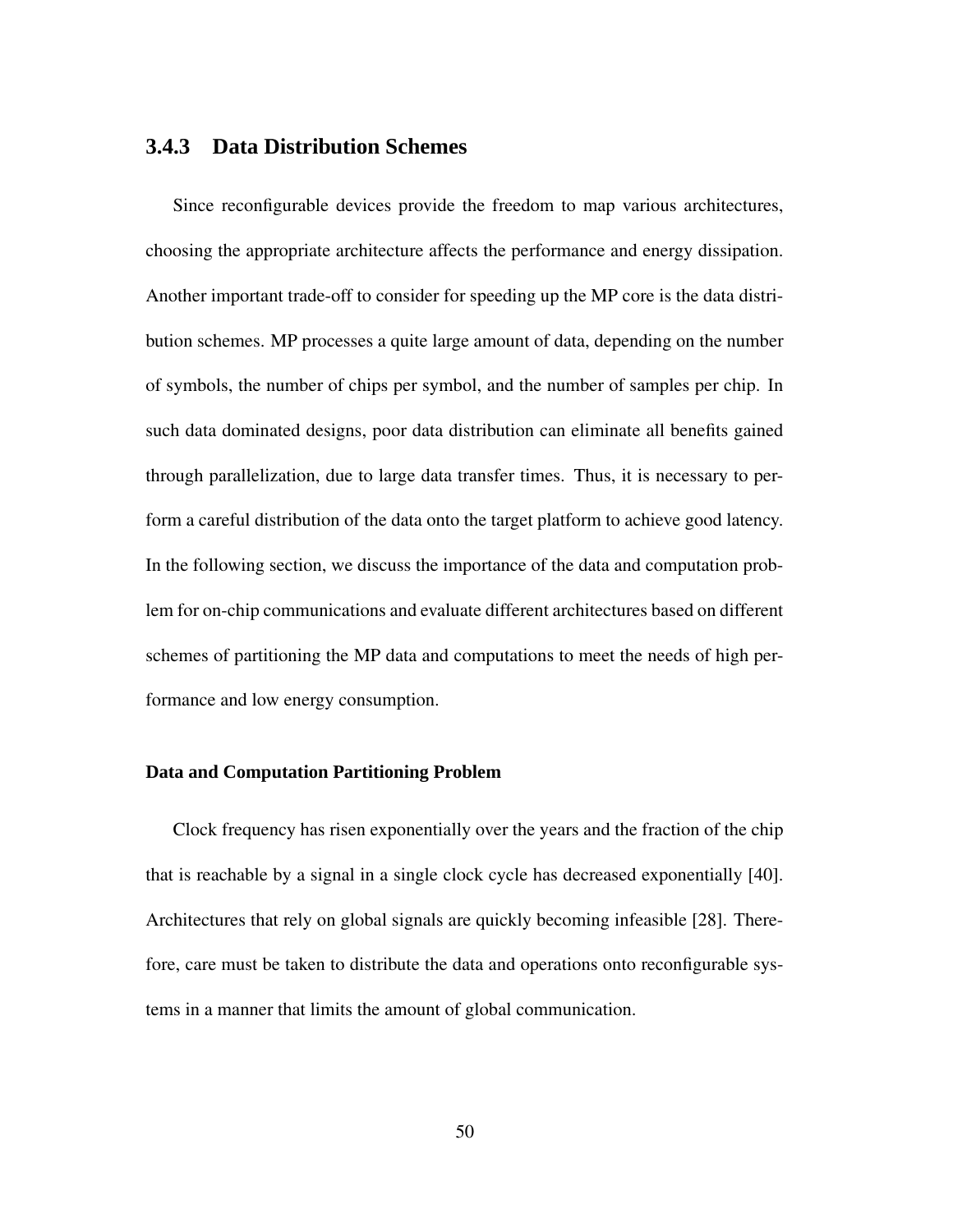### 3.4.3 Data Distribution Schemes

Since reconfigurable devices provide the freedom to map various architectures, choosing the appropriate architecture affects the performance and energy dissipation. Another important trade-off to consider for speeding up the MP core is the data distribution schemes. MP processes a quite large amount of data, depending on the number of symbols, the number of chips per symbol, and the number of samples per chip. In such data dominated designs, poor data distribution can eliminate all benefits gained through parallelization, due to large data transfer times. Thus, it is necessary to perform a careful distribution of the data onto the target platform to achieve good latency. In the following section, we discuss the importance of the data and computation problem for on-chip communications and evaluate different architectures based on different schemes of partitioning the MP data and computations to meet the needs of high performance and low energy consumption.

#### Data and Computation Partitioning Problem

Clock frequency has risen exponentially over the years and the fraction of the chip that is reachable by a signal in a single clock cycle has decreased exponentially [40]. Architectures that rely on global signals are quickly becoming infeasible [28]. Therefore, care must be taken to distribute the data and operations onto reconfigurable systems in a manner that limits the amount of global communication.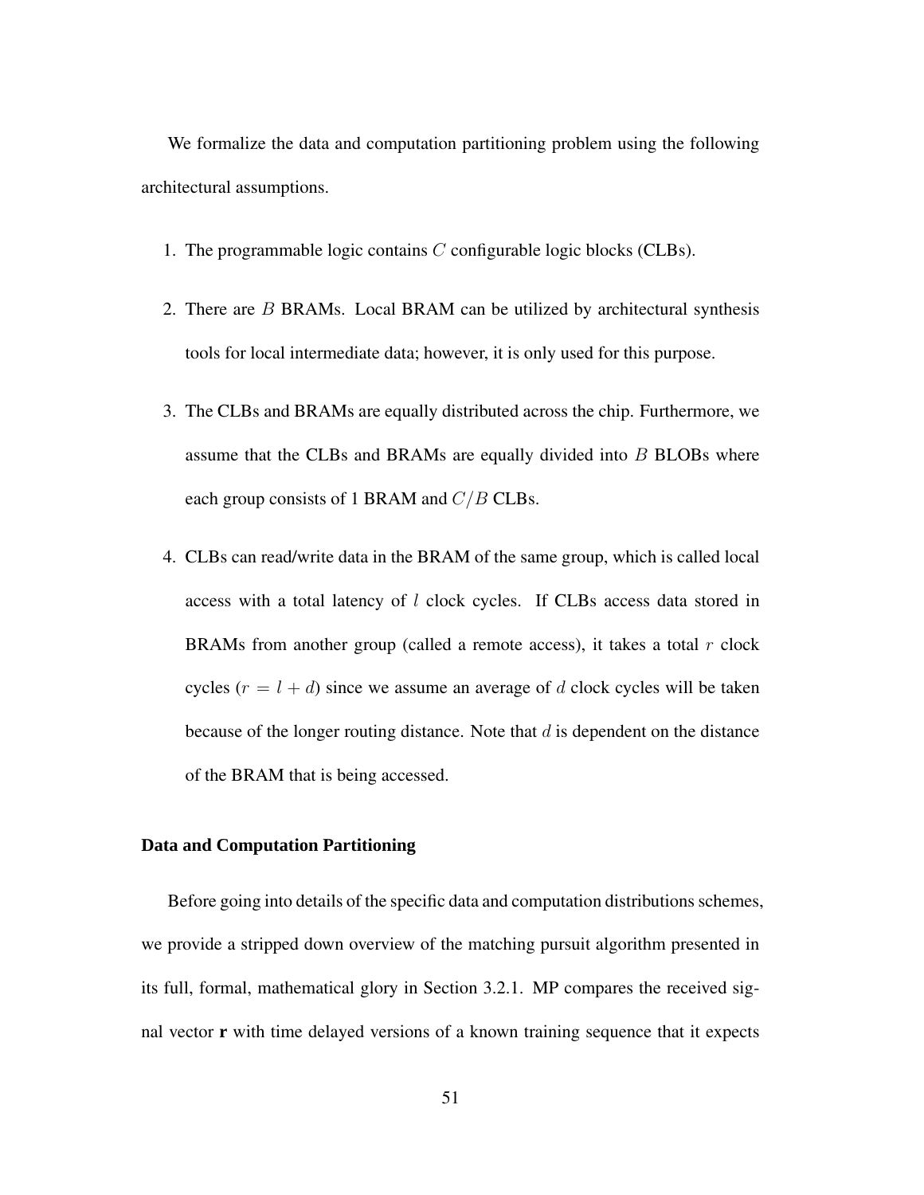We formalize the data and computation partitioning problem using the following architectural assumptions.

1. The programmable logic contains $C$ configurable logic blocks (CLBs).
2. There are $B$ BRAMs. Local BRAM can be utilized by architectural synthesis tools for local intermediate data; however, it is only used for this purpose.
3. The CLBs and BRAMs are equally distributed across the chip. Furthermore, we assume that the CLBs and BRAMs are equally divided into $B$ BLOBs where each group consists of 1 BRAM and $C/B$ CLBs.
4. CLBs can read/write data in the BRAM of the same group, which is called local access with a total latency of $l$ clock cycles. If CLBs access data stored in BRAMs from another group (called a remote access), it takes a total $r$ clock cycles ($r = l + d$) since we assume an average of $d$ clock cycles will be taken because of the longer routing distance. Note that $d$ is dependent on the distance of the BRAM that is being accessed.

### Data and Computation Partitioning

Before going into details of the specific data and computation distributions schemes, we provide a stripped down overview of the matching pursuit algorithm presented in its full, formal, mathematical glory in Section 3.2.1. MP compares the received signal vector $\mathbf{r}$ with time delayed versions of a known training sequence that it expects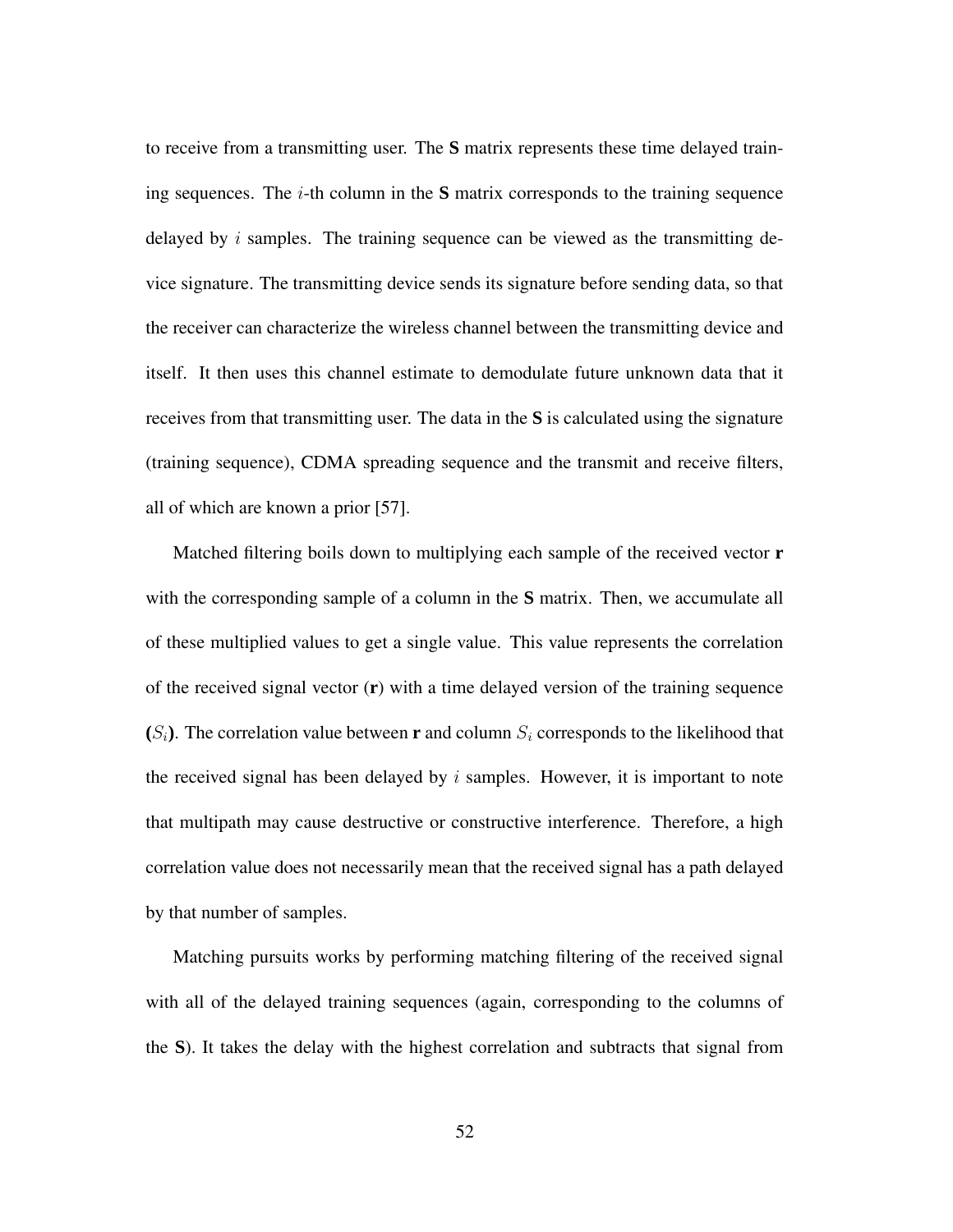to receive from a transmitting user. The **S** matrix represents these time delayed training sequences. The $i$-th column in the **S** matrix corresponds to the training sequence delayed by $i$ samples. The training sequence can be viewed as the transmitting device signature. The transmitting device sends its signature before sending data, so that the receiver can characterize the wireless channel between the transmitting device and itself. It then uses this channel estimate to demodulate future unknown data that it receives from that transmitting user. The data in the **S** is calculated using the signature (training sequence), CDMA spreading sequence and the transmit and receive filters, all of which are known a prior [57].

Matched filtering boils down to multiplying each sample of the received vector **r** with the corresponding sample of a column in the **S** matrix. Then, we accumulate all of these multiplied values to get a single value. This value represents the correlation of the received signal vector (**r**) with a time delayed version of the training sequence **(**$S_i$**)**. The correlation value between **r** and column $S_i$ corresponds to the likelihood that the received signal has been delayed by $i$ samples. However, it is important to note that multipath may cause destructive or constructive interference. Therefore, a high correlation value does not necessarily mean that the received signal has a path delayed by that number of samples.

Matching pursuits works by performing matching filtering of the received signal with all of the delayed training sequences (again, corresponding to the columns of the **S**). It takes the delay with the highest correlation and subtracts that signal from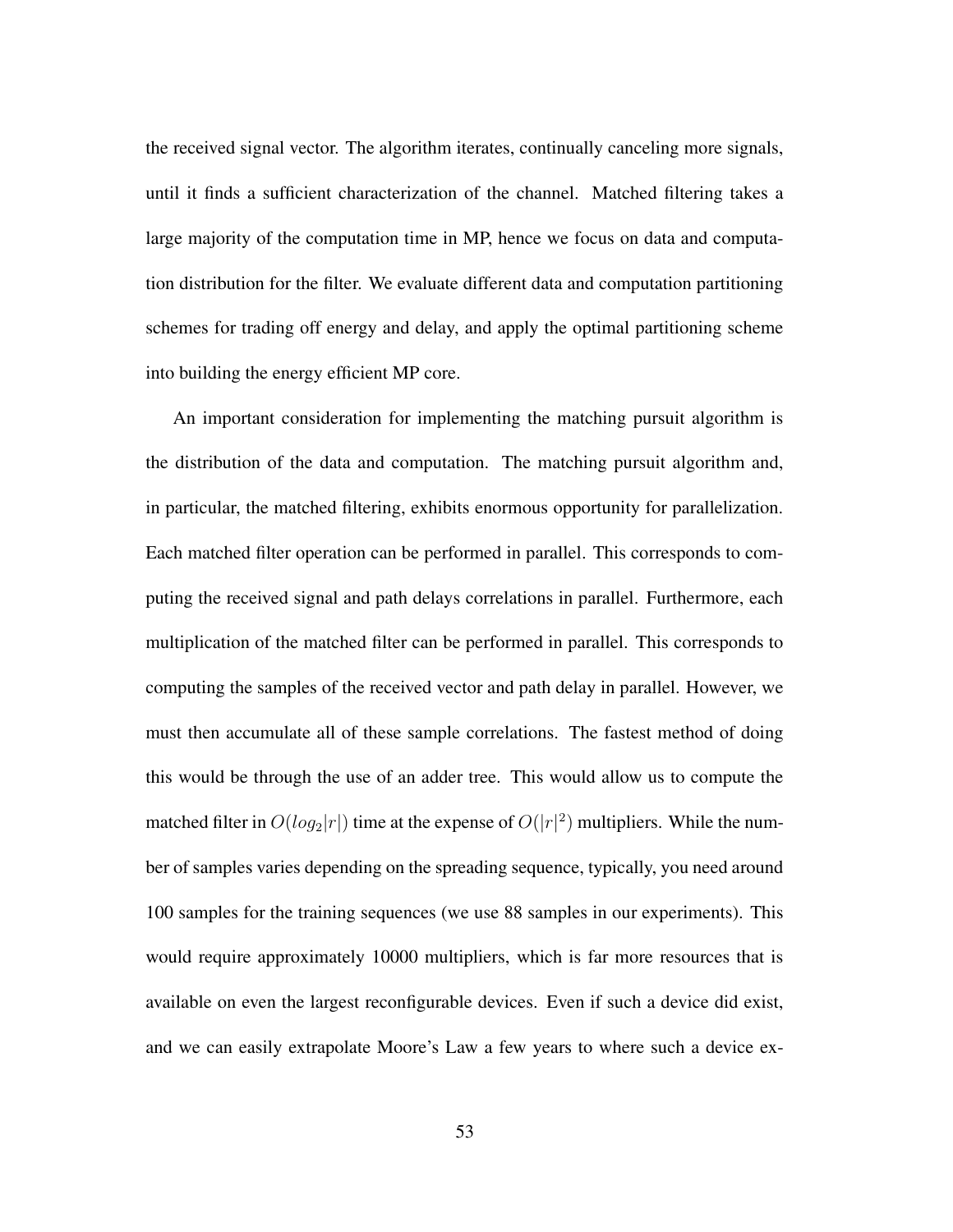the received signal vector. The algorithm iterates, continually canceling more signals, until it finds a sufficient characterization of the channel. Matched filtering takes a large majority of the computation time in MP, hence we focus on data and computation distribution for the filter. We evaluate different data and computation partitioning schemes for trading off energy and delay, and apply the optimal partitioning scheme into building the energy efficient MP core.

An important consideration for implementing the matching pursuit algorithm is the distribution of the data and computation. The matching pursuit algorithm and, in particular, the matched filtering, exhibits enormous opportunity for parallelization. Each matched filter operation can be performed in parallel. This corresponds to computing the received signal and path delays correlations in parallel. Furthermore, each multiplication of the matched filter can be performed in parallel. This corresponds to computing the samples of the received vector and path delay in parallel. However, we must then accumulate all of these sample correlations. The fastest method of doing this would be through the use of an adder tree. This would allow us to compute the matched filter in $O(log_2|r|)$ time at the expense of $O(|r|^2)$ multipliers. While the number of samples varies depending on the spreading sequence, typically, you need around 100 samples for the training sequences (we use 88 samples in our experiments). This would require approximately 10000 multipliers, which is far more resources that is available on even the largest reconfigurable devices. Even if such a device did exist, and we can easily extrapolate Moore's Law a few years to where such a device ex-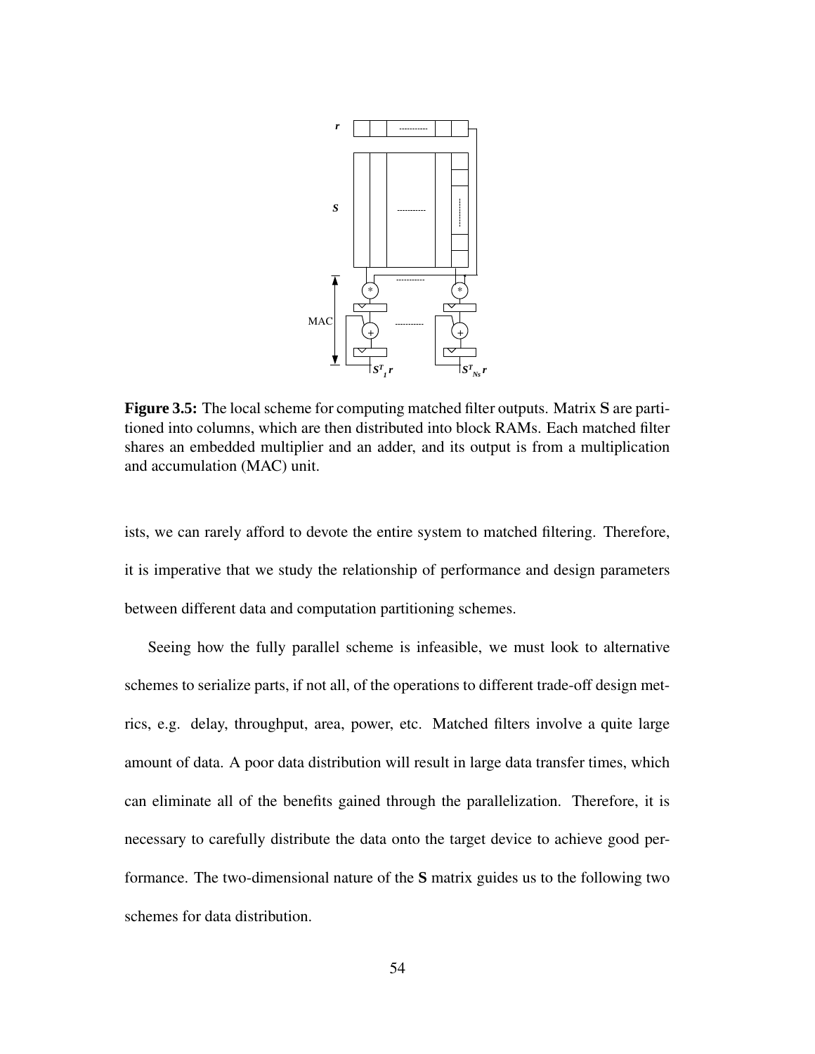**Figure 3.5:** The local scheme for computing matched filter outputs. Matrix **S** are partitioned into columns, which are then distributed into block RAMs. Each matched filter shares an embedded multiplier and an adder, and its output is from a multiplication and accumulation (MAC) unit.

ists, we can rarely afford to devote the entire system to matched filtering. Therefore, it is imperative that we study the relationship of performance and design parameters between different data and computation partitioning schemes.

Seeing how the fully parallel scheme is infeasible, we must look to alternative schemes to serialize parts, if not all, of the operations to different trade-off design metrics, e.g. delay, throughput, area, power, etc. Matched filters involve a quite large amount of data. A poor data distribution will result in large data transfer times, which can eliminate all of the benefits gained through the parallelization. Therefore, it is necessary to carefully distribute the data onto the target device to achieve good performance. The two-dimensional nature of the **S** matrix guides us to the following two schemes for data distribution.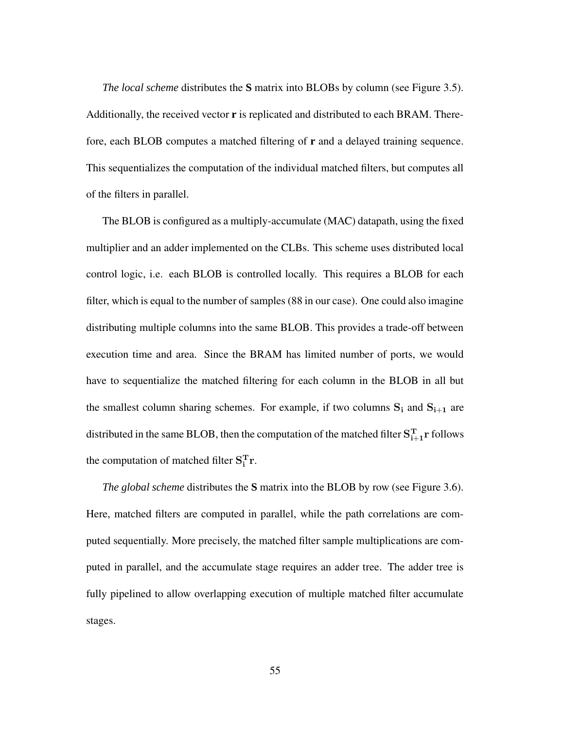*The local scheme* distributes the **S** matrix into BLOBs by column (see Figure 3.5). Additionally, the received vector **r** is replicated and distributed to each BRAM. Therefore, each BLOB computes a matched filtering of **r** and a delayed training sequence. This sequentializes the computation of the individual matched filters, but computes all of the filters in parallel.

The BLOB is configured as a multiply-accumulate (MAC) datapath, using the fixed multiplier and an adder implemented on the CLBs. This scheme uses distributed local control logic, i.e. each BLOB is controlled locally. This requires a BLOB for each filter, which is equal to the number of samples (88 in our case). One could also imagine distributing multiple columns into the same BLOB. This provides a trade-off between execution time and area. Since the BRAM has limited number of ports, we would have to sequentialize the matched filtering for each column in the BLOB in all but the smallest column sharing schemes. For example, if two columns $\mathbf{S_i}$ and $\mathbf{S_{i+1}}$ are distributed in the same BLOB, then the computation of the matched filter $\mathbf{S_{i+1}^T r}$ follows the computation of matched filter $\mathbf{S_i^T r}$.

*The global scheme* distributes the **S** matrix into the BLOB by row (see Figure 3.6). Here, matched filters are computed in parallel, while the path correlations are computed sequentially. More precisely, the matched filter sample multiplications are computed in parallel, and the accumulate stage requires an adder tree. The adder tree is fully pipelined to allow overlapping execution of multiple matched filter accumulate stages.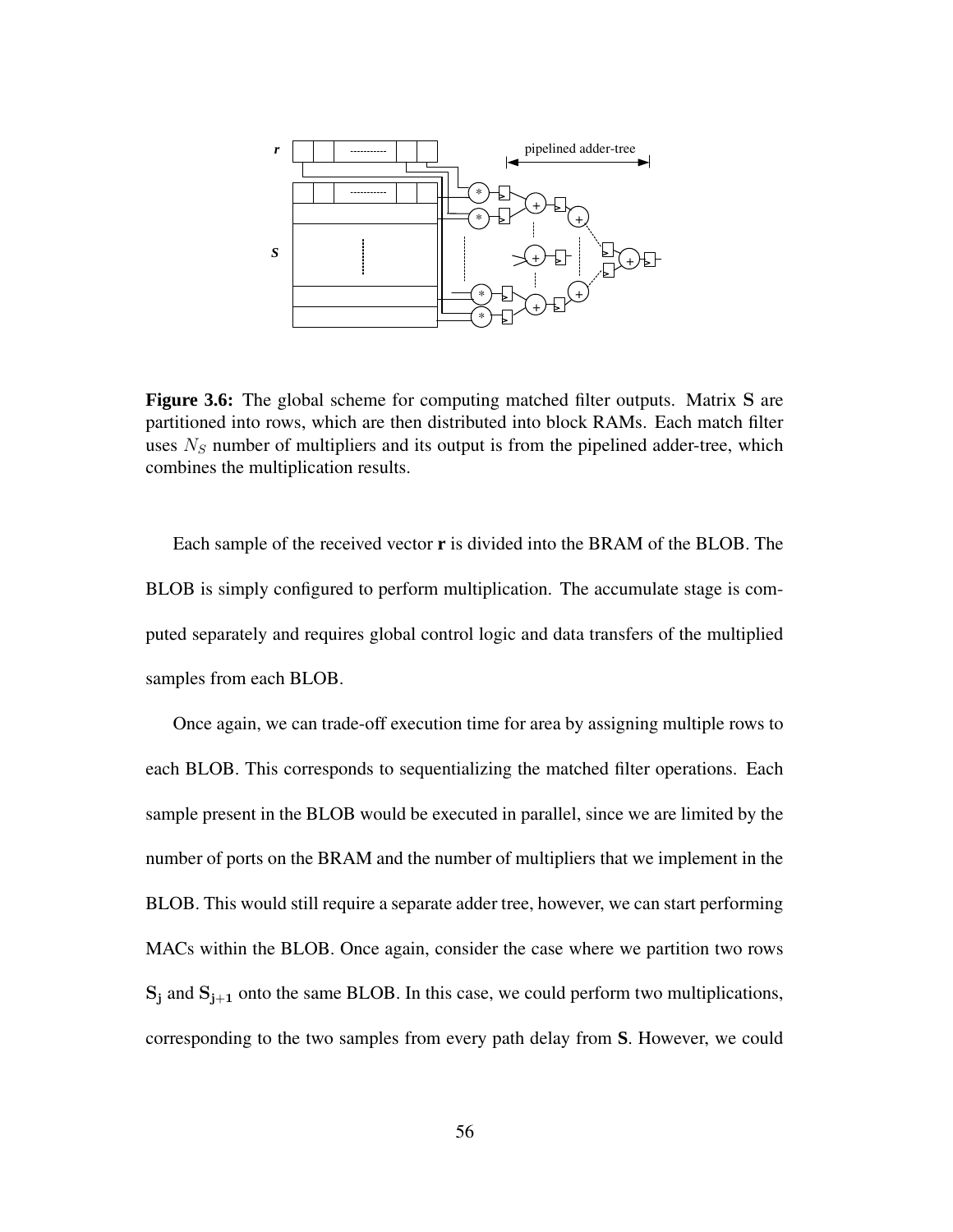**Figure 3.6:** The global scheme for computing matched filter outputs. Matrix $\mathbf{S}$ are partitioned into rows, which are then distributed into block RAMs. Each match filter uses $N_S$ number of multipliers and its output is from the pipelined adder-tree, which combines the multiplication results.

Each sample of the received vector **r** is divided into the BRAM of the BLOB. The BLOB is simply configured to perform multiplication. The accumulate stage is computed separately and requires global control logic and data transfers of the multiplied samples from each BLOB.

Once again, we can trade-off execution time for area by assigning multiple rows to each BLOB. This corresponds to sequentializing the matched filter operations. Each sample present in the BLOB would be executed in parallel, since we are limited by the number of ports on the BRAM and the number of multipliers that we implement in the BLOB. This would still require a separate adder tree, however, we can start performing MACs within the BLOB. Once again, consider the case where we partition two rows $\mathbf{S_j}$ and $\mathbf{S_{j+1}}$ onto the same BLOB. In this case, we could perform two multiplications, corresponding to the two samples from every path delay from **S**. However, we could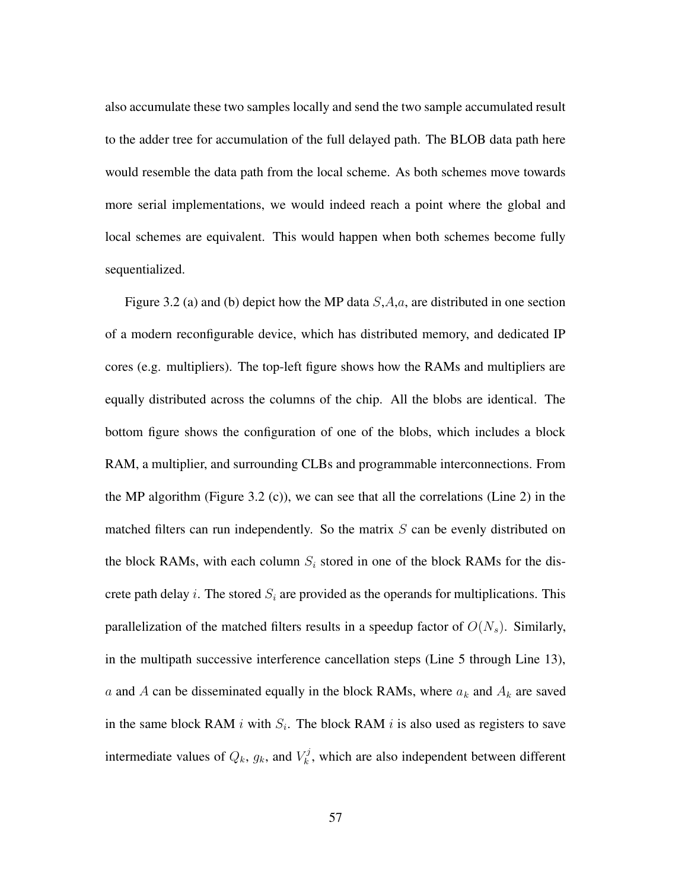also accumulate these two samples locally and send the two sample accumulated result to the adder tree for accumulation of the full delayed path. The BLOB data path here would resemble the data path from the local scheme. As both schemes move towards more serial implementations, we would indeed reach a point where the global and local schemes are equivalent. This would happen when both schemes become fully sequentialized.

Figure 3.2 (a) and (b) depict how the MP data $S$,$A$,$a$, are distributed in one section of a modern reconfigurable device, which has distributed memory, and dedicated IP cores (e.g. multipliers). The top-left figure shows how the RAMs and multipliers are equally distributed across the columns of the chip. All the blobs are identical. The bottom figure shows the configuration of one of the blobs, which includes a block RAM, a multiplier, and surrounding CLBs and programmable interconnections. From the MP algorithm (Figure 3.2 (c)), we can see that all the correlations (Line 2) in the matched filters can run independently. So the matrix $S$ can be evenly distributed on the block RAMs, with each column $S_i$ stored in one of the block RAMs for the discrete path delay $i$. The stored $S_i$ are provided as the operands for multiplications. This parallelization of the matched filters results in a speedup factor of $O(N_s)$. Similarly, in the multipath successive interference cancellation steps (Line 5 through Line 13), $a$ and $A$ can be disseminated equally in the block RAMs, where $a_k$ and $A_k$ are saved in the same block RAM $i$ with $S_i$. The block RAM $i$ is also used as registers to save intermediate values of $Q_k$, $g_k$, and $V_k^j$, which are also independent between different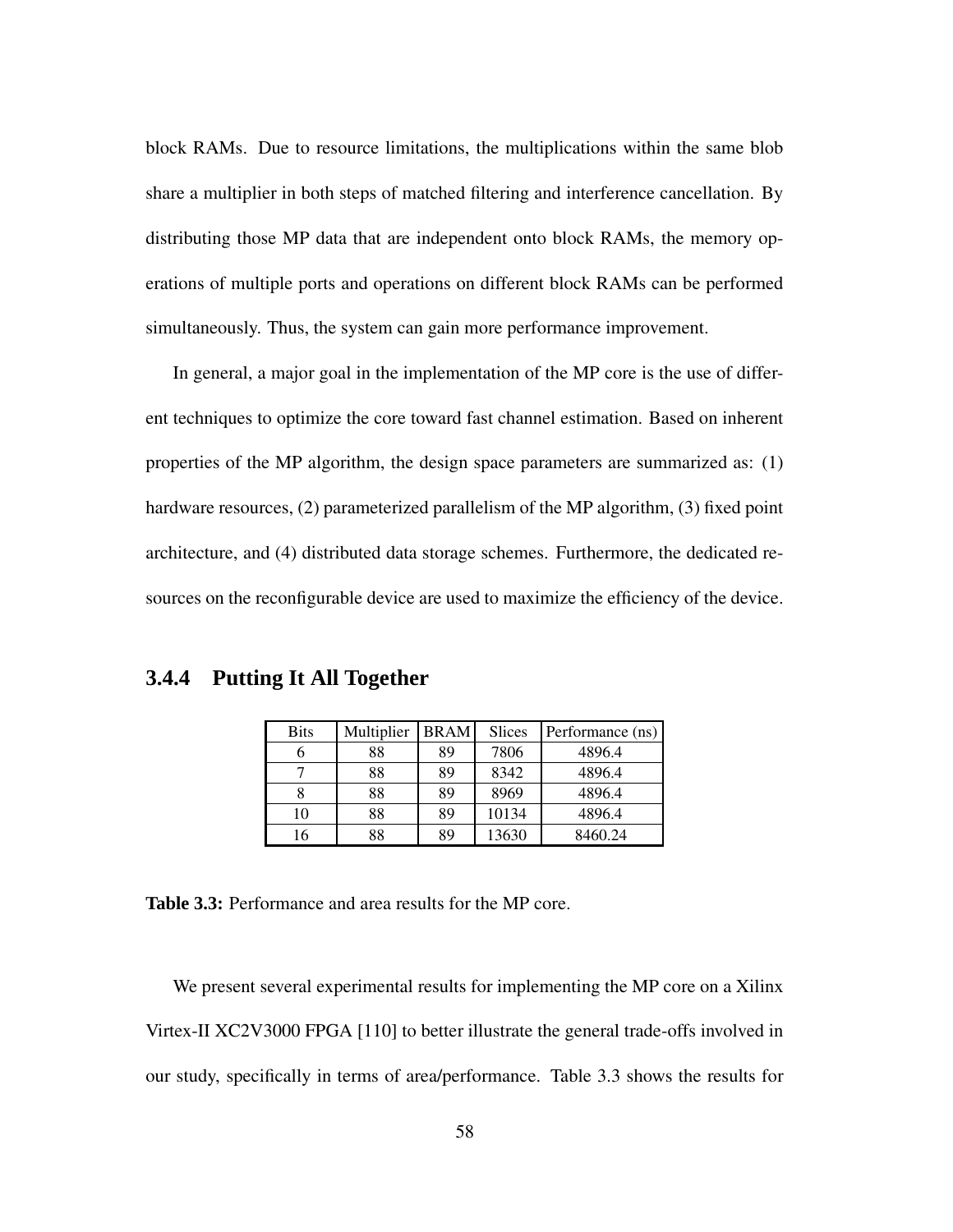block RAMs. Due to resource limitations, the multiplications within the same blob share a multiplier in both steps of matched filtering and interference cancellation. By distributing those MP data that are independent onto block RAMs, the memory operations of multiple ports and operations on different block RAMs can be performed simultaneously. Thus, the system can gain more performance improvement.

In general, a major goal in the implementation of the MP core is the use of different techniques to optimize the core toward fast channel estimation. Based on inherent properties of the MP algorithm, the design space parameters are summarized as: (1) hardware resources, (2) parameterized parallelism of the MP algorithm, (3) fixed point architecture, and (4) distributed data storage schemes. Furthermore, the dedicated resources on the reconfigurable device are used to maximize the efficiency of the device.

### 3.4.4 Putting It All Together

| Bits | Multiplier | BRAM | Slices | Performance (ns) |
|---|---|---|---|---|
| 6 | 88 | 89 | 7806 | 4896.4 |
| 7 | 88 | 89 | 8342 | 4896.4 |
| 8 | 88 | 89 | 8969 | 4896.4 |
| 10 | 88 | 89 | 10134 | 4896.4 |
| 16 | 88 | 89 | 13630 | 8460.24 |

**Table 3.3:** Performance and area results for the MP core.

We present several experimental results for implementing the MP core on a Xilinx Virtex-II XC2V3000 FPGA [110] to better illustrate the general trade-offs involved in our study, specifically in terms of area/performance. Table 3.3 shows the results for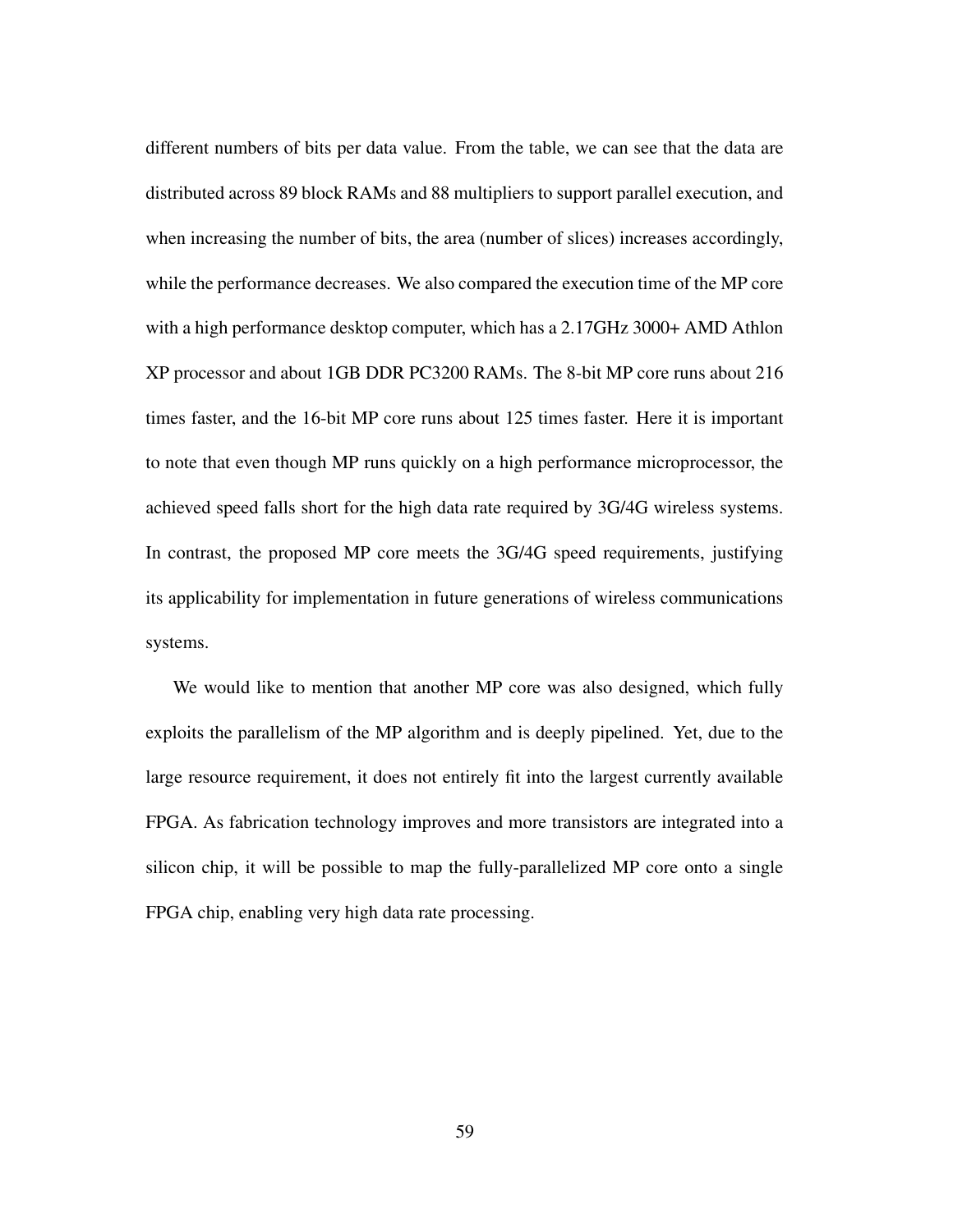different numbers of bits per data value. From the table, we can see that the data are distributed across 89 block RAMs and 88 multipliers to support parallel execution, and when increasing the number of bits, the area (number of slices) increases accordingly, while the performance decreases. We also compared the execution time of the MP core with a high performance desktop computer, which has a 2.17GHz 3000+ AMD Athlon XP processor and about 1GB DDR PC3200 RAMs. The 8-bit MP core runs about 216 times faster, and the 16-bit MP core runs about 125 times faster. Here it is important to note that even though MP runs quickly on a high performance microprocessor, the achieved speed falls short for the high data rate required by 3G/4G wireless systems. In contrast, the proposed MP core meets the 3G/4G speed requirements, justifying its applicability for implementation in future generations of wireless communications systems.

We would like to mention that another MP core was also designed, which fully exploits the parallelism of the MP algorithm and is deeply pipelined. Yet, due to the large resource requirement, it does not entirely fit into the largest currently available FPGA. As fabrication technology improves and more transistors are integrated into a silicon chip, it will be possible to map the fully-parallelized MP core onto a single FPGA chip, enabling very high data rate processing.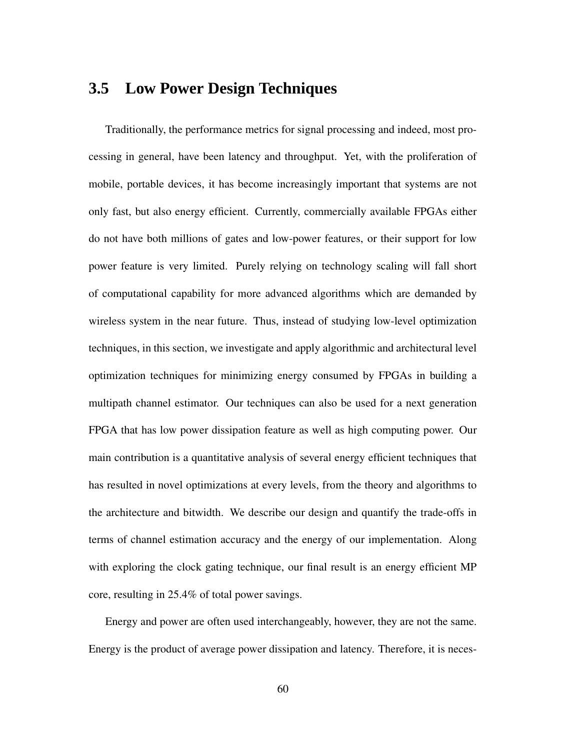## 3.5 Low Power Design Techniques

Traditionally, the performance metrics for signal processing and indeed, most processing in general, have been latency and throughput. Yet, with the proliferation of mobile, portable devices, it has become increasingly important that systems are not only fast, but also energy efficient. Currently, commercially available FPGAs either do not have both millions of gates and low-power features, or their support for low power feature is very limited. Purely relying on technology scaling will fall short of computational capability for more advanced algorithms which are demanded by wireless system in the near future. Thus, instead of studying low-level optimization techniques, in this section, we investigate and apply algorithmic and architectural level optimization techniques for minimizing energy consumed by FPGAs in building a multipath channel estimator. Our techniques can also be used for a next generation FPGA that has low power dissipation feature as well as high computing power. Our main contribution is a quantitative analysis of several energy efficient techniques that has resulted in novel optimizations at every levels, from the theory and algorithms to the architecture and bitwidth. We describe our design and quantify the trade-offs in terms of channel estimation accuracy and the energy of our implementation. Along with exploring the clock gating technique, our final result is an energy efficient MP core, resulting in 25.4% of total power savings.

Energy and power are often used interchangeably, however, they are not the same. Energy is the product of average power dissipation and latency. Therefore, it is neces-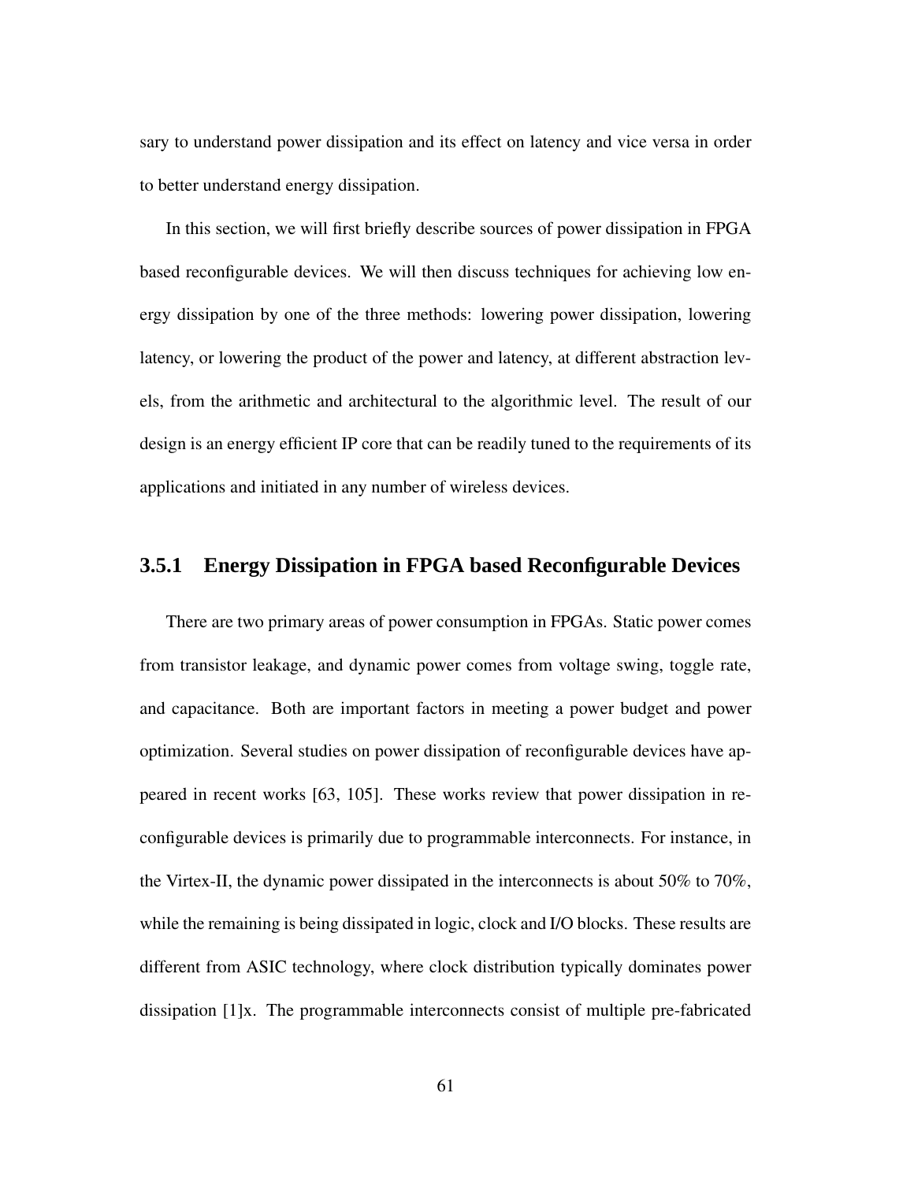sary to understand power dissipation and its effect on latency and vice versa in order to better understand energy dissipation.

In this section, we will first briefly describe sources of power dissipation in FPGA based reconfigurable devices. We will then discuss techniques for achieving low energy dissipation by one of the three methods: lowering power dissipation, lowering latency, or lowering the product of the power and latency, at different abstraction levels, from the arithmetic and architectural to the algorithmic level. The result of our design is an energy efficient IP core that can be readily tuned to the requirements of its applications and initiated in any number of wireless devices.

### 3.5.1 Energy Dissipation in FPGA based Reconfigurable Devices

There are two primary areas of power consumption in FPGAs. Static power comes from transistor leakage, and dynamic power comes from voltage swing, toggle rate, and capacitance. Both are important factors in meeting a power budget and power optimization. Several studies on power dissipation of reconfigurable devices have appeared in recent works [63, 105]. These works review that power dissipation in reconfigurable devices is primarily due to programmable interconnects. For instance, in the Virtex-II, the dynamic power dissipated in the interconnects is about 50% to 70%, while the remaining is being dissipated in logic, clock and I/O blocks. These results are different from ASIC technology, where clock distribution typically dominates power dissipation [1]x. The programmable interconnects consist of multiple pre-fabricated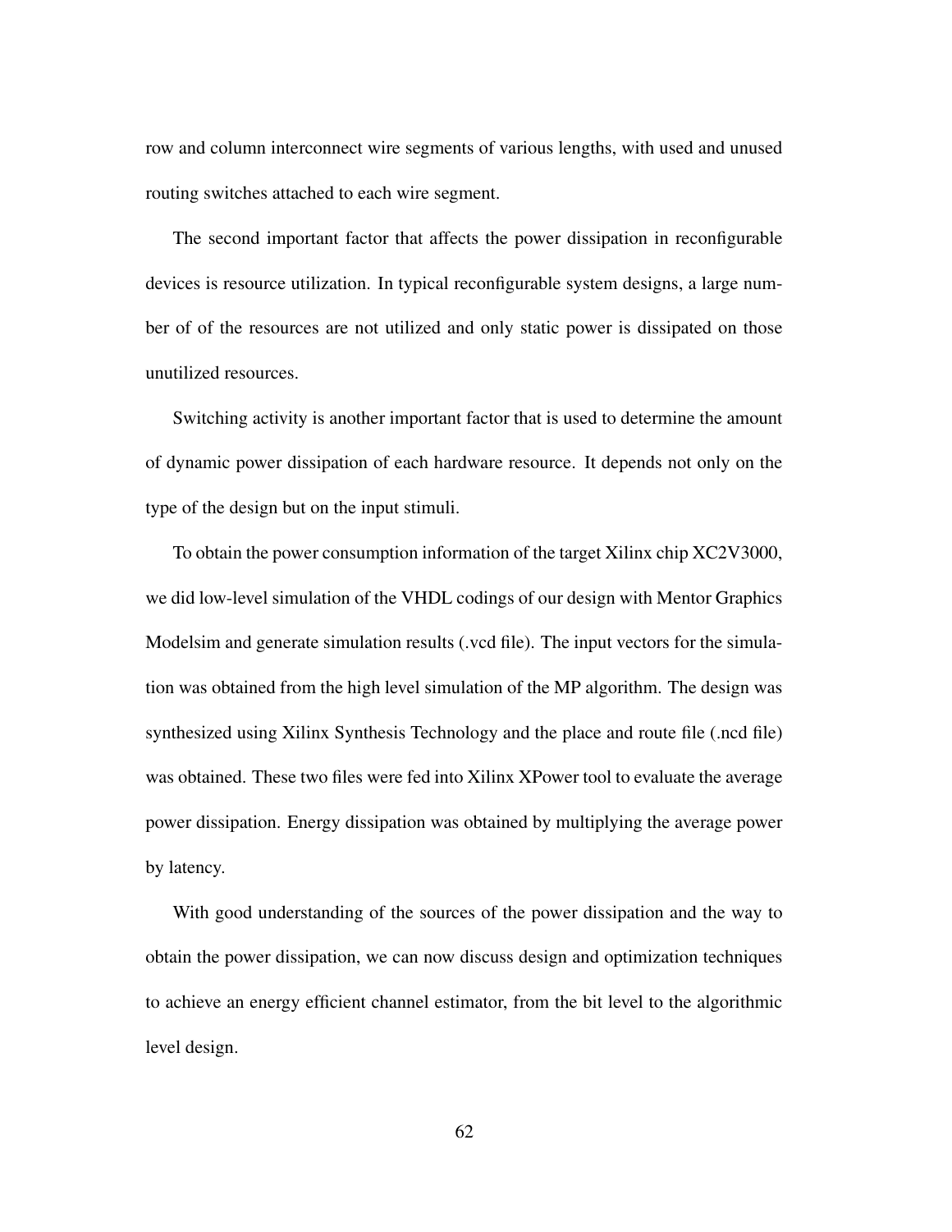row and column interconnect wire segments of various lengths, with used and unused routing switches attached to each wire segment.

The second important factor that affects the power dissipation in reconfigurable devices is resource utilization. In typical reconfigurable system designs, a large number of of the resources are not utilized and only static power is dissipated on those unutilized resources.

Switching activity is another important factor that is used to determine the amount of dynamic power dissipation of each hardware resource. It depends not only on the type of the design but on the input stimuli.

To obtain the power consumption information of the target Xilinx chip XC2V3000, we did low-level simulation of the VHDL codings of our design with Mentor Graphics Modelsim and generate simulation results (.vcd file). The input vectors for the simulation was obtained from the high level simulation of the MP algorithm. The design was synthesized using Xilinx Synthesis Technology and the place and route file (.ncd file) was obtained. These two files were fed into Xilinx XPower tool to evaluate the average power dissipation. Energy dissipation was obtained by multiplying the average power by latency.

With good understanding of the sources of the power dissipation and the way to obtain the power dissipation, we can now discuss design and optimization techniques to achieve an energy efficient channel estimator, from the bit level to the algorithmic level design.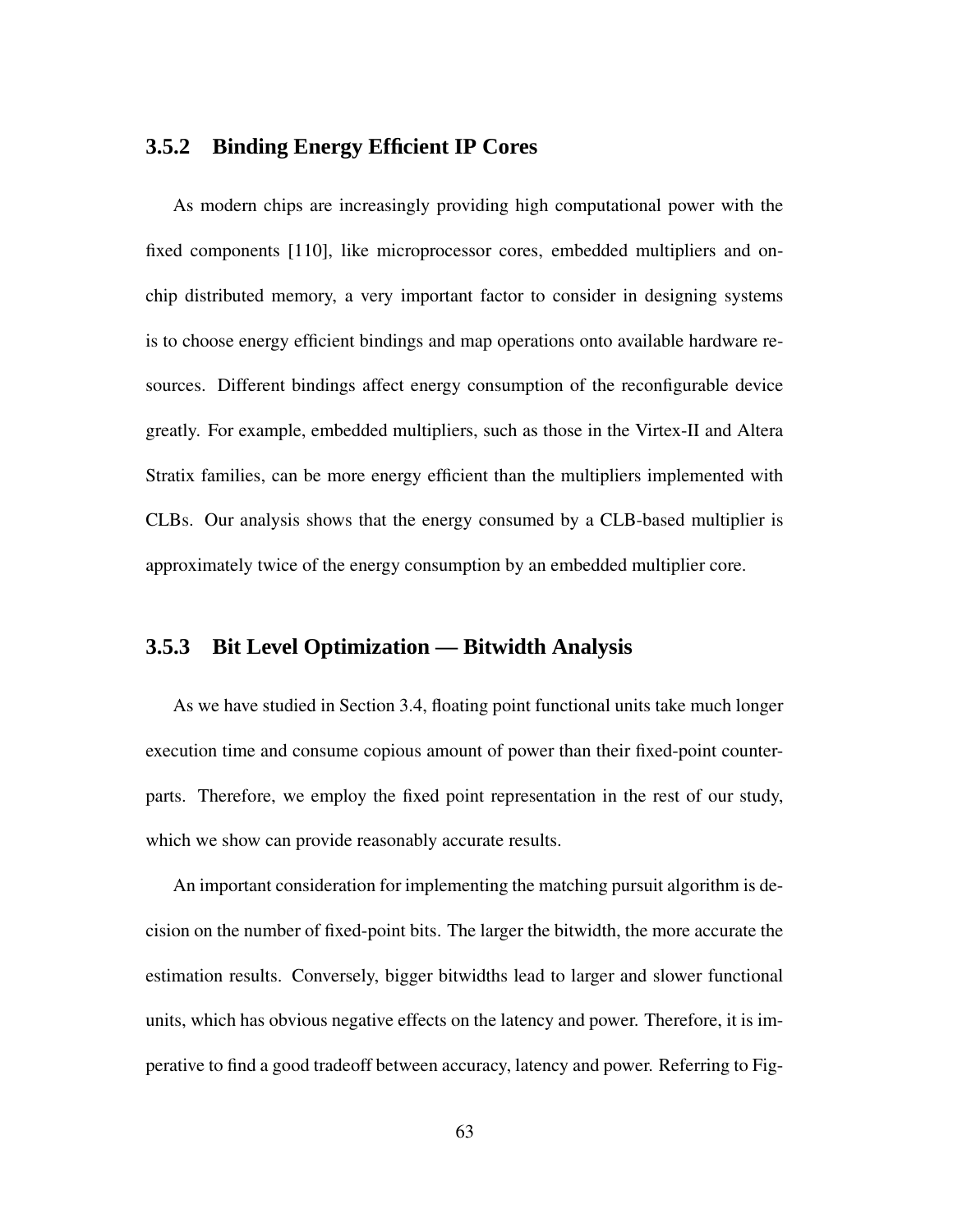### 3.5.2 Binding Energy Efficient IP Cores

As modern chips are increasingly providing high computational power with the fixed components [110], like microprocessor cores, embedded multipliers and on-chip distributed memory, a very important factor to consider in designing systems is to choose energy efficient bindings and map operations onto available hardware resources. Different bindings affect energy consumption of the reconfigurable device greatly. For example, embedded multipliers, such as those in the Virtex-II and Altera Stratix families, can be more energy efficient than the multipliers implemented with CLBs. Our analysis shows that the energy consumed by a CLB-based multiplier is approximately twice of the energy consumption by an embedded multiplier core.

### 3.5.3 Bit Level Optimization — Bitwidth Analysis

As we have studied in Section 3.4, floating point functional units take much longer execution time and consume copious amount of power than their fixed-point counterparts. Therefore, we employ the fixed point representation in the rest of our study, which we show can provide reasonably accurate results.

An important consideration for implementing the matching pursuit algorithm is decision on the number of fixed-point bits. The larger the bitwidth, the more accurate the estimation results. Conversely, bigger bitwidths lead to larger and slower functional units, which has obvious negative effects on the latency and power. Therefore, it is imperative to find a good tradeoff between accuracy, latency and power. Referring to Fig-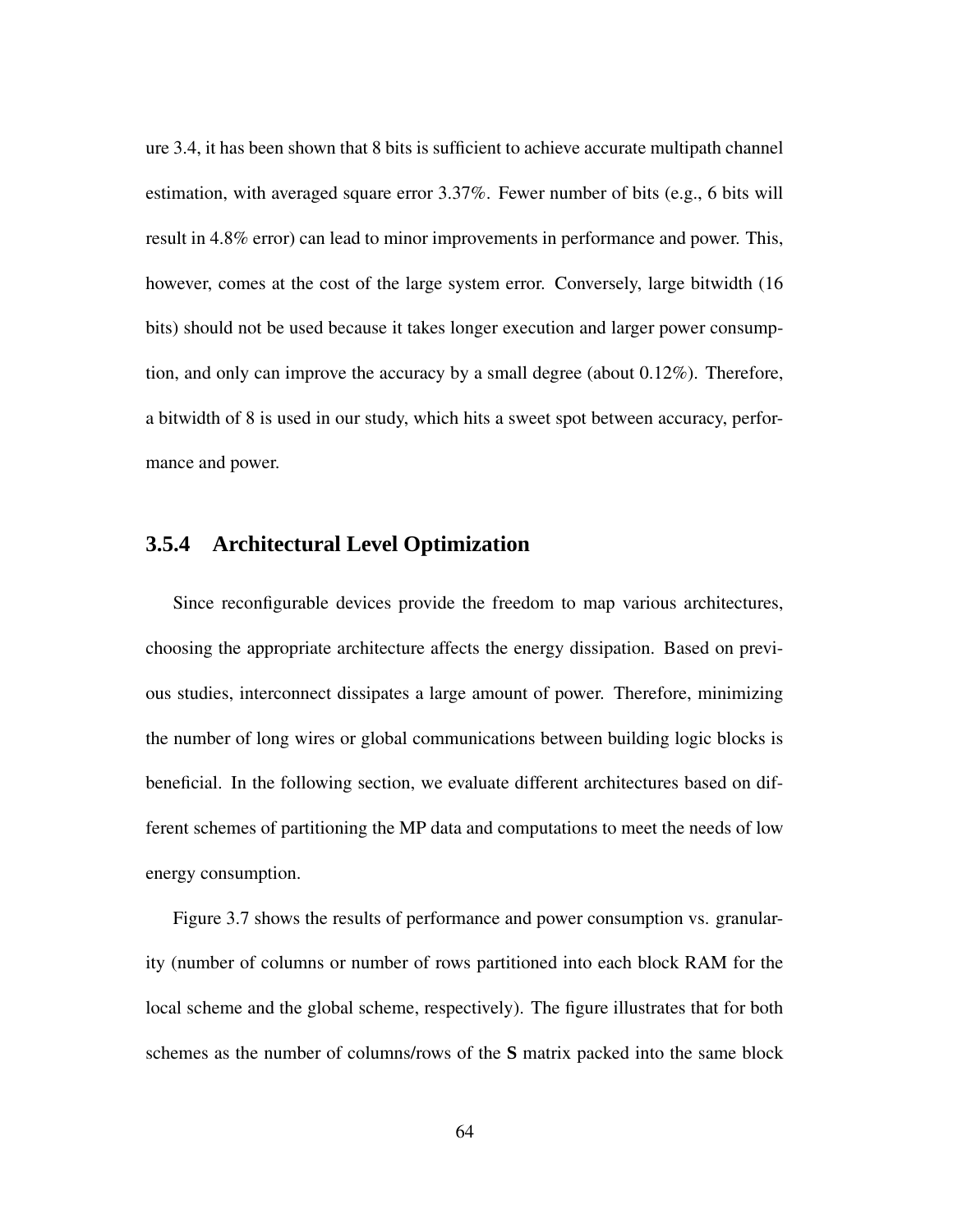ure 3.4, it has been shown that 8 bits is sufficient to achieve accurate multipath channel estimation, with averaged square error 3.37%. Fewer number of bits (e.g., 6 bits will result in 4.8% error) can lead to minor improvements in performance and power. This, however, comes at the cost of the large system error. Conversely, large bitwidth (16 bits) should not be used because it takes longer execution and larger power consumption, and only can improve the accuracy by a small degree (about 0.12%). Therefore, a bitwidth of 8 is used in our study, which hits a sweet spot between accuracy, performance and power.

### 3.5.4 Architectural Level Optimization

Since reconfigurable devices provide the freedom to map various architectures, choosing the appropriate architecture affects the energy dissipation. Based on previous studies, interconnect dissipates a large amount of power. Therefore, minimizing the number of long wires or global communications between building logic blocks is beneficial. In the following section, we evaluate different architectures based on different schemes of partitioning the MP data and computations to meet the needs of low energy consumption.

Figure 3.7 shows the results of performance and power consumption vs. granularity (number of columns or number of rows partitioned into each block RAM for the local scheme and the global scheme, respectively). The figure illustrates that for both schemes as the number of columns/rows of the **S** matrix packed into the same block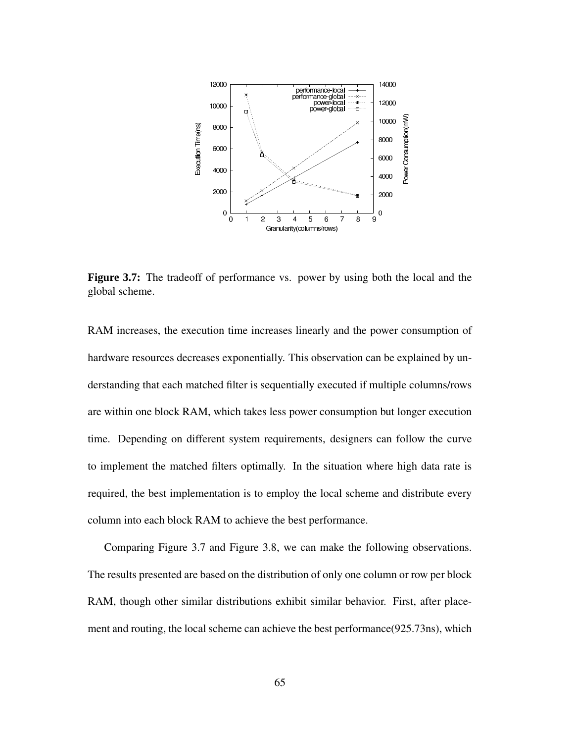**Figure 3.7:** The tradeoff of performance vs. power by using both the local and the global scheme.

RAM increases, the execution time increases linearly and the power consumption of hardware resources decreases exponentially. This observation can be explained by understanding that each matched filter is sequentially executed if multiple columns/rows are within one block RAM, which takes less power consumption but longer execution time. Depending on different system requirements, designers can follow the curve to implement the matched filters optimally. In the situation where high data rate is required, the best implementation is to employ the local scheme and distribute every column into each block RAM to achieve the best performance.

Comparing Figure 3.7 and Figure 3.8, we can make the following observations. The results presented are based on the distribution of only one column or row per block RAM, though other similar distributions exhibit similar behavior. First, after placement and routing, the local scheme can achieve the best performance(925.73ns), which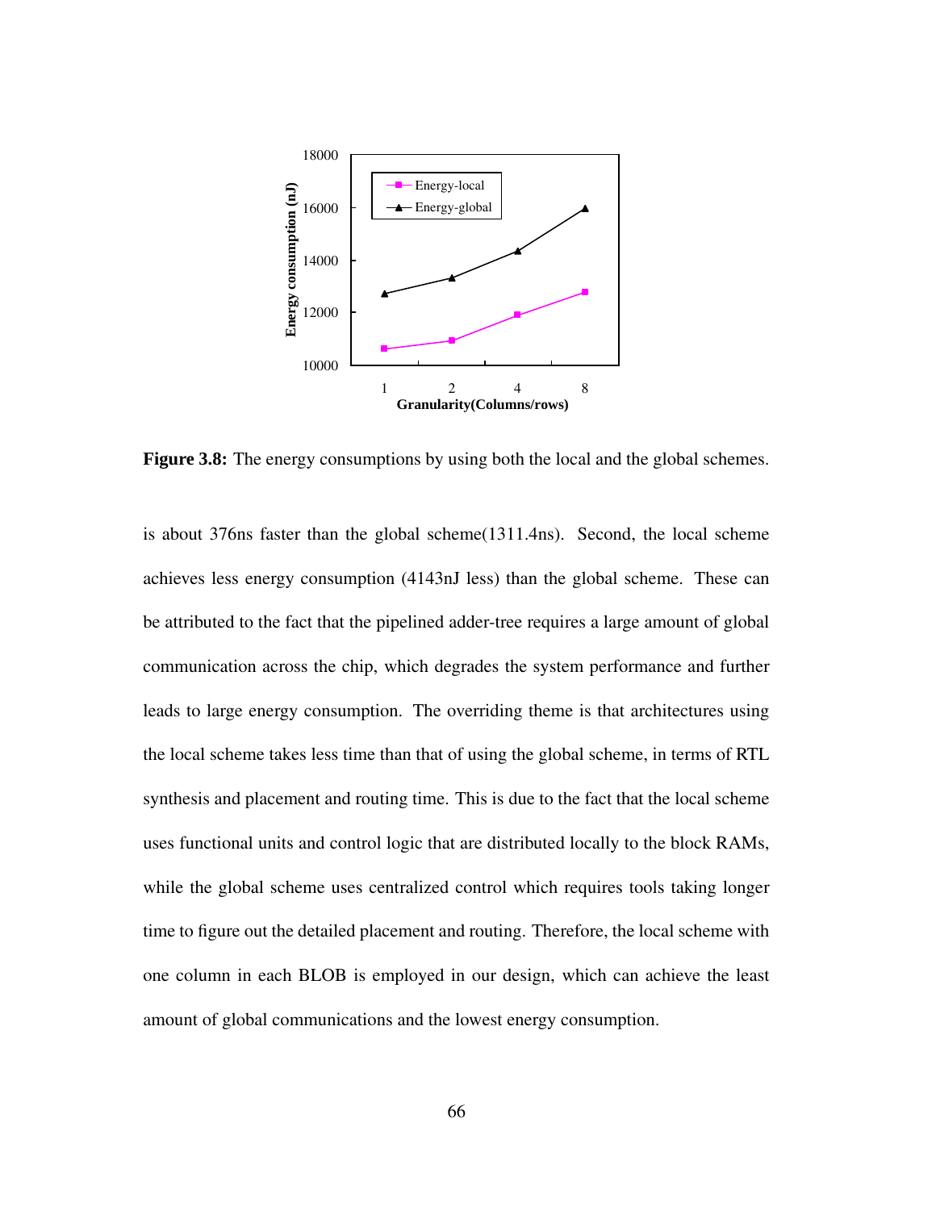**Figure 3.8:** The energy consumptions by using both the local and the global schemes.

is about 376ns faster than the global scheme(1311.4ns). Second, the local scheme achieves less energy consumption (4143nJ less) than the global scheme. These can be attributed to the fact that the pipelined adder-tree requires a large amount of global communication across the chip, which degrades the system performance and further leads to large energy consumption. The overriding theme is that architectures using the local scheme takes less time than that of using the global scheme, in terms of RTL synthesis and placement and routing time. This is due to the fact that the local scheme uses functional units and control logic that are distributed locally to the block RAMs, while the global scheme uses centralized control which requires tools taking longer time to figure out the detailed placement and routing. Therefore, the local scheme with one column in each BLOB is employed in our design, which can achieve the least amount of global communications and the lowest energy consumption.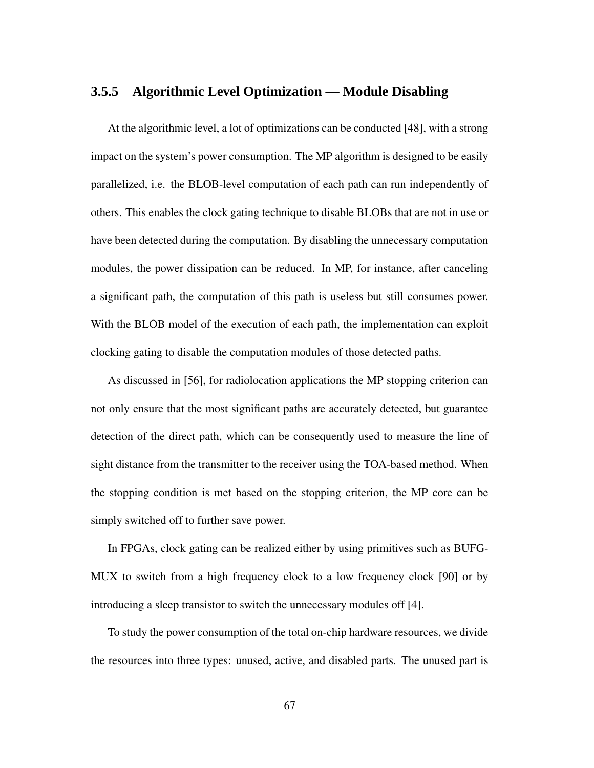### 3.5.5 Algorithmic Level Optimization — Module Disabling

At the algorithmic level, a lot of optimizations can be conducted [48], with a strong impact on the system's power consumption. The MP algorithm is designed to be easily parallelized, i.e. the BLOB-level computation of each path can run independently of others. This enables the clock gating technique to disable BLOBs that are not in use or have been detected during the computation. By disabling the unnecessary computation modules, the power dissipation can be reduced. In MP, for instance, after canceling a significant path, the computation of this path is useless but still consumes power. With the BLOB model of the execution of each path, the implementation can exploit clocking gating to disable the computation modules of those detected paths.

As discussed in [56], for radiolocation applications the MP stopping criterion can not only ensure that the most significant paths are accurately detected, but guarantee detection of the direct path, which can be consequently used to measure the line of sight distance from the transmitter to the receiver using the TOA-based method. When the stopping condition is met based on the stopping criterion, the MP core can be simply switched off to further save power.

In FPGAs, clock gating can be realized either by using primitives such as BUFG-MUX to switch from a high frequency clock to a low frequency clock [90] or by introducing a sleep transistor to switch the unnecessary modules off [4].

To study the power consumption of the total on-chip hardware resources, we divide the resources into three types: unused, active, and disabled parts. The unused part is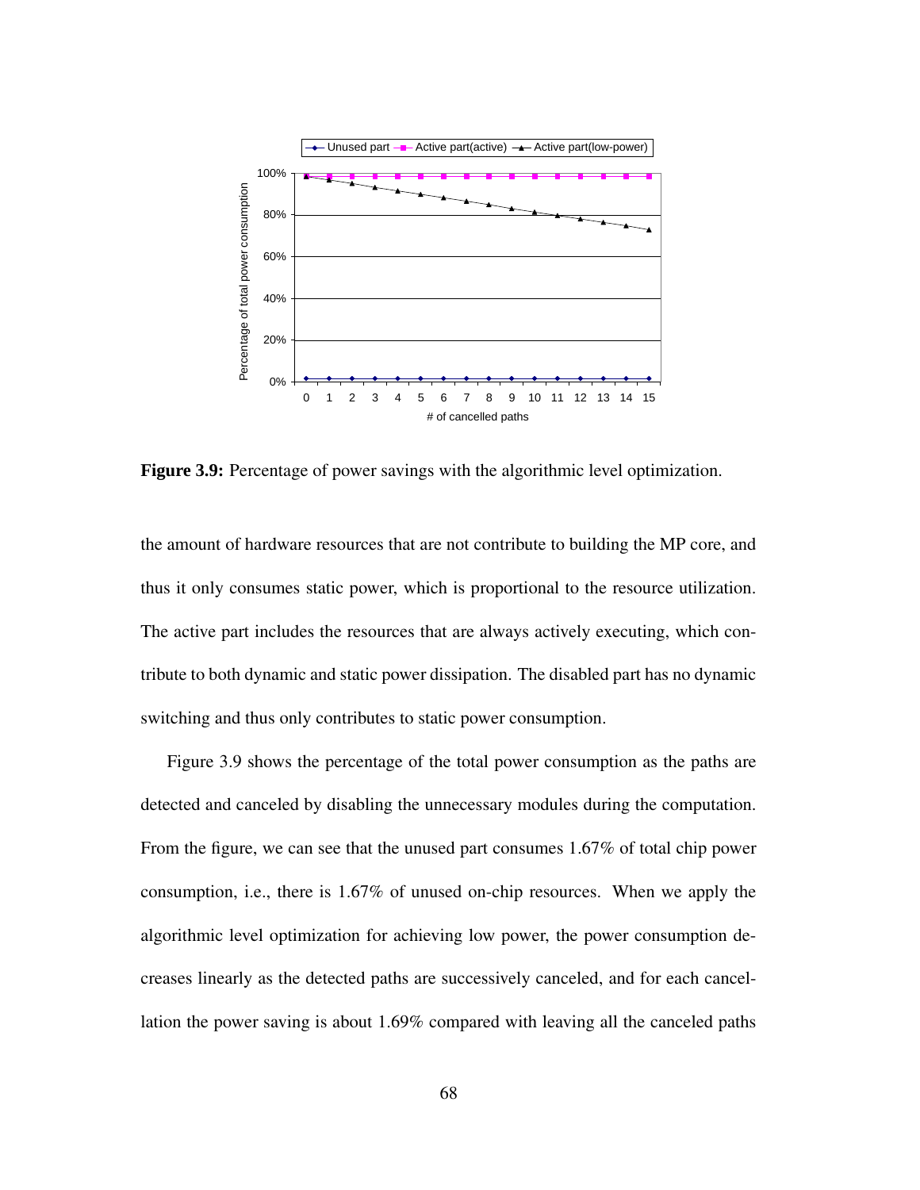Figure 3.9: Percentage of power savings with the algorithmic level optimization.

the amount of hardware resources that are not contribute to building the MP core, and thus it only consumes static power, which is proportional to the resource utilization. The active part includes the resources that are always actively executing, which contribute to both dynamic and static power dissipation. The disabled part has no dynamic switching and thus only contributes to static power consumption.

Figure 3.9 shows the percentage of the total power consumption as the paths are detected and canceled by disabling the unnecessary modules during the computation. From the figure, we can see that the unused part consumes 1.67% of total chip power consumption, i.e., there is 1.67% of unused on-chip resources. When we apply the algorithmic level optimization for achieving low power, the power consumption decreases linearly as the detected paths are successively canceled, and for each cancellation the power saving is about 1.69% compared with leaving all the canceled paths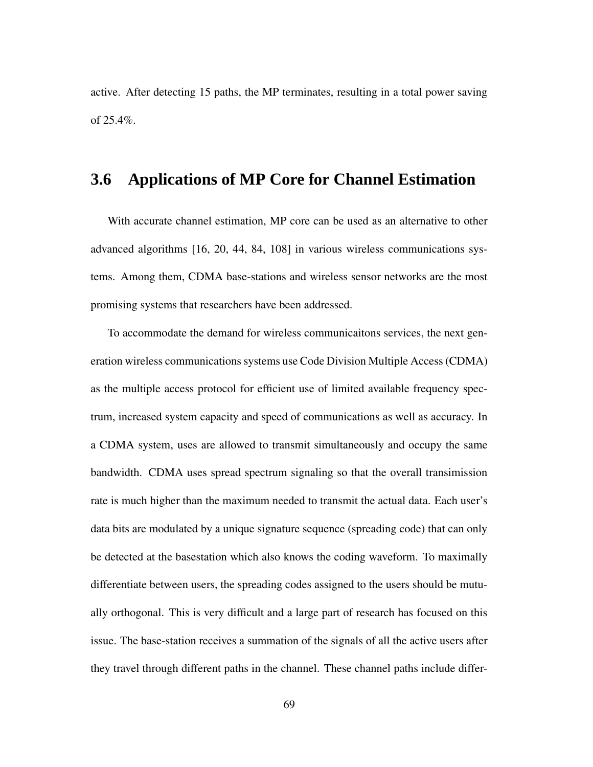active. After detecting 15 paths, the MP terminates, resulting in a total power saving of 25.4%.

## 3.6 Applications of MP Core for Channel Estimation

With accurate channel estimation, MP core can be used as an alternative to other advanced algorithms [16, 20, 44, 84, 108] in various wireless communications systems. Among them, CDMA base-stations and wireless sensor networks are the most promising systems that researchers have been addressed.

To accommodate the demand for wireless communicaitons services, the next generation wireless communications systems use Code Division Multiple Access (CDMA) as the multiple access protocol for efficient use of limited available frequency spectrum, increased system capacity and speed of communications as well as accuracy. In a CDMA system, uses are allowed to transmit simultaneously and occupy the same bandwidth. CDMA uses spread spectrum signaling so that the overall transimission rate is much higher than the maximum needed to transmit the actual data. Each user's data bits are modulated by a unique signature sequence (spreading code) that can only be detected at the basestation which also knows the coding waveform. To maximally differentiate between users, the spreading codes assigned to the users should be mutually orthogonal. This is very difficult and a large part of research has focused on this issue. The base-station receives a summation of the signals of all the active users after they travel through different paths in the channel. These channel paths include differ-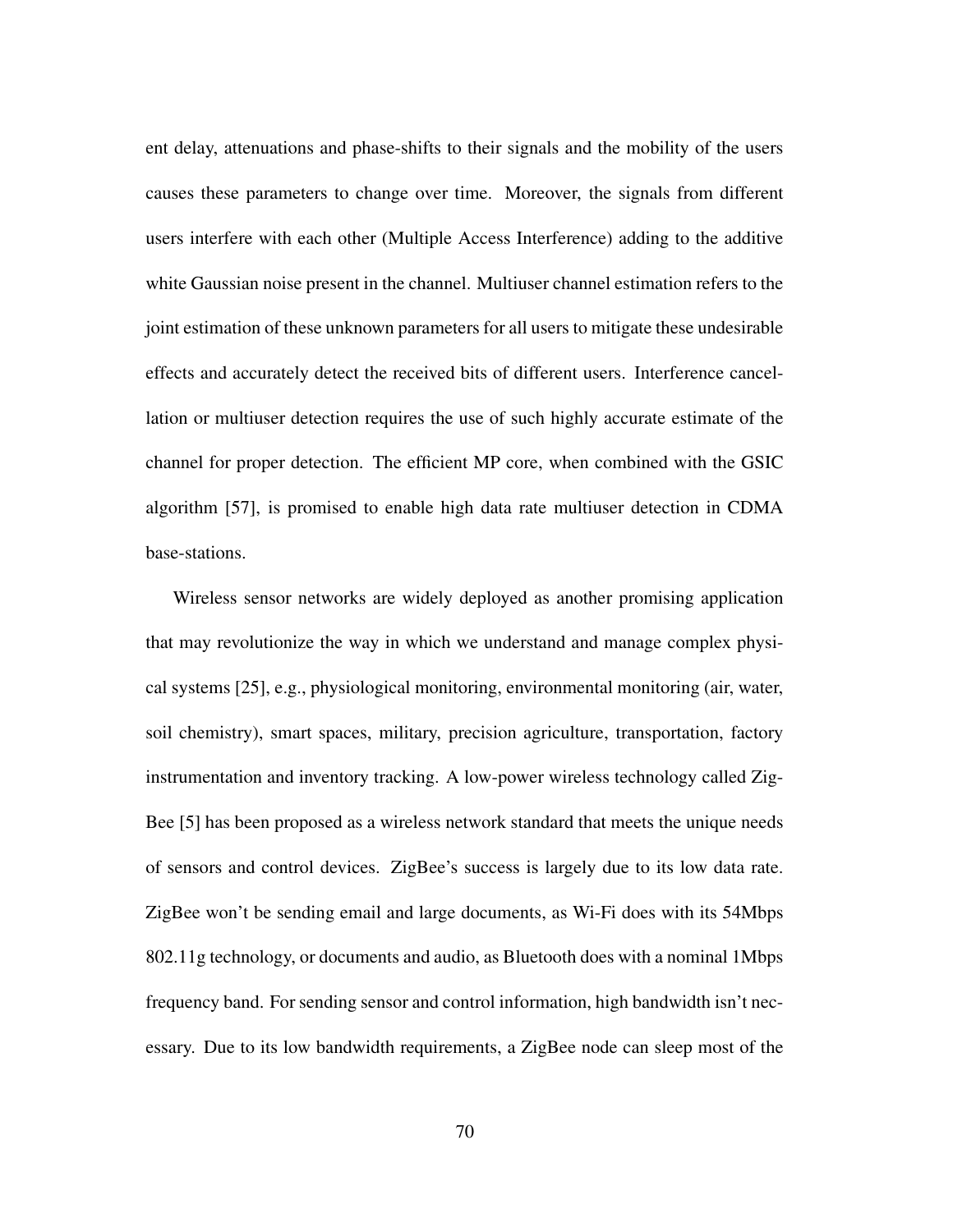ent delay, attenuations and phase-shifts to their signals and the mobility of the users causes these parameters to change over time. Moreover, the signals from different users interfere with each other (Multiple Access Interference) adding to the additive white Gaussian noise present in the channel. Multiuser channel estimation refers to the joint estimation of these unknown parameters for all users to mitigate these undesirable effects and accurately detect the received bits of different users. Interference cancellation or multiuser detection requires the use of such highly accurate estimate of the channel for proper detection. The efficient MP core, when combined with the GSIC algorithm [57], is promised to enable high data rate multiuser detection in CDMA base-stations.

Wireless sensor networks are widely deployed as another promising application that may revolutionize the way in which we understand and manage complex physical systems [25], e.g., physiological monitoring, environmental monitoring (air, water, soil chemistry), smart spaces, military, precision agriculture, transportation, factory instrumentation and inventory tracking. A low-power wireless technology called ZigBee [5] has been proposed as a wireless network standard that meets the unique needs of sensors and control devices. ZigBee's success is largely due to its low data rate. ZigBee won't be sending email and large documents, as Wi-Fi does with its 54Mbps 802.11g technology, or documents and audio, as Bluetooth does with a nominal 1Mbps frequency band. For sending sensor and control information, high bandwidth isn't necessary. Due to its low bandwidth requirements, a ZigBee node can sleep most of the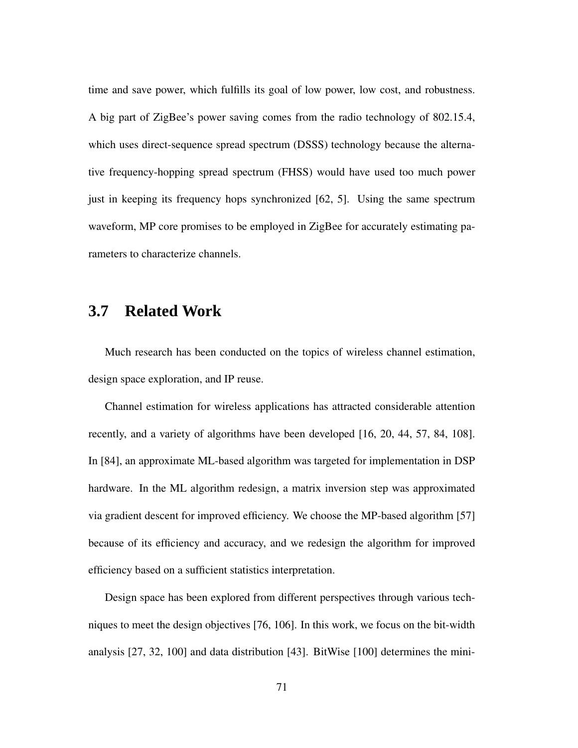time and save power, which fulfills its goal of low power, low cost, and robustness. A big part of ZigBee's power saving comes from the radio technology of 802.15.4, which uses direct-sequence spread spectrum (DSSS) technology because the alternative frequency-hopping spread spectrum (FHSS) would have used too much power just in keeping its frequency hops synchronized [62, 5]. Using the same spectrum waveform, MP core promises to be employed in ZigBee for accurately estimating parameters to characterize channels.

## 3.7 Related Work

Much research has been conducted on the topics of wireless channel estimation, design space exploration, and IP reuse.

Channel estimation for wireless applications has attracted considerable attention recently, and a variety of algorithms have been developed [16, 20, 44, 57, 84, 108]. In [84], an approximate ML-based algorithm was targeted for implementation in DSP hardware. In the ML algorithm redesign, a matrix inversion step was approximated via gradient descent for improved efficiency. We choose the MP-based algorithm [57] because of its efficiency and accuracy, and we redesign the algorithm for improved efficiency based on a sufficient statistics interpretation.

Design space has been explored from different perspectives through various techniques to meet the design objectives [76, 106]. In this work, we focus on the bit-width analysis [27, 32, 100] and data distribution [43]. BitWise [100] determines the mini-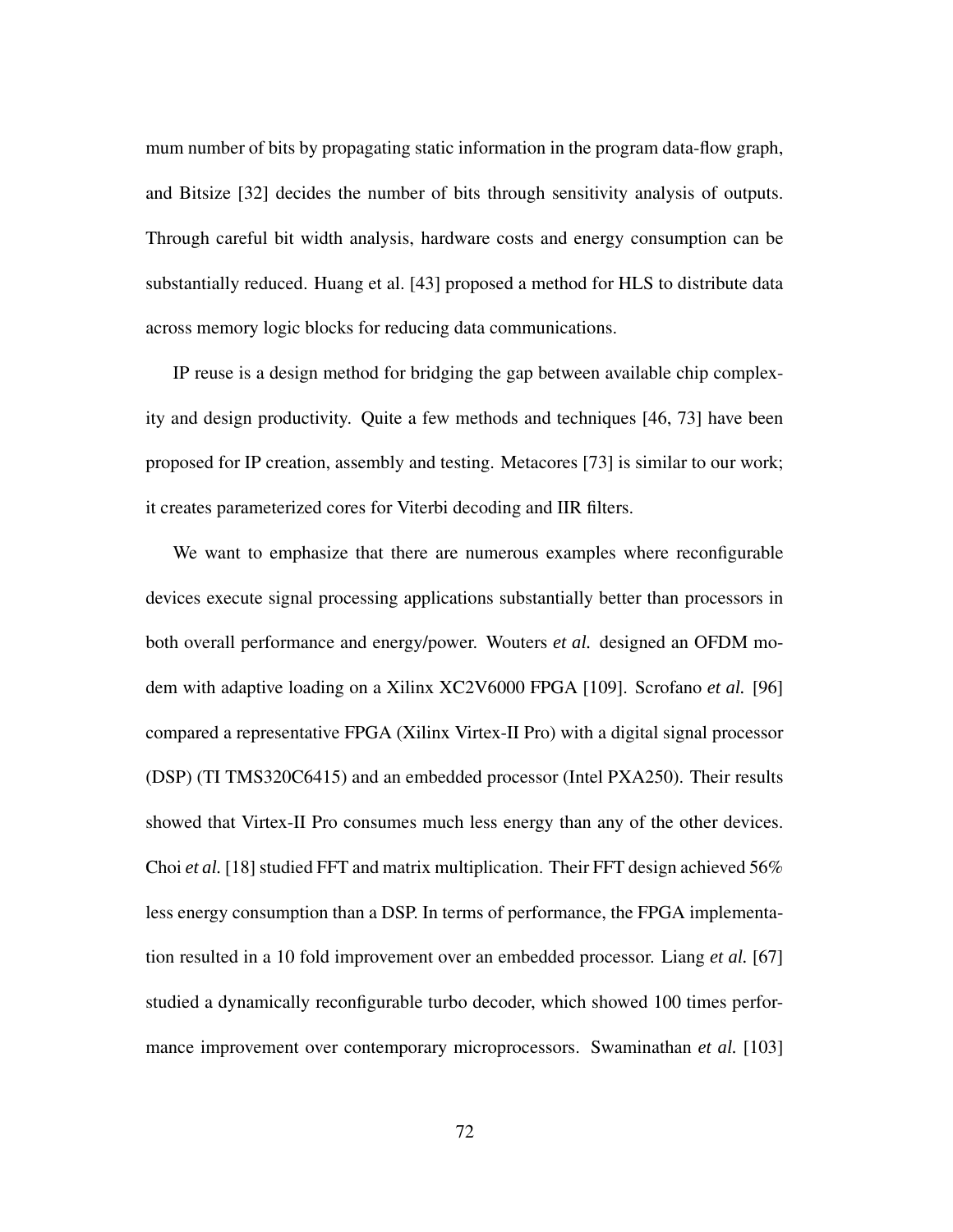mum number of bits by propagating static information in the program data-flow graph, and Bitsize [32] decides the number of bits through sensitivity analysis of outputs. Through careful bit width analysis, hardware costs and energy consumption can be substantially reduced. Huang et al. [43] proposed a method for HLS to distribute data across memory logic blocks for reducing data communications.

IP reuse is a design method for bridging the gap between available chip complexity and design productivity. Quite a few methods and techniques [46, 73] have been proposed for IP creation, assembly and testing. Metacores [73] is similar to our work; it creates parameterized cores for Viterbi decoding and IIR filters.

We want to emphasize that there are numerous examples where reconfigurable devices execute signal processing applications substantially better than processors in both overall performance and energy/power. Wouters *et al.* designed an OFDM modem with adaptive loading on a Xilinx XC2V6000 FPGA [109]. Scrofano *et al.* [96] compared a representative FPGA (Xilinx Virtex-II Pro) with a digital signal processor (DSP) (TI TMS320C6415) and an embedded processor (Intel PXA250). Their results showed that Virtex-II Pro consumes much less energy than any of the other devices. Choi *et al.* [18] studied FFT and matrix multiplication. Their FFT design achieved 56% less energy consumption than a DSP. In terms of performance, the FPGA implementation resulted in a 10 fold improvement over an embedded processor. Liang *et al.* [67] studied a dynamically reconfigurable turbo decoder, which showed 100 times performance improvement over contemporary microprocessors. Swaminathan *et al.* [103]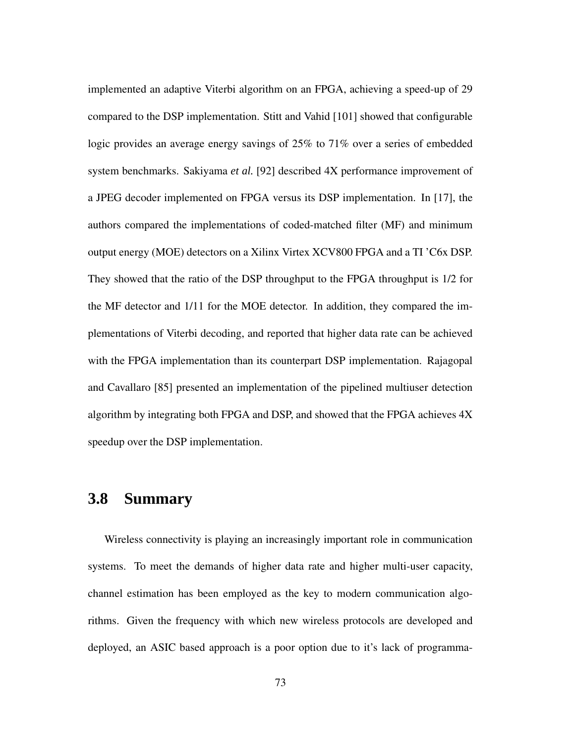implemented an adaptive Viterbi algorithm on an FPGA, achieving a speed-up of 29 compared to the DSP implementation. Stitt and Vahid [101] showed that configurable logic provides an average energy savings of 25% to 71% over a series of embedded system benchmarks. Sakiyama *et al.* [92] described 4X performance improvement of a JPEG decoder implemented on FPGA versus its DSP implementation. In [17], the authors compared the implementations of coded-matched filter (MF) and minimum output energy (MOE) detectors on a Xilinx Virtex XCV800 FPGA and a TI 'C6x DSP. They showed that the ratio of the DSP throughput to the FPGA throughput is 1/2 for the MF detector and 1/11 for the MOE detector. In addition, they compared the implementations of Viterbi decoding, and reported that higher data rate can be achieved with the FPGA implementation than its counterpart DSP implementation. Rajagopal and Cavallaro [85] presented an implementation of the pipelined multiuser detection algorithm by integrating both FPGA and DSP, and showed that the FPGA achieves 4X speedup over the DSP implementation.

## 3.8 Summary

Wireless connectivity is playing an increasingly important role in communication systems. To meet the demands of higher data rate and higher multi-user capacity, channel estimation has been employed as the key to modern communication algorithms. Given the frequency with which new wireless protocols are developed and deployed, an ASIC based approach is a poor option due to it's lack of programma-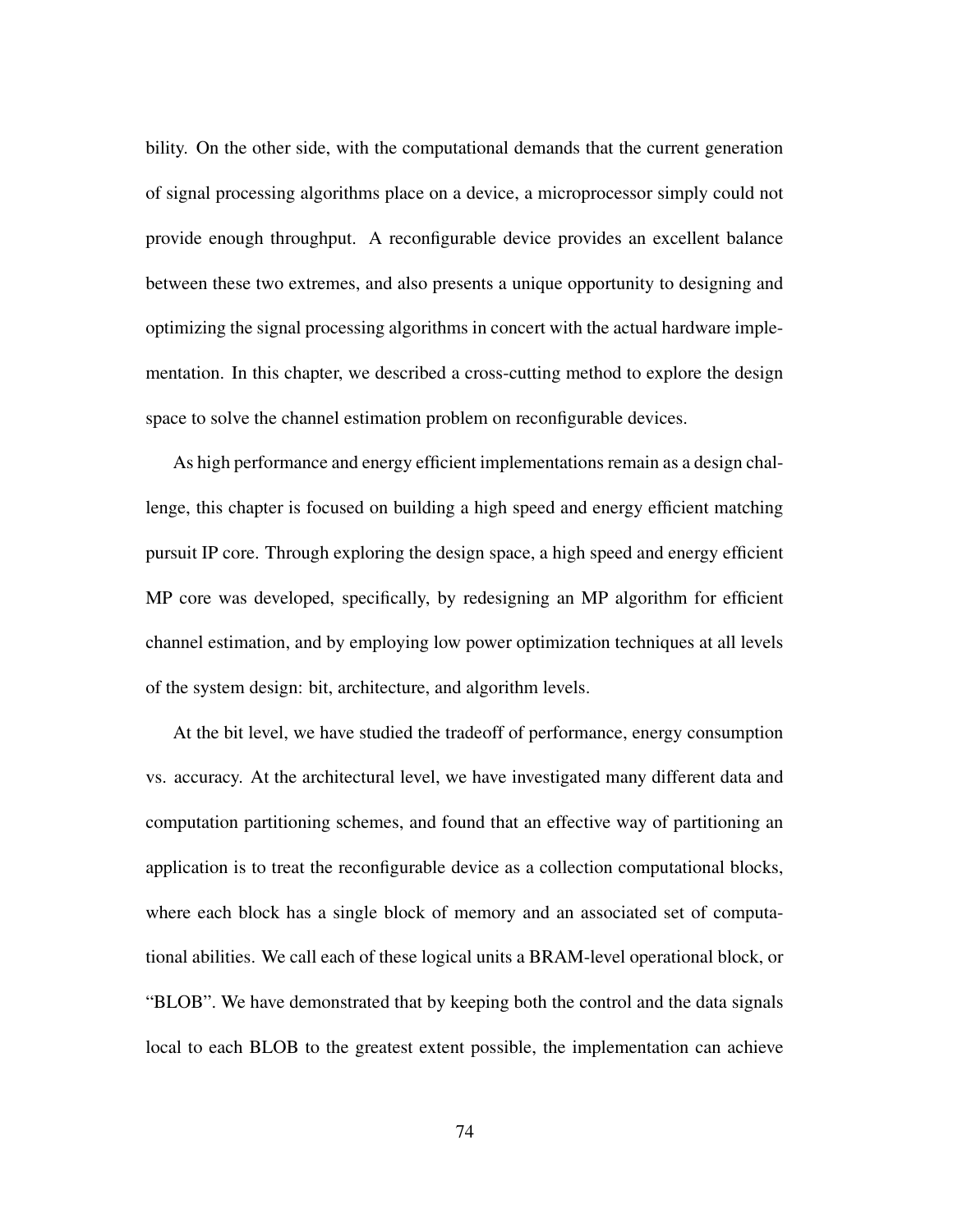bility. On the other side, with the computational demands that the current generation of signal processing algorithms place on a device, a microprocessor simply could not provide enough throughput. A reconfigurable device provides an excellent balance between these two extremes, and also presents a unique opportunity to designing and optimizing the signal processing algorithms in concert with the actual hardware implementation. In this chapter, we described a cross-cutting method to explore the design space to solve the channel estimation problem on reconfigurable devices.

As high performance and energy efficient implementations remain as a design challenge, this chapter is focused on building a high speed and energy efficient matching pursuit IP core. Through exploring the design space, a high speed and energy efficient MP core was developed, specifically, by redesigning an MP algorithm for efficient channel estimation, and by employing low power optimization techniques at all levels of the system design: bit, architecture, and algorithm levels.

At the bit level, we have studied the tradeoff of performance, energy consumption vs. accuracy. At the architectural level, we have investigated many different data and computation partitioning schemes, and found that an effective way of partitioning an application is to treat the reconfigurable device as a collection computational blocks, where each block has a single block of memory and an associated set of computational abilities. We call each of these logical units a BRAM-level operational block, or "BLOB". We have demonstrated that by keeping both the control and the data signals local to each BLOB to the greatest extent possible, the implementation can achieve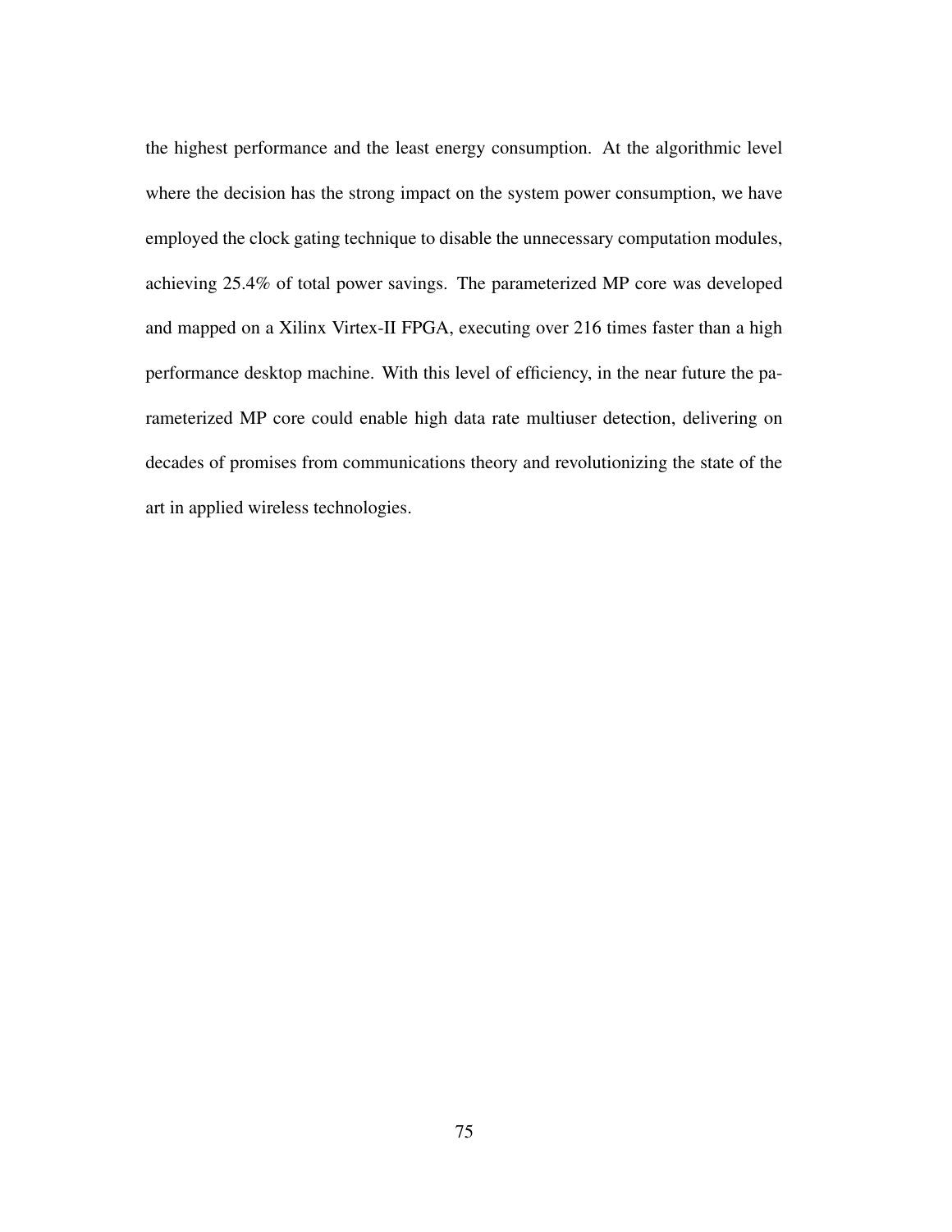the highest performance and the least energy consumption. At the algorithmic level where the decision has the strong impact on the system power consumption, we have employed the clock gating technique to disable the unnecessary computation modules, achieving 25.4% of total power savings. The parameterized MP core was developed and mapped on a Xilinx Virtex-II FPGA, executing over 216 times faster than a high performance desktop machine. With this level of efficiency, in the near future the parameterized MP core could enable high data rate multiuser detection, delivering on decades of promises from communications theory and revolutionizing the state of the art in applied wireless technologies.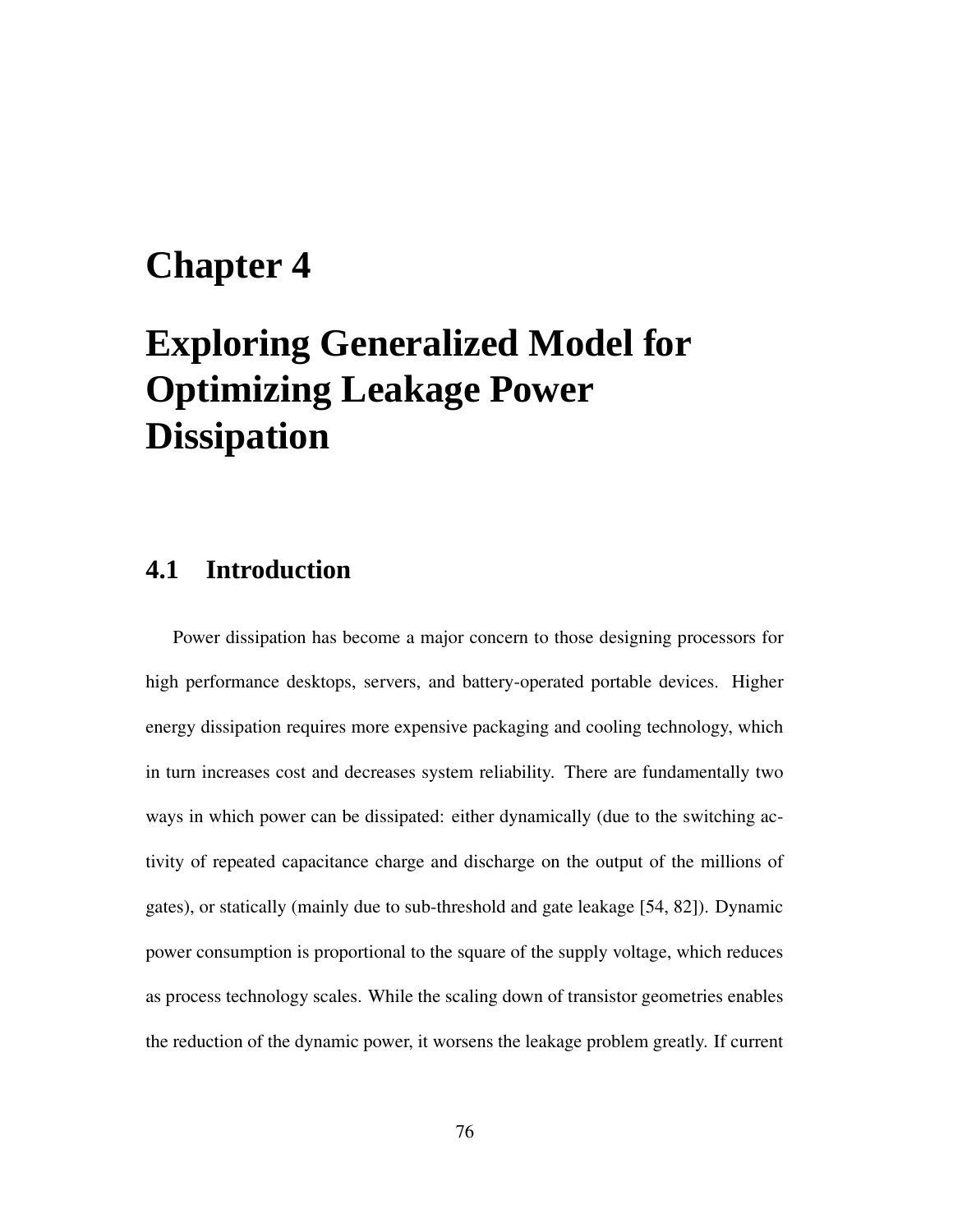# Chapter 4

# Exploring Generalized Model for Optimizing Leakage Power Dissipation

## 4.1 Introduction

Power dissipation has become a major concern to those designing processors for high performance desktops, servers, and battery-operated portable devices. Higher energy dissipation requires more expensive packaging and cooling technology, which in turn increases cost and decreases system reliability. There are fundamentally two ways in which power can be dissipated: either dynamically (due to the switching activity of repeated capacitance charge and discharge on the output of the millions of gates), or statically (mainly due to sub-threshold and gate leakage [54, 82]). Dynamic power consumption is proportional to the square of the supply voltage, which reduces as process technology scales. While the scaling down of transistor geometries enables the reduction of the dynamic power, it worsens the leakage problem greatly. If current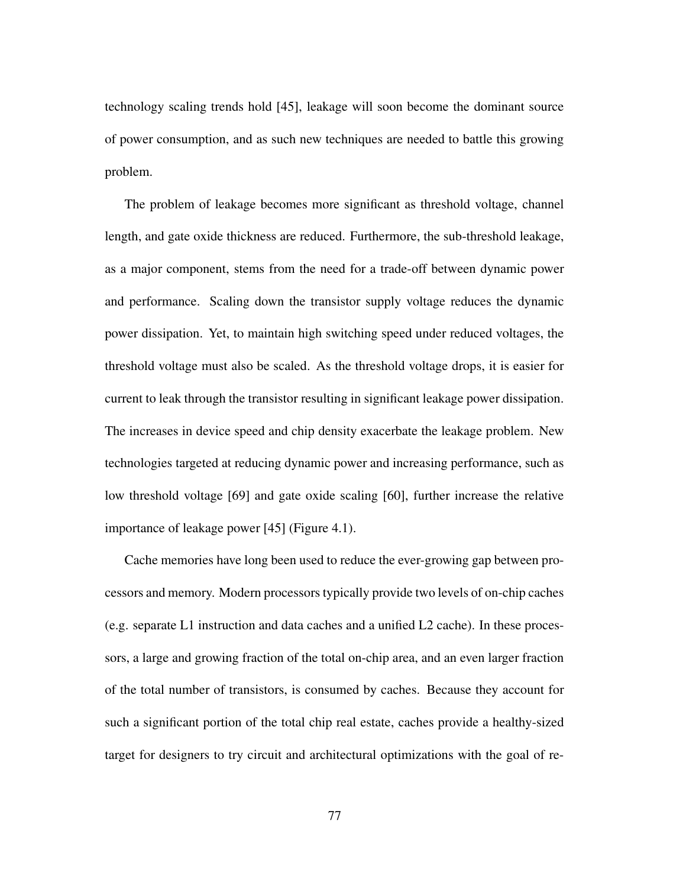technology scaling trends hold [45], leakage will soon become the dominant source of power consumption, and as such new techniques are needed to battle this growing problem.

The problem of leakage becomes more significant as threshold voltage, channel length, and gate oxide thickness are reduced. Furthermore, the sub-threshold leakage, as a major component, stems from the need for a trade-off between dynamic power and performance. Scaling down the transistor supply voltage reduces the dynamic power dissipation. Yet, to maintain high switching speed under reduced voltages, the threshold voltage must also be scaled. As the threshold voltage drops, it is easier for current to leak through the transistor resulting in significant leakage power dissipation. The increases in device speed and chip density exacerbate the leakage problem. New technologies targeted at reducing dynamic power and increasing performance, such as low threshold voltage [69] and gate oxide scaling [60], further increase the relative importance of leakage power [45] (Figure 4.1).

Cache memories have long been used to reduce the ever-growing gap between processors and memory. Modern processors typically provide two levels of on-chip caches (e.g. separate L1 instruction and data caches and a unified L2 cache). In these processors, a large and growing fraction of the total on-chip area, and an even larger fraction of the total number of transistors, is consumed by caches. Because they account for such a significant portion of the total chip real estate, caches provide a healthy-sized target for designers to try circuit and architectural optimizations with the goal of re-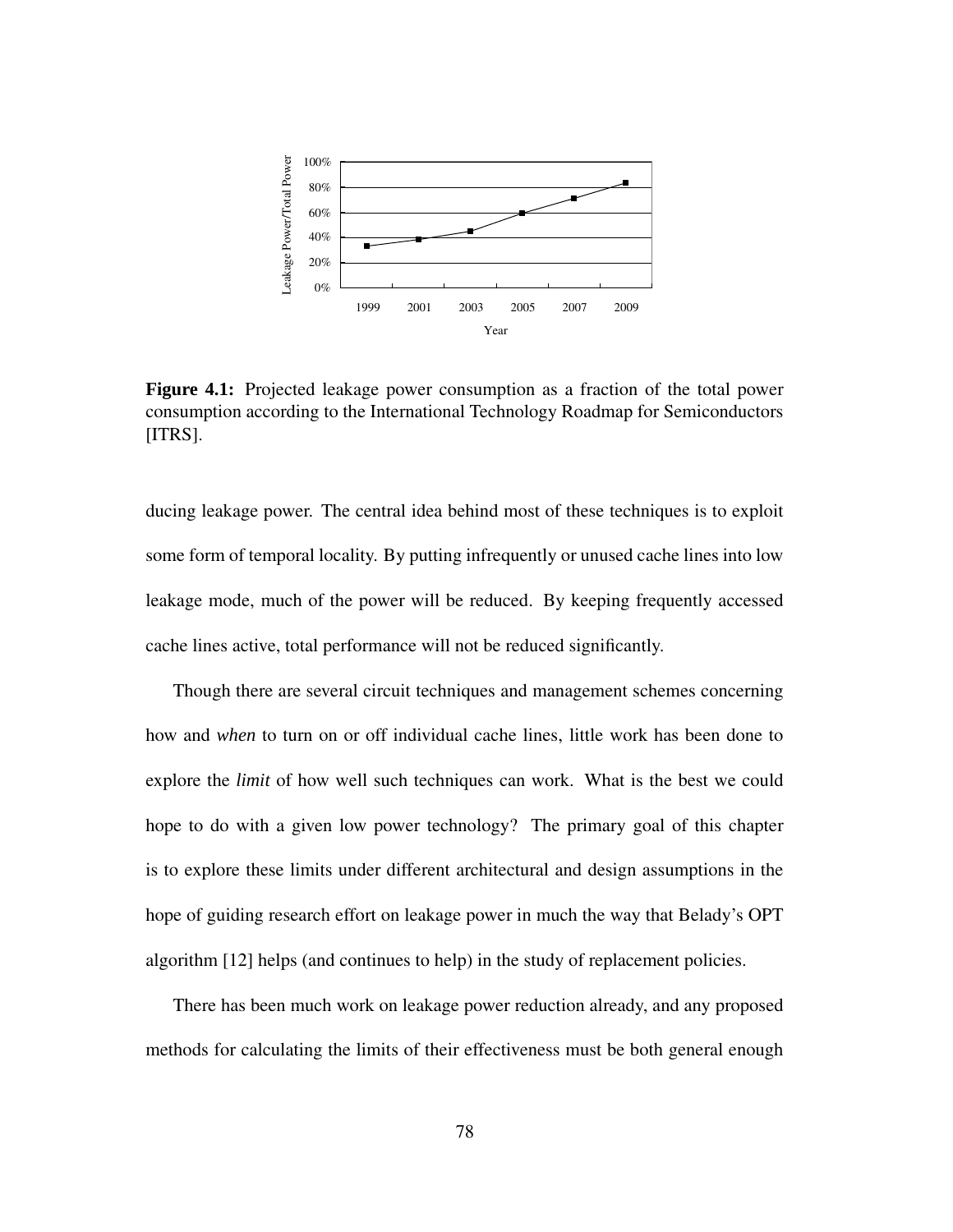**Figure 4.1:** Projected leakage power consumption as a fraction of the total power consumption according to the International Technology Roadmap for Semiconductors [ITRS].

ducing leakage power. The central idea behind most of these techniques is to exploit some form of temporal locality. By putting infrequently or unused cache lines into low leakage mode, much of the power will be reduced. By keeping frequently accessed cache lines active, total performance will not be reduced significantly.

Though there are several circuit techniques and management schemes concerning how and *when* to turn on or off individual cache lines, little work has been done to explore the *limit* of how well such techniques can work. What is the best we could hope to do with a given low power technology? The primary goal of this chapter is to explore these limits under different architectural and design assumptions in the hope of guiding research effort on leakage power in much the way that Belady's OPT algorithm [12] helps (and continues to help) in the study of replacement policies.

There has been much work on leakage power reduction already, and any proposed methods for calculating the limits of their effectiveness must be both general enough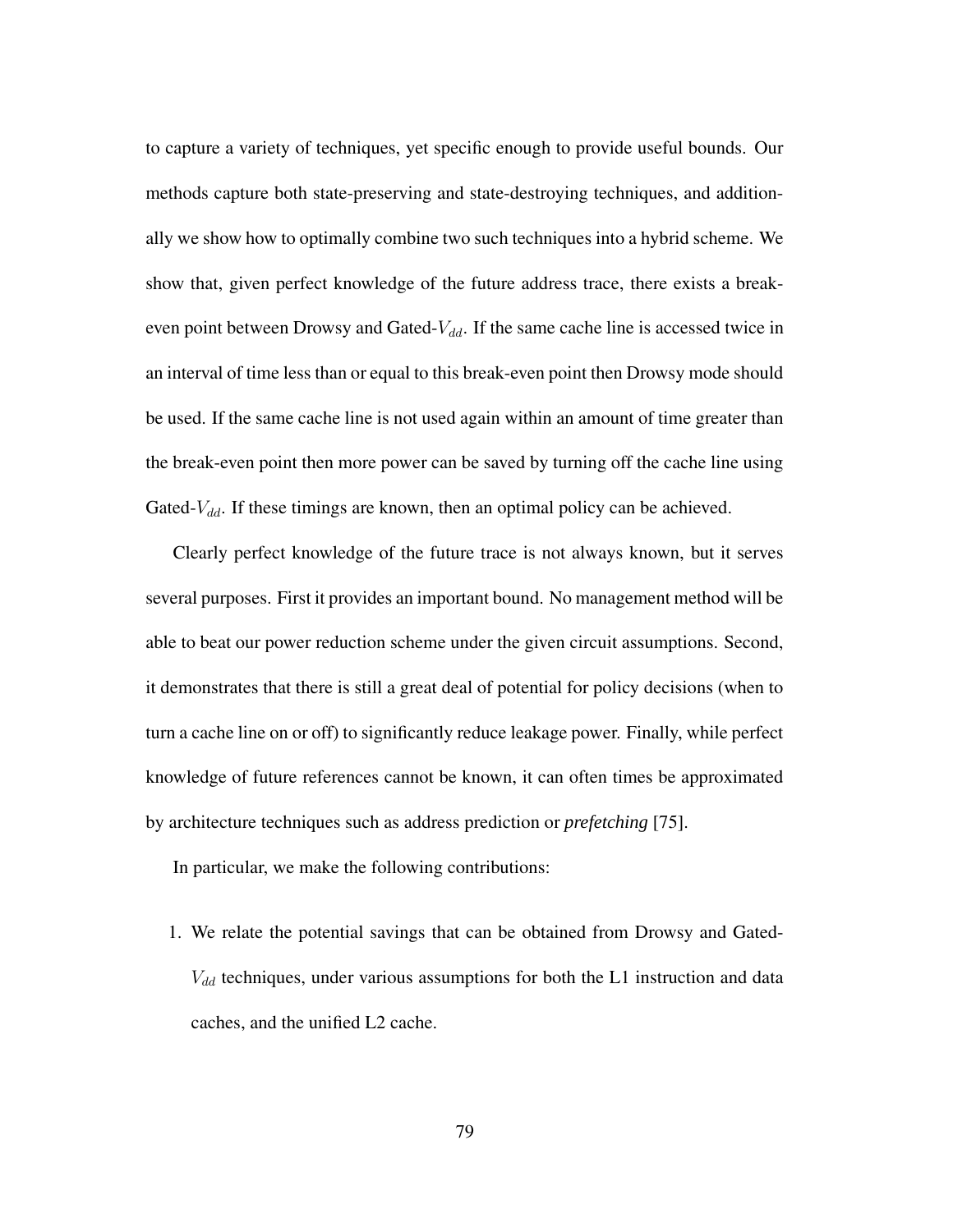to capture a variety of techniques, yet specific enough to provide useful bounds. Our methods capture both state-preserving and state-destroying techniques, and additionally we show how to optimally combine two such techniques into a hybrid scheme. We show that, given perfect knowledge of the future address trace, there exists a break-even point between Drowsy and Gated-$V_{dd}$. If the same cache line is accessed twice in an interval of time less than or equal to this break-even point then Drowsy mode should be used. If the same cache line is not used again within an amount of time greater than the break-even point then more power can be saved by turning off the cache line using Gated-$V_{dd}$. If these timings are known, then an optimal policy can be achieved.

Clearly perfect knowledge of the future trace is not always known, but it serves several purposes. First it provides an important bound. No management method will be able to beat our power reduction scheme under the given circuit assumptions. Second, it demonstrates that there is still a great deal of potential for policy decisions (when to turn a cache line on or off) to significantly reduce leakage power. Finally, while perfect knowledge of future references cannot be known, it can often times be approximated by architecture techniques such as address prediction or *prefetching* [75].

In particular, we make the following contributions:

1. We relate the potential savings that can be obtained from Drowsy and Gated-$V_{dd}$ techniques, under various assumptions for both the L1 instruction and data caches, and the unified L2 cache.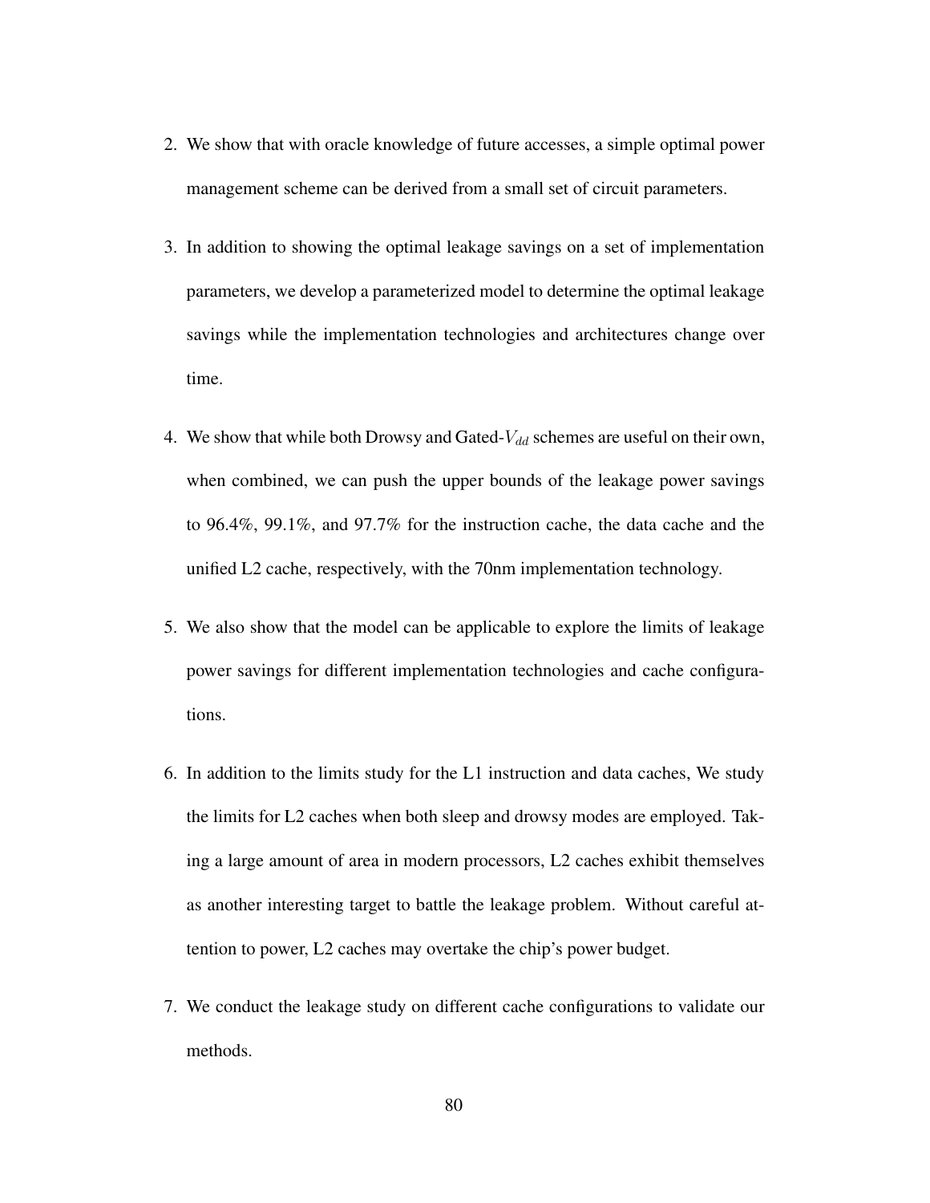2. We show that with oracle knowledge of future accesses, a simple optimal power management scheme can be derived from a small set of circuit parameters.

3. In addition to showing the optimal leakage savings on a set of implementation parameters, we develop a parameterized model to determine the optimal leakage savings while the implementation technologies and architectures change over time.

4. We show that while both Drowsy and Gated-$V_{dd}$ schemes are useful on their own, when combined, we can push the upper bounds of the leakage power savings to 96.4%, 99.1%, and 97.7% for the instruction cache, the data cache and the unified L2 cache, respectively, with the 70nm implementation technology.

5. We also show that the model can be applicable to explore the limits of leakage power savings for different implementation technologies and cache configurations.

6. In addition to the limits study for the L1 instruction and data caches, We study the limits for L2 caches when both sleep and drowsy modes are employed. Taking a large amount of area in modern processors, L2 caches exhibit themselves as another interesting target to battle the leakage problem. Without careful attention to power, L2 caches may overtake the chip's power budget.

7. We conduct the leakage study on different cache configurations to validate our methods.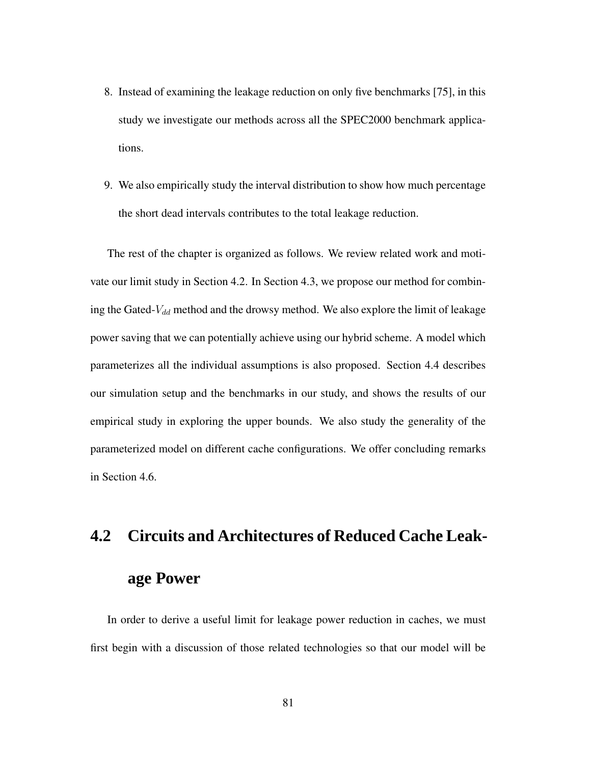8. Instead of examining the leakage reduction on only five benchmarks [75], in this study we investigate our methods across all the SPEC2000 benchmark applications.

9. We also empirically study the interval distribution to show how much percentage the short dead intervals contributes to the total leakage reduction.

The rest of the chapter is organized as follows. We review related work and motivate our limit study in Section 4.2. In Section 4.3, we propose our method for combining the Gated-$V_{dd}$ method and the drowsy method. We also explore the limit of leakage power saving that we can potentially achieve using our hybrid scheme. A model which parameterizes all the individual assumptions is also proposed. Section 4.4 describes our simulation setup and the benchmarks in our study, and shows the results of our empirical study in exploring the upper bounds. We also study the generality of the parameterized model on different cache configurations. We offer concluding remarks in Section 4.6.

## 4.2 Circuits and Architectures of Reduced Cache Leakage Power

In order to derive a useful limit for leakage power reduction in caches, we must first begin with a discussion of those related technologies so that our model will be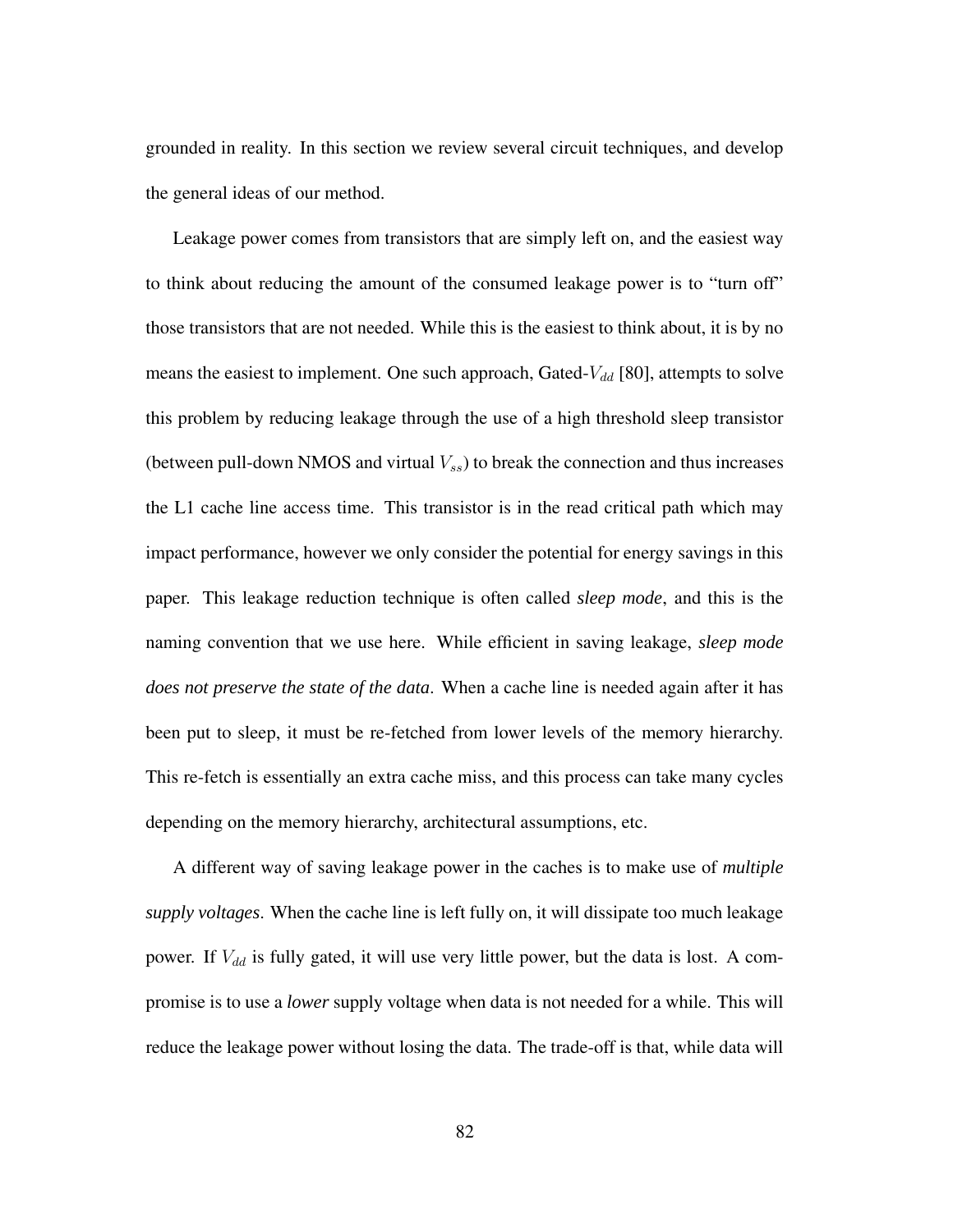grounded in reality. In this section we review several circuit techniques, and develop the general ideas of our method.

Leakage power comes from transistors that are simply left on, and the easiest way to think about reducing the amount of the consumed leakage power is to "turn off" those transistors that are not needed. While this is the easiest to think about, it is by no means the easiest to implement. One such approach, Gated-$V_{dd}$ [80], attempts to solve this problem by reducing leakage through the use of a high threshold sleep transistor (between pull-down NMOS and virtual $V_{ss}$) to break the connection and thus increases the L1 cache line access time. This transistor is in the read critical path which may impact performance, however we only consider the potential for energy savings in this paper. This leakage reduction technique is often called *sleep mode*, and this is the naming convention that we use here. While efficient in saving leakage, *sleep mode does not preserve the state of the data*. When a cache line is needed again after it has been put to sleep, it must be re-fetched from lower levels of the memory hierarchy. This re-fetch is essentially an extra cache miss, and this process can take many cycles depending on the memory hierarchy, architectural assumptions, etc.

A different way of saving leakage power in the caches is to make use of *multiple supply voltages*. When the cache line is left fully on, it will dissipate too much leakage power. If $V_{dd}$ is fully gated, it will use very little power, but the data is lost. A compromise is to use a *lower* supply voltage when data is not needed for a while. This will reduce the leakage power without losing the data. The trade-off is that, while data will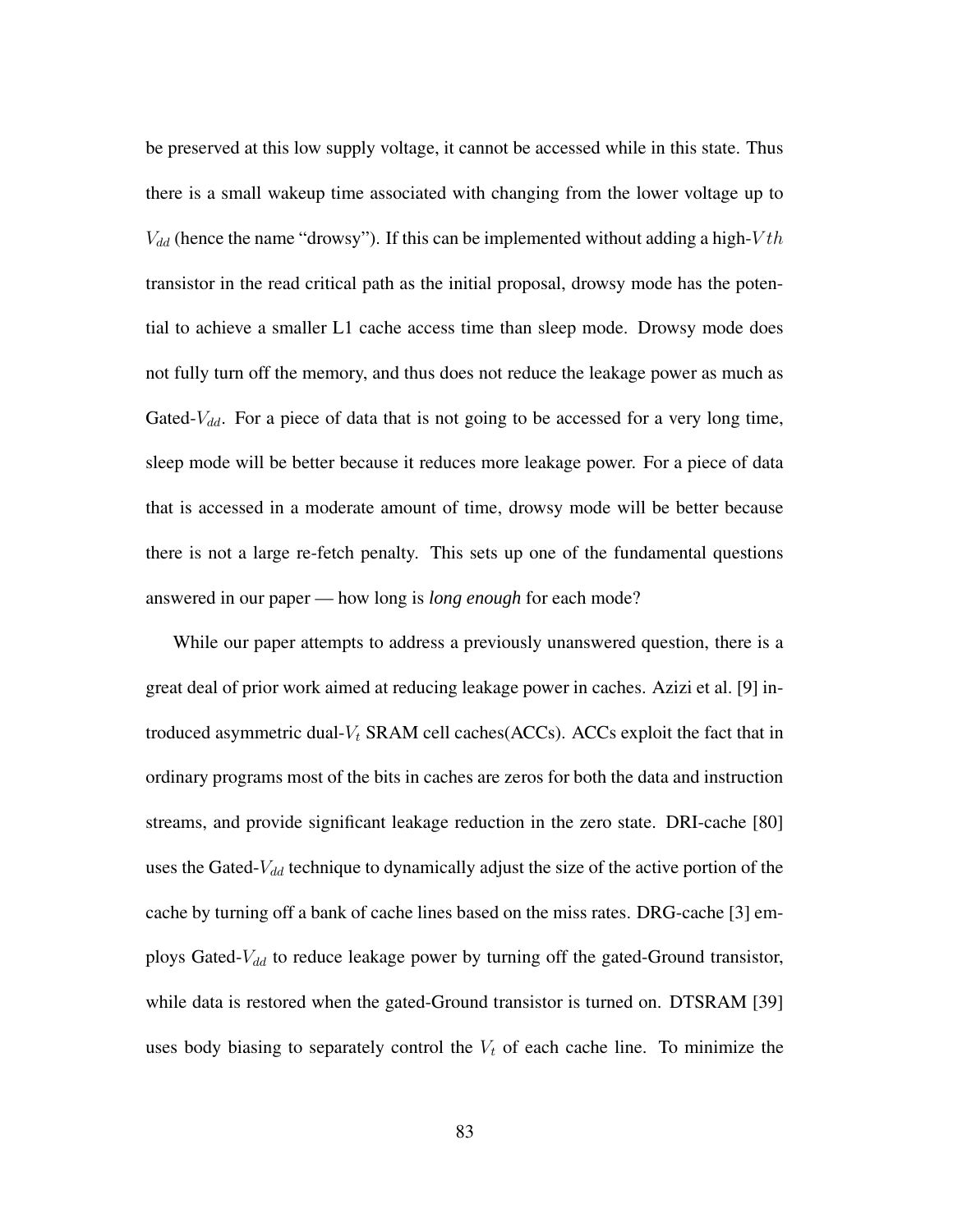be preserved at this low supply voltage, it cannot be accessed while in this state. Thus there is a small wakeup time associated with changing from the lower voltage up to $V_{dd}$ (hence the name "drowsy"). If this can be implemented without adding a high-$Vth$ transistor in the read critical path as the initial proposal, drowsy mode has the potential to achieve a smaller L1 cache access time than sleep mode. Drowsy mode does not fully turn off the memory, and thus does not reduce the leakage power as much as Gated-$V_{dd}$. For a piece of data that is not going to be accessed for a very long time, sleep mode will be better because it reduces more leakage power. For a piece of data that is accessed in a moderate amount of time, drowsy mode will be better because there is not a large re-fetch penalty. This sets up one of the fundamental questions answered in our paper — how long is *long enough* for each mode?

While our paper attempts to address a previously unanswered question, there is a great deal of prior work aimed at reducing leakage power in caches. Azizi et al. [9] introduced asymmetric dual-$V_t$ SRAM cell caches(ACCs). ACCs exploit the fact that in ordinary programs most of the bits in caches are zeros for both the data and instruction streams, and provide significant leakage reduction in the zero state. DRI-cache [80] uses the Gated-$V_{dd}$ technique to dynamically adjust the size of the active portion of the cache by turning off a bank of cache lines based on the miss rates. DRG-cache [3] employs Gated-$V_{dd}$ to reduce leakage power by turning off the gated-Ground transistor, while data is restored when the gated-Ground transistor is turned on. DTSRAM [39] uses body biasing to separately control the $V_t$ of each cache line. To minimize the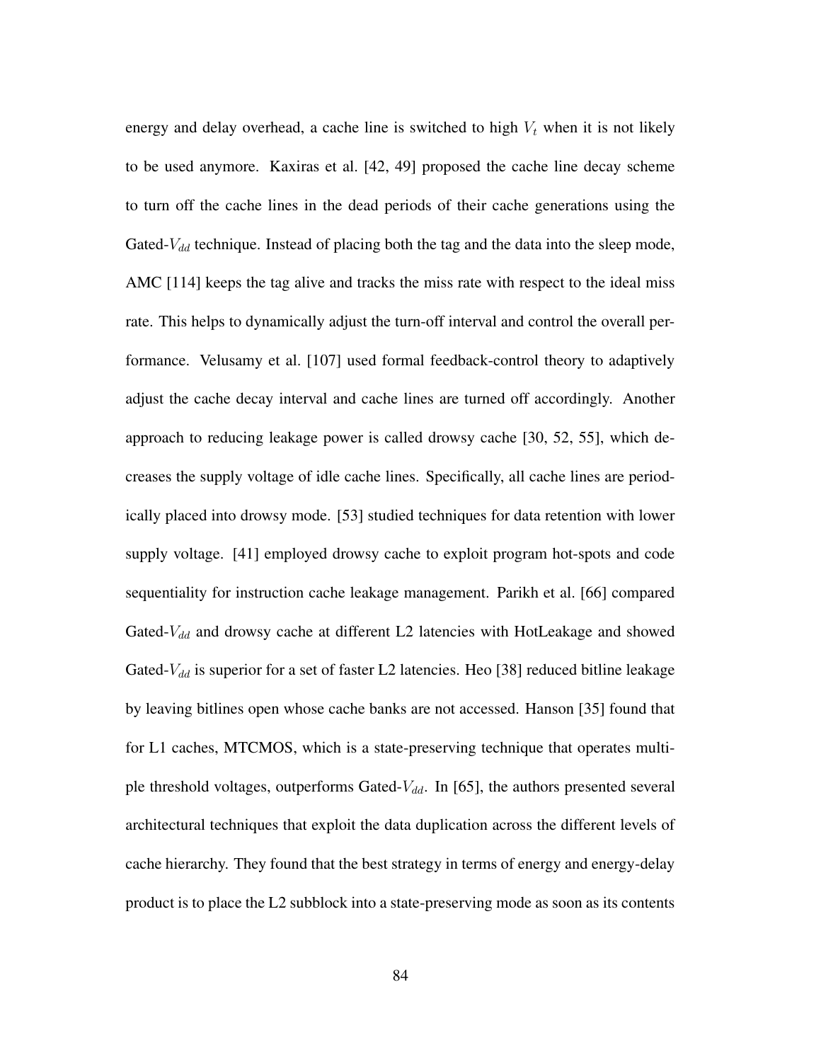energy and delay overhead, a cache line is switched to high $V_t$ when it is not likely to be used anymore. Kaxiras et al. [42, 49] proposed the cache line decay scheme to turn off the cache lines in the dead periods of their cache generations using the Gated-$V_{dd}$ technique. Instead of placing both the tag and the data into the sleep mode, AMC [114] keeps the tag alive and tracks the miss rate with respect to the ideal miss rate. This helps to dynamically adjust the turn-off interval and control the overall performance. Velusamy et al. [107] used formal feedback-control theory to adaptively adjust the cache decay interval and cache lines are turned off accordingly. Another approach to reducing leakage power is called drowsy cache [30, 52, 55], which decreases the supply voltage of idle cache lines. Specifically, all cache lines are periodically placed into drowsy mode. [53] studied techniques for data retention with lower supply voltage. [41] employed drowsy cache to exploit program hot-spots and code sequentiality for instruction cache leakage management. Parikh et al. [66] compared Gated-$V_{dd}$ and drowsy cache at different L2 latencies with HotLeakage and showed Gated-$V_{dd}$ is superior for a set of faster L2 latencies. Heo [38] reduced bitline leakage by leaving bitlines open whose cache banks are not accessed. Hanson [35] found that for L1 caches, MTCMOS, which is a state-preserving technique that operates multiple threshold voltages, outperforms Gated-$V_{dd}$. In [65], the authors presented several architectural techniques that exploit the data duplication across the different levels of cache hierarchy. They found that the best strategy in terms of energy and energy-delay product is to place the L2 subblock into a state-preserving mode as soon as its contents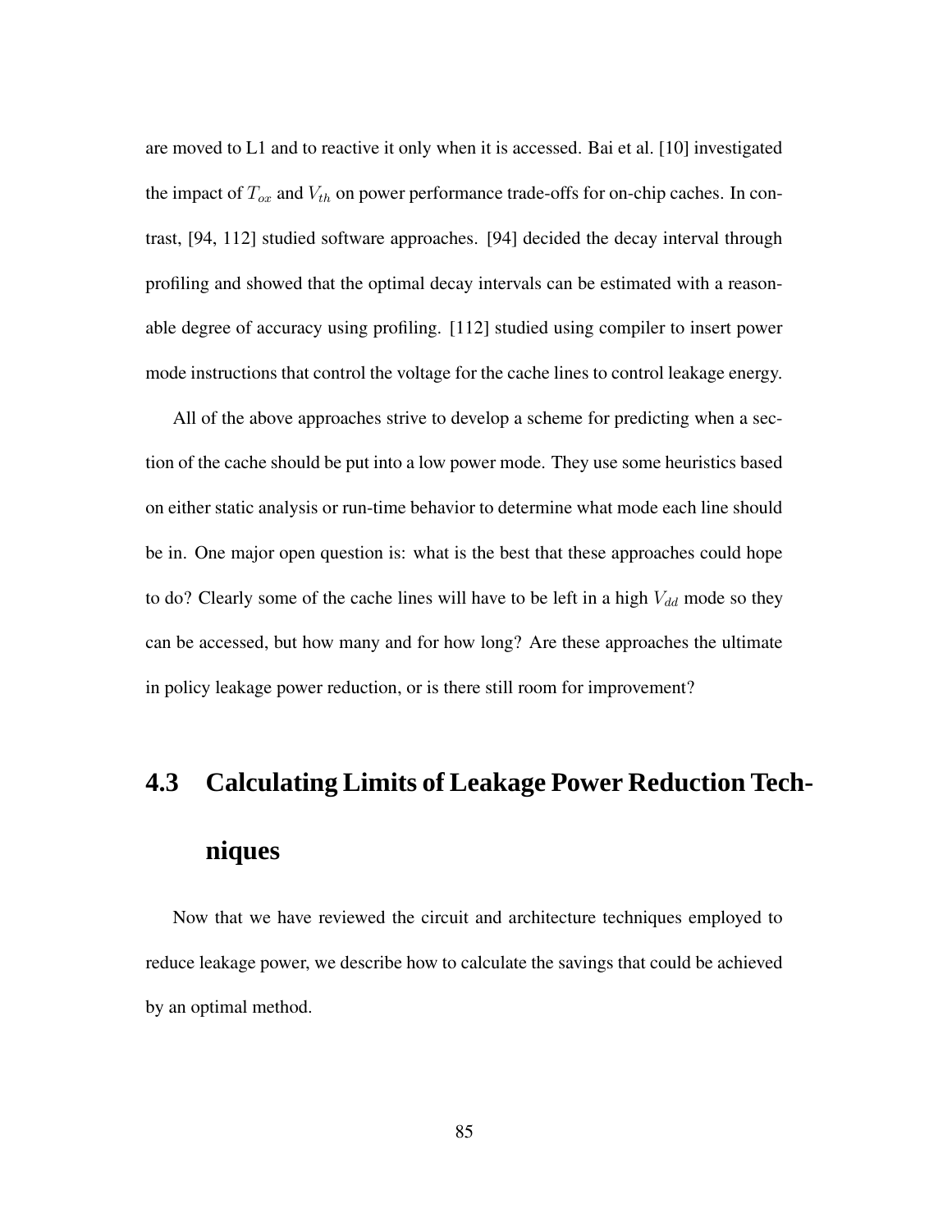are moved to L1 and to reactive it only when it is accessed. Bai et al. [10] investigated the impact of $T_{ox}$ and $V_{th}$ on power performance trade-offs for on-chip caches. In contrast, [94, 112] studied software approaches. [94] decided the decay interval through profiling and showed that the optimal decay intervals can be estimated with a reasonable degree of accuracy using profiling. [112] studied using compiler to insert power mode instructions that control the voltage for the cache lines to control leakage energy.

All of the above approaches strive to develop a scheme for predicting when a section of the cache should be put into a low power mode. They use some heuristics based on either static analysis or run-time behavior to determine what mode each line should be in. One major open question is: what is the best that these approaches could hope to do? Clearly some of the cache lines will have to be left in a high $V_{dd}$ mode so they can be accessed, but how many and for how long? Are these approaches the ultimate in policy leakage power reduction, or is there still room for improvement?

## 4.3 Calculating Limits of Leakage Power Reduction Techniques

Now that we have reviewed the circuit and architecture techniques employed to reduce leakage power, we describe how to calculate the savings that could be achieved by an optimal method.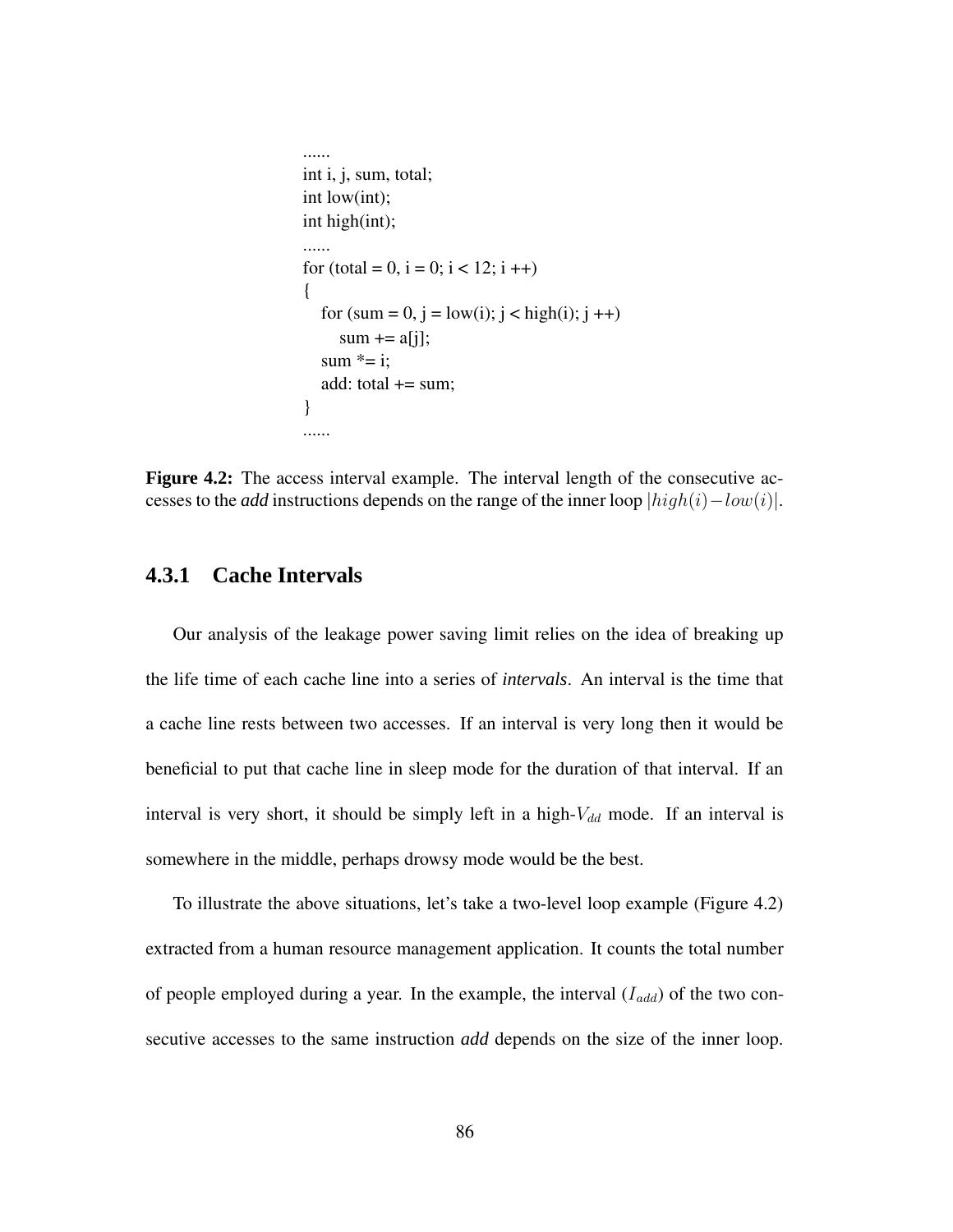```
......
int i, j, sum, total;
int low(int);
int high(int);
......
for (total = 0, i = 0; i < 12; i ++)
{
    for (sum = 0, j = low(i); j < high(i); j ++)
        sum += a[j];
    sum *= i;
    add: total += sum;
}
......
```

**Figure 4.2:** The access interval example. The interval length of the consecutive accesses to the ***add*** instructions depends on the range of the inner loop $|high(i) - low(i)|$.

### 4.3.1 Cache Intervals

Our analysis of the leakage power saving limit relies on the idea of breaking up the life time of each cache line into a series of *intervals*. An interval is the time that a cache line rests between two accesses. If an interval is very long then it would be beneficial to put that cache line in sleep mode for the duration of that interval. If an interval is very short, it should be simply left in a high-$V_{dd}$ mode. If an interval is somewhere in the middle, perhaps drowsy mode would be the best.

To illustrate the above situations, let's take a two-level loop example (Figure 4.2) extracted from a human resource management application. It counts the total number of people employed during a year. In the example, the interval ($I_{add}$) of the two consecutive accesses to the same instruction ***add*** depends on the size of the inner loop.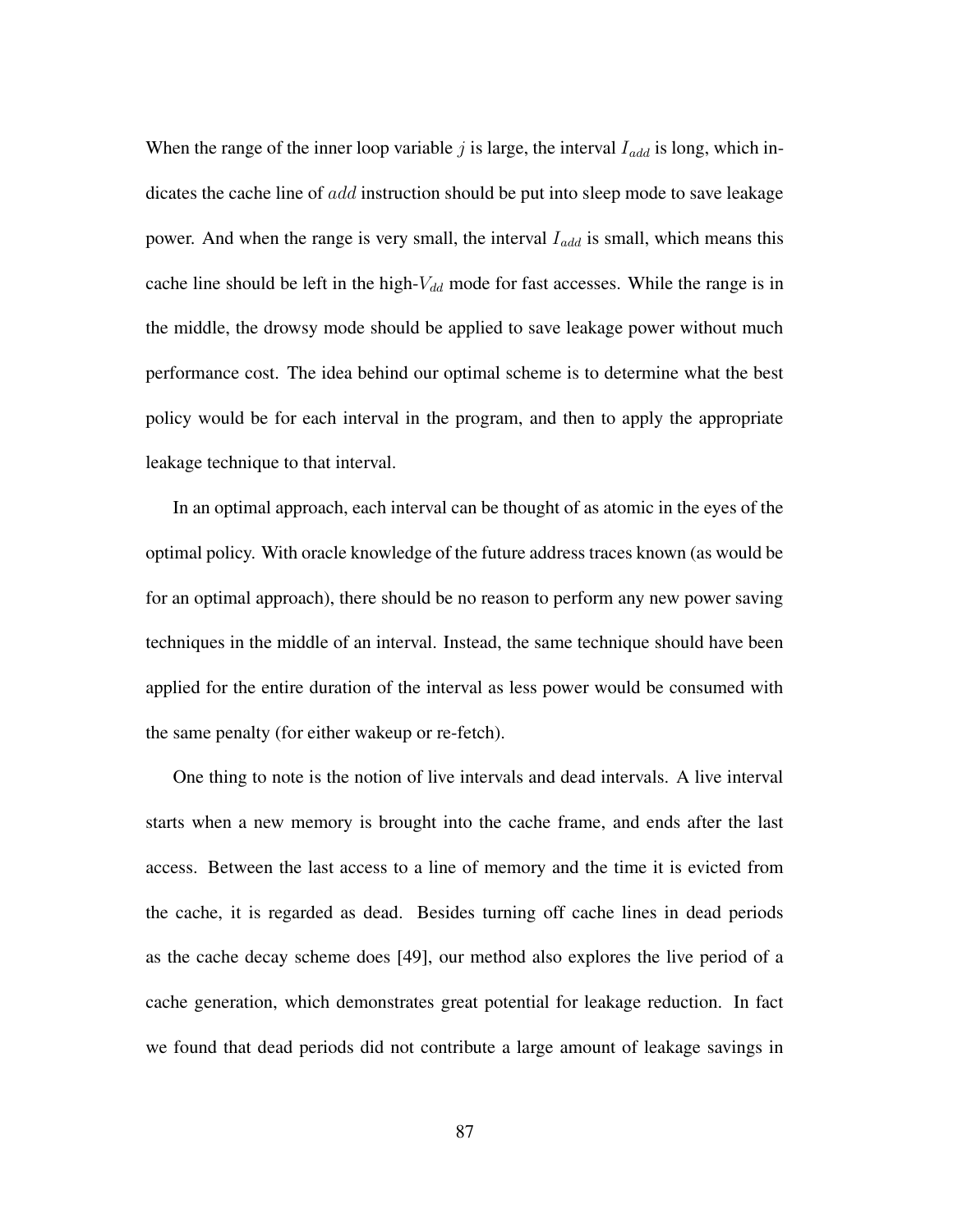When the range of the inner loop variable $j$ is large, the interval $I_{add}$ is long, which indicates the cache line of $add$ instruction should be put into sleep mode to save leakage power. And when the range is very small, the interval $I_{add}$ is small, which means this cache line should be left in the high-$V_{dd}$ mode for fast accesses. While the range is in the middle, the drowsy mode should be applied to save leakage power without much performance cost. The idea behind our optimal scheme is to determine what the best policy would be for each interval in the program, and then to apply the appropriate leakage technique to that interval.

In an optimal approach, each interval can be thought of as atomic in the eyes of the optimal policy. With oracle knowledge of the future address traces known (as would be for an optimal approach), there should be no reason to perform any new power saving techniques in the middle of an interval. Instead, the same technique should have been applied for the entire duration of the interval as less power would be consumed with the same penalty (for either wakeup or re-fetch).

One thing to note is the notion of live intervals and dead intervals. A live interval starts when a new memory is brought into the cache frame, and ends after the last access. Between the last access to a line of memory and the time it is evicted from the cache, it is regarded as dead. Besides turning off cache lines in dead periods as the cache decay scheme does [49], our method also explores the live period of a cache generation, which demonstrates great potential for leakage reduction. In fact we found that dead periods did not contribute a large amount of leakage savings in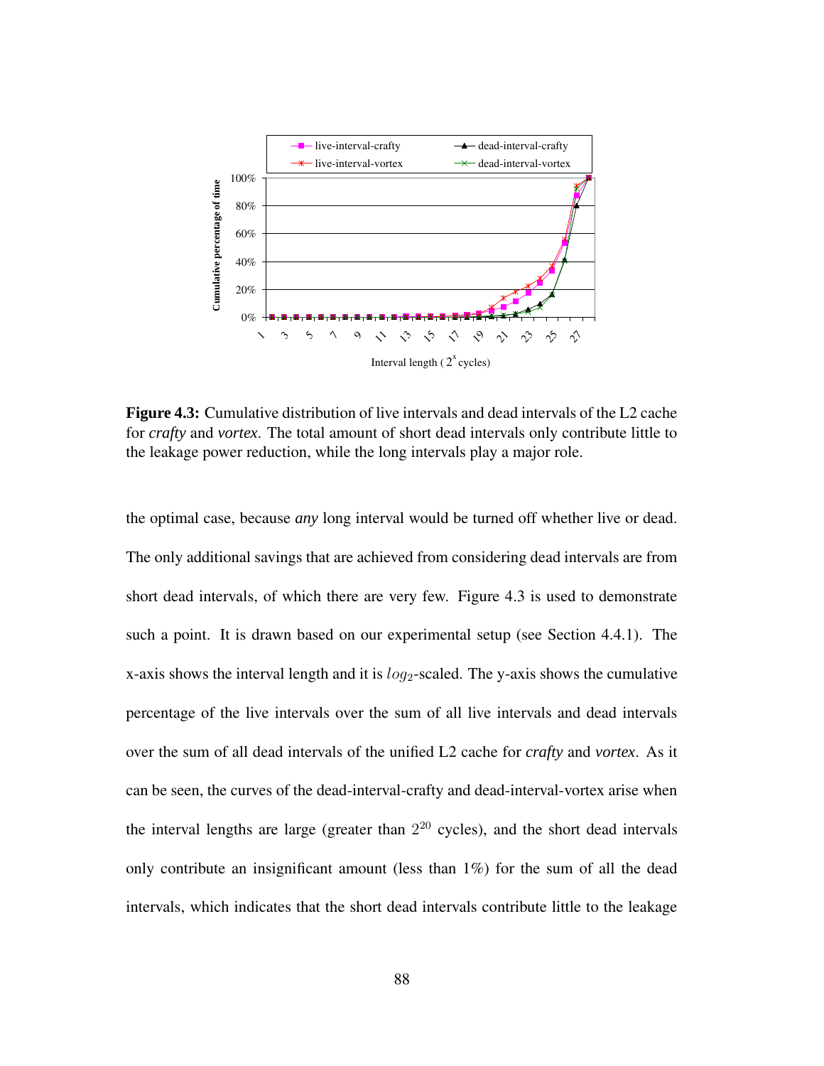**Figure 4.3:** Cumulative distribution of live intervals and dead intervals of the L2 cache for *crafty* and *vortex*. The total amount of short dead intervals only contribute little to the leakage power reduction, while the long intervals play a major role.

the optimal case, because *any* long interval would be turned off whether live or dead. The only additional savings that are achieved from considering dead intervals are from short dead intervals, of which there are very few. Figure 4.3 is used to demonstrate such a point. It is drawn based on our experimental setup (see Section 4.4.1). The x-axis shows the interval length and it is $log_2$-scaled. The y-axis shows the cumulative percentage of the live intervals over the sum of all live intervals and dead intervals over the sum of all dead intervals of the unified L2 cache for *crafty* and *vortex*. As it can be seen, the curves of the dead-interval-crafty and dead-interval-vortex arise when the interval lengths are large (greater than $2^{20}$ cycles), and the short dead intervals only contribute an insignificant amount (less than 1%) for the sum of all the dead intervals, which indicates that the short dead intervals contribute little to the leakage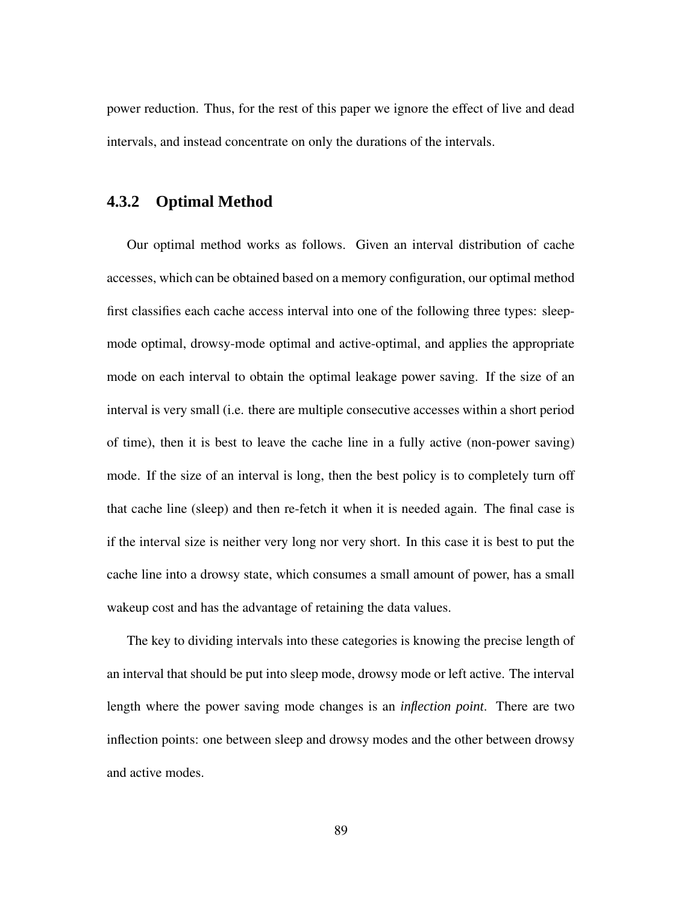power reduction. Thus, for the rest of this paper we ignore the effect of live and dead intervals, and instead concentrate on only the durations of the intervals.

### 4.3.2 Optimal Method

Our optimal method works as follows. Given an interval distribution of cache accesses, which can be obtained based on a memory configuration, our optimal method first classifies each cache access interval into one of the following three types: sleep-mode optimal, drowsy-mode optimal and active-optimal, and applies the appropriate mode on each interval to obtain the optimal leakage power saving. If the size of an interval is very small (i.e. there are multiple consecutive accesses within a short period of time), then it is best to leave the cache line in a fully active (non-power saving) mode. If the size of an interval is long, then the best policy is to completely turn off that cache line (sleep) and then re-fetch it when it is needed again. The final case is if the interval size is neither very long nor very short. In this case it is best to put the cache line into a drowsy state, which consumes a small amount of power, has a small wakeup cost and has the advantage of retaining the data values.

The key to dividing intervals into these categories is knowing the precise length of an interval that should be put into sleep mode, drowsy mode or left active. The interval length where the power saving mode changes is an *inflection point*. There are two inflection points: one between sleep and drowsy modes and the other between drowsy and active modes.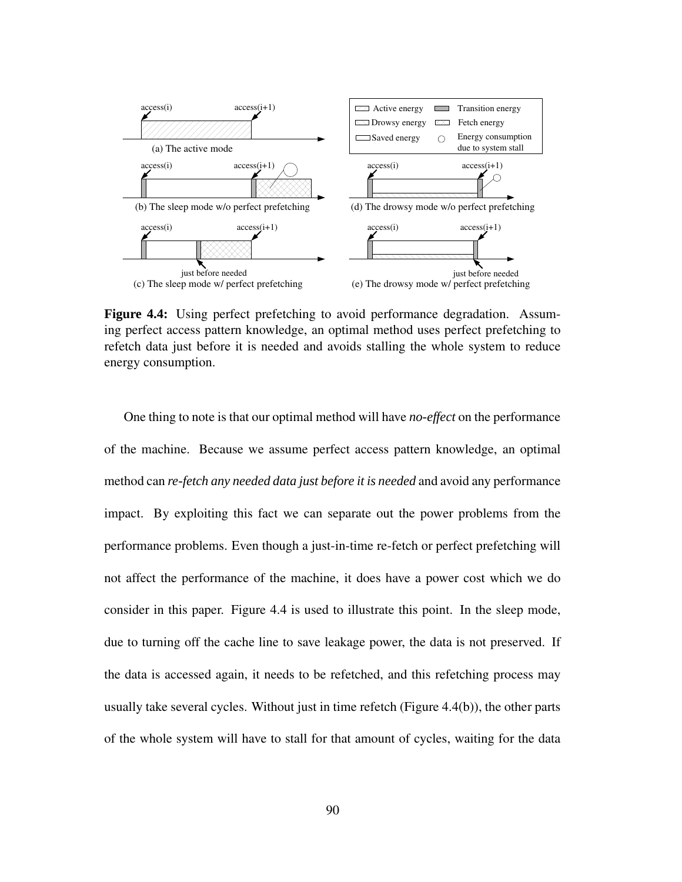**Figure 4.4:** Using perfect prefetching to avoid performance degradation. Assuming perfect access pattern knowledge, an optimal method uses perfect prefetching to refetch data just before it is needed and avoids stalling the whole system to reduce energy consumption.

One thing to note is that our optimal method will have *no-effect* on the performance of the machine. Because we assume perfect access pattern knowledge, an optimal method can *re-fetch any needed data just before it is needed* and avoid any performance impact. By exploiting this fact we can separate out the power problems from the performance problems. Even though a just-in-time re-fetch or perfect prefetching will not affect the performance of the machine, it does have a power cost which we do consider in this paper. Figure 4.4 is used to illustrate this point. In the sleep mode, due to turning off the cache line to save leakage power, the data is not preserved. If the data is accessed again, it needs to be refetched, and this refetching process may usually take several cycles. Without just in time refetch (Figure 4.4(b)), the other parts of the whole system will have to stall for that amount of cycles, waiting for the data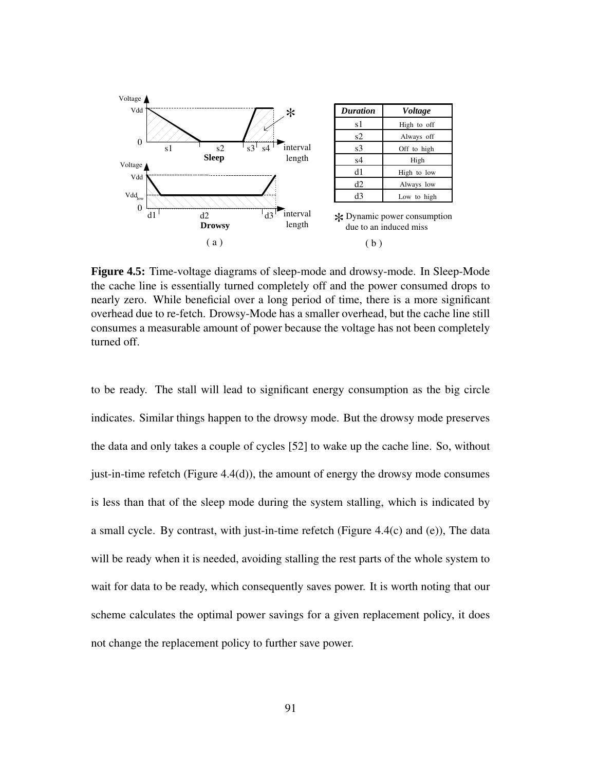| *Duration* | *Voltage* |
| --- | --- |
| s1 | High to off |
| s2 | Always off |
| s3 | Off to high |
| s4 | High |
| d1 | High to low |
| d2 | Always low |
| d3 | Low to high |

* Dynamic power consumption due to an induced miss

( b )

**Figure 4.5:** Time-voltage diagrams of sleep-mode and drowsy-mode. In Sleep-Mode the cache line is essentially turned completely off and the power consumed drops to nearly zero. While beneficial over a long period of time, there is a more significant overhead due to re-fetch. Drowsy-Mode has a smaller overhead, but the cache line still consumes a measurable amount of power because the voltage has not been completely turned off.

to be ready. The stall will lead to significant energy consumption as the big circle indicates. Similar things happen to the drowsy mode. But the drowsy mode preserves the data and only takes a couple of cycles [52] to wake up the cache line. So, without just-in-time refetch (Figure 4.4(d)), the amount of energy the drowsy mode consumes is less than that of the sleep mode during the system stalling, which is indicated by a small cycle. By contrast, with just-in-time refetch (Figure 4.4(c) and (e)), The data will be ready when it is needed, avoiding stalling the rest parts of the whole system to wait for data to be ready, which consequently saves power. It is worth noting that our scheme calculates the optimal power savings for a given replacement policy, it does not change the replacement policy to further save power.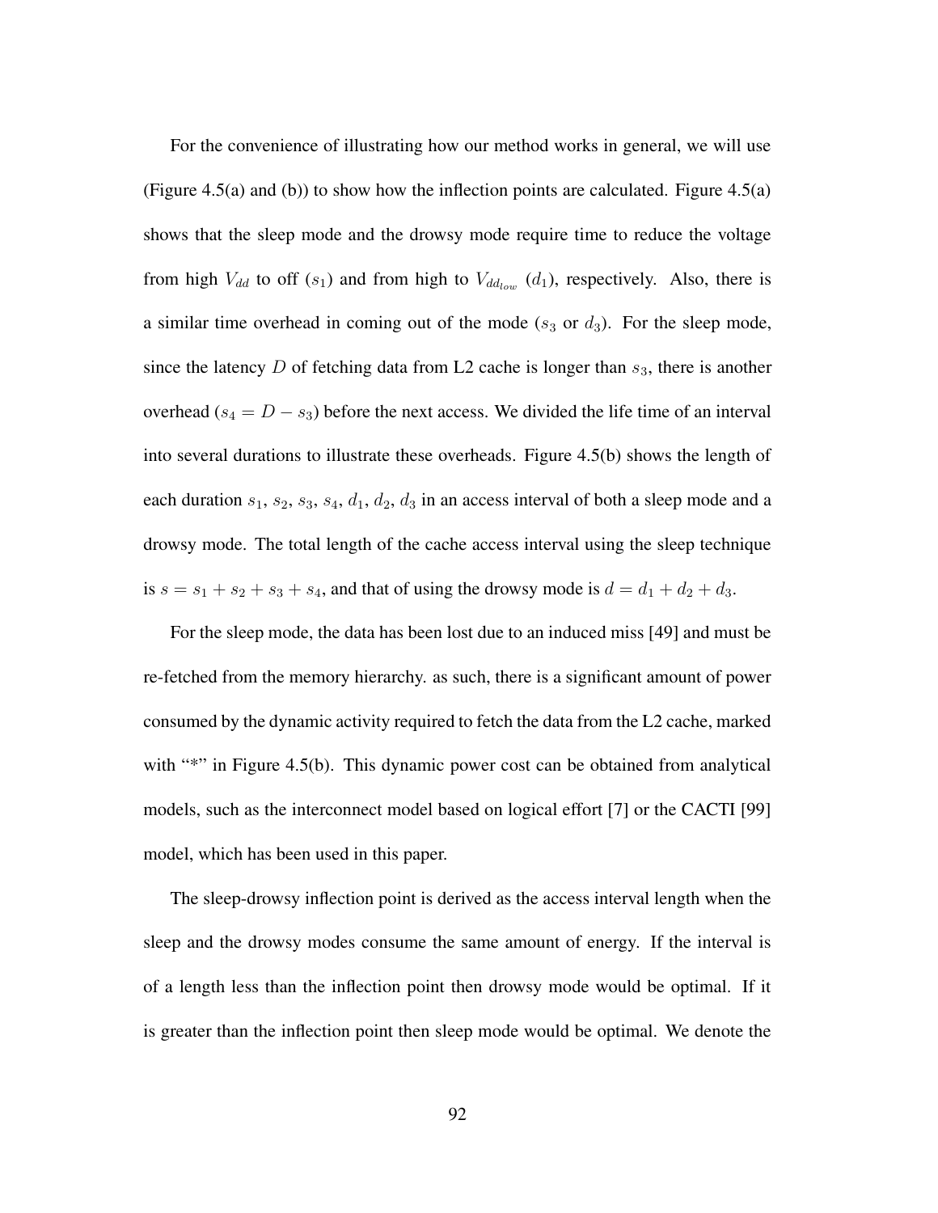For the convenience of illustrating how our method works in general, we will use (Figure 4.5(a) and (b)) to show how the inflection points are calculated. Figure 4.5(a) shows that the sleep mode and the drowsy mode require time to reduce the voltage from high $V_{dd}$ to off ($s_1$) and from high to $V_{dd_{low}}$ ($d_1$), respectively. Also, there is a similar time overhead in coming out of the mode ($s_3$ or $d_3$). For the sleep mode, since the latency $D$ of fetching data from L2 cache is longer than $s_3$, there is another overhead ($s_4 = D - s_3$) before the next access. We divided the life time of an interval into several durations to illustrate these overheads. Figure 4.5(b) shows the length of each duration $s_1$, $s_2$, $s_3$, $s_4$, $d_1$, $d_2$, $d_3$ in an access interval of both a sleep mode and a drowsy mode. The total length of the cache access interval using the sleep technique is $s = s_1 + s_2 + s_3 + s_4$, and that of using the drowsy mode is $d = d_1 + d_2 + d_3$.

For the sleep mode, the data has been lost due to an induced miss [49] and must be re-fetched from the memory hierarchy. as such, there is a significant amount of power consumed by the dynamic activity required to fetch the data from the L2 cache, marked with "*" in Figure 4.5(b). This dynamic power cost can be obtained from analytical models, such as the interconnect model based on logical effort [7] or the CACTI [99] model, which has been used in this paper.

The sleep-drowsy inflection point is derived as the access interval length when the sleep and the drowsy modes consume the same amount of energy. If the interval is of a length less than the inflection point then drowsy mode would be optimal. If it is greater than the inflection point then sleep mode would be optimal. We denote the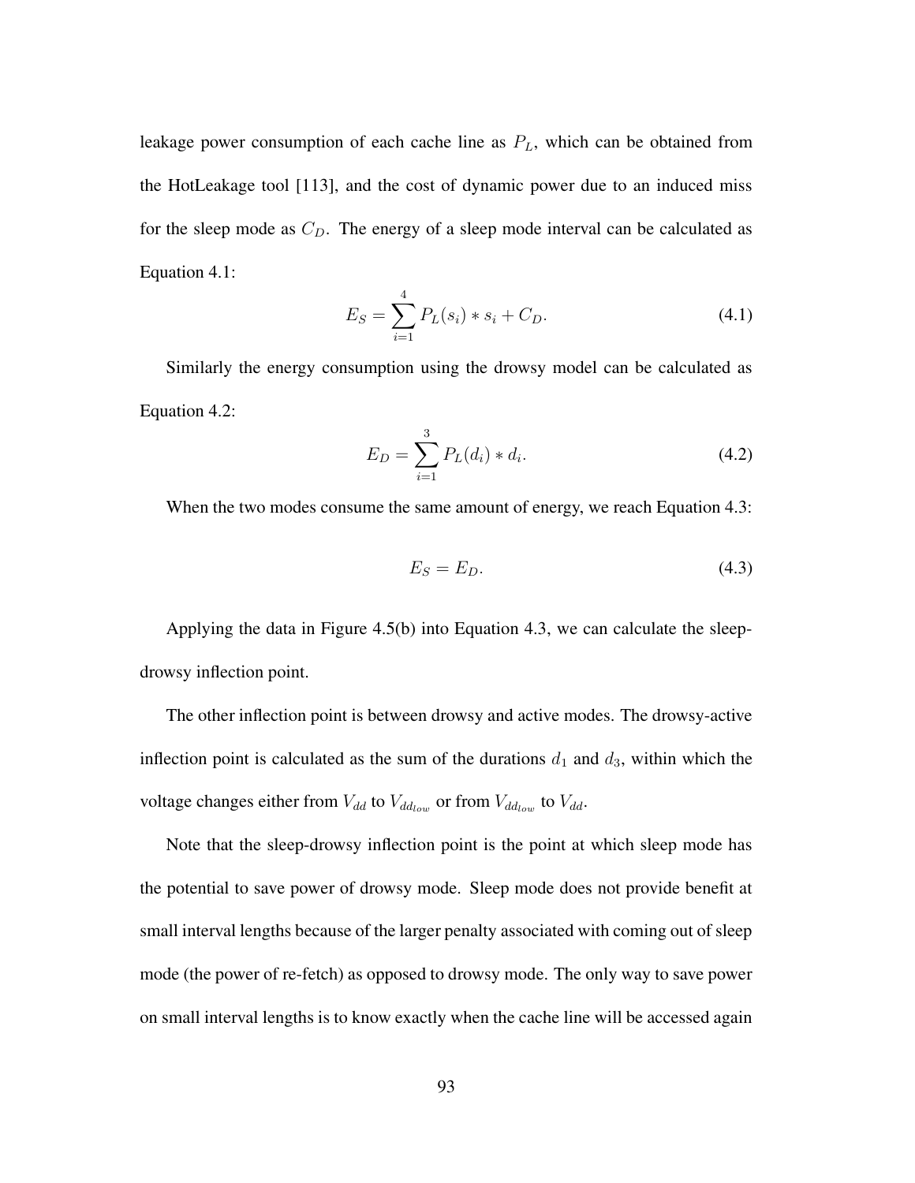leakage power consumption of each cache line as $P_L$, which can be obtained from the HotLeakage tool [113], and the cost of dynamic power due to an induced miss for the sleep mode as $C_D$. The energy of a sleep mode interval can be calculated as Equation 4.1:

$$E_S = \sum_{i=1}^{4} P_L(s_i) * s_i + C_D. \tag{4.1}$$

Similarly the energy consumption using the drowsy model can be calculated as Equation 4.2:

$$E_D = \sum_{i=1}^{3} P_L(d_i) * d_i. \tag{4.2}$$

When the two modes consume the same amount of energy, we reach Equation 4.3:

$$E_S = E_D. \tag{4.3}$$

Applying the data in Figure 4.5(b) into Equation 4.3, we can calculate the sleep-drowsy inflection point.

The other inflection point is between drowsy and active modes. The drowsy-active inflection point is calculated as the sum of the durations $d_1$ and $d_3$, within which the voltage changes either from $V_{dd}$ to $V_{dd_{low}}$ or from $V_{dd_{low}}$ to $V_{dd}$.

Note that the sleep-drowsy inflection point is the point at which sleep mode has the potential to save power of drowsy mode. Sleep mode does not provide benefit at small interval lengths because of the larger penalty associated with coming out of sleep mode (the power of re-fetch) as opposed to drowsy mode. The only way to save power on small interval lengths is to know exactly when the cache line will be accessed again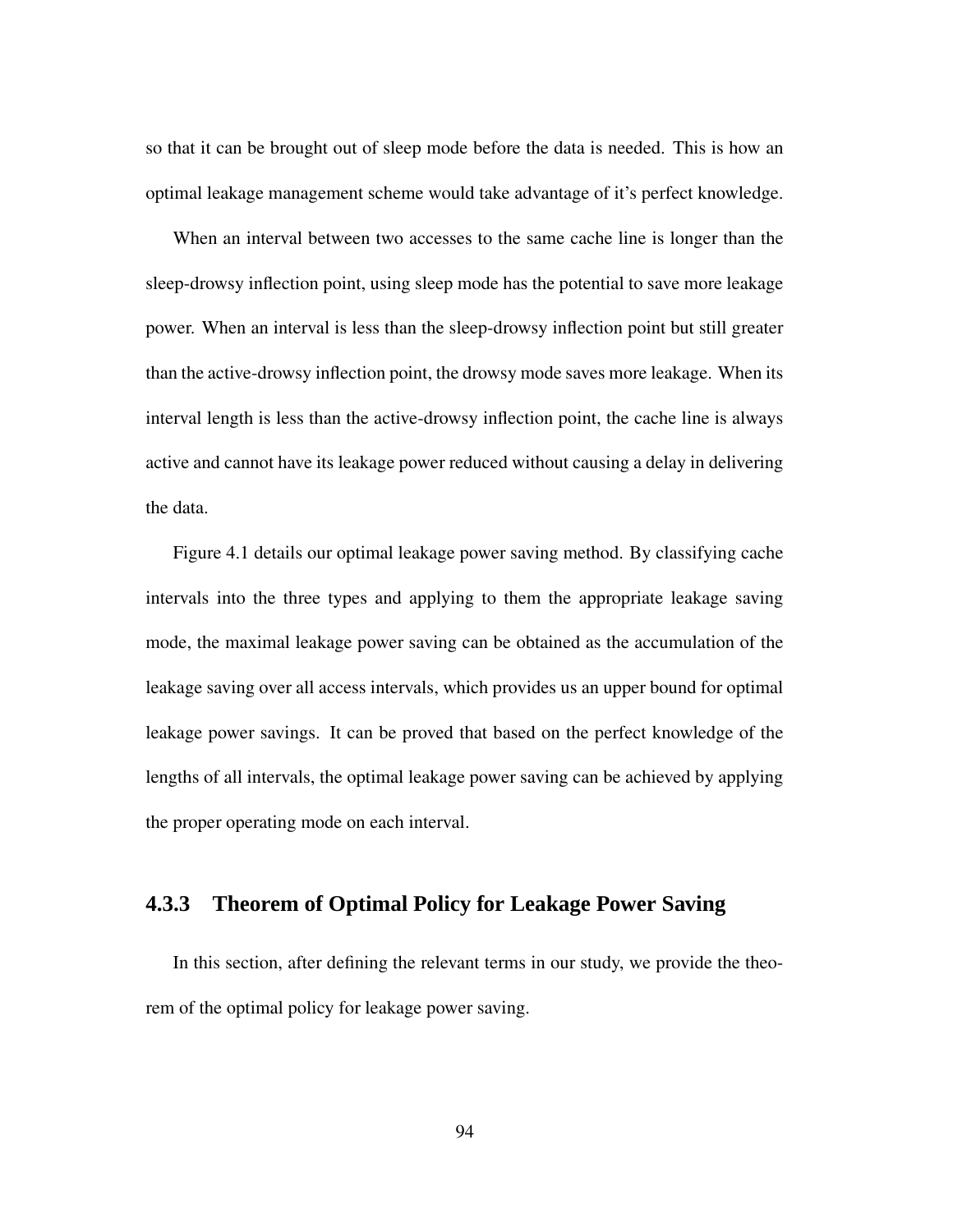so that it can be brought out of sleep mode before the data is needed. This is how an optimal leakage management scheme would take advantage of it's perfect knowledge.

When an interval between two accesses to the same cache line is longer than the sleep-drowsy inflection point, using sleep mode has the potential to save more leakage power. When an interval is less than the sleep-drowsy inflection point but still greater than the active-drowsy inflection point, the drowsy mode saves more leakage. When its interval length is less than the active-drowsy inflection point, the cache line is always active and cannot have its leakage power reduced without causing a delay in delivering the data.

Figure 4.1 details our optimal leakage power saving method. By classifying cache intervals into the three types and applying to them the appropriate leakage saving mode, the maximal leakage power saving can be obtained as the accumulation of the leakage saving over all access intervals, which provides us an upper bound for optimal leakage power savings. It can be proved that based on the perfect knowledge of the lengths of all intervals, the optimal leakage power saving can be achieved by applying the proper operating mode on each interval.

### 4.3.3 Theorem of Optimal Policy for Leakage Power Saving

In this section, after defining the relevant terms in our study, we provide the theorem of the optimal policy for leakage power saving.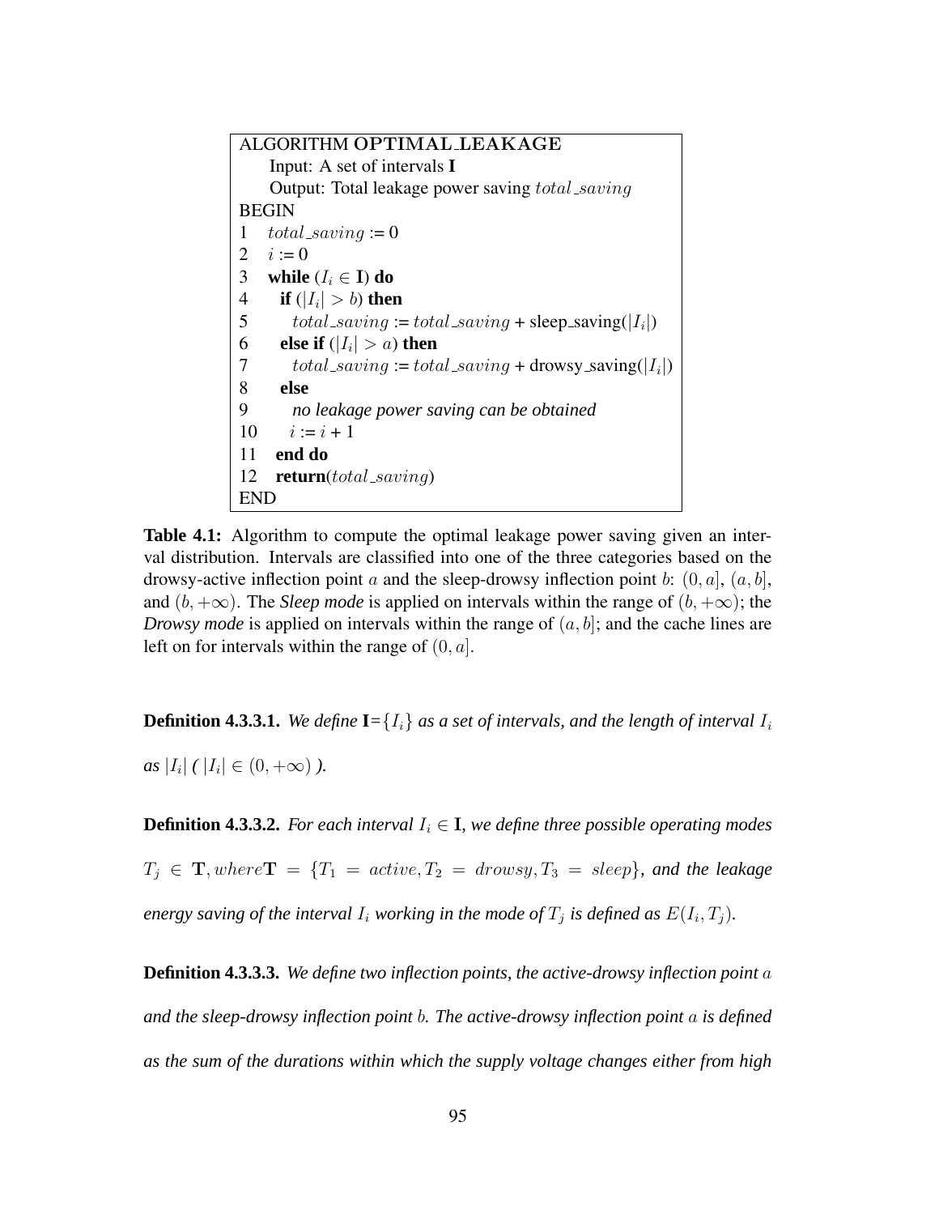```
ALGORITHM OPTIMAL_LEAKAGE
    Input: A set of intervals I
    Output: Total leakage power saving total_saving
BEGIN
1   total_saving := 0
2   i := 0
3   while (I_i ∈ I) do
4     if (|I_i| > b) then
5       total_saving := total_saving + sleep_saving(|I_i|)
6     else if (|I_i| > a) then
7       total_saving := total_saving + drowsy_saving(|I_i|)
8     else
9       no leakage power saving can be obtained
10      i := i + 1
11  end do
12  return(total_saving)
END
```

**Table 4.1:** Algorithm to compute the optimal leakage power saving given an interval distribution. Intervals are classified into one of the three categories based on the drowsy-active inflection point $a$ and the sleep-drowsy inflection point $b$: $(0, a]$, $(a, b]$, and $(b, +\infty)$. The *Sleep mode* is applied on intervals within the range of $(b, +\infty)$; the *Drowsy mode* is applied on intervals within the range of $(a, b]$; and the cache lines are left on for intervals within the range of $(0, a]$.

**Definition 4.3.3.1.** *We define* **I**$=\{I_i\}$ *as a set of intervals, and the length of interval* $I_i$ *as* $|I_i|$ *(* $|I_i| \in (0, +\infty)$ *).*

**Definition 4.3.3.2.** *For each interval* $I_i \in$ **I***, we define three possible operating modes* $T_j \in \mathbf{T}, where \mathbf{T} = \{T_1 = active, T_2 = drowsy, T_3 = sleep\}$*, and the leakage energy saving of the interval* $I_i$ *working in the mode of* $T_j$ *is defined as* $E(I_i, T_j)$*.*

**Definition 4.3.3.3.** *We define two inflection points, the active-drowsy inflection point* $a$ *and the sleep-drowsy inflection point* $b$*. The active-drowsy inflection point* $a$ *is defined as the sum of the durations within which the supply voltage changes either from high*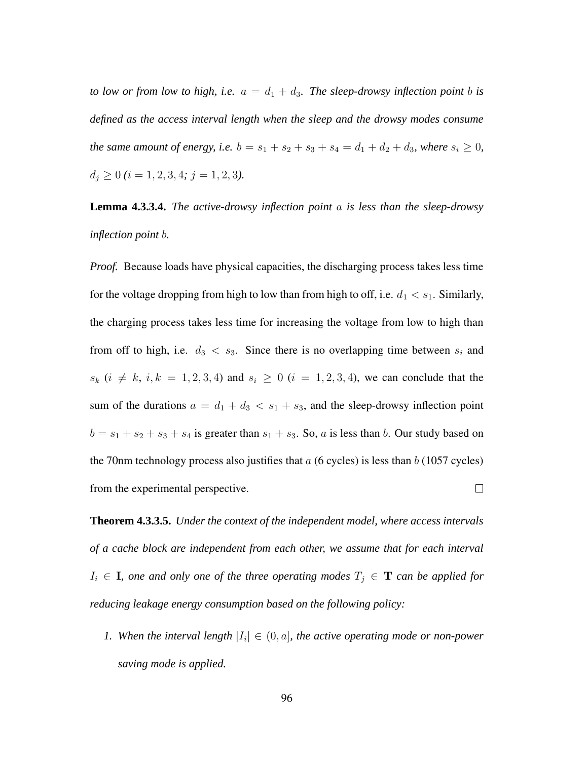*to low or from low to high, i.e.* $a = d_1 + d_3$*. The sleep-drowsy inflection point* $b$ *is defined as the access interval length when the sleep and the drowsy modes consume the same amount of energy, i.e.* $b = s_1 + s_2 + s_3 + s_4 = d_1 + d_2 + d_3$*, where* $s_i \geq 0$*,* $d_j \geq 0$ *(*$i = 1, 2, 3, 4$*;* $j = 1, 2, 3$*).*

**Lemma 4.3.3.4.** *The active-drowsy inflection point* $a$ *is less than the sleep-drowsy inflection point* $b$*.*

*Proof.* Because loads have physical capacities, the discharging process takes less time for the voltage dropping from high to low than from high to off, i.e. $d_1 < s_1$. Similarly, the charging process takes less time for increasing the voltage from low to high than from off to high, i.e. $d_3 < s_3$. Since there is no overlapping time between $s_i$ and $s_k$ ($i \neq k$, $i, k = 1, 2, 3, 4$) and $s_i \geq 0$ ($i = 1, 2, 3, 4$), we can conclude that the sum of the durations $a = d_1 + d_3 < s_1 + s_3$, and the sleep-drowsy inflection point $b = s_1 + s_2 + s_3 + s_4$ is greater than $s_1 + s_3$. So, $a$ is less than $b$. Our study based on the 70nm technology process also justifies that $a$ (6 cycles) is less than $b$ (1057 cycles) from the experimental perspective. □

**Theorem 4.3.3.5.** *Under the context of the independent model, where access intervals of a cache block are independent from each other, we assume that for each interval* $I_i \in \mathbf{I}$*, one and only one of the three operating modes* $T_j \in \mathbf{T}$ *can be applied for reducing leakage energy consumption based on the following policy:*

1. *When the interval length* $|I_i| \in (0, a]$*, the active operating mode or non-power saving mode is applied.*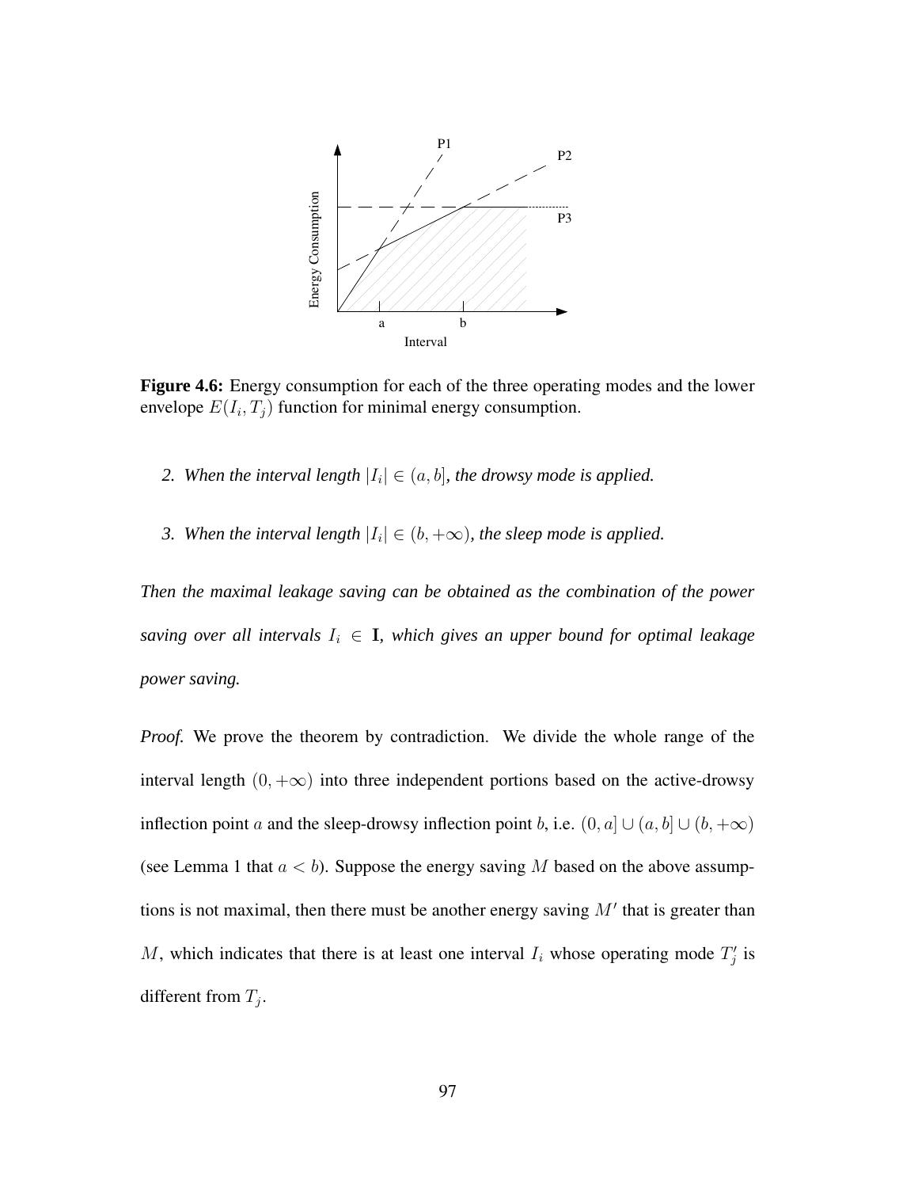**Figure 4.6:** Energy consumption for each of the three operating modes and the lower envelope $E(I_i, T_j)$ function for minimal energy consumption.

2. *When the interval length $|I_i| \in (a, b]$, the drowsy mode is applied.*

3. *When the interval length $|I_i| \in (b, +\infty)$, the sleep mode is applied.*

*Then the maximal leakage saving can be obtained as the combination of the power saving over all intervals $I_i \in \mathbf{I}$, which gives an upper bound for optimal leakage power saving.*

*Proof.* We prove the theorem by contradiction. We divide the whole range of the interval length $(0, +\infty)$ into three independent portions based on the active-drowsy inflection point $a$ and the sleep-drowsy inflection point $b$, i.e. $(0, a] \cup (a, b] \cup (b, +\infty)$ (see Lemma 1 that $a < b$). Suppose the energy saving $M$ based on the above assumptions is not maximal, then there must be another energy saving $M'$ that is greater than $M$, which indicates that there is at least one interval $I_i$ whose operating mode $T'_j$ is different from $T_j$.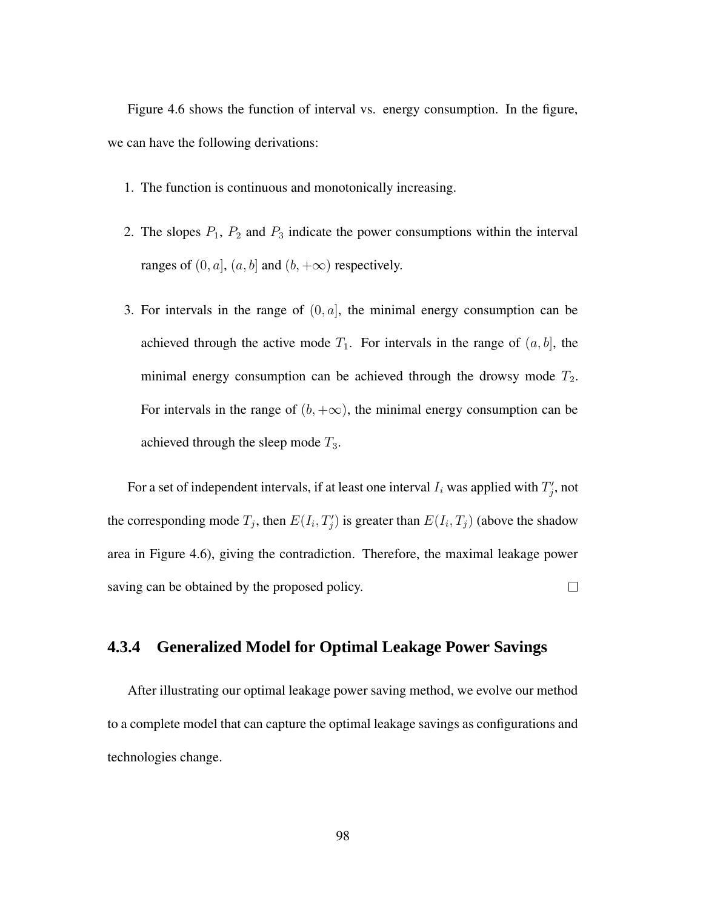Figure 4.6 shows the function of interval vs. energy consumption. In the figure, we can have the following derivations:

1. The function is continuous and monotonically increasing.
2. The slopes $P_1$, $P_2$ and $P_3$ indicate the power consumptions within the interval ranges of $(0, a]$, $(a, b]$ and $(b, +\infty)$ respectively.
3. For intervals in the range of $(0, a]$, the minimal energy consumption can be achieved through the active mode $T_1$. For intervals in the range of $(a, b]$, the minimal energy consumption can be achieved through the drowsy mode $T_2$. For intervals in the range of $(b, +\infty)$, the minimal energy consumption can be achieved through the sleep mode $T_3$.

For a set of independent intervals, if at least one interval $I_i$ was applied with $T_j'$, not the corresponding mode $T_j$, then $E(I_i, T_j')$ is greater than $E(I_i, T_j)$ (above the shadow area in Figure 4.6), giving the contradiction. Therefore, the maximal leakage power saving can be obtained by the proposed policy. □

### 4.3.4 Generalized Model for Optimal Leakage Power Savings

After illustrating our optimal leakage power saving method, we evolve our method to a complete model that can capture the optimal leakage savings as configurations and technologies change.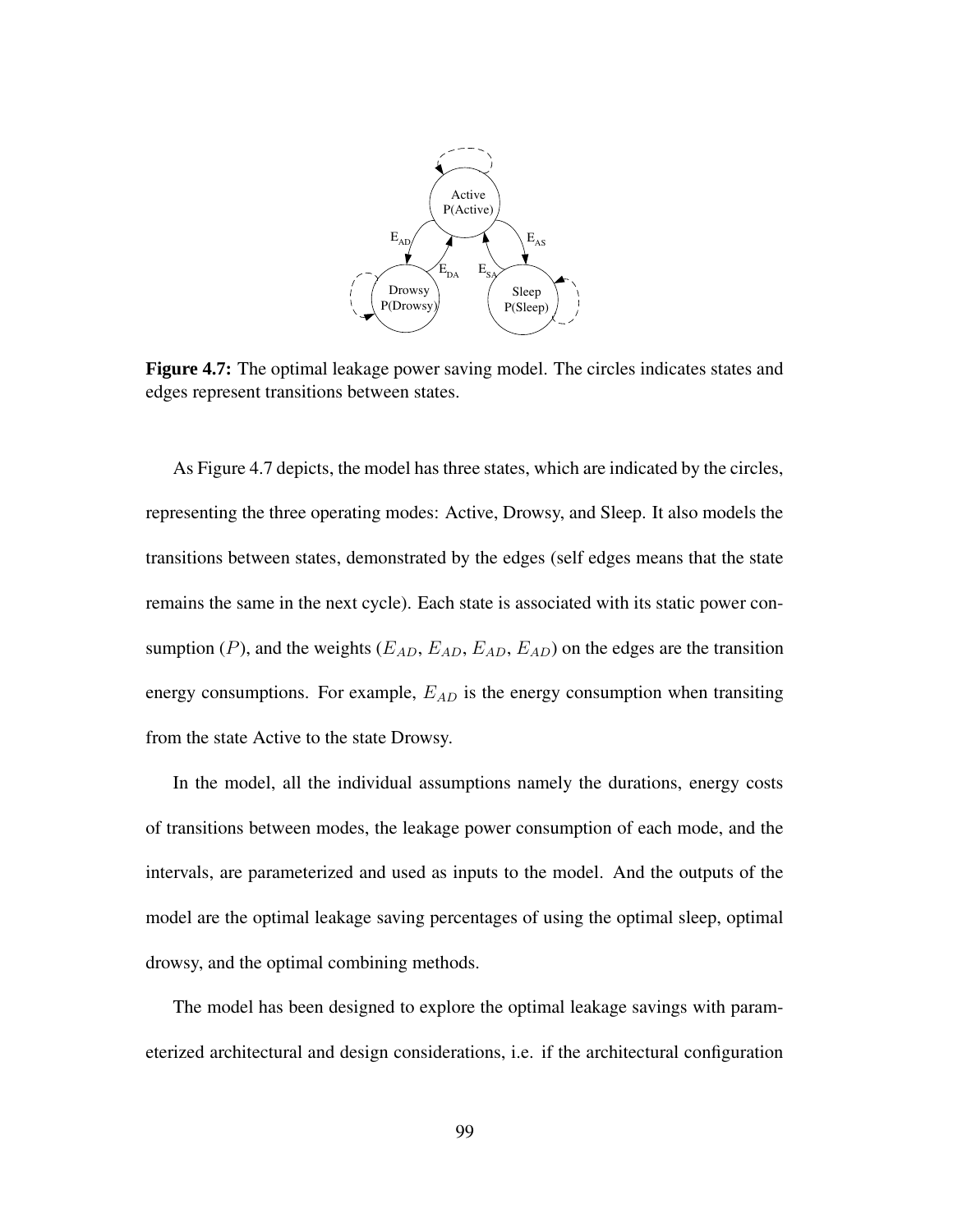**Figure 4.7:** The optimal leakage power saving model. The circles indicates states and edges represent transitions between states.

As Figure 4.7 depicts, the model has three states, which are indicated by the circles, representing the three operating modes: Active, Drowsy, and Sleep. It also models the transitions between states, demonstrated by the edges (self edges means that the state remains the same in the next cycle). Each state is associated with its static power consumption ($P$), and the weights ($E_{AD}$, $E_{AD}$, $E_{AD}$, $E_{AD}$) on the edges are the transition energy consumptions. For example, $E_{AD}$ is the energy consumption when transiting from the state Active to the state Drowsy.

In the model, all the individual assumptions namely the durations, energy costs of transitions between modes, the leakage power consumption of each mode, and the intervals, are parameterized and used as inputs to the model. And the outputs of the model are the optimal leakage saving percentages of using the optimal sleep, optimal drowsy, and the optimal combining methods.

The model has been designed to explore the optimal leakage savings with parameterized architectural and design considerations, i.e. if the architectural configuration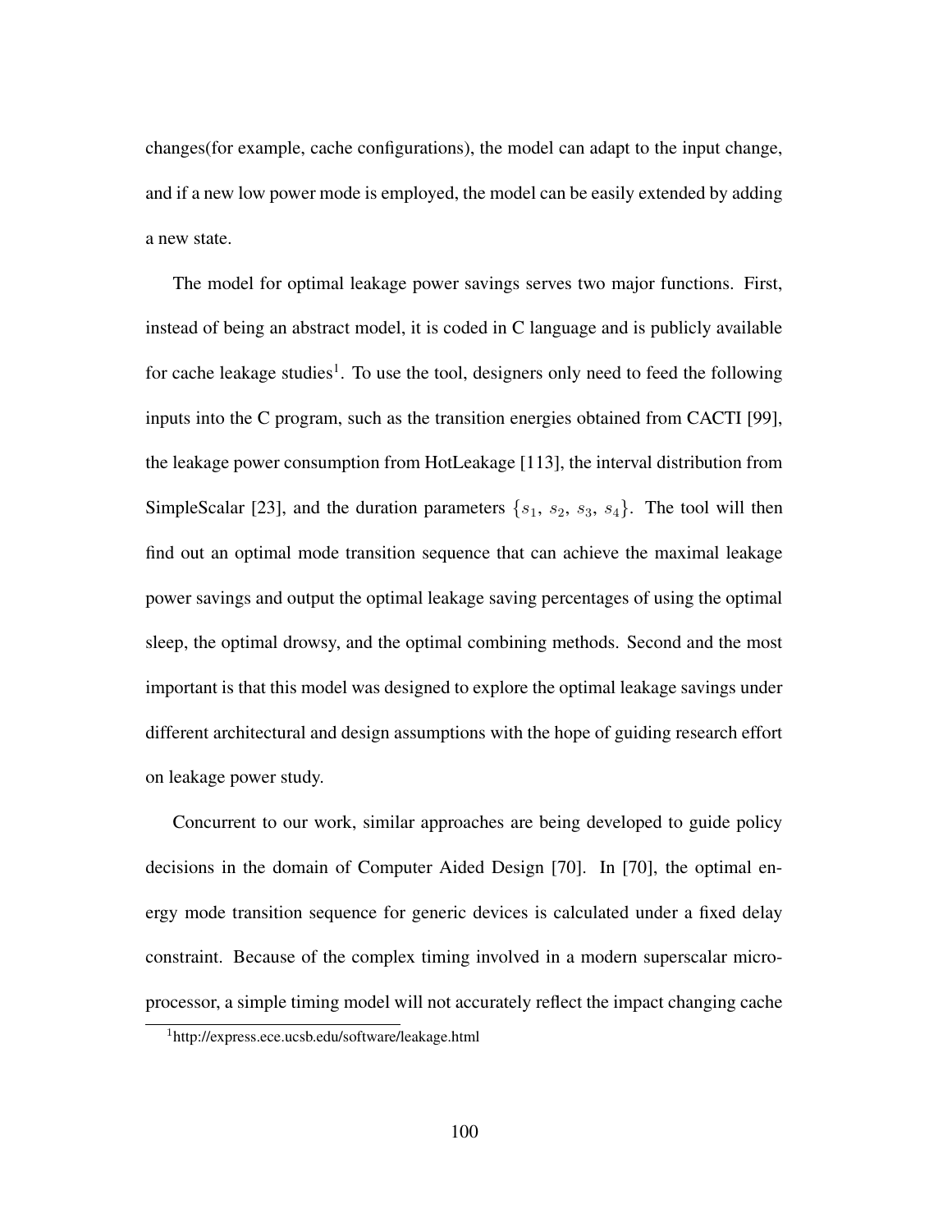changes(for example, cache configurations), the model can adapt to the input change, and if a new low power mode is employed, the model can be easily extended by adding a new state.

The model for optimal leakage power savings serves two major functions. First, instead of being an abstract model, it is coded in C language and is publicly available for cache leakage studies[1]. To use the tool, designers only need to feed the following inputs into the C program, such as the transition energies obtained from CACTI [99], the leakage power consumption from HotLeakage [113], the interval distribution from SimpleScalar [23], and the duration parameters $\{s_1, s_2, s_3, s_4\}$. The tool will then find out an optimal mode transition sequence that can achieve the maximal leakage power savings and output the optimal leakage saving percentages of using the optimal sleep, the optimal drowsy, and the optimal combining methods. Second and the most important is that this model was designed to explore the optimal leakage savings under different architectural and design assumptions with the hope of guiding research effort on leakage power study.

Concurrent to our work, similar approaches are being developed to guide policy decisions in the domain of Computer Aided Design [70]. In [70], the optimal energy mode transition sequence for generic devices is calculated under a fixed delay constraint. Because of the complex timing involved in a modern superscalar microprocessor, a simple timing model will not accurately reflect the impact changing cache

[1] http://express.ece.ucsb.edu/software/leakage.html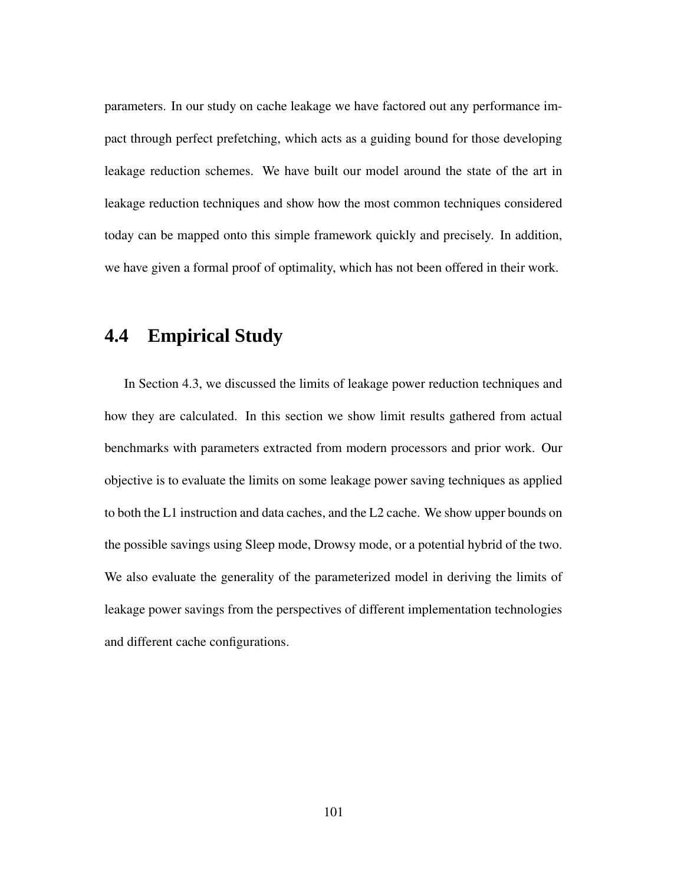parameters. In our study on cache leakage we have factored out any performance impact through perfect prefetching, which acts as a guiding bound for those developing leakage reduction schemes. We have built our model around the state of the art in leakage reduction techniques and show how the most common techniques considered today can be mapped onto this simple framework quickly and precisely. In addition, we have given a formal proof of optimality, which has not been offered in their work.

## 4.4 Empirical Study

In Section 4.3, we discussed the limits of leakage power reduction techniques and how they are calculated. In this section we show limit results gathered from actual benchmarks with parameters extracted from modern processors and prior work. Our objective is to evaluate the limits on some leakage power saving techniques as applied to both the L1 instruction and data caches, and the L2 cache. We show upper bounds on the possible savings using Sleep mode, Drowsy mode, or a potential hybrid of the two. We also evaluate the generality of the parameterized model in deriving the limits of leakage power savings from the perspectives of different implementation technologies and different cache configurations.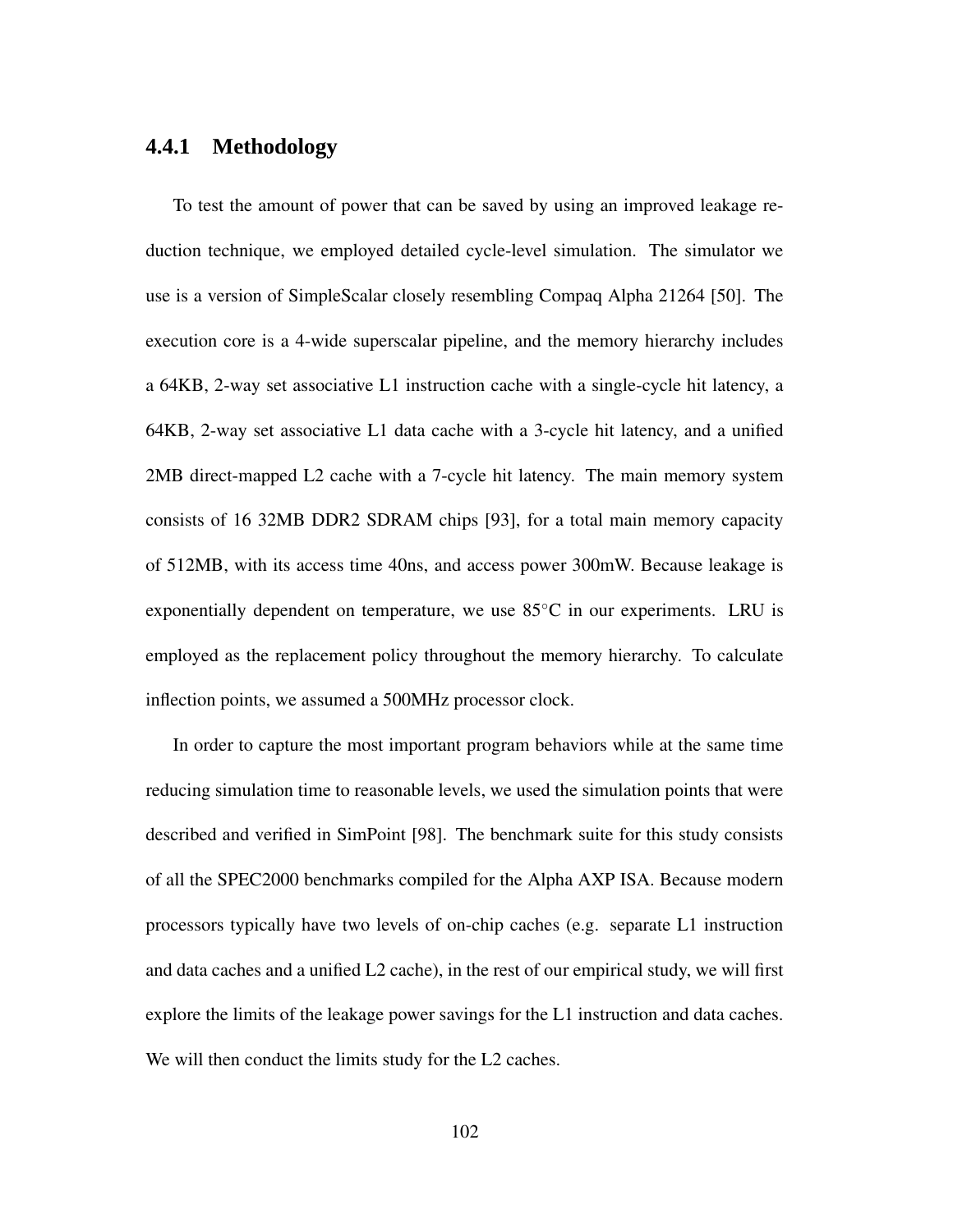### 4.4.1 Methodology

To test the amount of power that can be saved by using an improved leakage reduction technique, we employed detailed cycle-level simulation. The simulator we use is a version of SimpleScalar closely resembling Compaq Alpha 21264 [50]. The execution core is a 4-wide superscalar pipeline, and the memory hierarchy includes a 64KB, 2-way set associative L1 instruction cache with a single-cycle hit latency, a 64KB, 2-way set associative L1 data cache with a 3-cycle hit latency, and a unified 2MB direct-mapped L2 cache with a 7-cycle hit latency. The main memory system consists of 16 32MB DDR2 SDRAM chips [93], for a total main memory capacity of 512MB, with its access time 40ns, and access power 300mW. Because leakage is exponentially dependent on temperature, we use 85°C in our experiments. LRU is employed as the replacement policy throughout the memory hierarchy. To calculate inflection points, we assumed a 500MHz processor clock.

In order to capture the most important program behaviors while at the same time reducing simulation time to reasonable levels, we used the simulation points that were described and verified in SimPoint [98]. The benchmark suite for this study consists of all the SPEC2000 benchmarks compiled for the Alpha AXP ISA. Because modern processors typically have two levels of on-chip caches (e.g. separate L1 instruction and data caches and a unified L2 cache), in the rest of our empirical study, we will first explore the limits of the leakage power savings for the L1 instruction and data caches. We will then conduct the limits study for the L2 caches.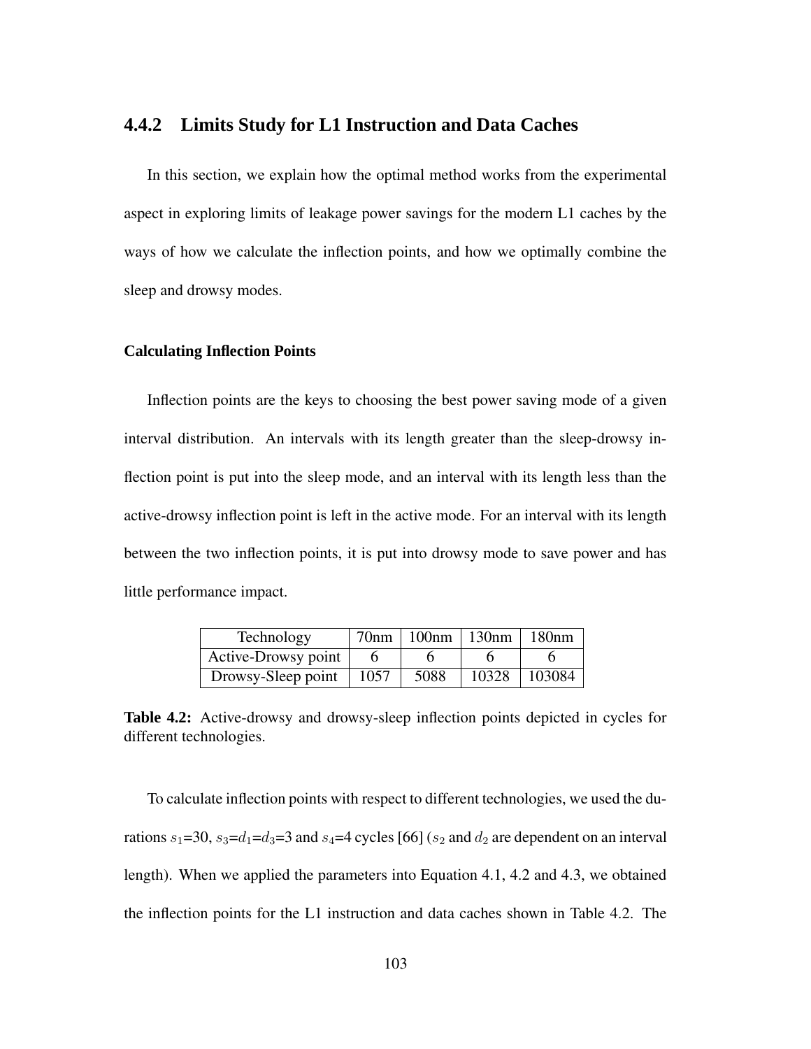### 4.4.2 Limits Study for L1 Instruction and Data Caches

In this section, we explain how the optimal method works from the experimental aspect in exploring limits of leakage power savings for the modern L1 caches by the ways of how we calculate the inflection points, and how we optimally combine the sleep and drowsy modes.

#### Calculating Inflection Points

Inflection points are the keys to choosing the best power saving mode of a given interval distribution. An intervals with its length greater than the sleep-drowsy inflection point is put into the sleep mode, and an interval with its length less than the active-drowsy inflection point is left in the active mode. For an interval with its length between the two inflection points, it is put into drowsy mode to save power and has little performance impact.

| Technology | 70nm | 100nm | 130nm | 180nm |
|---|---|---|---|---|
| Active-Drowsy point | 6 | 6 | 6 | 6 |
| Drowsy-Sleep point | 1057 | 5088 | 10328 | 103084 |

**Table 4.2:** Active-drowsy and drowsy-sleep inflection points depicted in cycles for different technologies.

To calculate inflection points with respect to different technologies, we used the durations $s_1$=30, $s_3$=$d_1$=$d_3$=3 and $s_4$=4 cycles [66] ($s_2$ and $d_2$ are dependent on an interval length). When we applied the parameters into Equation 4.1, 4.2 and 4.3, we obtained the inflection points for the L1 instruction and data caches shown in Table 4.2. The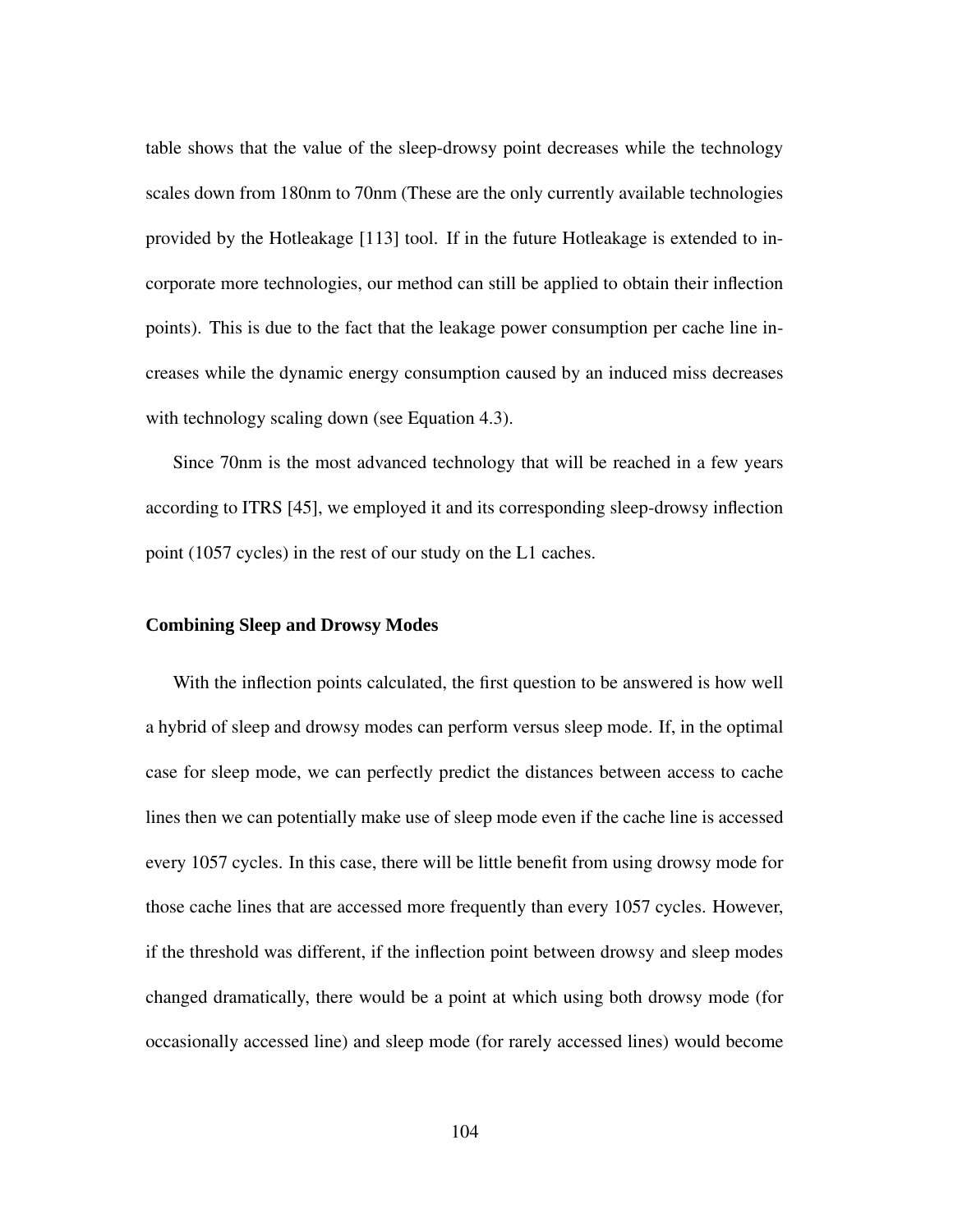table shows that the value of the sleep-drowsy point decreases while the technology scales down from 180nm to 70nm (These are the only currently available technologies provided by the Hotleakage [113] tool. If in the future Hotleakage is extended to incorporate more technologies, our method can still be applied to obtain their inflection points). This is due to the fact that the leakage power consumption per cache line increases while the dynamic energy consumption caused by an induced miss decreases with technology scaling down (see Equation 4.3).

Since 70nm is the most advanced technology that will be reached in a few years according to ITRS [45], we employed it and its corresponding sleep-drowsy inflection point (1057 cycles) in the rest of our study on the L1 caches.

### Combining Sleep and Drowsy Modes

With the inflection points calculated, the first question to be answered is how well a hybrid of sleep and drowsy modes can perform versus sleep mode. If, in the optimal case for sleep mode, we can perfectly predict the distances between access to cache lines then we can potentially make use of sleep mode even if the cache line is accessed every 1057 cycles. In this case, there will be little benefit from using drowsy mode for those cache lines that are accessed more frequently than every 1057 cycles. However, if the threshold was different, if the inflection point between drowsy and sleep modes changed dramatically, there would be a point at which using both drowsy mode (for occasionally accessed line) and sleep mode (for rarely accessed lines) would become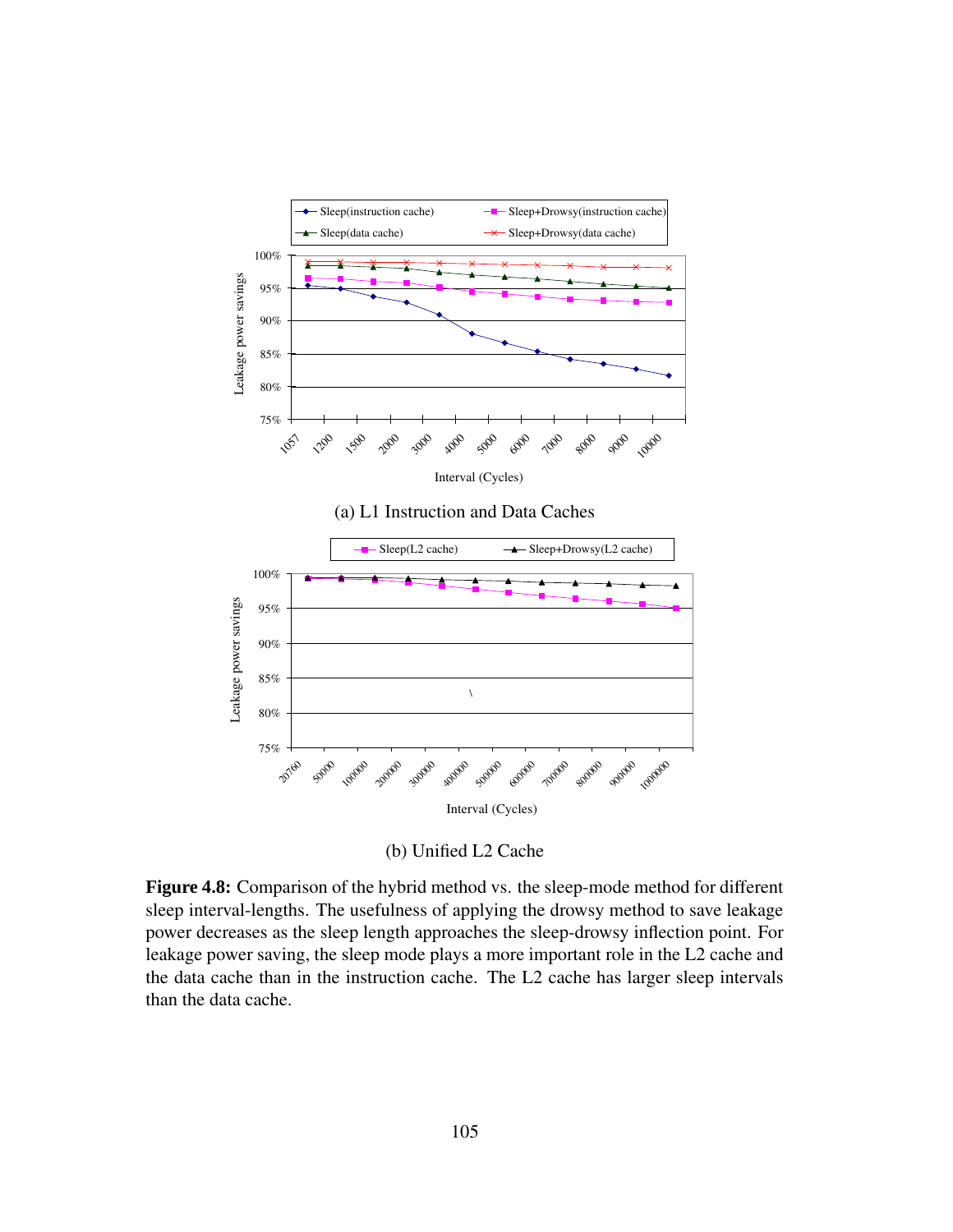(a) L1 Instruction and Data Caches

(b) Unified L2 Cache

**Figure 4.8:** Comparison of the hybrid method vs. the sleep-mode method for different sleep interval-lengths. The usefulness of applying the drowsy method to save leakage power decreases as the sleep length approaches the sleep-drowsy inflection point. For leakage power saving, the sleep mode plays a more important role in the L2 cache and the data cache than in the instruction cache. The L2 cache has larger sleep intervals than the data cache.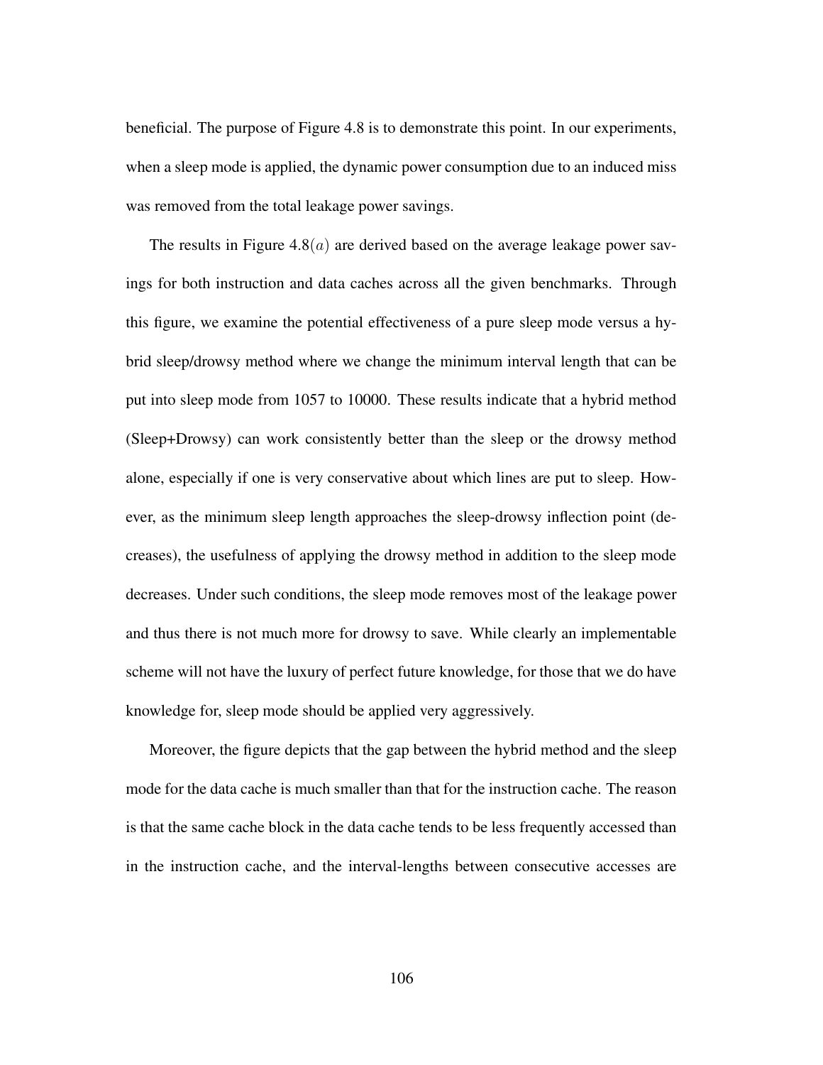beneficial. The purpose of Figure 4.8 is to demonstrate this point. In our experiments, when a sleep mode is applied, the dynamic power consumption due to an induced miss was removed from the total leakage power savings.

The results in Figure 4.8$(a)$ are derived based on the average leakage power savings for both instruction and data caches across all the given benchmarks. Through this figure, we examine the potential effectiveness of a pure sleep mode versus a hybrid sleep/drowsy method where we change the minimum interval length that can be put into sleep mode from 1057 to 10000. These results indicate that a hybrid method (Sleep+Drowsy) can work consistently better than the sleep or the drowsy method alone, especially if one is very conservative about which lines are put to sleep. However, as the minimum sleep length approaches the sleep-drowsy inflection point (decreases), the usefulness of applying the drowsy method in addition to the sleep mode decreases. Under such conditions, the sleep mode removes most of the leakage power and thus there is not much more for drowsy to save. While clearly an implementable scheme will not have the luxury of perfect future knowledge, for those that we do have knowledge for, sleep mode should be applied very aggressively.

Moreover, the figure depicts that the gap between the hybrid method and the sleep mode for the data cache is much smaller than that for the instruction cache. The reason is that the same cache block in the data cache tends to be less frequently accessed than in the instruction cache, and the interval-lengths between consecutive accesses are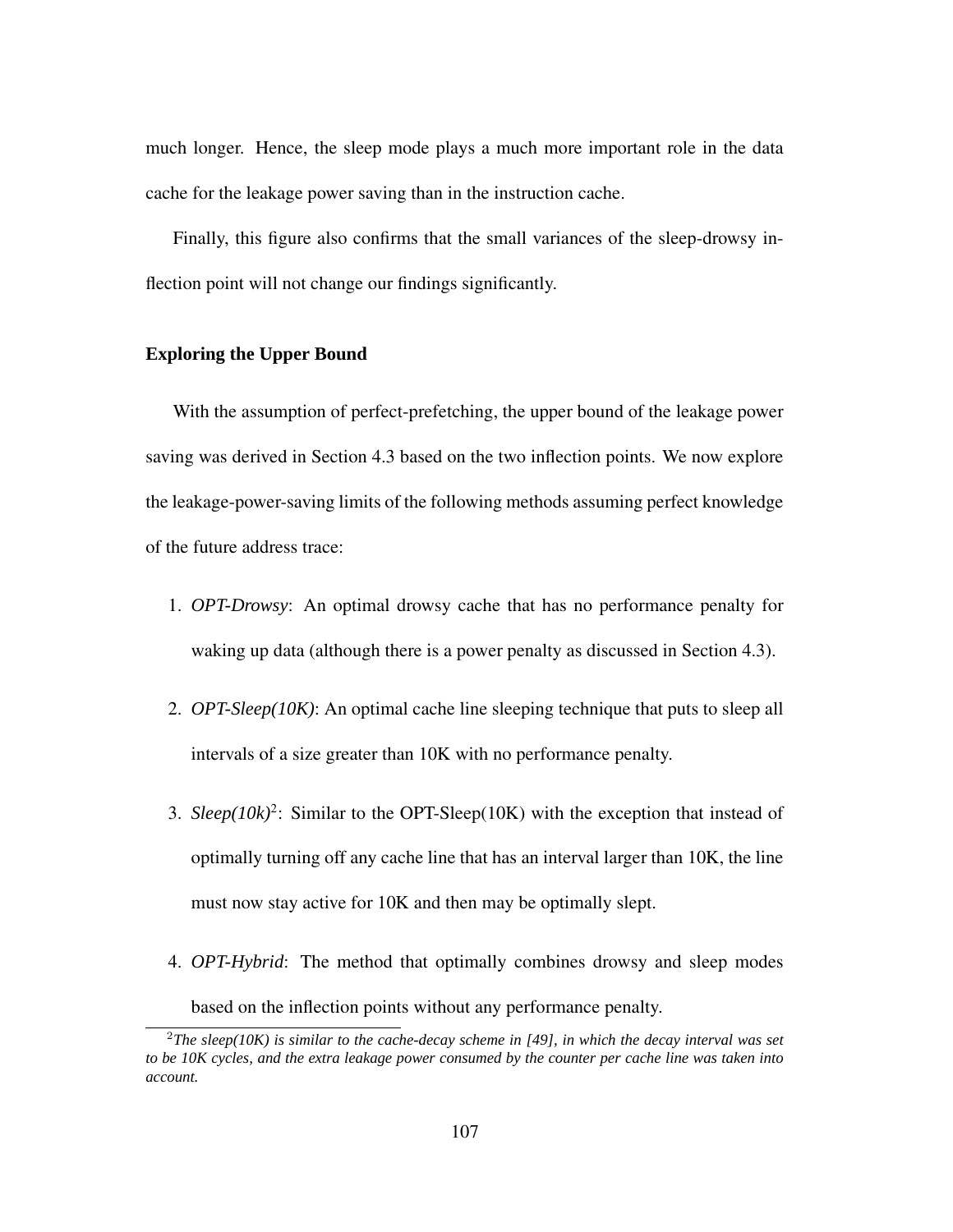much longer. Hence, the sleep mode plays a much more important role in the data cache for the leakage power saving than in the instruction cache.

Finally, this figure also confirms that the small variances of the sleep-drowsy inflection point will not change our findings significantly.

### Exploring the Upper Bound

With the assumption of perfect-prefetching, the upper bound of the leakage power saving was derived in Section 4.3 based on the two inflection points. We now explore the leakage-power-saving limits of the following methods assuming perfect knowledge of the future address trace:

1. *OPT-Drowsy*: An optimal drowsy cache that has no performance penalty for waking up data (although there is a power penalty as discussed in Section 4.3).
2. *OPT-Sleep(10K)*: An optimal cache line sleeping technique that puts to sleep all intervals of a size greater than 10K with no performance penalty.
3. *Sleep(10k)*[2]: Similar to the OPT-Sleep(10K) with the exception that instead of optimally turning off any cache line that has an interval larger than 10K, the line must now stay active for 10K and then may be optimally slept.
4. *OPT-Hybrid*: The method that optimally combines drowsy and sleep modes based on the inflection points without any performance penalty.

---

[2] *The sleep(10K) is similar to the cache-decay scheme in [49], in which the decay interval was set to be 10K cycles, and the extra leakage power consumed by the counter per cache line was taken into account.*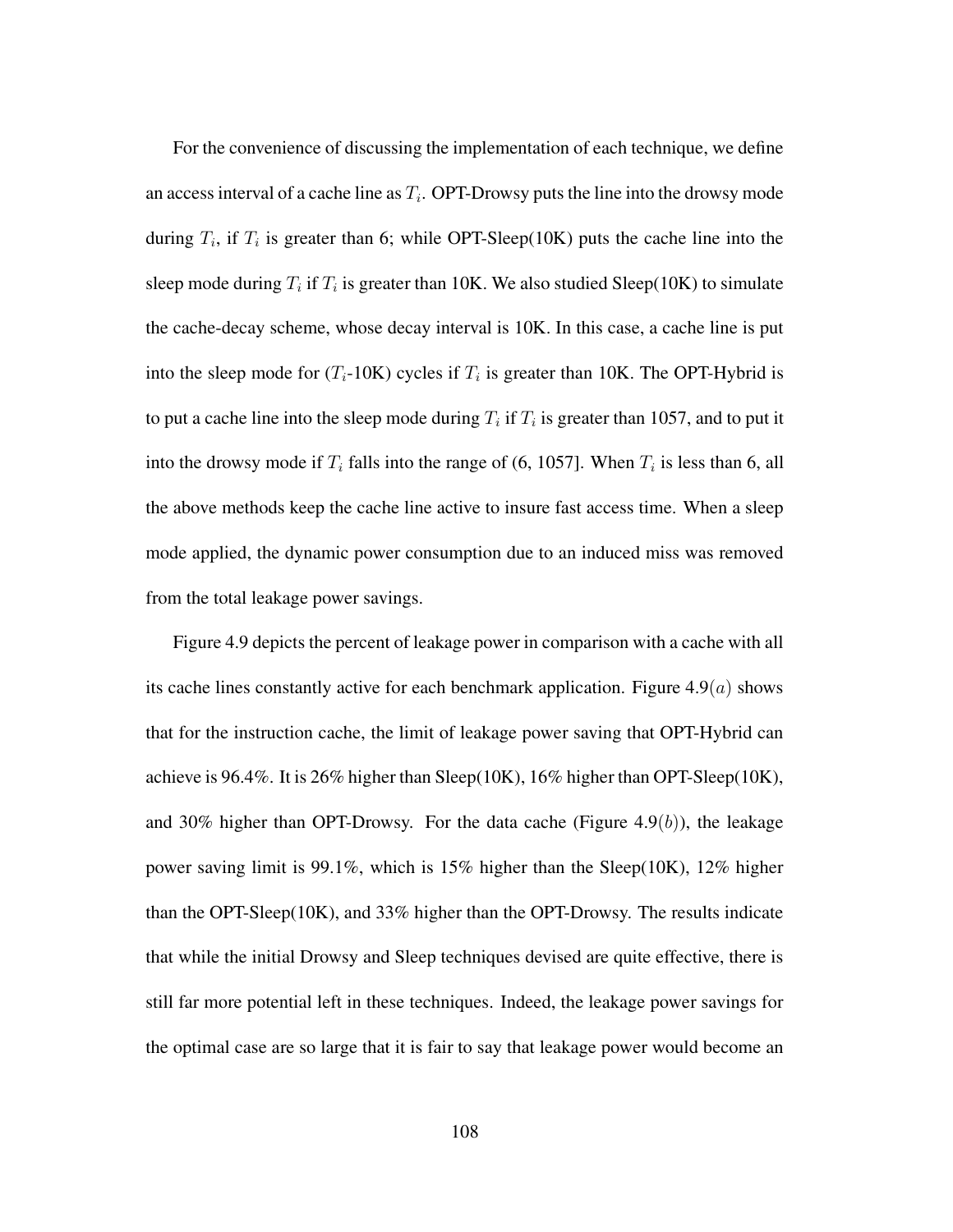For the convenience of discussing the implementation of each technique, we define an access interval of a cache line as $T_i$. OPT-Drowsy puts the line into the drowsy mode during $T_i$, if $T_i$ is greater than 6; while OPT-Sleep(10K) puts the cache line into the sleep mode during $T_i$ if $T_i$ is greater than 10K. We also studied Sleep(10K) to simulate the cache-decay scheme, whose decay interval is 10K. In this case, a cache line is put into the sleep mode for ($T_i$-10K) cycles if $T_i$ is greater than 10K. The OPT-Hybrid is to put a cache line into the sleep mode during $T_i$ if $T_i$ is greater than 1057, and to put it into the drowsy mode if $T_i$ falls into the range of (6, 1057]. When $T_i$ is less than 6, all the above methods keep the cache line active to insure fast access time. When a sleep mode applied, the dynamic power consumption due to an induced miss was removed from the total leakage power savings.

Figure 4.9 depicts the percent of leakage power in comparison with a cache with all its cache lines constantly active for each benchmark application. Figure 4.9($a$) shows that for the instruction cache, the limit of leakage power saving that OPT-Hybrid can achieve is 96.4%. It is 26% higher than Sleep(10K), 16% higher than OPT-Sleep(10K), and 30% higher than OPT-Drowsy. For the data cache (Figure 4.9($b$)), the leakage power saving limit is 99.1%, which is 15% higher than the Sleep(10K), 12% higher than the OPT-Sleep(10K), and 33% higher than the OPT-Drowsy. The results indicate that while the initial Drowsy and Sleep techniques devised are quite effective, there is still far more potential left in these techniques. Indeed, the leakage power savings for the optimal case are so large that it is fair to say that leakage power would become an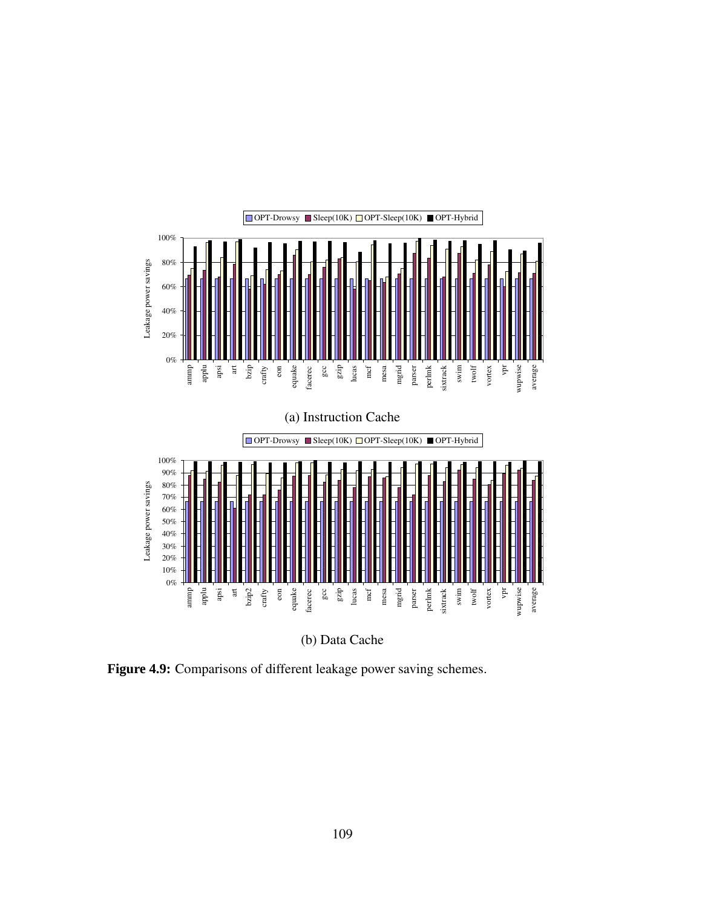OPT-Drowsy | Sleep(10K) | OPT-Sleep(10K) | OPT-Hybrid

(a) Instruction Cache

OPT-Drowsy | Sleep(10K) | OPT-Sleep(10K) | OPT-Hybrid

(b) Data Cache

**Figure 4.9:** Comparisons of different leakage power saving schemes.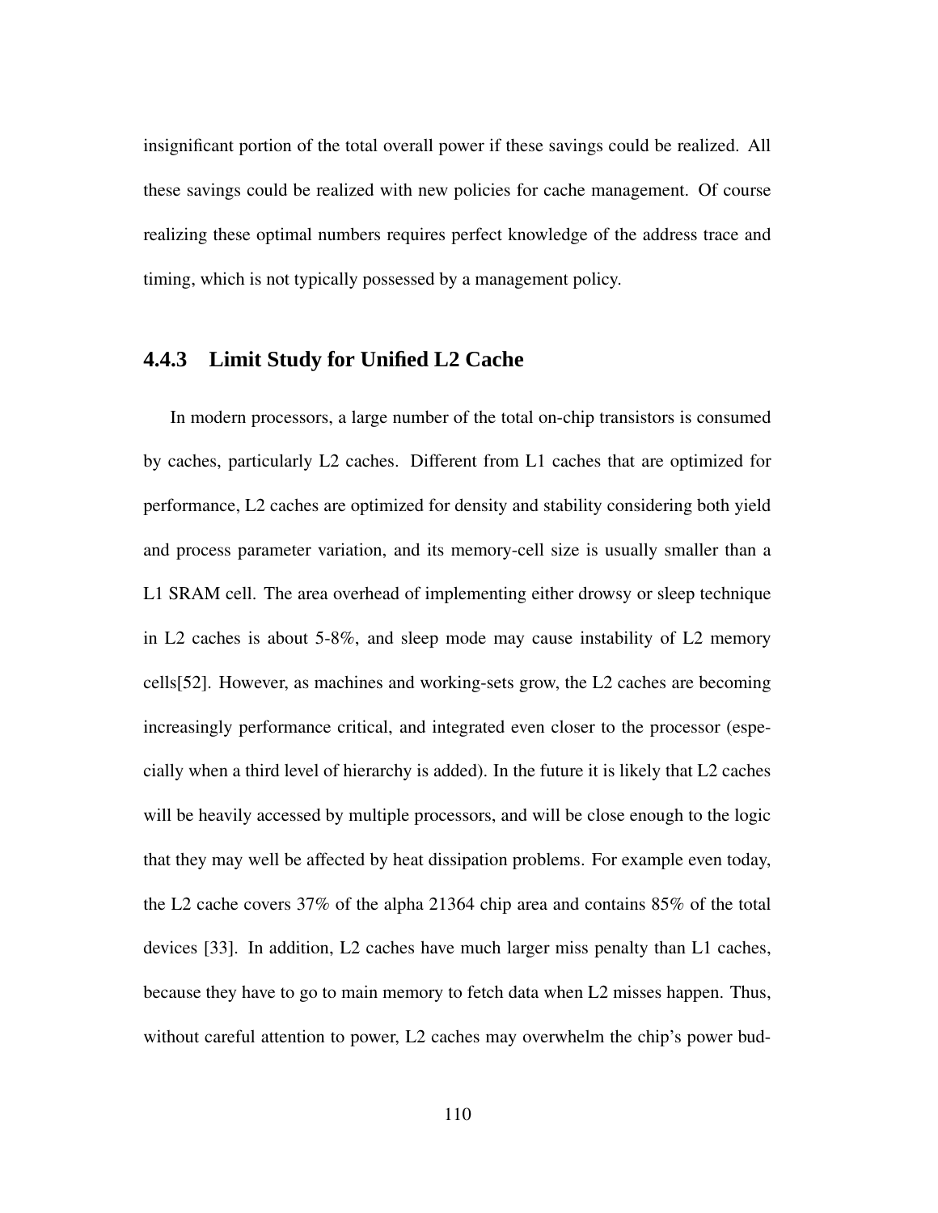insignificant portion of the total overall power if these savings could be realized. All these savings could be realized with new policies for cache management. Of course realizing these optimal numbers requires perfect knowledge of the address trace and timing, which is not typically possessed by a management policy.

### 4.4.3 Limit Study for Unified L2 Cache

In modern processors, a large number of the total on-chip transistors is consumed by caches, particularly L2 caches. Different from L1 caches that are optimized for performance, L2 caches are optimized for density and stability considering both yield and process parameter variation, and its memory-cell size is usually smaller than a L1 SRAM cell. The area overhead of implementing either drowsy or sleep technique in L2 caches is about 5-8%, and sleep mode may cause instability of L2 memory cells[52]. However, as machines and working-sets grow, the L2 caches are becoming increasingly performance critical, and integrated even closer to the processor (especially when a third level of hierarchy is added). In the future it is likely that L2 caches will be heavily accessed by multiple processors, and will be close enough to the logic that they may well be affected by heat dissipation problems. For example even today, the L2 cache covers 37% of the alpha 21364 chip area and contains 85% of the total devices [33]. In addition, L2 caches have much larger miss penalty than L1 caches, because they have to go to main memory to fetch data when L2 misses happen. Thus, without careful attention to power, L2 caches may overwhelm the chip's power bud-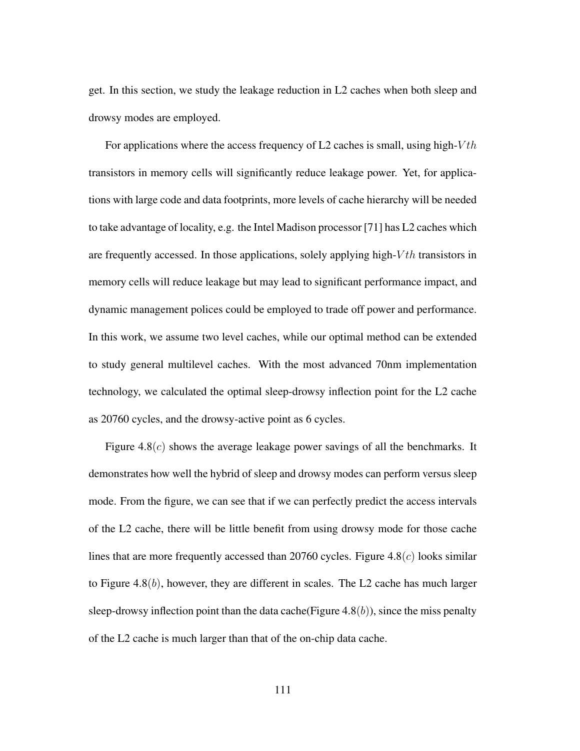get. In this section, we study the leakage reduction in L2 caches when both sleep and drowsy modes are employed.

For applications where the access frequency of L2 caches is small, using high-$Vth$ transistors in memory cells will significantly reduce leakage power. Yet, for applications with large code and data footprints, more levels of cache hierarchy will be needed to take advantage of locality, e.g. the Intel Madison processor [71] has L2 caches which are frequently accessed. In those applications, solely applying high-$Vth$ transistors in memory cells will reduce leakage but may lead to significant performance impact, and dynamic management polices could be employed to trade off power and performance. In this work, we assume two level caches, while our optimal method can be extended to study general multilevel caches. With the most advanced 70nm implementation technology, we calculated the optimal sleep-drowsy inflection point for the L2 cache as 20760 cycles, and the drowsy-active point as 6 cycles.

Figure 4.8$(c)$ shows the average leakage power savings of all the benchmarks. It demonstrates how well the hybrid of sleep and drowsy modes can perform versus sleep mode. From the figure, we can see that if we can perfectly predict the access intervals of the L2 cache, there will be little benefit from using drowsy mode for those cache lines that are more frequently accessed than 20760 cycles. Figure 4.8$(c)$ looks similar to Figure 4.8$(b)$, however, they are different in scales. The L2 cache has much larger sleep-drowsy inflection point than the data cache(Figure 4.8$(b)$), since the miss penalty of the L2 cache is much larger than that of the on-chip data cache.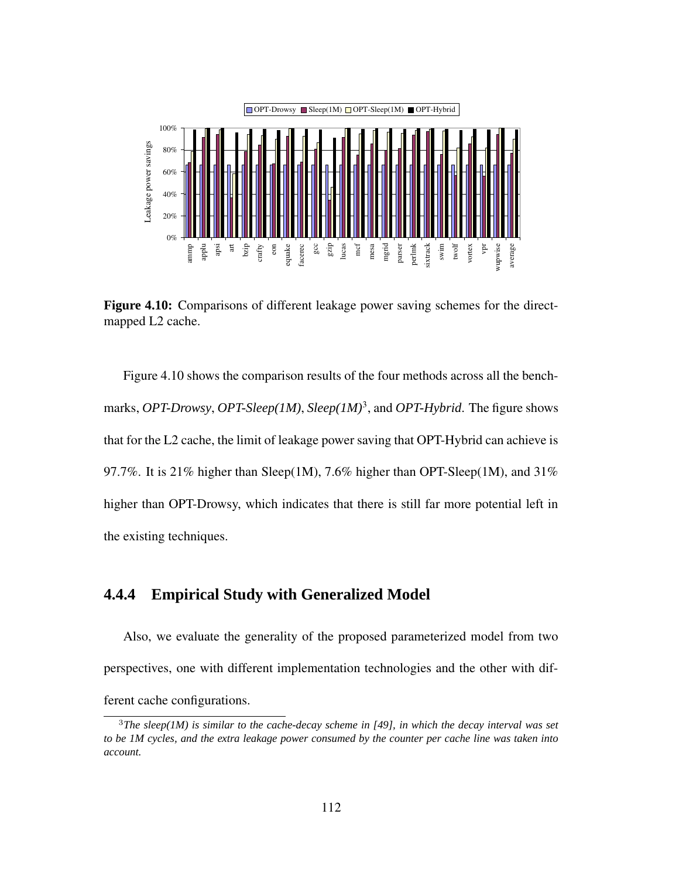Figure 4.10: Comparisons of different leakage power saving schemes for the direct-mapped L2 cache.

Figure 4.10 shows the comparison results of the four methods across all the benchmarks, *OPT-Drowsy*, *OPT-Sleep(1M)*, *Sleep(1M)*[3], and *OPT-Hybrid*. The figure shows that for the L2 cache, the limit of leakage power saving that OPT-Hybrid can achieve is 97.7%. It is 21% higher than Sleep(1M), 7.6% higher than OPT-Sleep(1M), and 31% higher than OPT-Drowsy, which indicates that there is still far more potential left in the existing techniques.

### 4.4.4 Empirical Study with Generalized Model

Also, we evaluate the generality of the proposed parameterized model from two perspectives, one with different implementation technologies and the other with different cache configurations.

[3] *The sleep(1M) is similar to the cache-decay scheme in [49], in which the decay interval was set to be 1M cycles, and the extra leakage power consumed by the counter per cache line was taken into account.*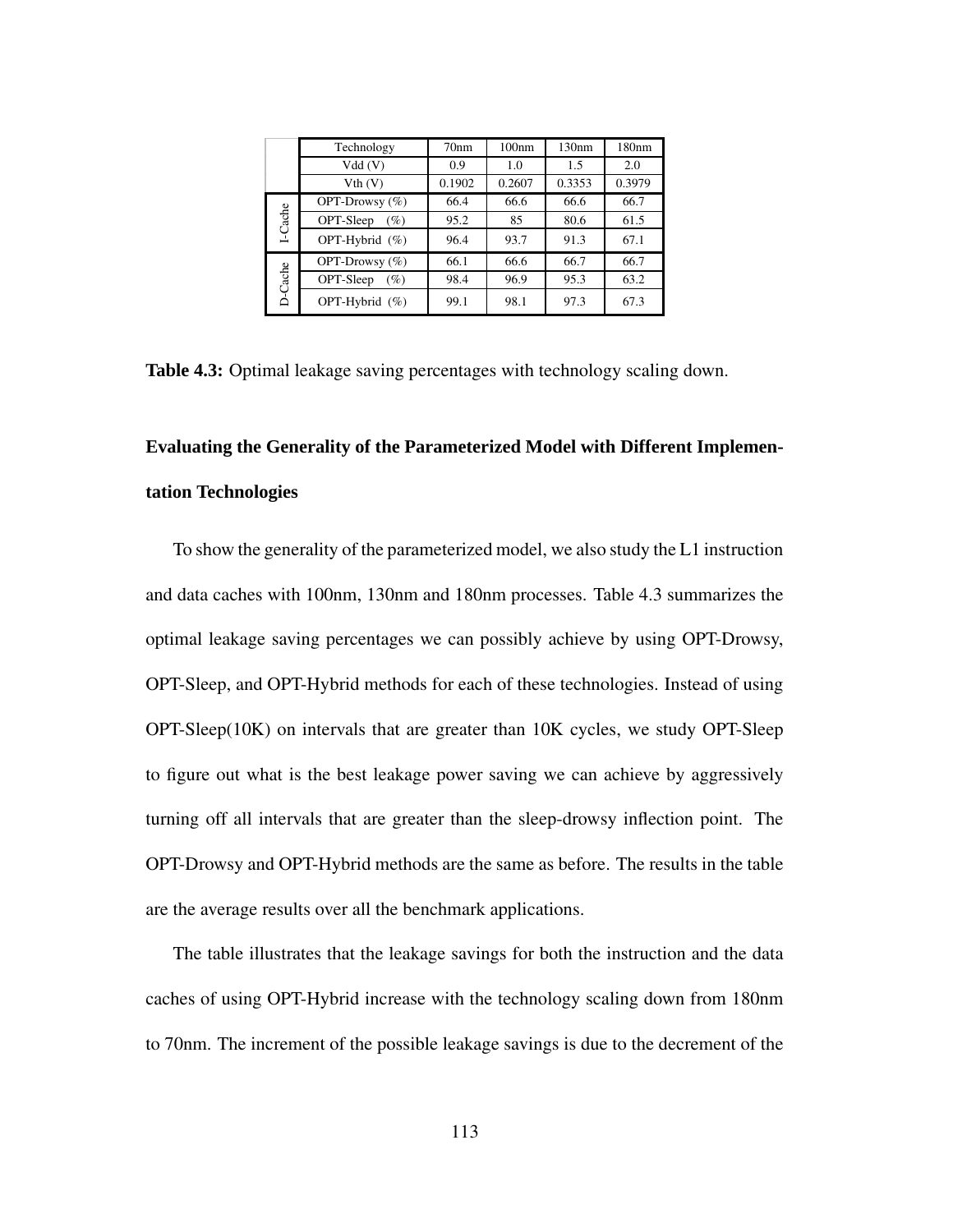| | Technology | 70nm | 100nm | 130nm | 180nm |
|---|---|---|---|---|---|
| | Vdd (V) | 0.9 | 1.0 | 1.5 | 2.0 |
| | Vth (V) | 0.1902 | 0.2607 | 0.3353 | 0.3979 |
| I-Cache | OPT-Drowsy (%) | 66.4 | 66.6 | 66.6 | 66.7 |
| | OPT-Sleep (%) | 95.2 | 85 | 80.6 | 61.5 |
| | OPT-Hybrid (%) | 96.4 | 93.7 | 91.3 | 67.1 |
| D-Cache | OPT-Drowsy (%) | 66.1 | 66.6 | 66.7 | 66.7 |
| | OPT-Sleep (%) | 98.4 | 96.9 | 95.3 | 63.2 |
| | OPT-Hybrid (%) | 99.1 | 98.1 | 97.3 | 67.3 |

**Table 4.3:** Optimal leakage saving percentages with technology scaling down.

### Evaluating the Generality of the Parameterized Model with Different Implementation Technologies

To show the generality of the parameterized model, we also study the L1 instruction and data caches with 100nm, 130nm and 180nm processes. Table 4.3 summarizes the optimal leakage saving percentages we can possibly achieve by using OPT-Drowsy, OPT-Sleep, and OPT-Hybrid methods for each of these technologies. Instead of using OPT-Sleep(10K) on intervals that are greater than 10K cycles, we study OPT-Sleep to figure out what is the best leakage power saving we can achieve by aggressively turning off all intervals that are greater than the sleep-drowsy inflection point. The OPT-Drowsy and OPT-Hybrid methods are the same as before. The results in the table are the average results over all the benchmark applications.

The table illustrates that the leakage savings for both the instruction and the data caches of using OPT-Hybrid increase with the technology scaling down from 180nm to 70nm. The increment of the possible leakage savings is due to the decrement of the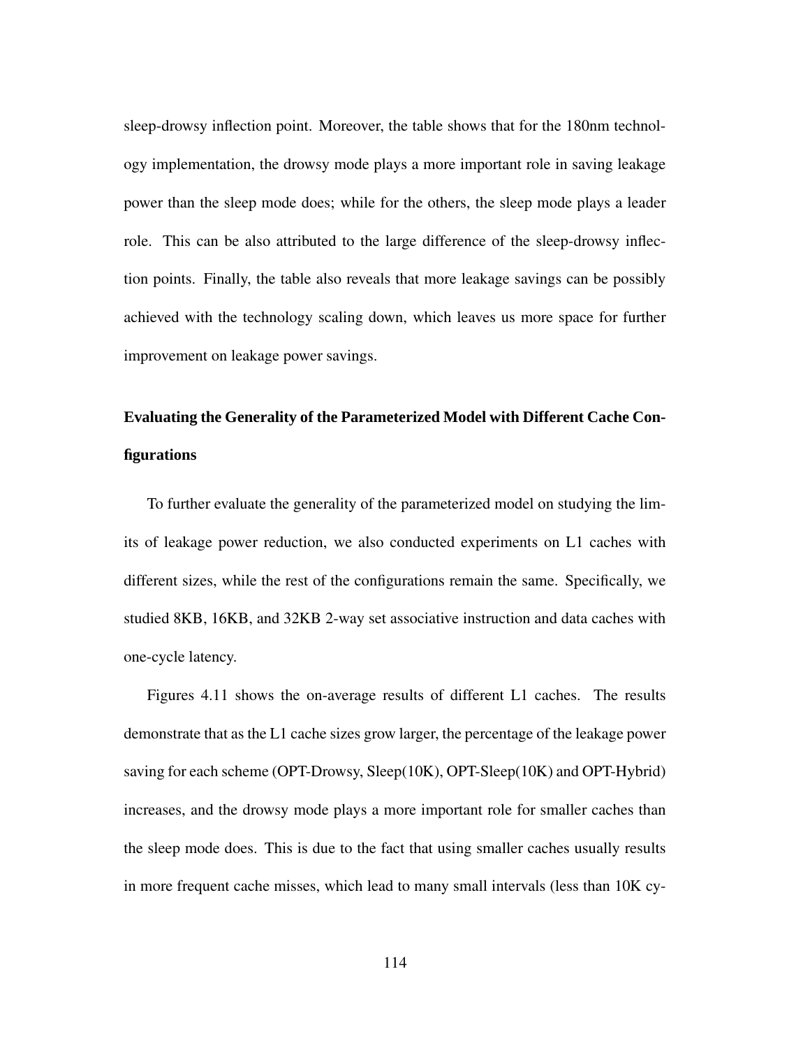sleep-drowsy inflection point. Moreover, the table shows that for the 180nm technology implementation, the drowsy mode plays a more important role in saving leakage power than the sleep mode does; while for the others, the sleep mode plays a leader role. This can be also attributed to the large difference of the sleep-drowsy inflection points. Finally, the table also reveals that more leakage savings can be possibly achieved with the technology scaling down, which leaves us more space for further improvement on leakage power savings.

### Evaluating the Generality of the Parameterized Model with Different Cache Configurations

To further evaluate the generality of the parameterized model on studying the limits of leakage power reduction, we also conducted experiments on L1 caches with different sizes, while the rest of the configurations remain the same. Specifically, we studied 8KB, 16KB, and 32KB 2-way set associative instruction and data caches with one-cycle latency.

Figures 4.11 shows the on-average results of different L1 caches. The results demonstrate that as the L1 cache sizes grow larger, the percentage of the leakage power saving for each scheme (OPT-Drowsy, Sleep(10K), OPT-Sleep(10K) and OPT-Hybrid) increases, and the drowsy mode plays a more important role for smaller caches than the sleep mode does. This is due to the fact that using smaller caches usually results in more frequent cache misses, which lead to many small intervals (less than 10K cy-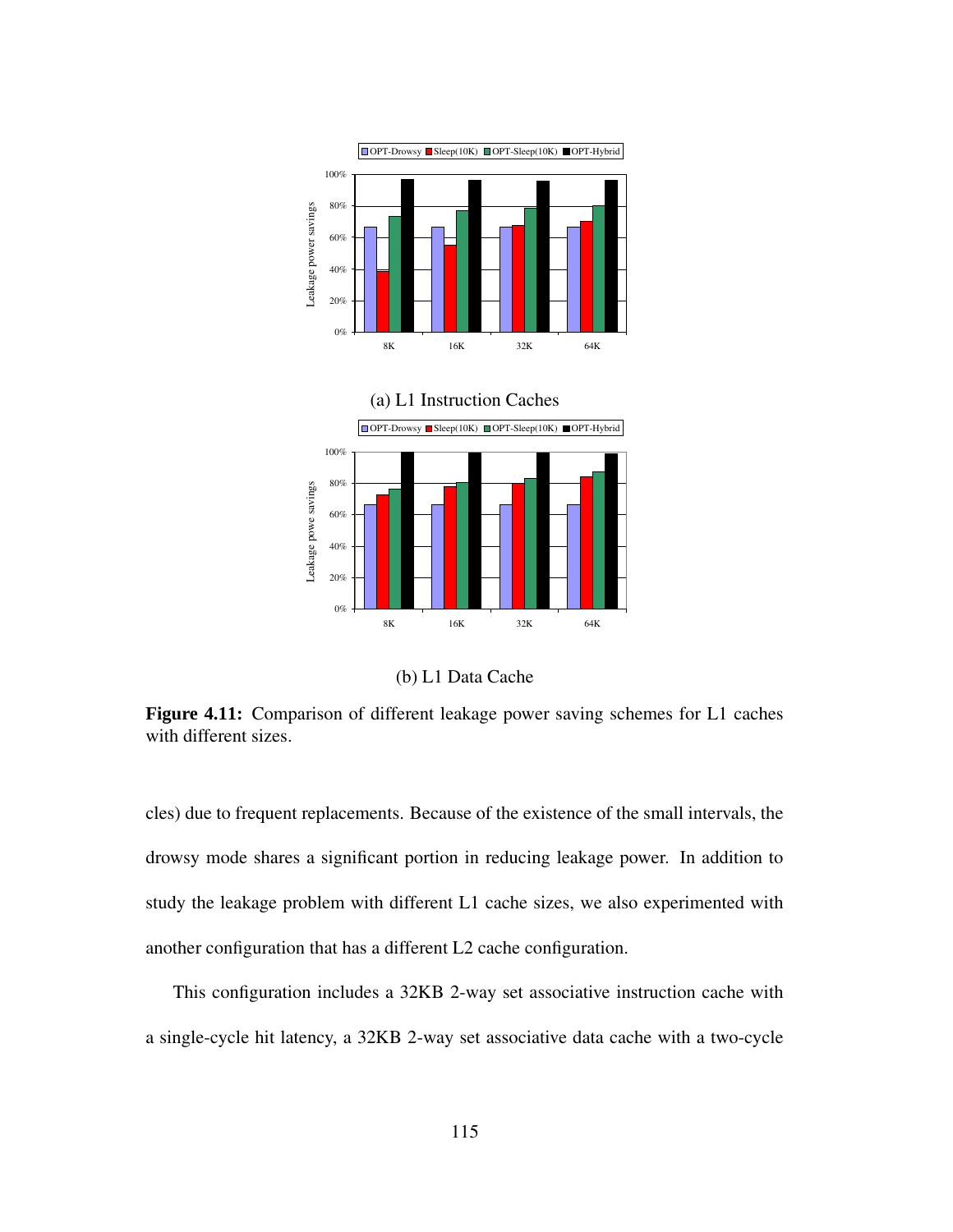(a) L1 Instruction Caches

(b) L1 Data Cache

**Figure 4.11:** Comparison of different leakage power saving schemes for L1 caches with different sizes.

cles) due to frequent replacements. Because of the existence of the small intervals, the drowsy mode shares a significant portion in reducing leakage power. In addition to study the leakage problem with different L1 cache sizes, we also experimented with another configuration that has a different L2 cache configuration.

This configuration includes a 32KB 2-way set associative instruction cache with a single-cycle hit latency, a 32KB 2-way set associative data cache with a two-cycle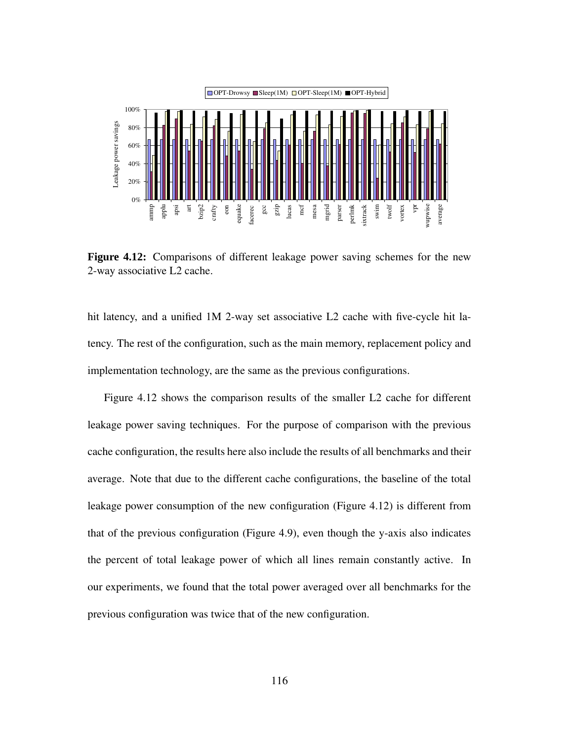**Figure 4.12:** Comparisons of different leakage power saving schemes for the new 2-way associative L2 cache.

hit latency, and a unified 1M 2-way set associative L2 cache with five-cycle hit latency. The rest of the configuration, such as the main memory, replacement policy and implementation technology, are the same as the previous configurations.

Figure 4.12 shows the comparison results of the smaller L2 cache for different leakage power saving techniques. For the purpose of comparison with the previous cache configuration, the results here also include the results of all benchmarks and their average. Note that due to the different cache configurations, the baseline of the total leakage power consumption of the new configuration (Figure 4.12) is different from that of the previous configuration (Figure 4.9), even though the y-axis also indicates the percent of total leakage power of which all lines remain constantly active. In our experiments, we found that the total power averaged over all benchmarks for the previous configuration was twice that of the new configuration.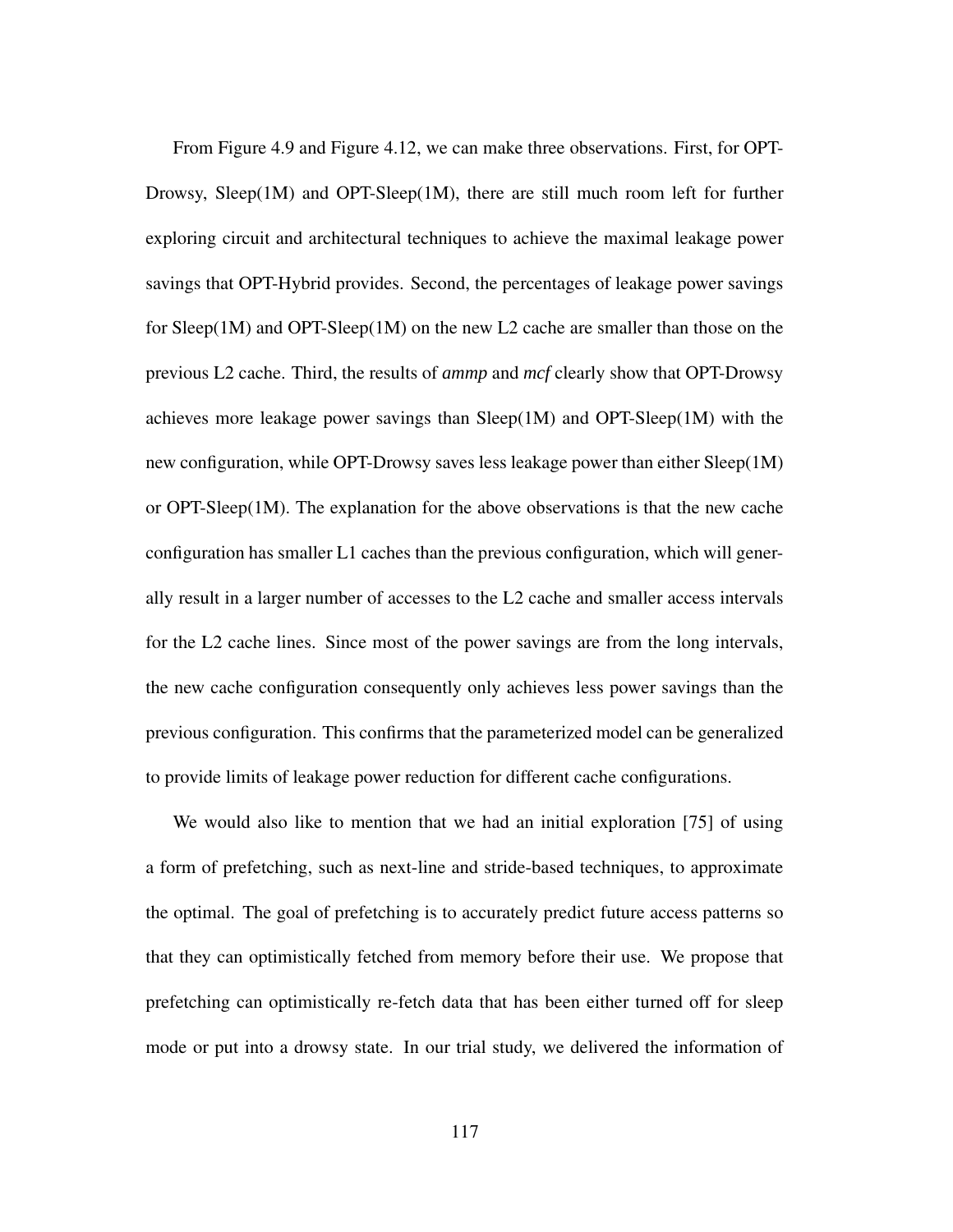From Figure 4.9 and Figure 4.12, we can make three observations. First, for OPT-Drowsy, Sleep(1M) and OPT-Sleep(1M), there are still much room left for further exploring circuit and architectural techniques to achieve the maximal leakage power savings that OPT-Hybrid provides. Second, the percentages of leakage power savings for Sleep(1M) and OPT-Sleep(1M) on the new L2 cache are smaller than those on the previous L2 cache. Third, the results of *ammp* and *mcf* clearly show that OPT-Drowsy achieves more leakage power savings than Sleep(1M) and OPT-Sleep(1M) with the new configuration, while OPT-Drowsy saves less leakage power than either Sleep(1M) or OPT-Sleep(1M). The explanation for the above observations is that the new cache configuration has smaller L1 caches than the previous configuration, which will generally result in a larger number of accesses to the L2 cache and smaller access intervals for the L2 cache lines. Since most of the power savings are from the long intervals, the new cache configuration consequently only achieves less power savings than the previous configuration. This confirms that the parameterized model can be generalized to provide limits of leakage power reduction for different cache configurations.

We would also like to mention that we had an initial exploration [75] of using a form of prefetching, such as next-line and stride-based techniques, to approximate the optimal. The goal of prefetching is to accurately predict future access patterns so that they can optimistically fetched from memory before their use. We propose that prefetching can optimistically re-fetch data that has been either turned off for sleep mode or put into a drowsy state. In our trial study, we delivered the information of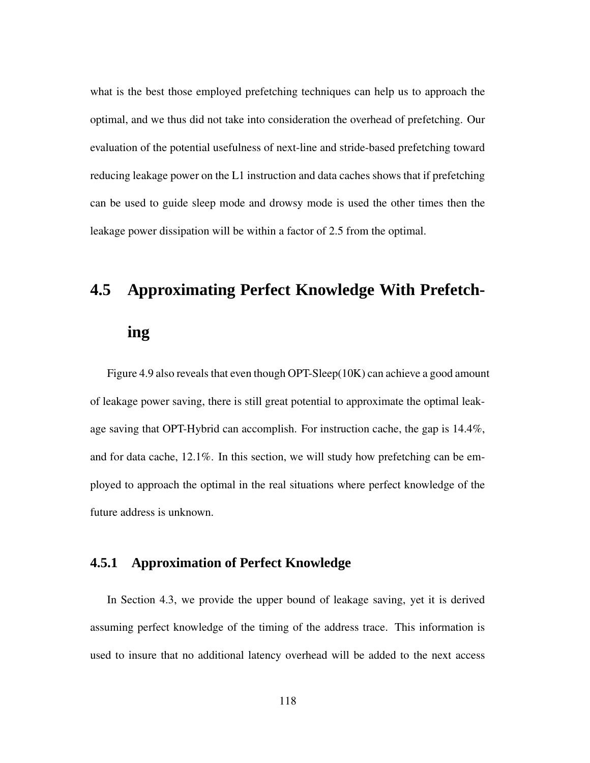what is the best those employed prefetching techniques can help us to approach the optimal, and we thus did not take into consideration the overhead of prefetching. Our evaluation of the potential usefulness of next-line and stride-based prefetching toward reducing leakage power on the L1 instruction and data caches shows that if prefetching can be used to guide sleep mode and drowsy mode is used the other times then the leakage power dissipation will be within a factor of 2.5 from the optimal.

## 4.5 Approximating Perfect Knowledge With Prefetching

Figure 4.9 also reveals that even though OPT-Sleep(10K) can achieve a good amount of leakage power saving, there is still great potential to approximate the optimal leakage saving that OPT-Hybrid can accomplish. For instruction cache, the gap is 14.4%, and for data cache, 12.1%. In this section, we will study how prefetching can be employed to approach the optimal in the real situations where perfect knowledge of the future address is unknown.

### 4.5.1 Approximation of Perfect Knowledge

In Section 4.3, we provide the upper bound of leakage saving, yet it is derived assuming perfect knowledge of the timing of the address trace. This information is used to insure that no additional latency overhead will be added to the next access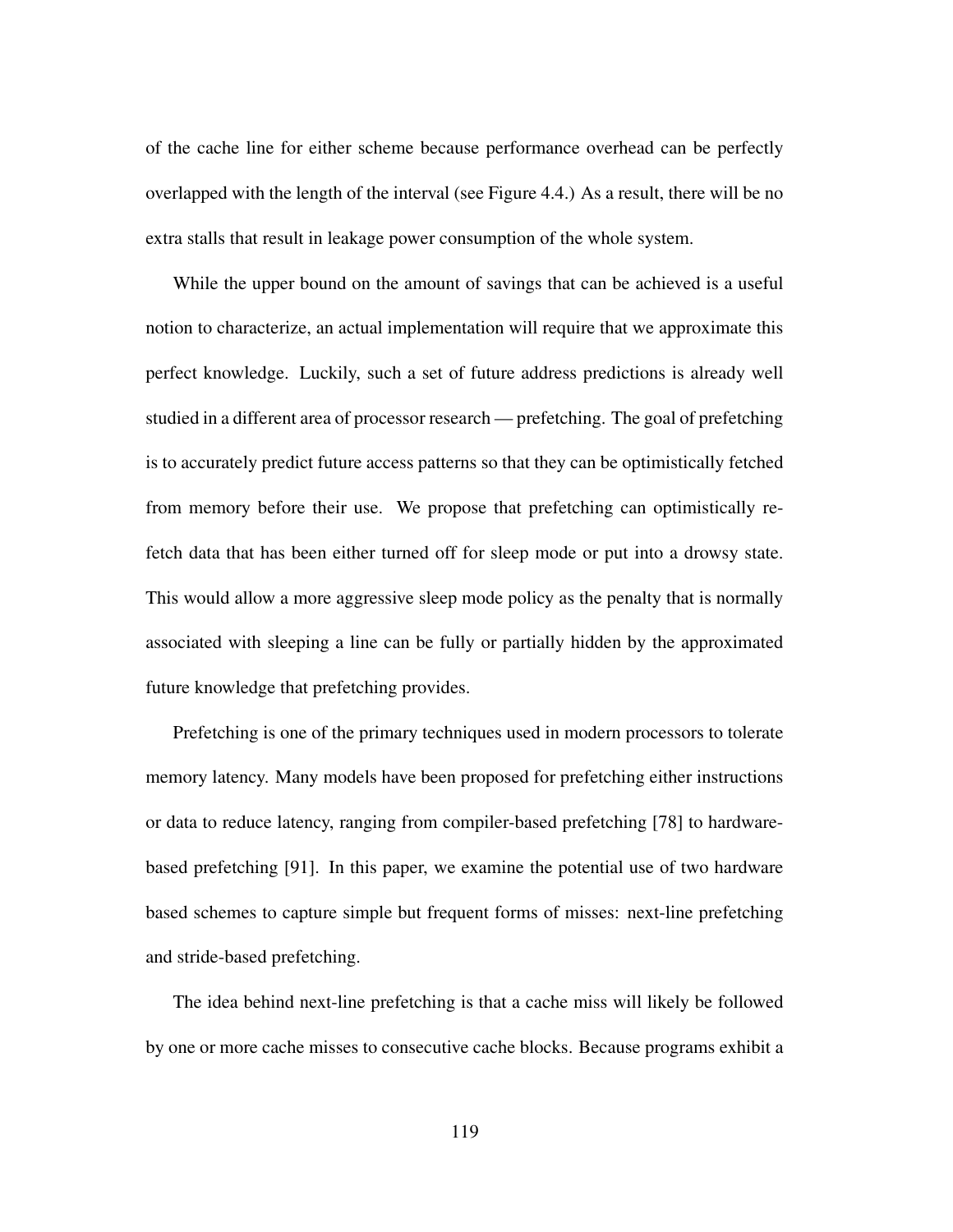of the cache line for either scheme because performance overhead can be perfectly overlapped with the length of the interval (see Figure 4.4.) As a result, there will be no extra stalls that result in leakage power consumption of the whole system.

While the upper bound on the amount of savings that can be achieved is a useful notion to characterize, an actual implementation will require that we approximate this perfect knowledge. Luckily, such a set of future address predictions is already well studied in a different area of processor research — prefetching. The goal of prefetching is to accurately predict future access patterns so that they can be optimistically fetched from memory before their use. We propose that prefetching can optimistically re-fetch data that has been either turned off for sleep mode or put into a drowsy state. This would allow a more aggressive sleep mode policy as the penalty that is normally associated with sleeping a line can be fully or partially hidden by the approximated future knowledge that prefetching provides.

Prefetching is one of the primary techniques used in modern processors to tolerate memory latency. Many models have been proposed for prefetching either instructions or data to reduce latency, ranging from compiler-based prefetching [78] to hardware-based prefetching [91]. In this paper, we examine the potential use of two hardware based schemes to capture simple but frequent forms of misses: next-line prefetching and stride-based prefetching.

The idea behind next-line prefetching is that a cache miss will likely be followed by one or more cache misses to consecutive cache blocks. Because programs exhibit a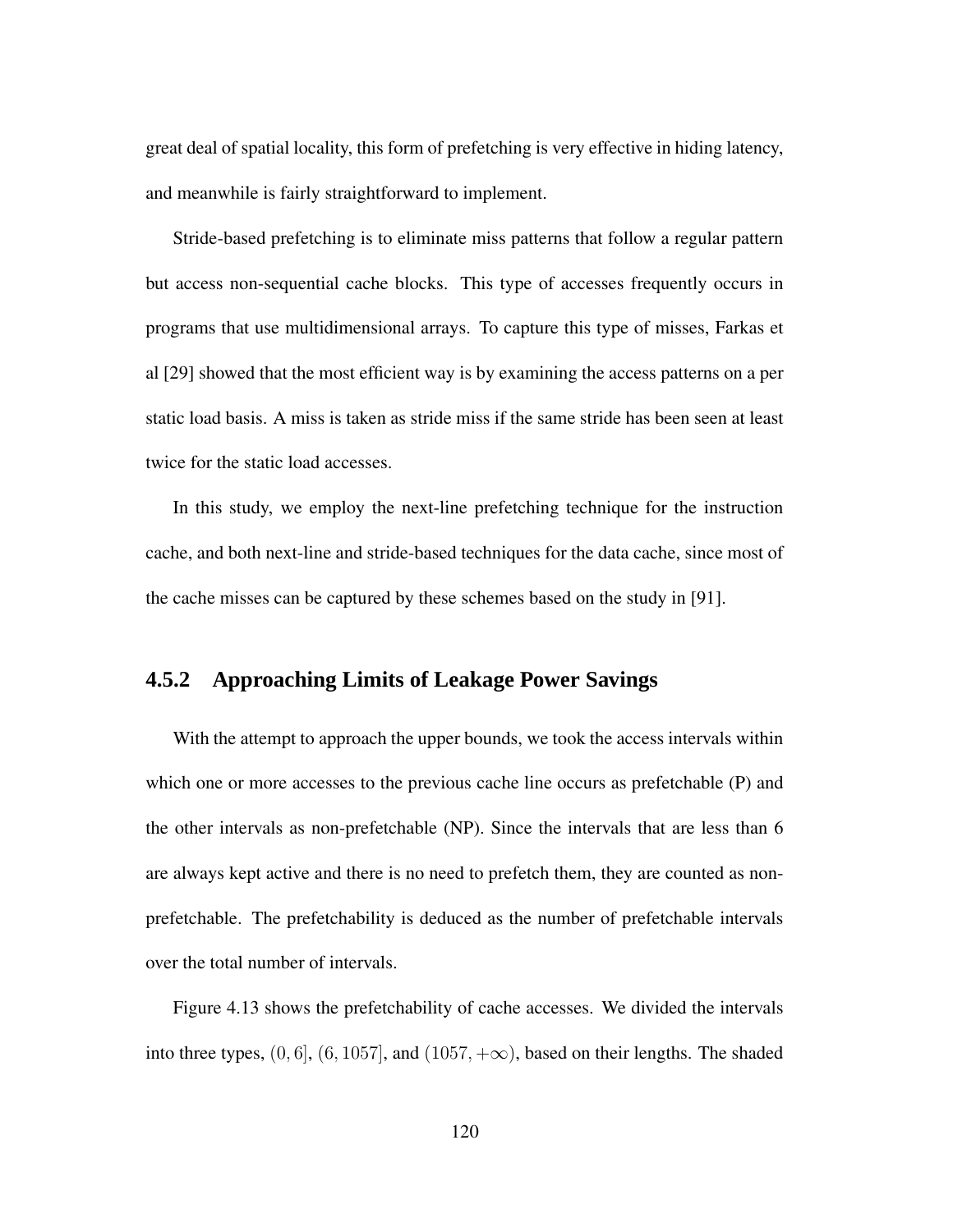great deal of spatial locality, this form of prefetching is very effective in hiding latency, and meanwhile is fairly straightforward to implement.

Stride-based prefetching is to eliminate miss patterns that follow a regular pattern but access non-sequential cache blocks. This type of accesses frequently occurs in programs that use multidimensional arrays. To capture this type of misses, Farkas et al [29] showed that the most efficient way is by examining the access patterns on a per static load basis. A miss is taken as stride miss if the same stride has been seen at least twice for the static load accesses.

In this study, we employ the next-line prefetching technique for the instruction cache, and both next-line and stride-based techniques for the data cache, since most of the cache misses can be captured by these schemes based on the study in [91].

### 4.5.2 Approaching Limits of Leakage Power Savings

With the attempt to approach the upper bounds, we took the access intervals within which one or more accesses to the previous cache line occurs as prefetchable (P) and the other intervals as non-prefetchable (NP). Since the intervals that are less than 6 are always kept active and there is no need to prefetch them, they are counted as non-prefetchable. The prefetchability is deduced as the number of prefetchable intervals over the total number of intervals.

Figure 4.13 shows the prefetchability of cache accesses. We divided the intervals into three types, $(0, 6]$, $(6, 1057]$, and $(1057, +\infty)$, based on their lengths. The shaded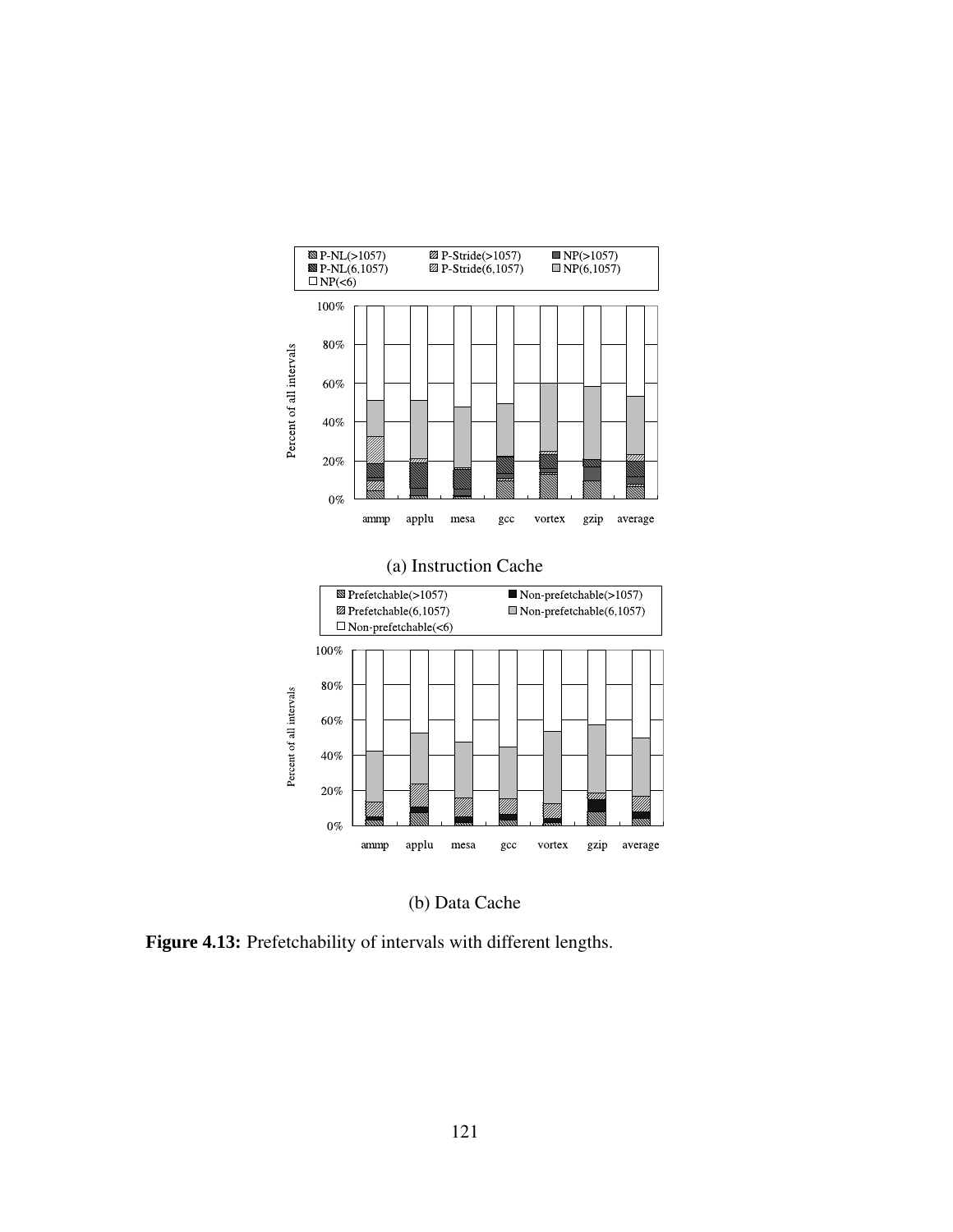(a) Instruction Cache

(b) Data Cache

**Figure 4.13:** Prefetchability of intervals with different lengths.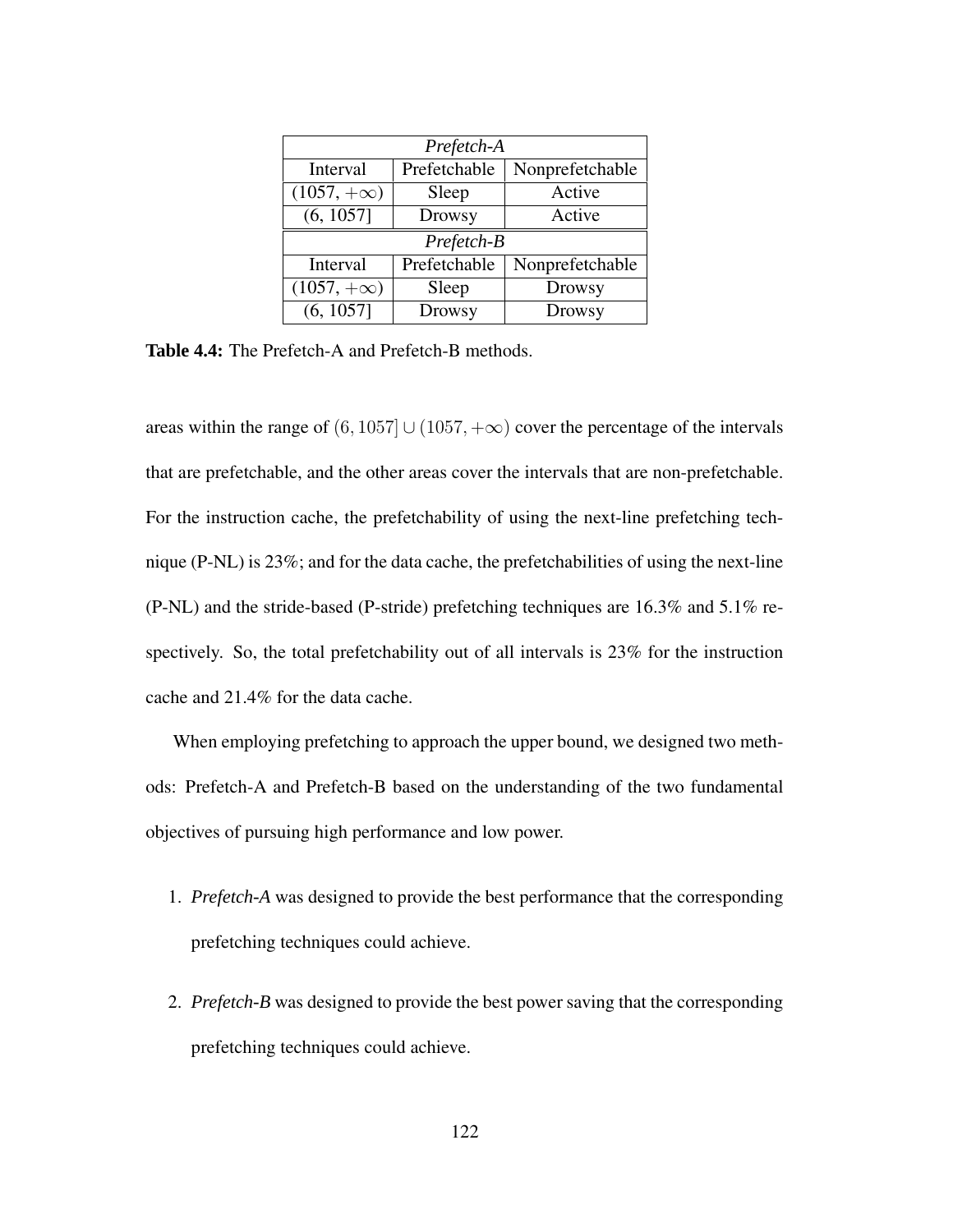| *Prefetch-A* | | |
|---|---|---|
| Interval | Prefetchable | Nonprefetchable |
| $(1057, +\infty)$ | Sleep | Active |
| (6, 1057] | Drowsy | Active |
| *Prefetch-B* | | |
| Interval | Prefetchable | Nonprefetchable |
| $(1057, +\infty)$ | Sleep | Drowsy |
| (6, 1057] | Drowsy | Drowsy |

**Table 4.4:** The Prefetch-A and Prefetch-B methods.

areas within the range of $(6, 1057] \cup (1057, +\infty)$ cover the percentage of the intervals that are prefetchable, and the other areas cover the intervals that are non-prefetchable. For the instruction cache, the prefetchability of using the next-line prefetching technique (P-NL) is 23%; and for the data cache, the prefetchabilities of using the next-line (P-NL) and the stride-based (P-stride) prefetching techniques are 16.3% and 5.1% respectively. So, the total prefetchability out of all intervals is 23% for the instruction cache and 21.4% for the data cache.

When employing prefetching to approach the upper bound, we designed two methods: Prefetch-A and Prefetch-B based on the understanding of the two fundamental objectives of pursuing high performance and low power.

1. ***Prefetch-A*** was designed to provide the best performance that the corresponding prefetching techniques could achieve.

2. ***Prefetch-B*** was designed to provide the best power saving that the corresponding prefetching techniques could achieve.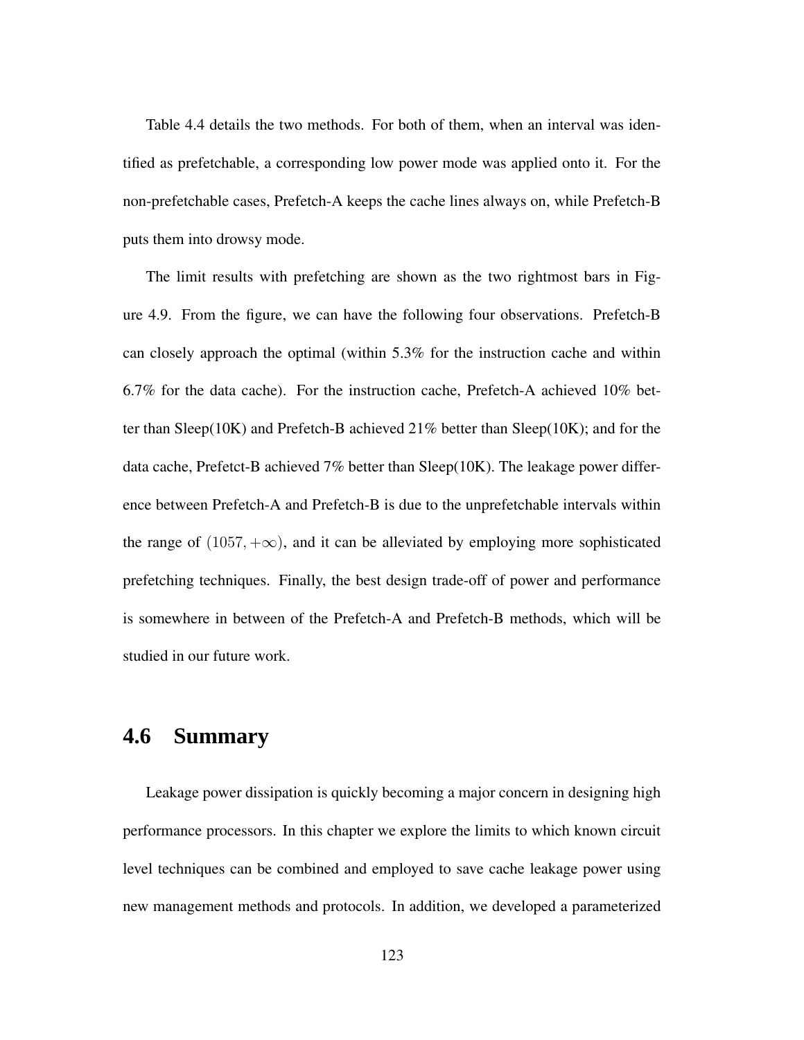Table 4.4 details the two methods. For both of them, when an interval was identified as prefetchable, a corresponding low power mode was applied onto it. For the non-prefetchable cases, Prefetch-A keeps the cache lines always on, while Prefetch-B puts them into drowsy mode.

The limit results with prefetching are shown as the two rightmost bars in Figure 4.9. From the figure, we can have the following four observations. Prefetch-B can closely approach the optimal (within 5.3% for the instruction cache and within 6.7% for the data cache). For the instruction cache, Prefetch-A achieved 10% better than Sleep(10K) and Prefetch-B achieved 21% better than Sleep(10K); and for the data cache, Prefetct-B achieved 7% better than Sleep(10K). The leakage power difference between Prefetch-A and Prefetch-B is due to the unprefetchable intervals within the range of $(1057, +\infty)$, and it can be alleviated by employing more sophisticated prefetching techniques. Finally, the best design trade-off of power and performance is somewhere in between of the Prefetch-A and Prefetch-B methods, which will be studied in our future work.

## 4.6 Summary

Leakage power dissipation is quickly becoming a major concern in designing high performance processors. In this chapter we explore the limits to which known circuit level techniques can be combined and employed to save cache leakage power using new management methods and protocols. In addition, we developed a parameterized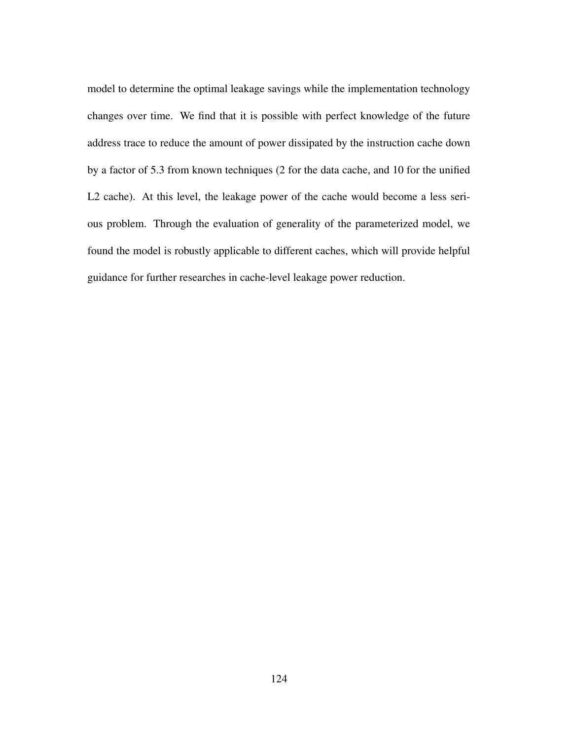model to determine the optimal leakage savings while the implementation technology changes over time. We find that it is possible with perfect knowledge of the future address trace to reduce the amount of power dissipated by the instruction cache down by a factor of 5.3 from known techniques (2 for the data cache, and 10 for the unified L2 cache). At this level, the leakage power of the cache would become a less serious problem. Through the evaluation of generality of the parameterized model, we found the model is robustly applicable to different caches, which will provide helpful guidance for further researches in cache-level leakage power reduction.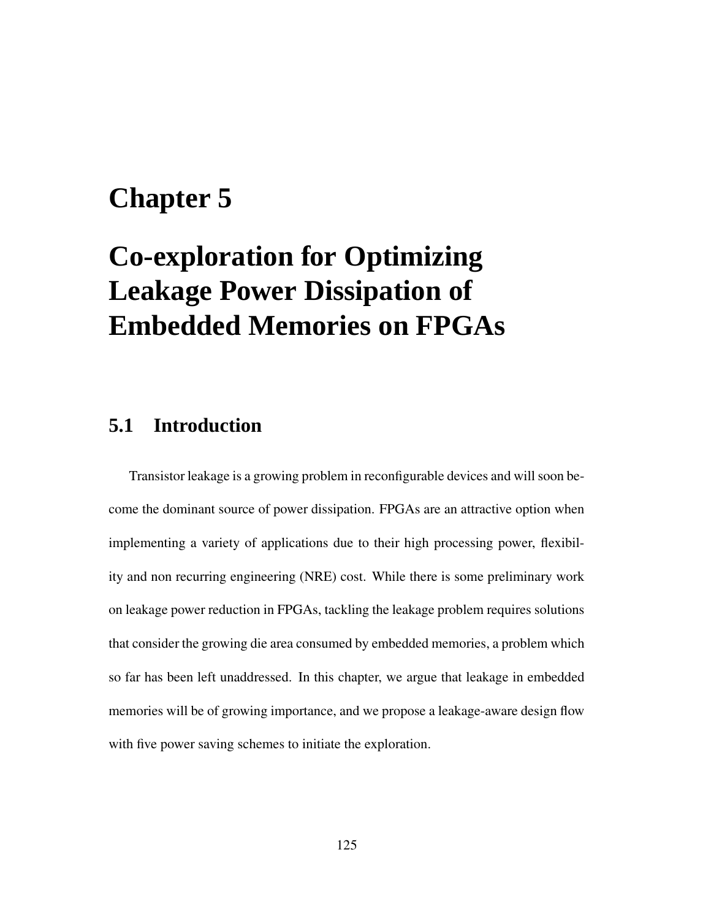# Chapter 5

# Co-exploration for Optimizing Leakage Power Dissipation of Embedded Memories on FPGAs

## 5.1 Introduction

Transistor leakage is a growing problem in reconfigurable devices and will soon become the dominant source of power dissipation. FPGAs are an attractive option when implementing a variety of applications due to their high processing power, flexibility and non recurring engineering (NRE) cost. While there is some preliminary work on leakage power reduction in FPGAs, tackling the leakage problem requires solutions that consider the growing die area consumed by embedded memories, a problem which so far has been left unaddressed. In this chapter, we argue that leakage in embedded memories will be of growing importance, and we propose a leakage-aware design flow with five power saving schemes to initiate the exploration.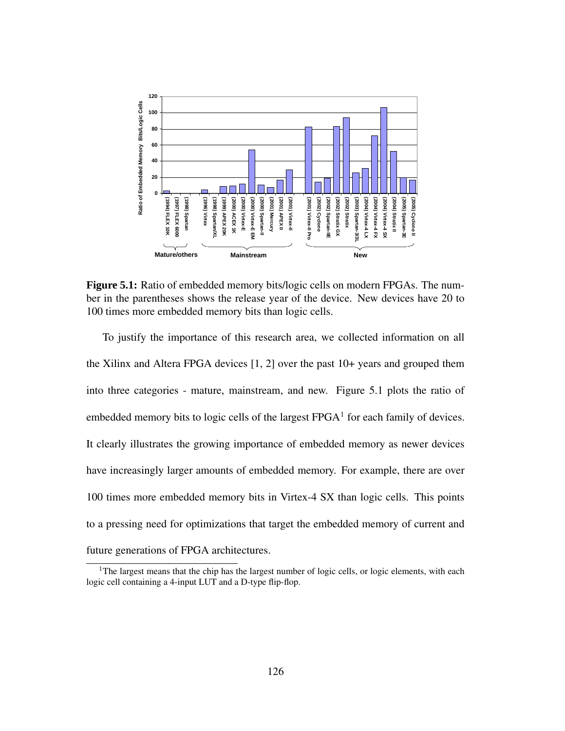**Figure 5.1:** Ratio of embedded memory bits/logic cells on modern FPGAs. The number in the parentheses shows the release year of the device. New devices have 20 to 100 times more embedded memory bits than logic cells.

To justify the importance of this research area, we collected information on all the Xilinx and Altera FPGA devices [1, 2] over the past 10+ years and grouped them into three categories - mature, mainstream, and new. Figure 5.1 plots the ratio of embedded memory bits to logic cells of the largest FPGA[1] for each family of devices. It clearly illustrates the growing importance of embedded memory as newer devices have increasingly larger amounts of embedded memory. For example, there are over 100 times more embedded memory bits in Virtex-4 SX than logic cells. This points to a pressing need for optimizations that target the embedded memory of current and future generations of FPGA architectures.

[1]The largest means that the chip has the largest number of logic cells, or logic elements, with each logic cell containing a 4-input LUT and a D-type flip-flop.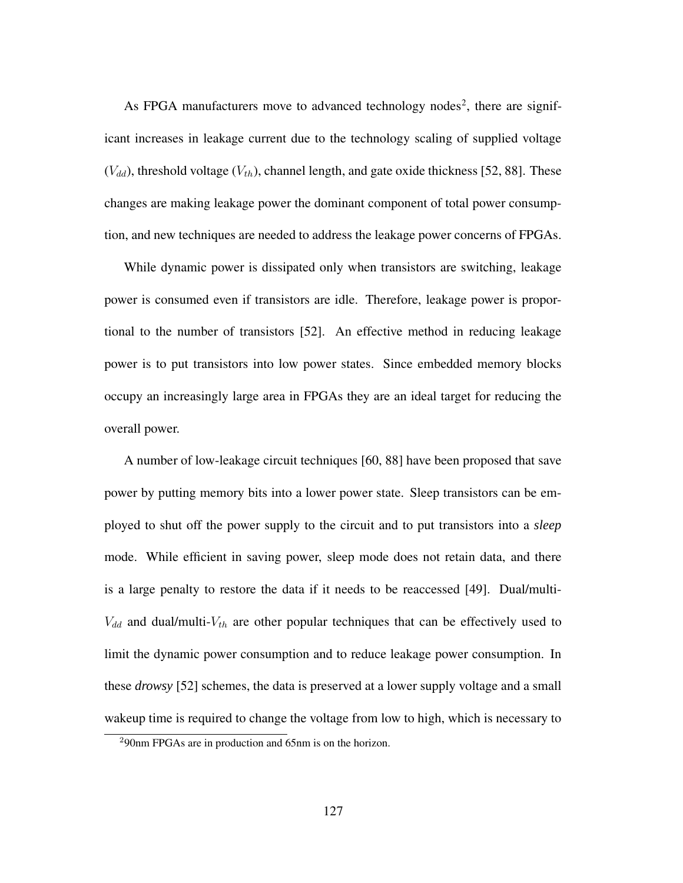As FPGA manufacturers move to advanced technology nodes[2], there are significant increases in leakage current due to the technology scaling of supplied voltage ($V_{dd}$), threshold voltage ($V_{th}$), channel length, and gate oxide thickness [52, 88]. These changes are making leakage power the dominant component of total power consumption, and new techniques are needed to address the leakage power concerns of FPGAs.

While dynamic power is dissipated only when transistors are switching, leakage power is consumed even if transistors are idle. Therefore, leakage power is proportional to the number of transistors [52]. An effective method in reducing leakage power is to put transistors into low power states. Since embedded memory blocks occupy an increasingly large area in FPGAs they are an ideal target for reducing the overall power.

A number of low-leakage circuit techniques [60, 88] have been proposed that save power by putting memory bits into a lower power state. Sleep transistors can be employed to shut off the power supply to the circuit and to put transistors into a *sleep* mode. While efficient in saving power, sleep mode does not retain data, and there is a large penalty to restore the data if it needs to be reaccessed [49]. Dual/multi-$V_{dd}$ and dual/multi-$V_{th}$ are other popular techniques that can be effectively used to limit the dynamic power consumption and to reduce leakage power consumption. In these *drowsy* [52] schemes, the data is preserved at a lower supply voltage and a small wakeup time is required to change the voltage from low to high, which is necessary to

[2] 90nm FPGAs are in production and 65nm is on the horizon.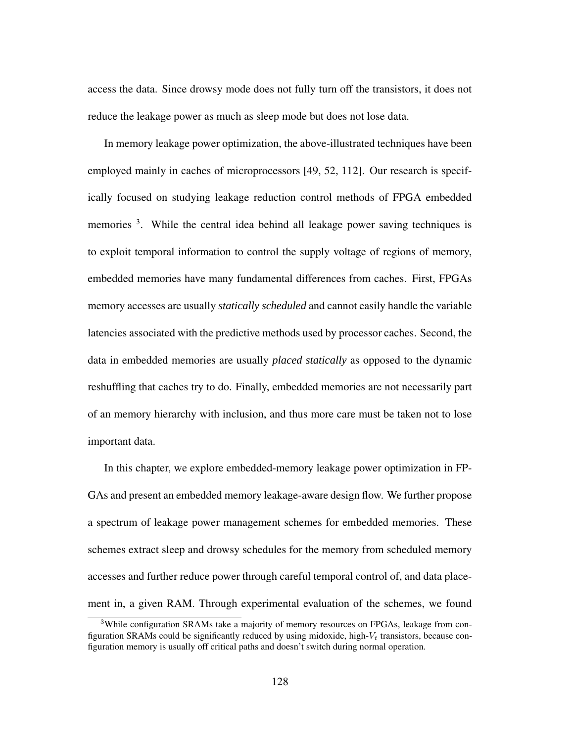access the data. Since drowsy mode does not fully turn off the transistors, it does not reduce the leakage power as much as sleep mode but does not lose data.

In memory leakage power optimization, the above-illustrated techniques have been employed mainly in caches of microprocessors [49, 52, 112]. Our research is specifically focused on studying leakage reduction control methods of FPGA embedded memories [3]. While the central idea behind all leakage power saving techniques is to exploit temporal information to control the supply voltage of regions of memory, embedded memories have many fundamental differences from caches. First, FPGAs memory accesses are usually *statically scheduled* and cannot easily handle the variable latencies associated with the predictive methods used by processor caches. Second, the data in embedded memories are usually *placed statically* as opposed to the dynamic reshuffling that caches try to do. Finally, embedded memories are not necessarily part of an memory hierarchy with inclusion, and thus more care must be taken not to lose important data.

In this chapter, we explore embedded-memory leakage power optimization in FPGAs and present an embedded memory leakage-aware design flow. We further propose a spectrum of leakage power management schemes for embedded memories. These schemes extract sleep and drowsy schedules for the memory from scheduled memory accesses and further reduce power through careful temporal control of, and data placement in, a given RAM. Through experimental evaluation of the schemes, we found

[3] While configuration SRAMs take a majority of memory resources on FPGAs, leakage from configuration SRAMs could be significantly reduced by using midoxide, high-$V_t$ transistors, because configuration memory is usually off critical paths and doesn't switch during normal operation.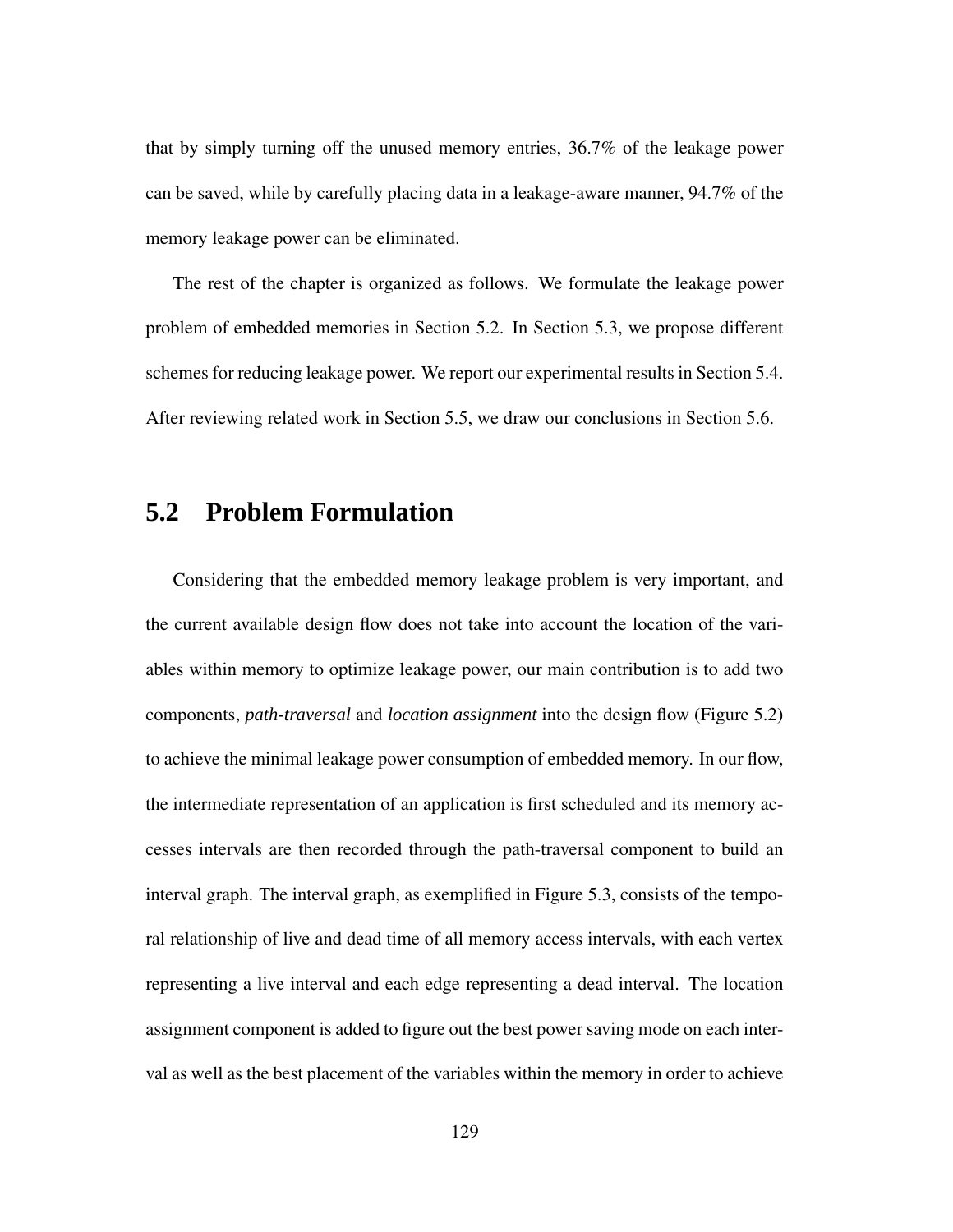that by simply turning off the unused memory entries, 36.7% of the leakage power can be saved, while by carefully placing data in a leakage-aware manner, 94.7% of the memory leakage power can be eliminated.

The rest of the chapter is organized as follows. We formulate the leakage power problem of embedded memories in Section 5.2. In Section 5.3, we propose different schemes for reducing leakage power. We report our experimental results in Section 5.4. After reviewing related work in Section 5.5, we draw our conclusions in Section 5.6.

## 5.2 Problem Formulation

Considering that the embedded memory leakage problem is very important, and the current available design flow does not take into account the location of the variables within memory to optimize leakage power, our main contribution is to add two components, *path-traversal* and *location assignment* into the design flow (Figure 5.2) to achieve the minimal leakage power consumption of embedded memory. In our flow, the intermediate representation of an application is first scheduled and its memory accesses intervals are then recorded through the path-traversal component to build an interval graph. The interval graph, as exemplified in Figure 5.3, consists of the temporal relationship of live and dead time of all memory access intervals, with each vertex representing a live interval and each edge representing a dead interval. The location assignment component is added to figure out the best power saving mode on each interval as well as the best placement of the variables within the memory in order to achieve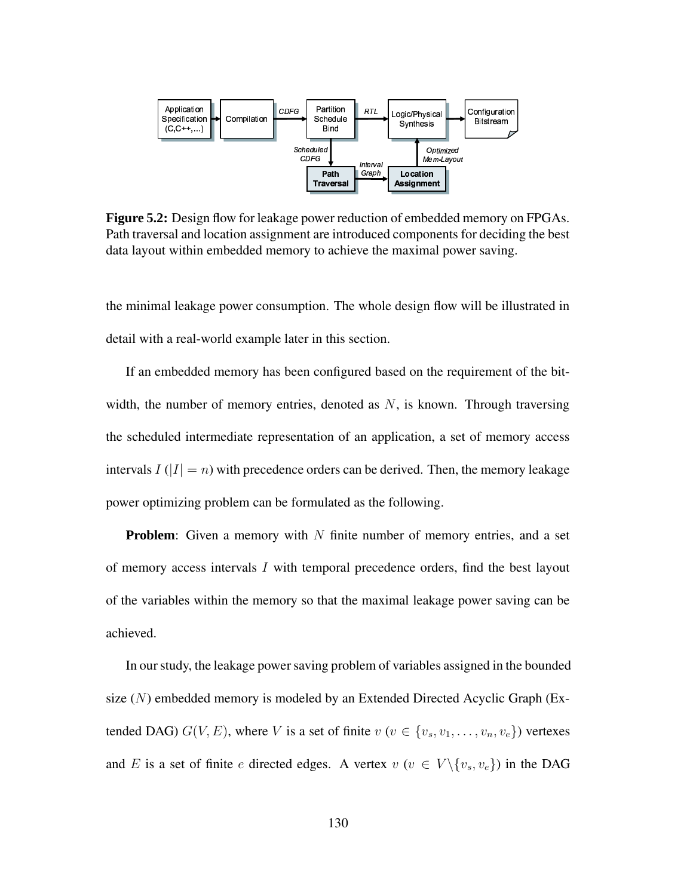**Figure 5.2:** Design flow for leakage power reduction of embedded memory on FPGAs. Path traversal and location assignment are introduced components for deciding the best data layout within embedded memory to achieve the maximal power saving.

the minimal leakage power consumption. The whole design flow will be illustrated in detail with a real-world example later in this section.

If an embedded memory has been configured based on the requirement of the bit-width, the number of memory entries, denoted as $N$, is known. Through traversing the scheduled intermediate representation of an application, a set of memory access intervals $I$ ($|I| = n$) with precedence orders can be derived. Then, the memory leakage power optimizing problem can be formulated as the following.

**Problem**: Given a memory with $N$ finite number of memory entries, and a set of memory access intervals $I$ with temporal precedence orders, find the best layout of the variables within the memory so that the maximal leakage power saving can be achieved.

In our study, the leakage power saving problem of variables assigned in the bounded size ($N$) embedded memory is modeled by an Extended Directed Acyclic Graph (Extended DAG) $G(V, E)$, where $V$ is a set of finite $v$ ($v \in \{v_s, v_1, \ldots, v_n, v_e\}$) vertexes and $E$ is a set of finite $e$ directed edges. A vertex $v$ ($v \in V \backslash \{v_s, v_e\}$) in the DAG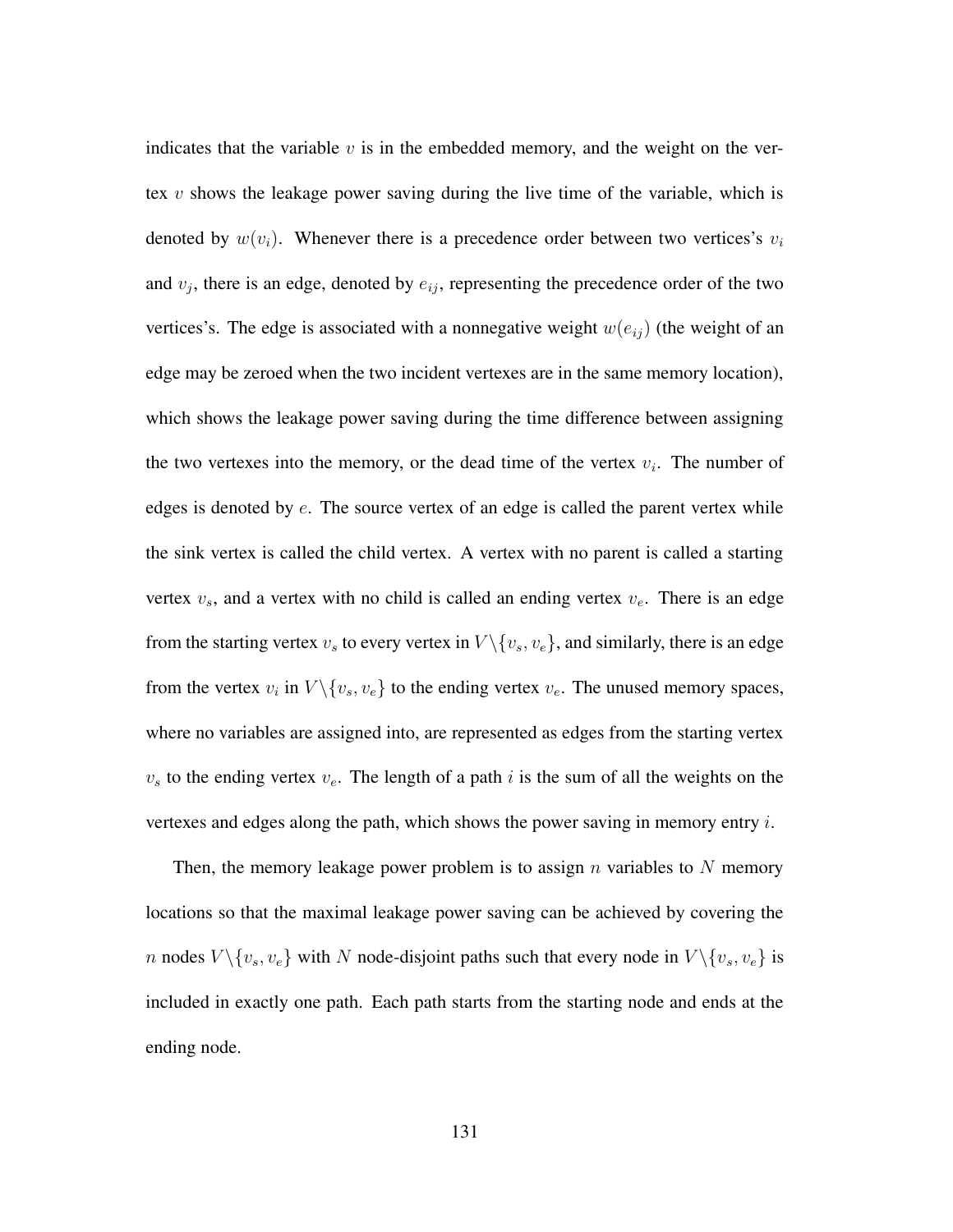indicates that the variable $v$ is in the embedded memory, and the weight on the vertex $v$ shows the leakage power saving during the live time of the variable, which is denoted by $w(v_i)$. Whenever there is a precedence order between two vertices's $v_i$ and $v_j$, there is an edge, denoted by $e_{ij}$, representing the precedence order of the two vertices's. The edge is associated with a nonnegative weight $w(e_{ij})$ (the weight of an edge may be zeroed when the two incident vertexes are in the same memory location), which shows the leakage power saving during the time difference between assigning the two vertexes into the memory, or the dead time of the vertex $v_i$. The number of edges is denoted by $e$. The source vertex of an edge is called the parent vertex while the sink vertex is called the child vertex. A vertex with no parent is called a starting vertex $v_s$, and a vertex with no child is called an ending vertex $v_e$. There is an edge from the starting vertex $v_s$ to every vertex in $V \backslash \{v_s, v_e\}$, and similarly, there is an edge from the vertex $v_i$ in $V \backslash \{v_s, v_e\}$ to the ending vertex $v_e$. The unused memory spaces, where no variables are assigned into, are represented as edges from the starting vertex $v_s$ to the ending vertex $v_e$. The length of a path $i$ is the sum of all the weights on the vertexes and edges along the path, which shows the power saving in memory entry $i$.

Then, the memory leakage power problem is to assign $n$ variables to $N$ memory locations so that the maximal leakage power saving can be achieved by covering the $n$ nodes $V \backslash \{v_s, v_e\}$ with $N$ node-disjoint paths such that every node in $V \backslash \{v_s, v_e\}$ is included in exactly one path. Each path starts from the starting node and ends at the ending node.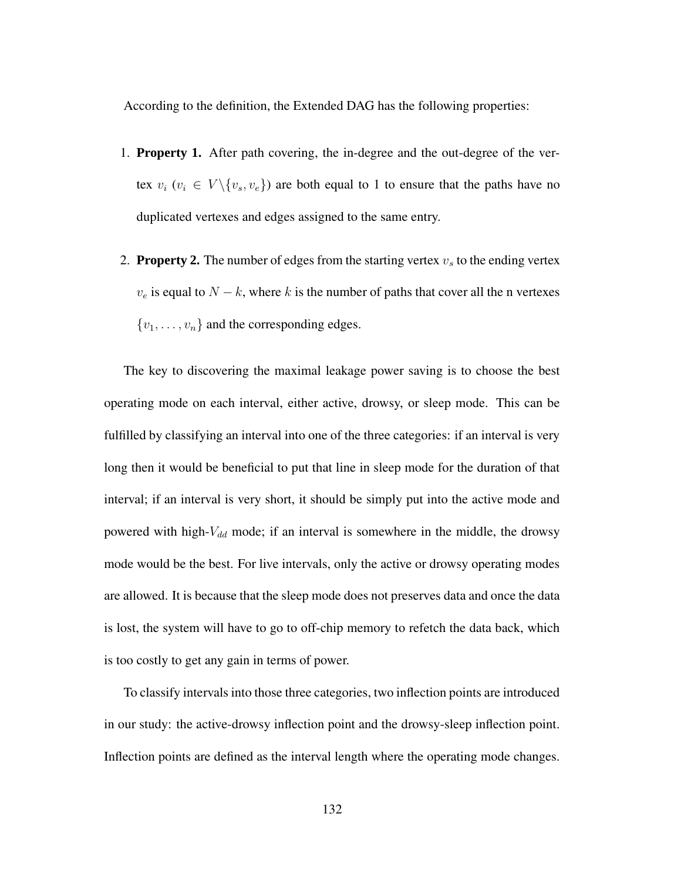According to the definition, the Extended DAG has the following properties:

1. **Property 1.** After path covering, the in-degree and the out-degree of the vertex $v_i$ ($v_i \in V \backslash \{v_s, v_e\}$) are both equal to 1 to ensure that the paths have no duplicated vertexes and edges assigned to the same entry.

2. **Property 2.** The number of edges from the starting vertex $v_s$ to the ending vertex $v_e$ is equal to $N - k$, where $k$ is the number of paths that cover all the n vertexes $\{v_1, \ldots, v_n\}$ and the corresponding edges.

The key to discovering the maximal leakage power saving is to choose the best operating mode on each interval, either active, drowsy, or sleep mode. This can be fulfilled by classifying an interval into one of the three categories: if an interval is very long then it would be beneficial to put that line in sleep mode for the duration of that interval; if an interval is very short, it should be simply put into the active mode and powered with high-$V_{dd}$ mode; if an interval is somewhere in the middle, the drowsy mode would be the best. For live intervals, only the active or drowsy operating modes are allowed. It is because that the sleep mode does not preserves data and once the data is lost, the system will have to go to off-chip memory to refetch the data back, which is too costly to get any gain in terms of power.

To classify intervals into those three categories, two inflection points are introduced in our study: the active-drowsy inflection point and the drowsy-sleep inflection point. Inflection points are defined as the interval length where the operating mode changes.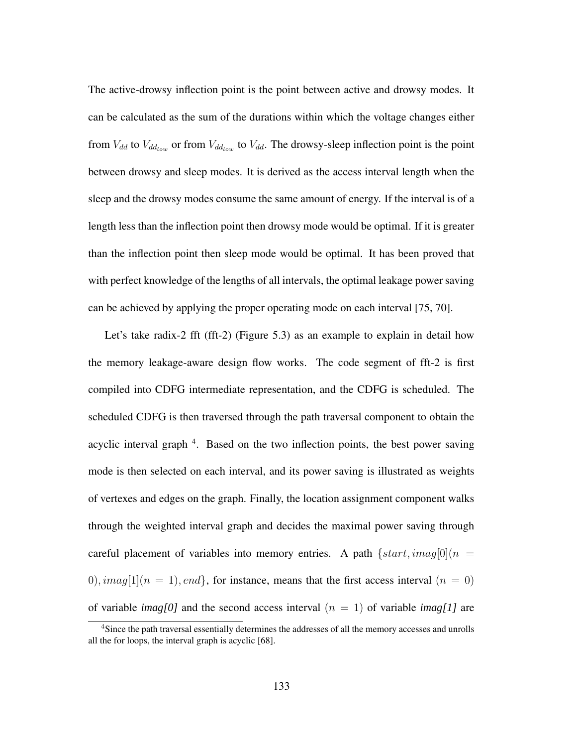The active-drowsy inflection point is the point between active and drowsy modes. It can be calculated as the sum of the durations within which the voltage changes either from $V_{dd}$ to $V_{dd_{low}}$ or from $V_{dd_{low}}$ to $V_{dd}$. The drowsy-sleep inflection point is the point between drowsy and sleep modes. It is derived as the access interval length when the sleep and the drowsy modes consume the same amount of energy. If the interval is of a length less than the inflection point then drowsy mode would be optimal. If it is greater than the inflection point then sleep mode would be optimal. It has been proved that with perfect knowledge of the lengths of all intervals, the optimal leakage power saving can be achieved by applying the proper operating mode on each interval [75, 70].

Let's take radix-2 fft (fft-2) (Figure 5.3) as an example to explain in detail how the memory leakage-aware design flow works. The code segment of fft-2 is first compiled into CDFG intermediate representation, and the CDFG is scheduled. The scheduled CDFG is then traversed through the path traversal component to obtain the acyclic interval graph [4]. Based on the two inflection points, the best power saving mode is then selected on each interval, and its power saving is illustrated as weights of vertexes and edges on the graph. Finally, the location assignment component walks through the weighted interval graph and decides the maximal power saving through careful placement of variables into memory entries. A path $\{start, imag[0](n = 0), imag[1](n = 1), end\}$, for instance, means that the first access interval $(n = 0)$ of variable ***imag[0]*** and the second access interval $(n = 1)$ of variable ***imag[1]*** are

[4] Since the path traversal essentially determines the addresses of all the memory accesses and unrolls all the for loops, the interval graph is acyclic [68].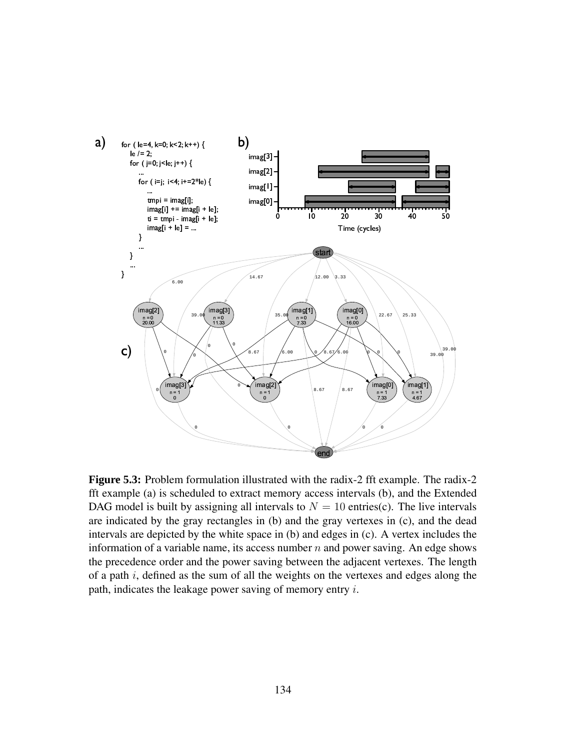a)

```
for ( le=4, k=0; k<2; k++) {
    le /= 2;
    for ( j=0; j<le; j++) {
        ...
        for ( i=j;  i<4; i+=2*le) {
            ...
            tmpi = imag[i];
            imag[i] += imag[i + le];
            ti = tmpi - imag[i + le];
            imag[i + le] = ...
        }
        ...
    }
    ...
}
```

**Figure 5.3:** Problem formulation illustrated with the radix-2 fft example. The radix-2 fft example (a) is scheduled to extract memory access intervals (b), and the Extended DAG model is built by assigning all intervals to $N = 10$ entries(c). The live intervals are indicated by the gray rectangles in (b) and the gray vertexes in (c), and the dead intervals are depicted by the white space in (b) and edges in (c). A vertex includes the information of a variable name, its access number $n$ and power saving. An edge shows the precedence order and the power saving between the adjacent vertexes. The length of a path $i$, defined as the sum of all the weights on the vertexes and edges along the path, indicates the leakage power saving of memory entry $i$.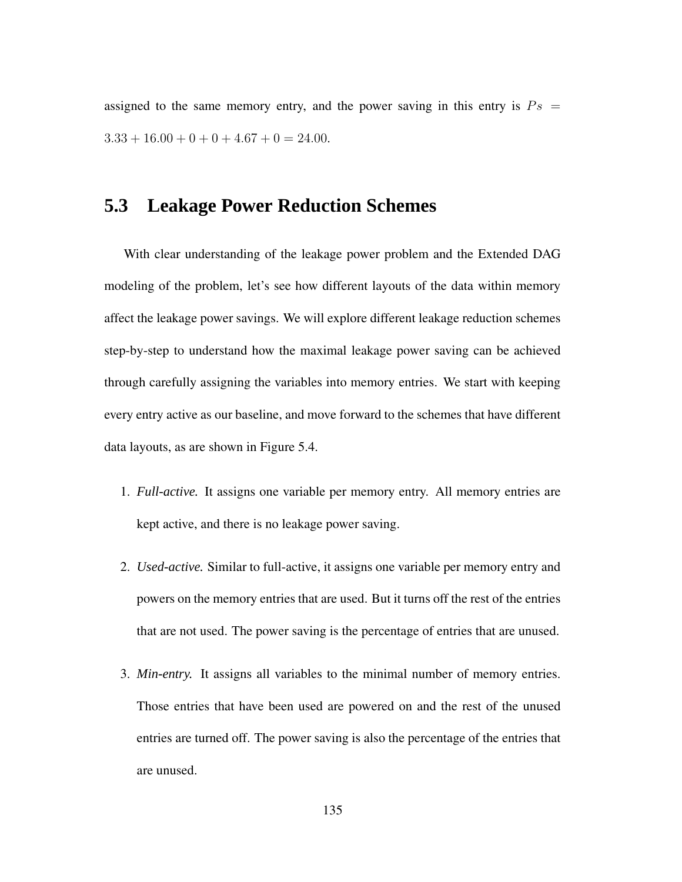assigned to the same memory entry, and the power saving in this entry is $Ps = 3.33 + 16.00 + 0 + 0 + 4.67 + 0 = 24.00$.

## 5.3 Leakage Power Reduction Schemes

With clear understanding of the leakage power problem and the Extended DAG modeling of the problem, let's see how different layouts of the data within memory affect the leakage power savings. We will explore different leakage reduction schemes step-by-step to understand how the maximal leakage power saving can be achieved through carefully assigning the variables into memory entries. We start with keeping every entry active as our baseline, and move forward to the schemes that have different data layouts, as are shown in Figure 5.4.

1. ***Full-active.*** It assigns one variable per memory entry. All memory entries are kept active, and there is no leakage power saving.

2. ***Used-active.*** Similar to full-active, it assigns one variable per memory entry and powers on the memory entries that are used. But it turns off the rest of the entries that are not used. The power saving is the percentage of entries that are unused.

3. ***Min-entry.*** It assigns all variables to the minimal number of memory entries. Those entries that have been used are powered on and the rest of the unused entries are turned off. The power saving is also the percentage of the entries that are unused.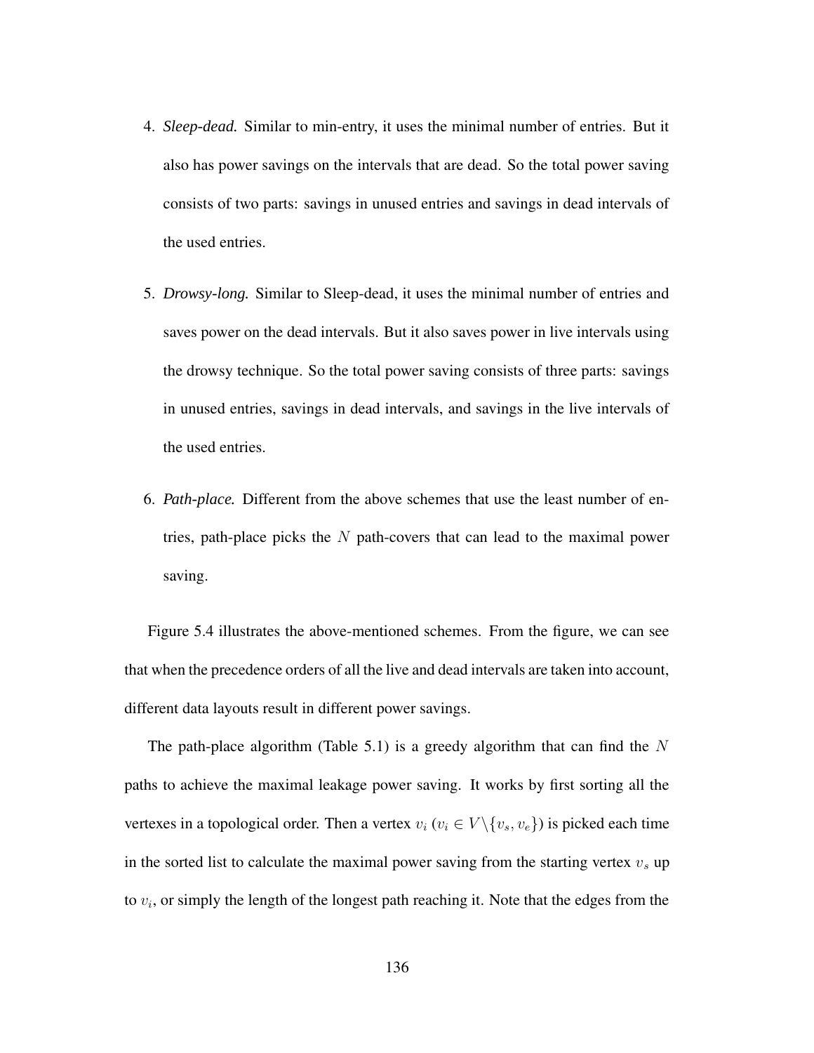4. *Sleep-dead.* Similar to min-entry, it uses the minimal number of entries. But it also has power savings on the intervals that are dead. So the total power saving consists of two parts: savings in unused entries and savings in dead intervals of the used entries.

5. *Drowsy-long.* Similar to Sleep-dead, it uses the minimal number of entries and saves power on the dead intervals. But it also saves power in live intervals using the drowsy technique. So the total power saving consists of three parts: savings in unused entries, savings in dead intervals, and savings in the live intervals of the used entries.

6. *Path-place.* Different from the above schemes that use the least number of entries, path-place picks the $N$ path-covers that can lead to the maximal power saving.

Figure 5.4 illustrates the above-mentioned schemes. From the figure, we can see that when the precedence orders of all the live and dead intervals are taken into account, different data layouts result in different power savings.

The path-place algorithm (Table 5.1) is a greedy algorithm that can find the $N$ paths to achieve the maximal leakage power saving. It works by first sorting all the vertexes in a topological order. Then a vertex $v_i$ ($v_i \in V \backslash \{v_s, v_e\}$) is picked each time in the sorted list to calculate the maximal power saving from the starting vertex $v_s$ up to $v_i$, or simply the length of the longest path reaching it. Note that the edges from the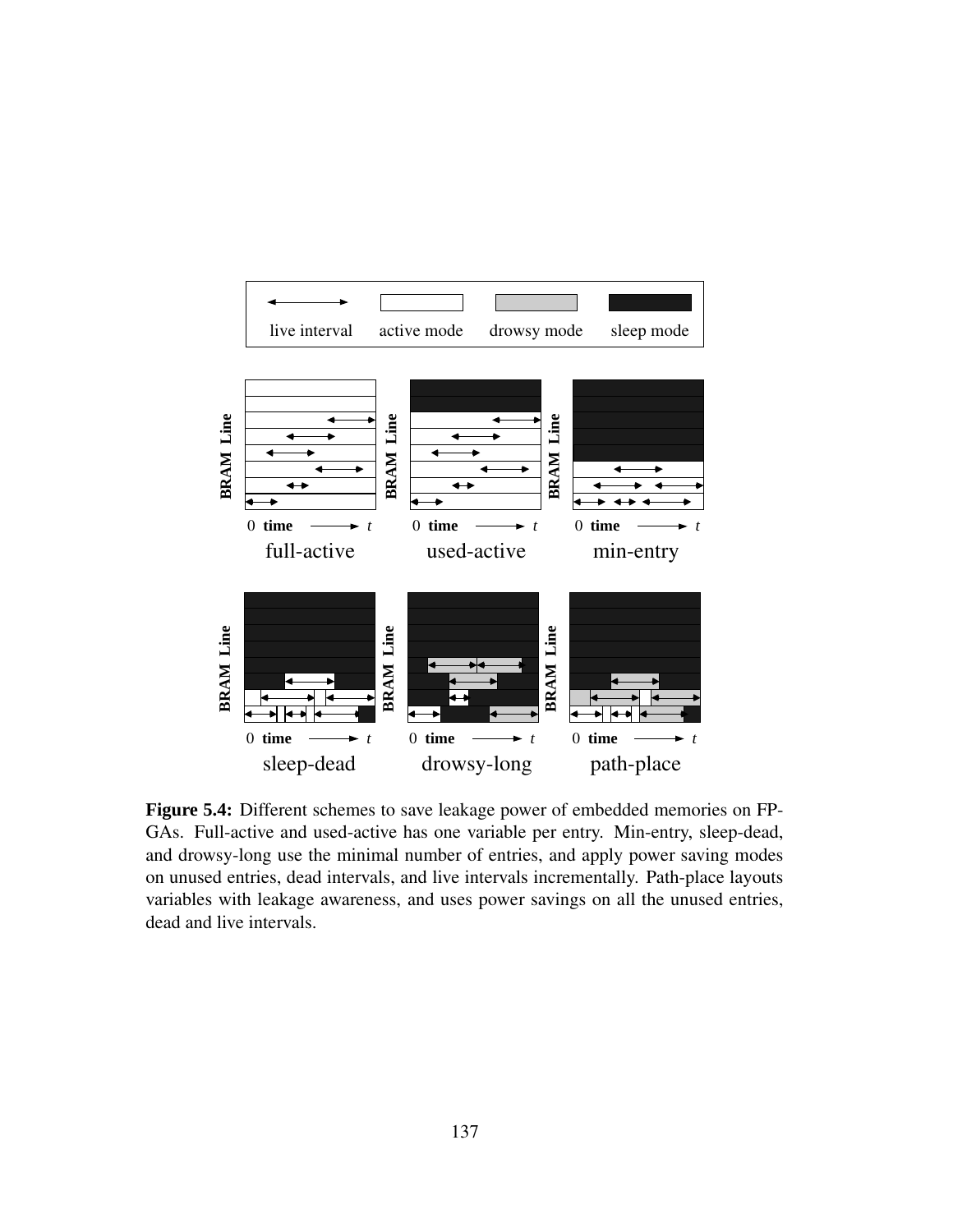**Figure 5.4:** Different schemes to save leakage power of embedded memories on FPGAs. Full-active and used-active has one variable per entry. Min-entry, sleep-dead, and drowsy-long use the minimal number of entries, and apply power saving modes on unused entries, dead intervals, and live intervals incrementally. Path-place layouts variables with leakage awareness, and uses power savings on all the unused entries, dead and live intervals.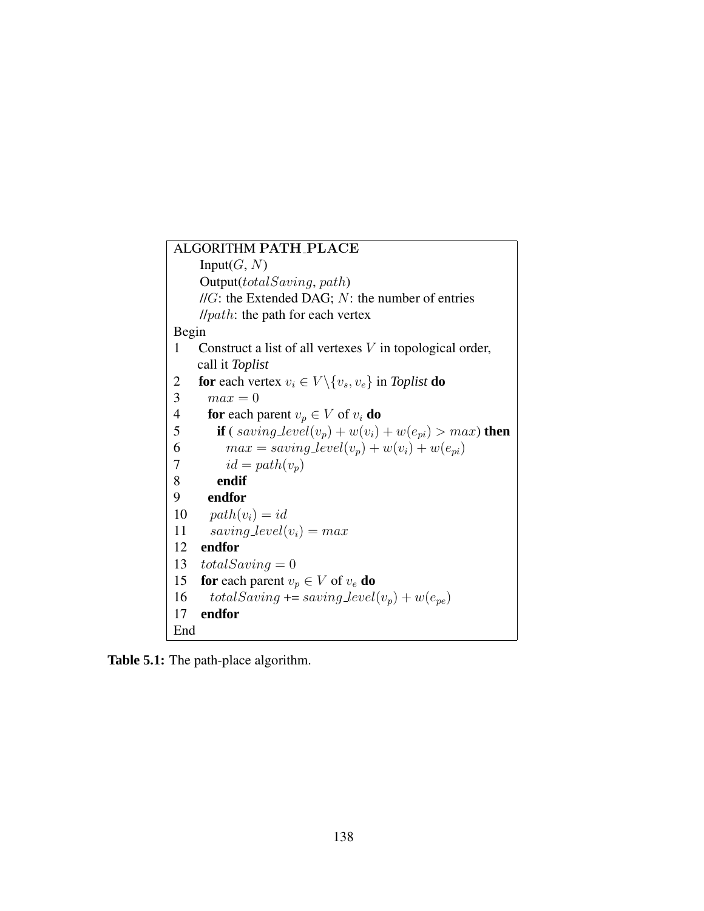```
ALGORITHM PATH_PLACE
      Input(G, N)
      Output(totalSaving, path)
      //G: the Extended DAG; N: the number of entries
      //path: the path for each vertex
Begin
1     Construct a list of all vertexes V in topological order,
      call it Toplist
2     for each vertex v_i ∈ V\{v_s, v_e} in Toplist do
3       max = 0
4       for each parent v_p ∈ V of v_i do
5         if ( saving_level(v_p) + w(v_i) + w(e_pi) > max) then
6           max = saving_level(v_p) + w(v_i) + w(e_pi)
7           id = path(v_p)
8         endif
9       endfor
10      path(v_i) = id
11      saving_level(v_i) = max
12    endfor
13    totalSaving = 0
15    for each parent v_p ∈ V of v_e do
16      totalSaving += saving_level(v_p) + w(e_pe)
17    endfor
End
```

**Table 5.1:** The path-place algorithm.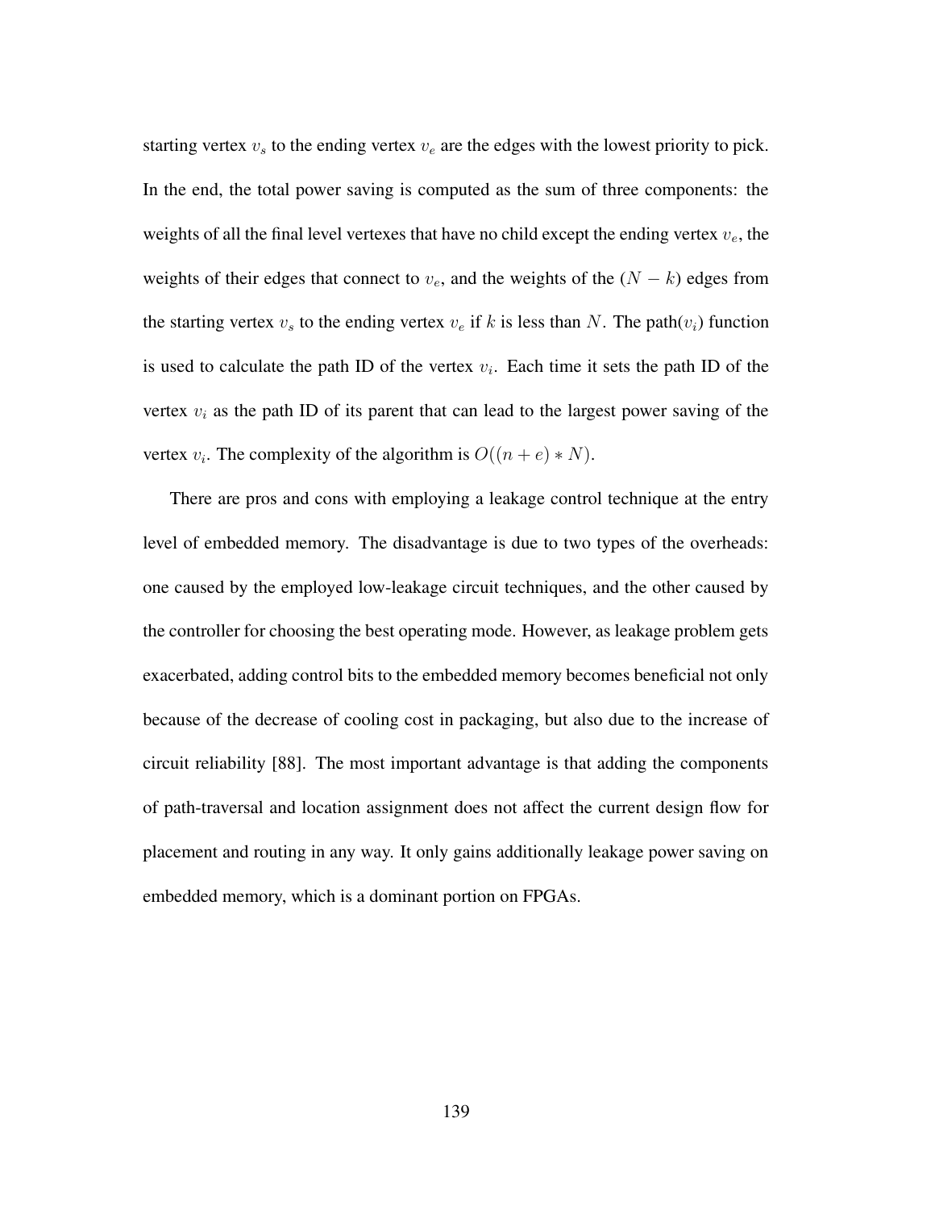starting vertex $v_s$ to the ending vertex $v_e$ are the edges with the lowest priority to pick. In the end, the total power saving is computed as the sum of three components: the weights of all the final level vertexes that have no child except the ending vertex $v_e$, the weights of their edges that connect to $v_e$, and the weights of the $(N - k)$ edges from the starting vertex $v_s$ to the ending vertex $v_e$ if $k$ is less than $N$. The path($v_i$) function is used to calculate the path ID of the vertex $v_i$. Each time it sets the path ID of the vertex $v_i$ as the path ID of its parent that can lead to the largest power saving of the vertex $v_i$. The complexity of the algorithm is $O((n + e) * N)$.

There are pros and cons with employing a leakage control technique at the entry level of embedded memory. The disadvantage is due to two types of the overheads: one caused by the employed low-leakage circuit techniques, and the other caused by the controller for choosing the best operating mode. However, as leakage problem gets exacerbated, adding control bits to the embedded memory becomes beneficial not only because of the decrease of cooling cost in packaging, but also due to the increase of circuit reliability [88]. The most important advantage is that adding the components of path-traversal and location assignment does not affect the current design flow for placement and routing in any way. It only gains additionally leakage power saving on embedded memory, which is a dominant portion on FPGAs.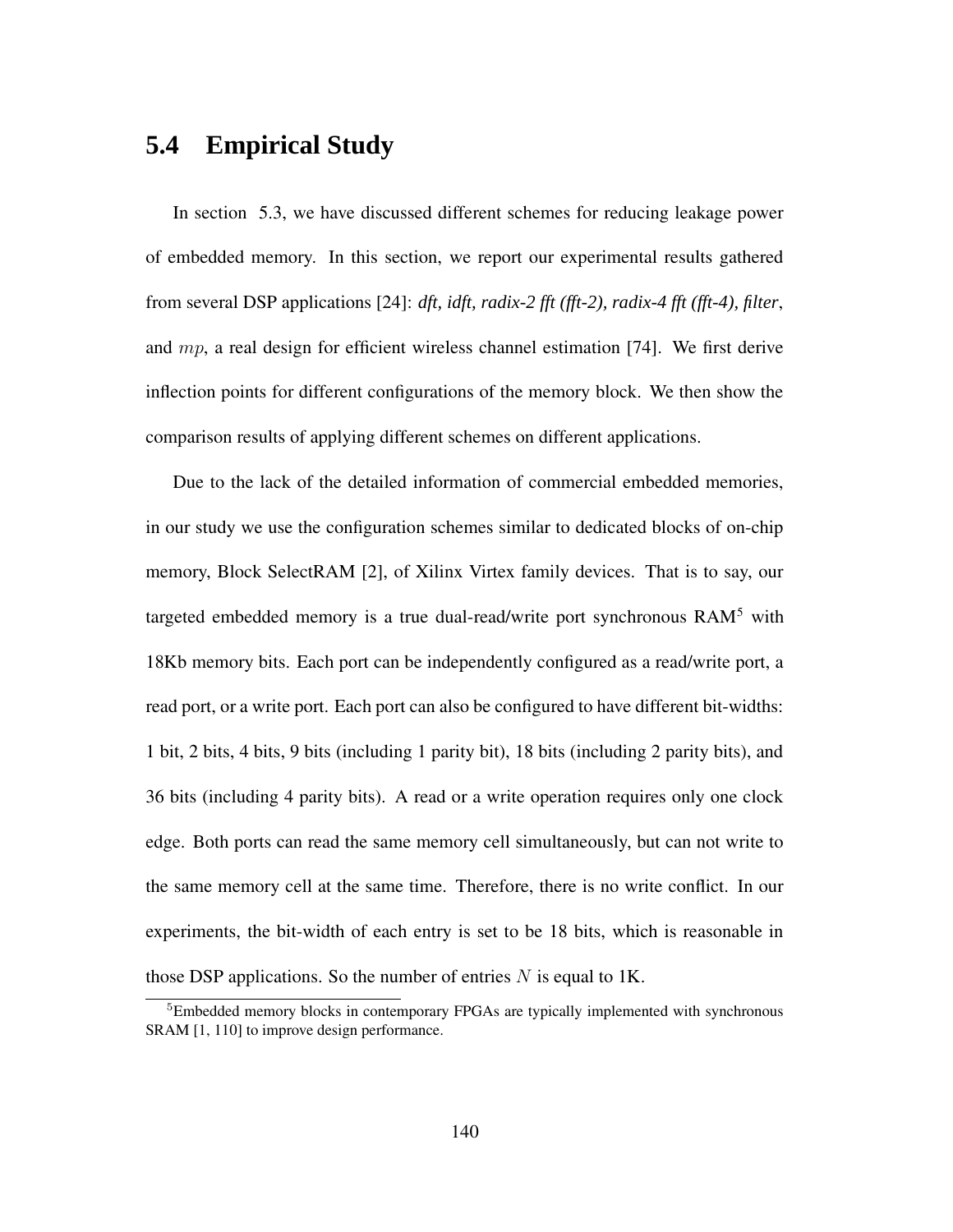## 5.4 Empirical Study

In section 5.3, we have discussed different schemes for reducing leakage power of embedded memory. In this section, we report our experimental results gathered from several DSP applications [24]: ***dft, idft, radix-2 fft (fft-2), radix-4 fft (fft-4), filter***, and $mp$, a real design for efficient wireless channel estimation [74]. We first derive inflection points for different configurations of the memory block. We then show the comparison results of applying different schemes on different applications.

Due to the lack of the detailed information of commercial embedded memories, in our study we use the configuration schemes similar to dedicated blocks of on-chip memory, Block SelectRAM [2], of Xilinx Virtex family devices. That is to say, our targeted embedded memory is a true dual-read/write port synchronous RAM[5] with 18Kb memory bits. Each port can be independently configured as a read/write port, a read port, or a write port. Each port can also be configured to have different bit-widths: 1 bit, 2 bits, 4 bits, 9 bits (including 1 parity bit), 18 bits (including 2 parity bits), and 36 bits (including 4 parity bits). A read or a write operation requires only one clock edge. Both ports can read the same memory cell simultaneously, but can not write to the same memory cell at the same time. Therefore, there is no write conflict. In our experiments, the bit-width of each entry is set to be 18 bits, which is reasonable in those DSP applications. So the number of entries $N$ is equal to 1K.

[5]Embedded memory blocks in contemporary FPGAs are typically implemented with synchronous SRAM [1, 110] to improve design performance.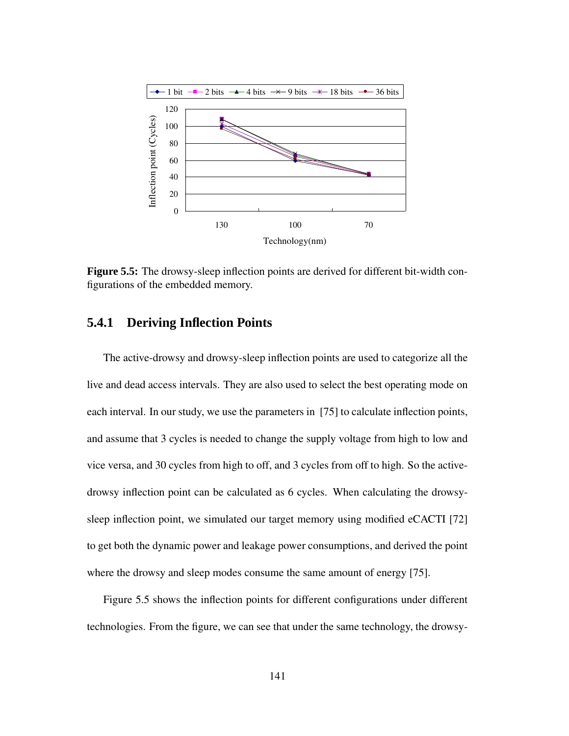**Figure 5.5:** The drowsy-sleep inflection points are derived for different bit-width configurations of the embedded memory.

### 5.4.1 Deriving Inflection Points

The active-drowsy and drowsy-sleep inflection points are used to categorize all the live and dead access intervals. They are also used to select the best operating mode on each interval. In our study, we use the parameters in [75] to calculate inflection points, and assume that 3 cycles is needed to change the supply voltage from high to low and vice versa, and 30 cycles from high to off, and 3 cycles from off to high. So the active-drowsy inflection point can be calculated as 6 cycles. When calculating the drowsy-sleep inflection point, we simulated our target memory using modified eCACTI [72] to get both the dynamic power and leakage power consumptions, and derived the point where the drowsy and sleep modes consume the same amount of energy [75].

Figure 5.5 shows the inflection points for different configurations under different technologies. From the figure, we can see that under the same technology, the drowsy-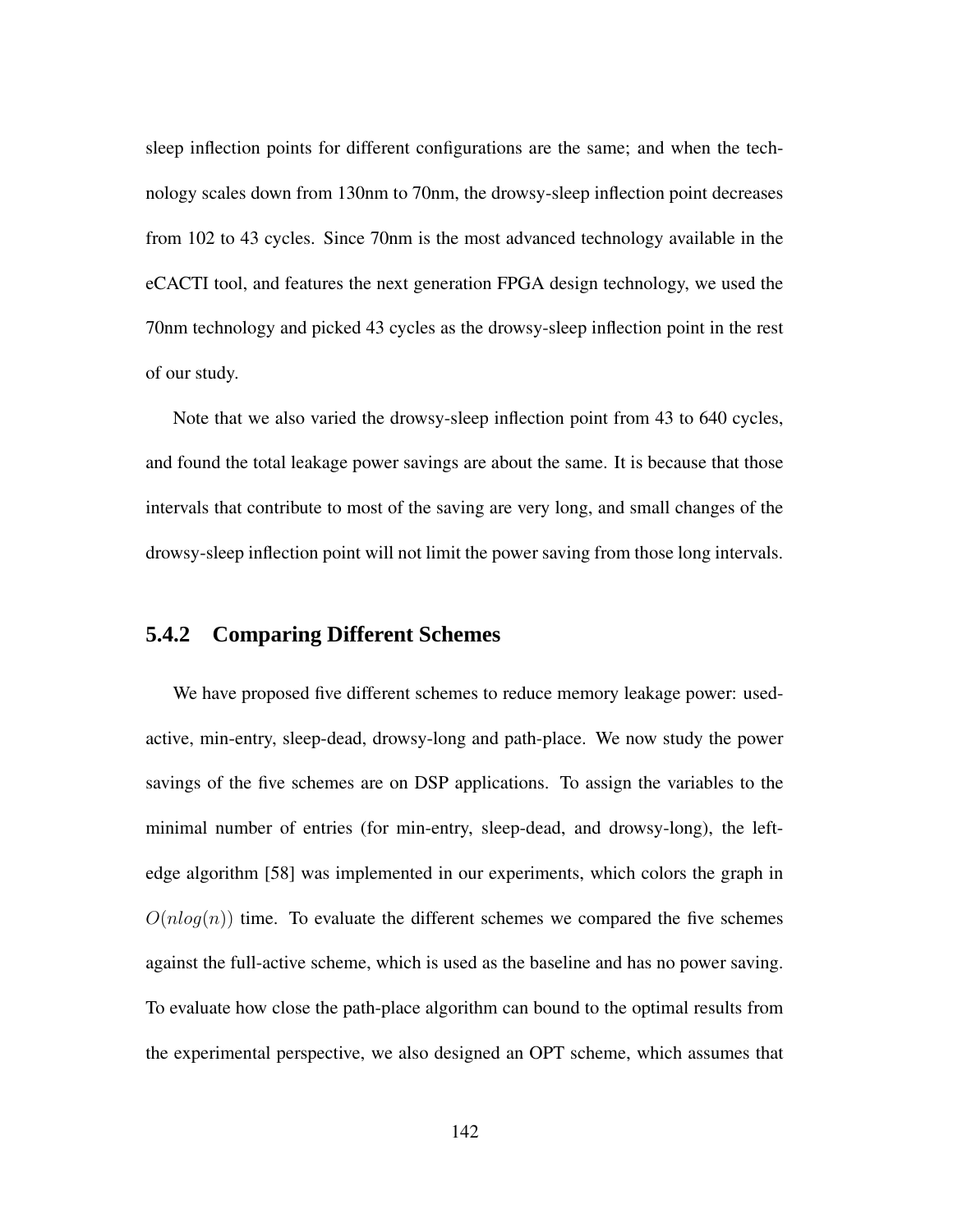sleep inflection points for different configurations are the same; and when the technology scales down from 130nm to 70nm, the drowsy-sleep inflection point decreases from 102 to 43 cycles. Since 70nm is the most advanced technology available in the eCACTI tool, and features the next generation FPGA design technology, we used the 70nm technology and picked 43 cycles as the drowsy-sleep inflection point in the rest of our study.

Note that we also varied the drowsy-sleep inflection point from 43 to 640 cycles, and found the total leakage power savings are about the same. It is because that those intervals that contribute to most of the saving are very long, and small changes of the drowsy-sleep inflection point will not limit the power saving from those long intervals.

### 5.4.2 Comparing Different Schemes

We have proposed five different schemes to reduce memory leakage power: used-active, min-entry, sleep-dead, drowsy-long and path-place. We now study the power savings of the five schemes are on DSP applications. To assign the variables to the minimal number of entries (for min-entry, sleep-dead, and drowsy-long), the left-edge algorithm [58] was implemented in our experiments, which colors the graph in $O(nlog(n))$ time. To evaluate the different schemes we compared the five schemes against the full-active scheme, which is used as the baseline and has no power saving. To evaluate how close the path-place algorithm can bound to the optimal results from the experimental perspective, we also designed an OPT scheme, which assumes that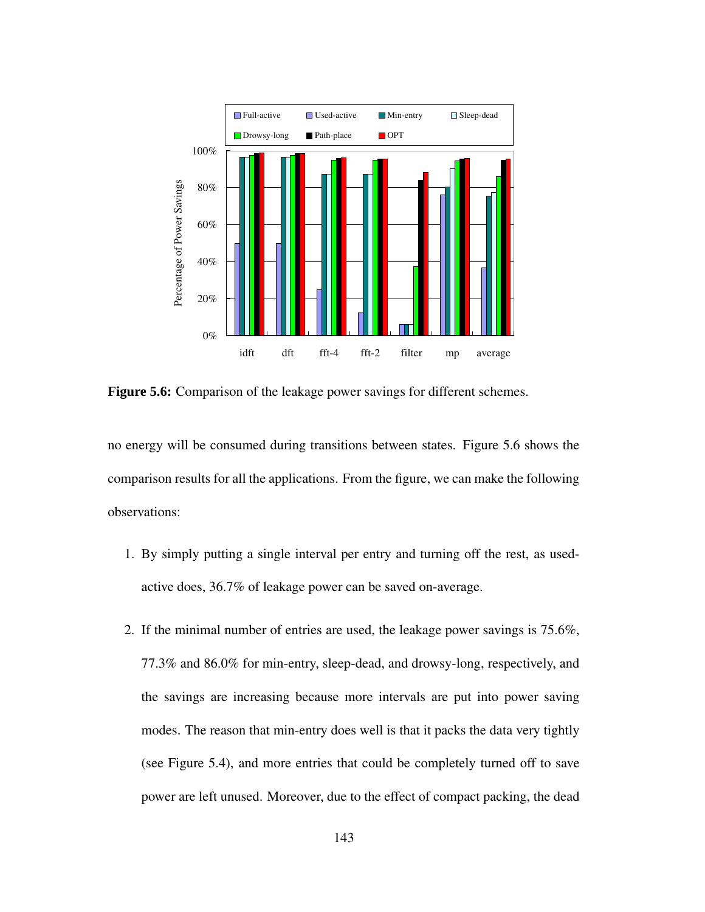**Figure 5.6:** Comparison of the leakage power savings for different schemes.

no energy will be consumed during transitions between states. Figure 5.6 shows the comparison results for all the applications. From the figure, we can make the following observations:

1. By simply putting a single interval per entry and turning off the rest, as used-active does, 36.7% of leakage power can be saved on-average.

2. If the minimal number of entries are used, the leakage power savings is 75.6%, 77.3% and 86.0% for min-entry, sleep-dead, and drowsy-long, respectively, and the savings are increasing because more intervals are put into power saving modes. The reason that min-entry does well is that it packs the data very tightly (see Figure 5.4), and more entries that could be completely turned off to save power are left unused. Moreover, due to the effect of compact packing, the dead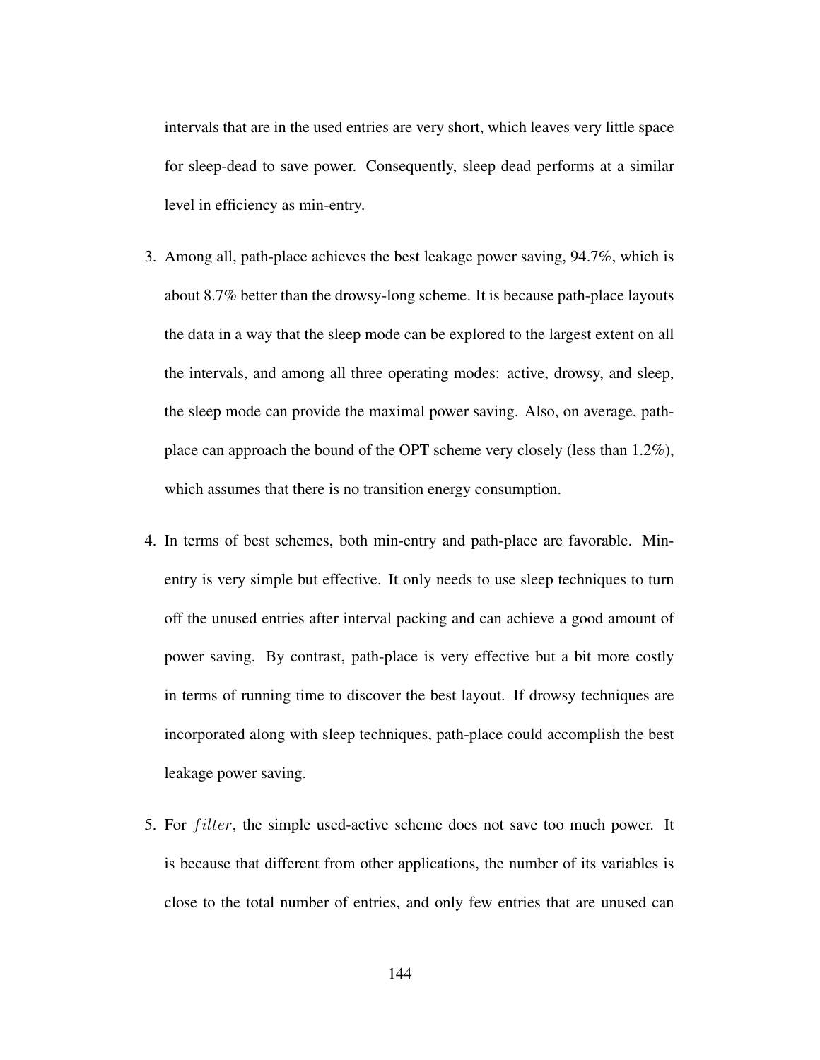intervals that are in the used entries are very short, which leaves very little space for sleep-dead to save power. Consequently, sleep dead performs at a similar level in efficiency as min-entry.

3. Among all, path-place achieves the best leakage power saving, 94.7%, which is about 8.7% better than the drowsy-long scheme. It is because path-place layouts the data in a way that the sleep mode can be explored to the largest extent on all the intervals, and among all three operating modes: active, drowsy, and sleep, the sleep mode can provide the maximal power saving. Also, on average, path-place can approach the bound of the OPT scheme very closely (less than 1.2%), which assumes that there is no transition energy consumption.

4. In terms of best schemes, both min-entry and path-place are favorable. Min-entry is very simple but effective. It only needs to use sleep techniques to turn off the unused entries after interval packing and can achieve a good amount of power saving. By contrast, path-place is very effective but a bit more costly in terms of running time to discover the best layout. If drowsy techniques are incorporated along with sleep techniques, path-place could accomplish the best leakage power saving.

5. For $filter$, the simple used-active scheme does not save too much power. It is because that different from other applications, the number of its variables is close to the total number of entries, and only few entries that are unused can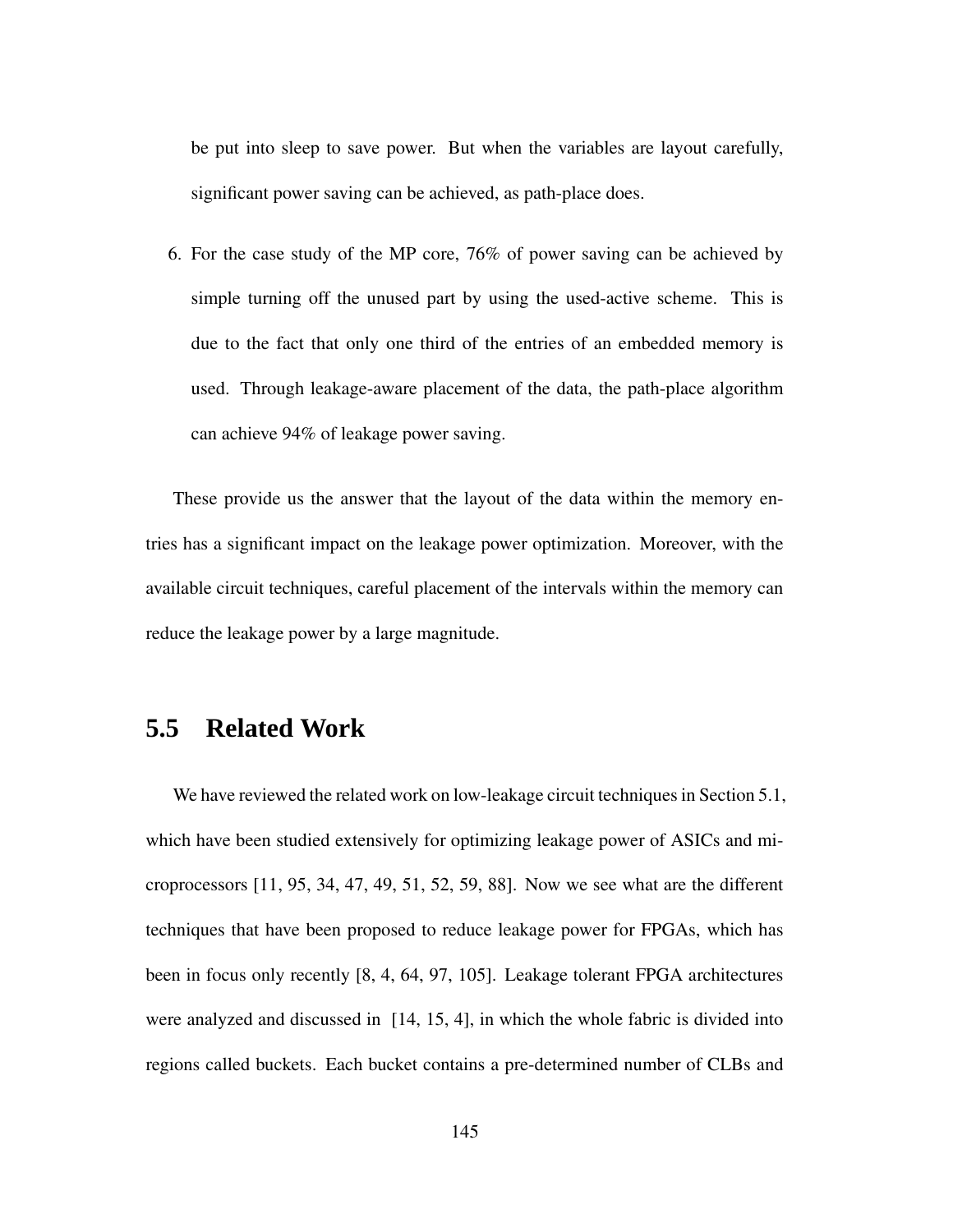be put into sleep to save power. But when the variables are layout carefully, significant power saving can be achieved, as path-place does.

6. For the case study of the MP core, 76% of power saving can be achieved by simple turning off the unused part by using the used-active scheme. This is due to the fact that only one third of the entries of an embedded memory is used. Through leakage-aware placement of the data, the path-place algorithm can achieve 94% of leakage power saving.

These provide us the answer that the layout of the data within the memory entries has a significant impact on the leakage power optimization. Moreover, with the available circuit techniques, careful placement of the intervals within the memory can reduce the leakage power by a large magnitude.

## 5.5 Related Work

We have reviewed the related work on low-leakage circuit techniques in Section 5.1, which have been studied extensively for optimizing leakage power of ASICs and microprocessors [11, 95, 34, 47, 49, 51, 52, 59, 88]. Now we see what are the different techniques that have been proposed to reduce leakage power for FPGAs, which has been in focus only recently [8, 4, 64, 97, 105]. Leakage tolerant FPGA architectures were analyzed and discussed in [14, 15, 4], in which the whole fabric is divided into regions called buckets. Each bucket contains a pre-determined number of CLBs and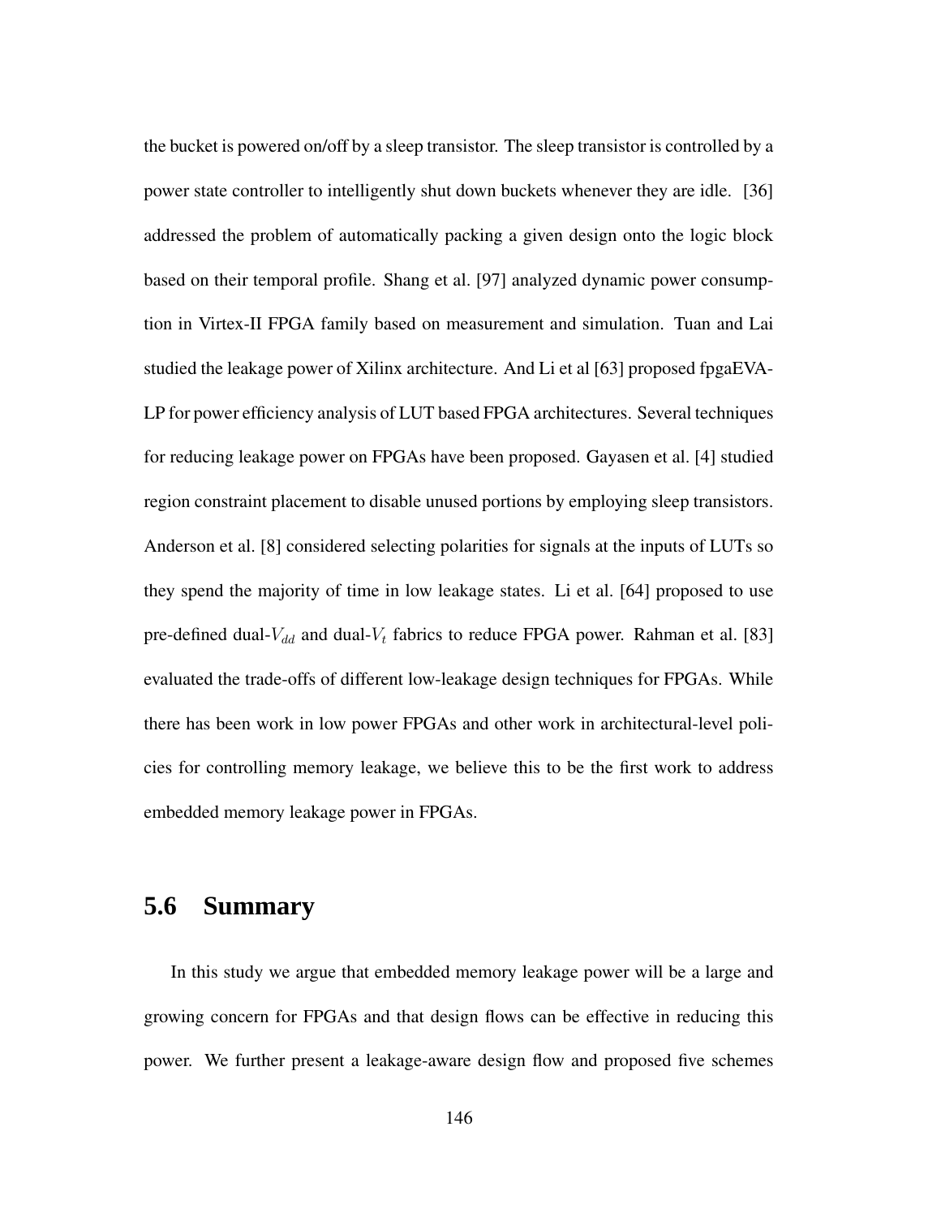the bucket is powered on/off by a sleep transistor. The sleep transistor is controlled by a power state controller to intelligently shut down buckets whenever they are idle. [36] addressed the problem of automatically packing a given design onto the logic block based on their temporal profile. Shang et al. [97] analyzed dynamic power consumption in Virtex-II FPGA family based on measurement and simulation. Tuan and Lai studied the leakage power of Xilinx architecture. And Li et al [63] proposed fpgaEVA-LP for power efficiency analysis of LUT based FPGA architectures. Several techniques for reducing leakage power on FPGAs have been proposed. Gayasen et al. [4] studied region constraint placement to disable unused portions by employing sleep transistors. Anderson et al. [8] considered selecting polarities for signals at the inputs of LUTs so they spend the majority of time in low leakage states. Li et al. [64] proposed to use pre-defined dual-$V_{dd}$ and dual-$V_t$ fabrics to reduce FPGA power. Rahman et al. [83] evaluated the trade-offs of different low-leakage design techniques for FPGAs. While there has been work in low power FPGAs and other work in architectural-level policies for controlling memory leakage, we believe this to be the first work to address embedded memory leakage power in FPGAs.

## 5.6 Summary

In this study we argue that embedded memory leakage power will be a large and growing concern for FPGAs and that design flows can be effective in reducing this power. We further present a leakage-aware design flow and proposed five schemes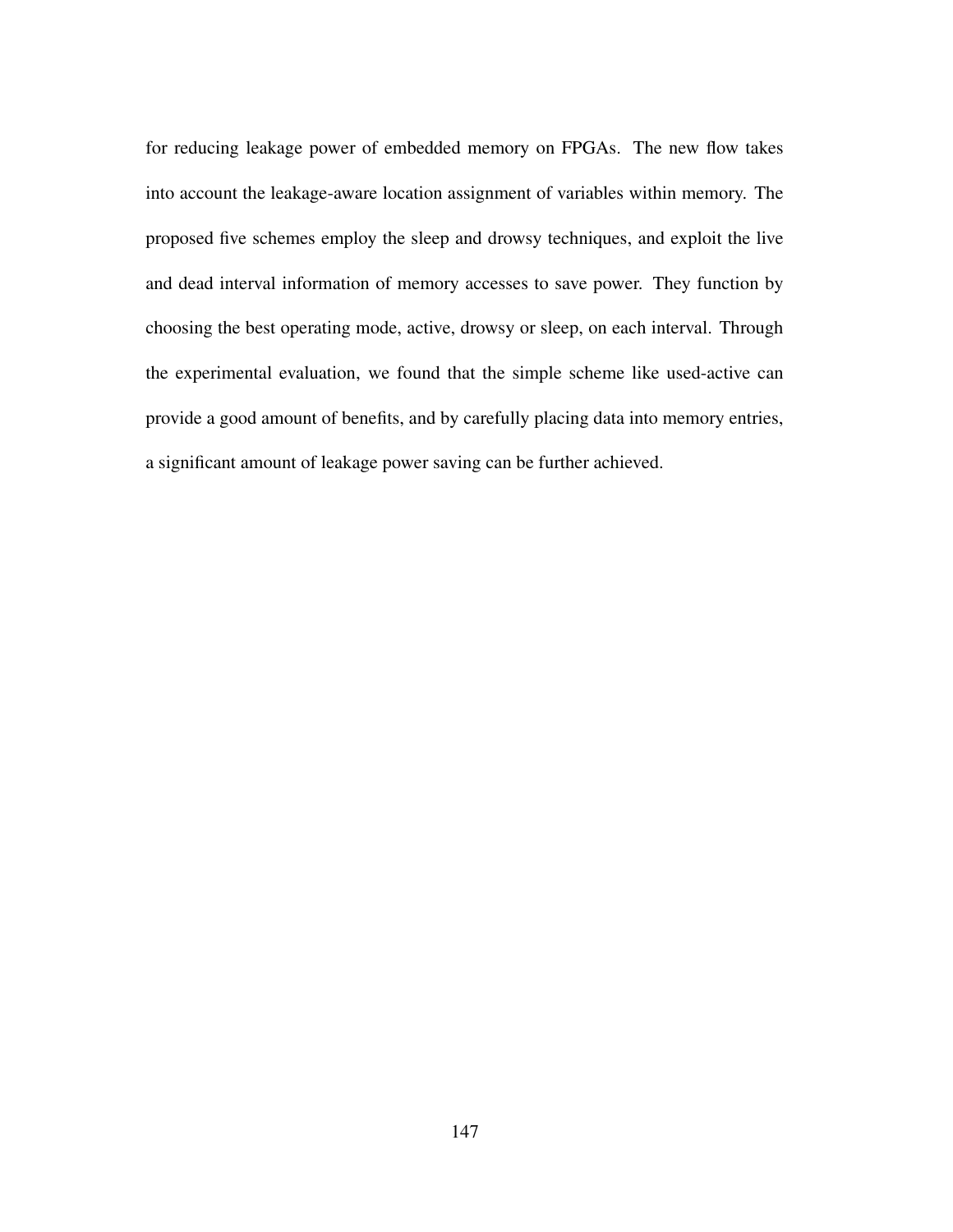for reducing leakage power of embedded memory on FPGAs. The new flow takes into account the leakage-aware location assignment of variables within memory. The proposed five schemes employ the sleep and drowsy techniques, and exploit the live and dead interval information of memory accesses to save power. They function by choosing the best operating mode, active, drowsy or sleep, on each interval. Through the experimental evaluation, we found that the simple scheme like used-active can provide a good amount of benefits, and by carefully placing data into memory entries, a significant amount of leakage power saving can be further achieved.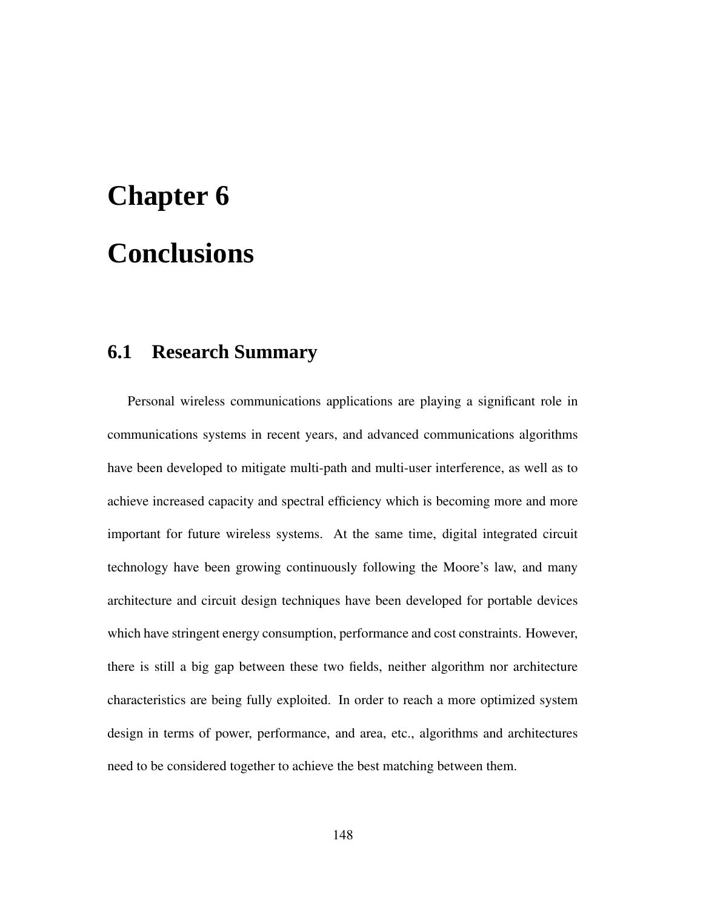# Chapter 6

# Conclusions

## 6.1 Research Summary

Personal wireless communications applications are playing a significant role in communications systems in recent years, and advanced communications algorithms have been developed to mitigate multi-path and multi-user interference, as well as to achieve increased capacity and spectral efficiency which is becoming more and more important for future wireless systems. At the same time, digital integrated circuit technology have been growing continuously following the Moore's law, and many architecture and circuit design techniques have been developed for portable devices which have stringent energy consumption, performance and cost constraints. However, there is still a big gap between these two fields, neither algorithm nor architecture characteristics are being fully exploited. In order to reach a more optimized system design in terms of power, performance, and area, etc., algorithms and architectures need to be considered together to achieve the best matching between them.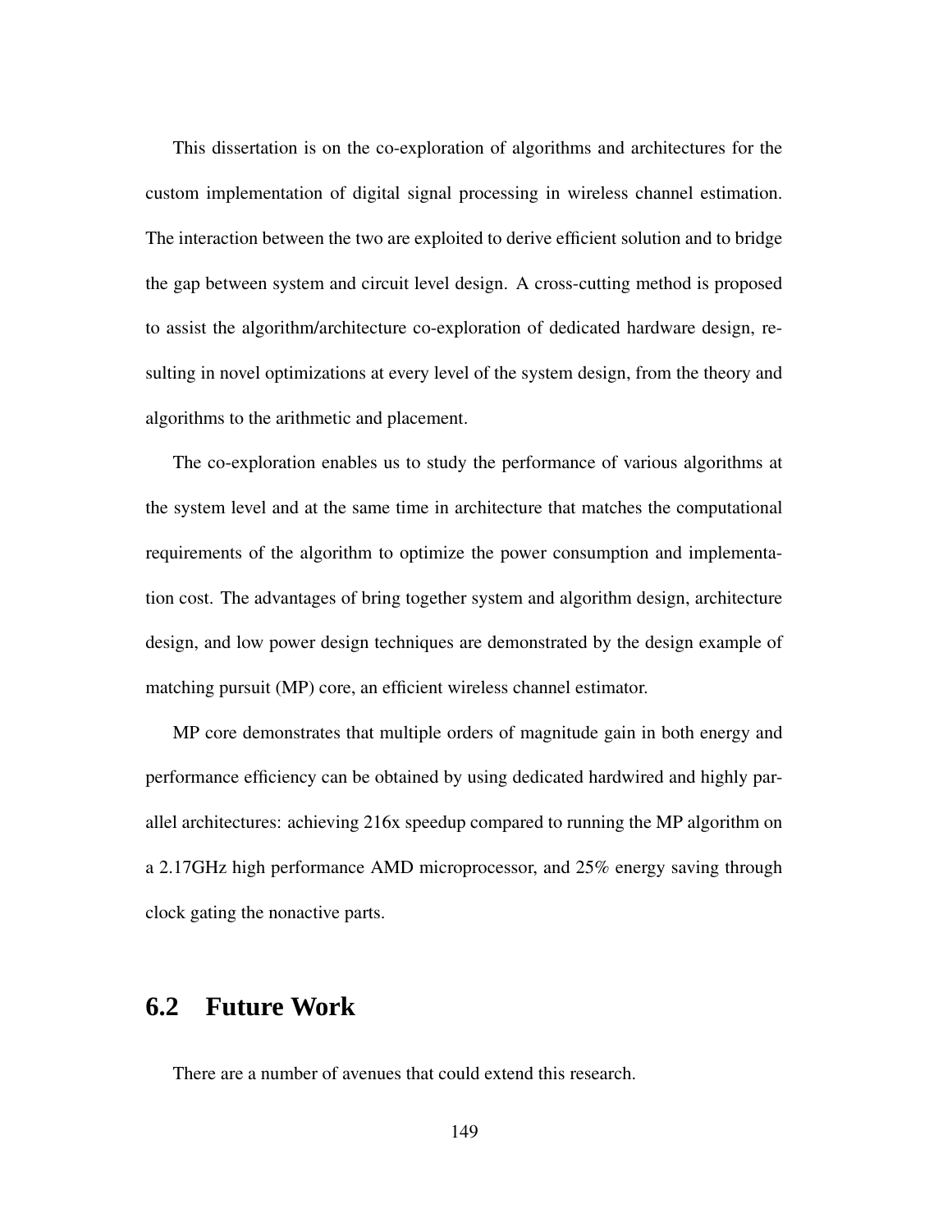This dissertation is on the co-exploration of algorithms and architectures for the custom implementation of digital signal processing in wireless channel estimation. The interaction between the two are exploited to derive efficient solution and to bridge the gap between system and circuit level design. A cross-cutting method is proposed to assist the algorithm/architecture co-exploration of dedicated hardware design, resulting in novel optimizations at every level of the system design, from the theory and algorithms to the arithmetic and placement.

The co-exploration enables us to study the performance of various algorithms at the system level and at the same time in architecture that matches the computational requirements of the algorithm to optimize the power consumption and implementation cost. The advantages of bring together system and algorithm design, architecture design, and low power design techniques are demonstrated by the design example of matching pursuit (MP) core, an efficient wireless channel estimator.

MP core demonstrates that multiple orders of magnitude gain in both energy and performance efficiency can be obtained by using dedicated hardwired and highly parallel architectures: achieving 216x speedup compared to running the MP algorithm on a 2.17GHz high performance AMD microprocessor, and 25% energy saving through clock gating the nonactive parts.

## 6.2 Future Work

There are a number of avenues that could extend this research.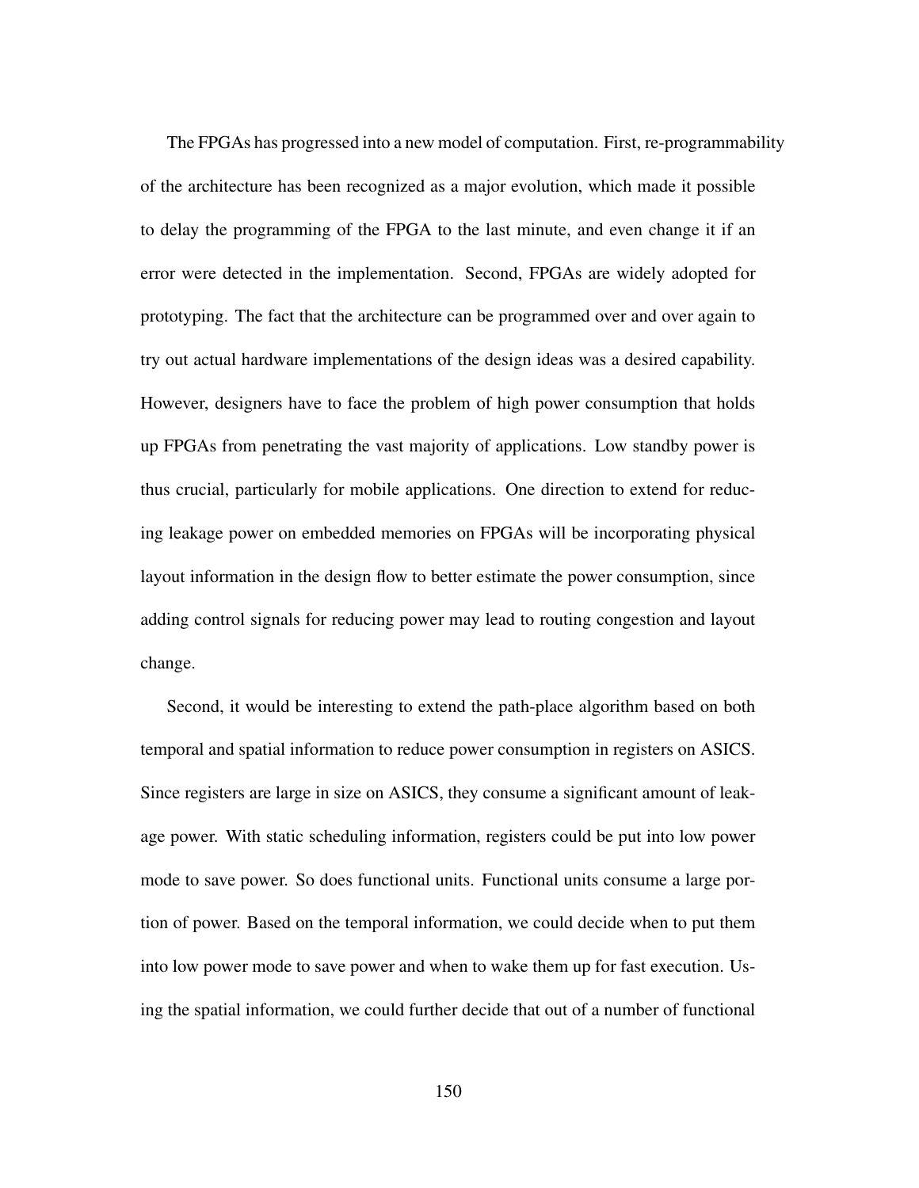The FPGAs has progressed into a new model of computation. First, re-programmability of the architecture has been recognized as a major evolution, which made it possible to delay the programming of the FPGA to the last minute, and even change it if an error were detected in the implementation. Second, FPGAs are widely adopted for prototyping. The fact that the architecture can be programmed over and over again to try out actual hardware implementations of the design ideas was a desired capability. However, designers have to face the problem of high power consumption that holds up FPGAs from penetrating the vast majority of applications. Low standby power is thus crucial, particularly for mobile applications. One direction to extend for reducing leakage power on embedded memories on FPGAs will be incorporating physical layout information in the design flow to better estimate the power consumption, since adding control signals for reducing power may lead to routing congestion and layout change.

Second, it would be interesting to extend the path-place algorithm based on both temporal and spatial information to reduce power consumption in registers on ASICS. Since registers are large in size on ASICS, they consume a significant amount of leakage power. With static scheduling information, registers could be put into low power mode to save power. So does functional units. Functional units consume a large portion of power. Based on the temporal information, we could decide when to put them into low power mode to save power and when to wake them up for fast execution. Using the spatial information, we could further decide that out of a number of functional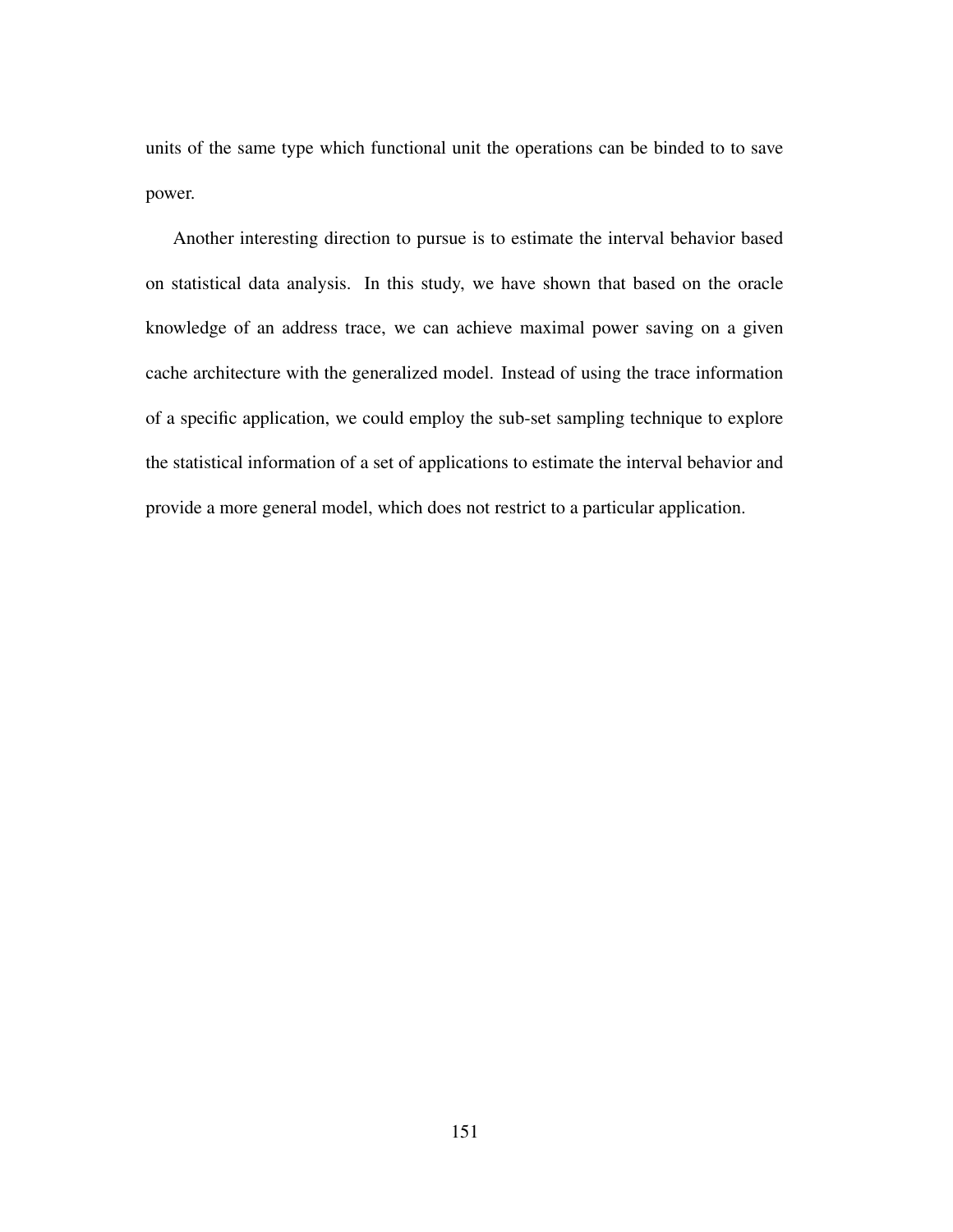units of the same type which functional unit the operations can be binded to to save power.

Another interesting direction to pursue is to estimate the interval behavior based on statistical data analysis. In this study, we have shown that based on the oracle knowledge of an address trace, we can achieve maximal power saving on a given cache architecture with the generalized model. Instead of using the trace information of a specific application, we could employ the sub-set sampling technique to explore the statistical information of a set of applications to estimate the interval behavior and provide a more general model, which does not restrict to a particular application.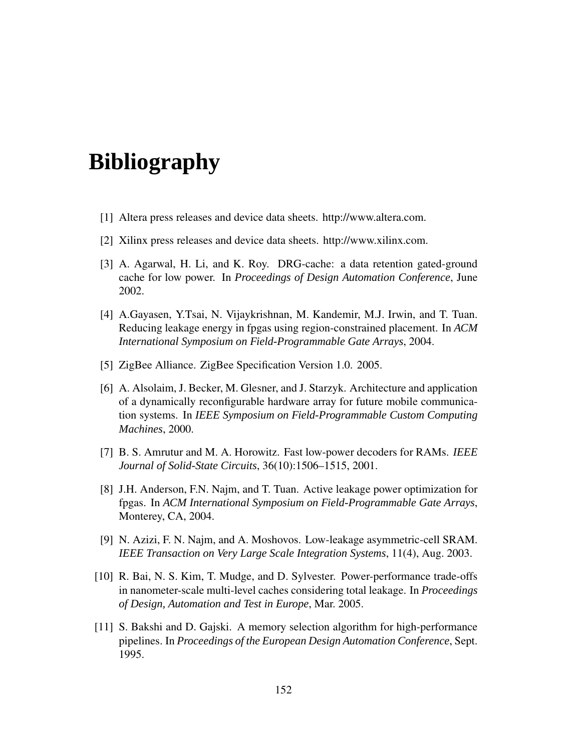# Bibliography

[1] Altera press releases and device data sheets. http://www.altera.com.

[2] Xilinx press releases and device data sheets. http://www.xilinx.com.

[3] A. Agarwal, H. Li, and K. Roy. DRG-cache: a data retention gated-ground cache for low power. In *Proceedings of Design Automation Conference*, June 2002.

[4] A.Gayasen, Y.Tsai, N. Vijaykrishnan, M. Kandemir, M.J. Irwin, and T. Tuan. Reducing leakage energy in fpgas using region-constrained placement. In *ACM International Symposium on Field-Programmable Gate Arrays*, 2004.

[5] ZigBee Alliance. ZigBee Specification Version 1.0. 2005.

[6] A. Alsolaim, J. Becker, M. Glesner, and J. Starzyk. Architecture and application of a dynamically reconfigurable hardware array for future mobile communication systems. In *IEEE Symposium on Field-Programmable Custom Computing Machines*, 2000.

[7] B. S. Amrutur and M. A. Horowitz. Fast low-power decoders for RAMs. *IEEE Journal of Solid-State Circuits*, 36(10):1506–1515, 2001.

[8] J.H. Anderson, F.N. Najm, and T. Tuan. Active leakage power optimization for fpgas. In *ACM International Symposium on Field-Programmable Gate Arrays*, Monterey, CA, 2004.

[9] N. Azizi, F. N. Najm, and A. Moshovos. Low-leakage asymmetric-cell SRAM. *IEEE Transaction on Very Large Scale Integration Systems*, 11(4), Aug. 2003.

[10] R. Bai, N. S. Kim, T. Mudge, and D. Sylvester. Power-performance trade-offs in nanometer-scale multi-level caches considering total leakage. In *Proceedings of Design, Automation and Test in Europe*, Mar. 2005.

[11] S. Bakshi and D. Gajski. A memory selection algorithm for high-performance pipelines. In *Proceedings of the European Design Automation Conference*, Sept. 1995.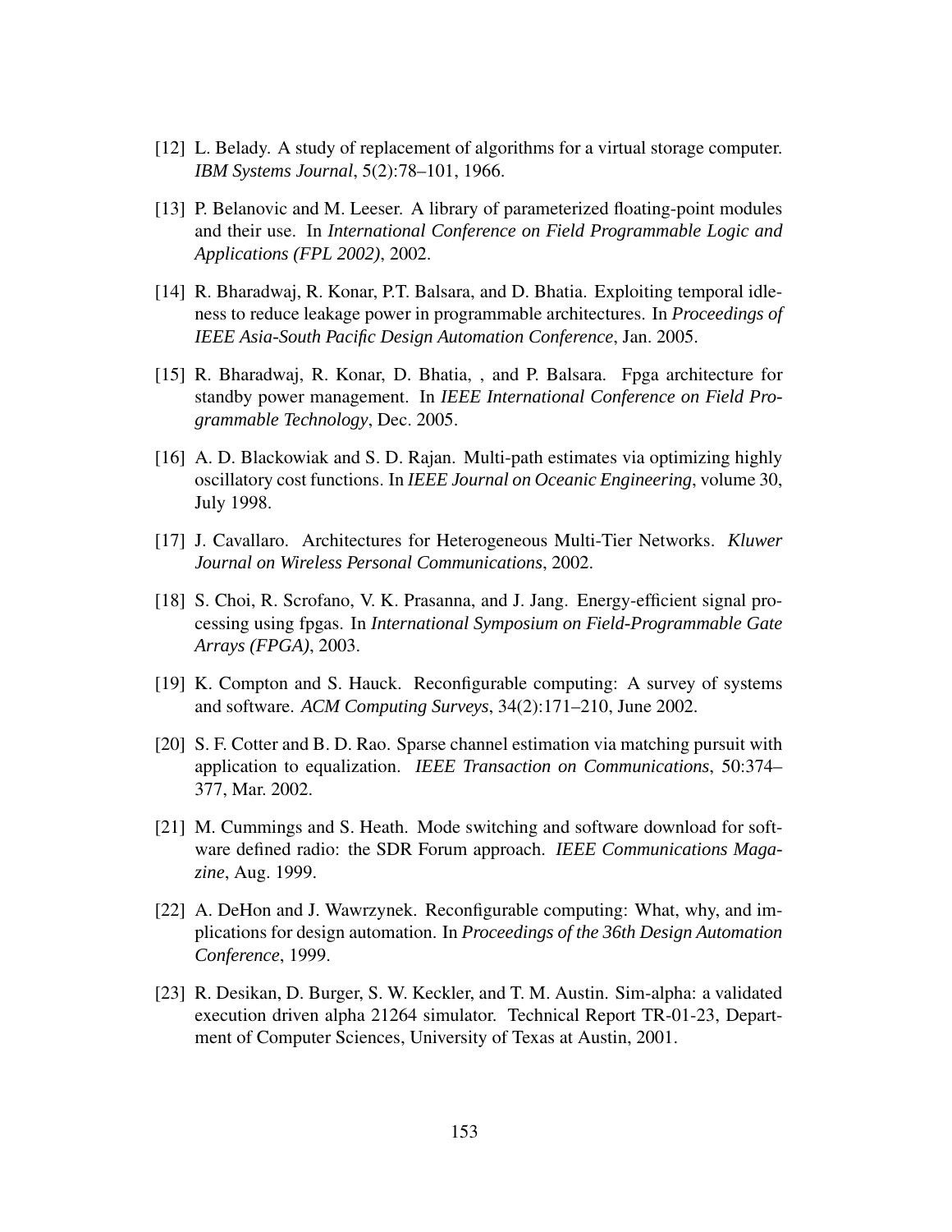[12] L. Belady. A study of replacement of algorithms for a virtual storage computer. *IBM Systems Journal*, 5(2):78–101, 1966.

[13] P. Belanovic and M. Leeser. A library of parameterized floating-point modules and their use. In *International Conference on Field Programmable Logic and Applications (FPL 2002)*, 2002.

[14] R. Bharadwaj, R. Konar, P.T. Balsara, and D. Bhatia. Exploiting temporal idleness to reduce leakage power in programmable architectures. In *Proceedings of IEEE Asia-South Pacific Design Automation Conference*, Jan. 2005.

[15] R. Bharadwaj, R. Konar, D. Bhatia, , and P. Balsara. Fpga architecture for standby power management. In *IEEE International Conference on Field Programmable Technology*, Dec. 2005.

[16] A. D. Blackowiak and S. D. Rajan. Multi-path estimates via optimizing highly oscillatory cost functions. In *IEEE Journal on Oceanic Engineering*, volume 30, July 1998.

[17] J. Cavallaro. Architectures for Heterogeneous Multi-Tier Networks. *Kluwer Journal on Wireless Personal Communications*, 2002.

[18] S. Choi, R. Scrofano, V. K. Prasanna, and J. Jang. Energy-efficient signal processing using fpgas. In *International Symposium on Field-Programmable Gate Arrays (FPGA)*, 2003.

[19] K. Compton and S. Hauck. Reconfigurable computing: A survey of systems and software. *ACM Computing Surveys*, 34(2):171–210, June 2002.

[20] S. F. Cotter and B. D. Rao. Sparse channel estimation via matching pursuit with application to equalization. *IEEE Transaction on Communications*, 50:374–377, Mar. 2002.

[21] M. Cummings and S. Heath. Mode switching and software download for software defined radio: the SDR Forum approach. *IEEE Communications Magazine*, Aug. 1999.

[22] A. DeHon and J. Wawrzynek. Reconfigurable computing: What, why, and implications for design automation. In *Proceedings of the 36th Design Automation Conference*, 1999.

[23] R. Desikan, D. Burger, S. W. Keckler, and T. M. Austin. Sim-alpha: a validated execution driven alpha 21264 simulator. Technical Report TR-01-23, Department of Computer Sciences, University of Texas at Austin, 2001.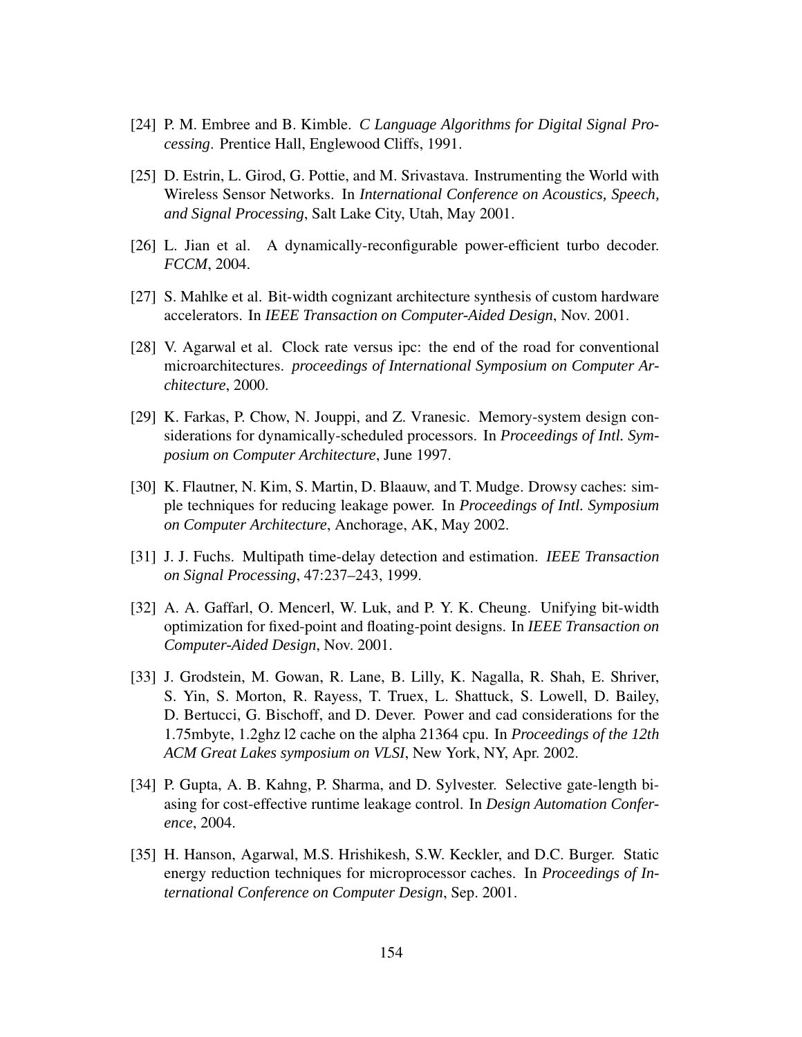[24] P. M. Embree and B. Kimble. *C Language Algorithms for Digital Signal Processing*. Prentice Hall, Englewood Cliffs, 1991.

[25] D. Estrin, L. Girod, G. Pottie, and M. Srivastava. Instrumenting the World with Wireless Sensor Networks. In *International Conference on Acoustics, Speech, and Signal Processing*, Salt Lake City, Utah, May 2001.

[26] L. Jian et al. A dynamically-reconfigurable power-efficient turbo decoder. *FCCM*, 2004.

[27] S. Mahlke et al. Bit-width cognizant architecture synthesis of custom hardware accelerators. In *IEEE Transaction on Computer-Aided Design*, Nov. 2001.

[28] V. Agarwal et al. Clock rate versus ipc: the end of the road for conventional microarchitectures. *proceedings of International Symposium on Computer Architecture*, 2000.

[29] K. Farkas, P. Chow, N. Jouppi, and Z. Vranesic. Memory-system design considerations for dynamically-scheduled processors. In *Proceedings of Intl. Symposium on Computer Architecture*, June 1997.

[30] K. Flautner, N. Kim, S. Martin, D. Blaauw, and T. Mudge. Drowsy caches: simple techniques for reducing leakage power. In *Proceedings of Intl. Symposium on Computer Architecture*, Anchorage, AK, May 2002.

[31] J. J. Fuchs. Multipath time-delay detection and estimation. *IEEE Transaction on Signal Processing*, 47:237–243, 1999.

[32] A. A. Gaffarl, O. Mencerl, W. Luk, and P. Y. K. Cheung. Unifying bit-width optimization for fixed-point and floating-point designs. In *IEEE Transaction on Computer-Aided Design*, Nov. 2001.

[33] J. Grodstein, M. Gowan, R. Lane, B. Lilly, K. Nagalla, R. Shah, E. Shriver, S. Yin, S. Morton, R. Rayess, T. Truex, L. Shattuck, S. Lowell, D. Bailey, D. Bertucci, G. Bischoff, and D. Dever. Power and cad considerations for the 1.75mbyte, 1.2ghz l2 cache on the alpha 21364 cpu. In *Proceedings of the 12th ACM Great Lakes symposium on VLSI*, New York, NY, Apr. 2002.

[34] P. Gupta, A. B. Kahng, P. Sharma, and D. Sylvester. Selective gate-length biasing for cost-effective runtime leakage control. In *Design Automation Conference*, 2004.

[35] H. Hanson, Agarwal, M.S. Hrishikesh, S.W. Keckler, and D.C. Burger. Static energy reduction techniques for microprocessor caches. In *Proceedings of International Conference on Computer Design*, Sep. 2001.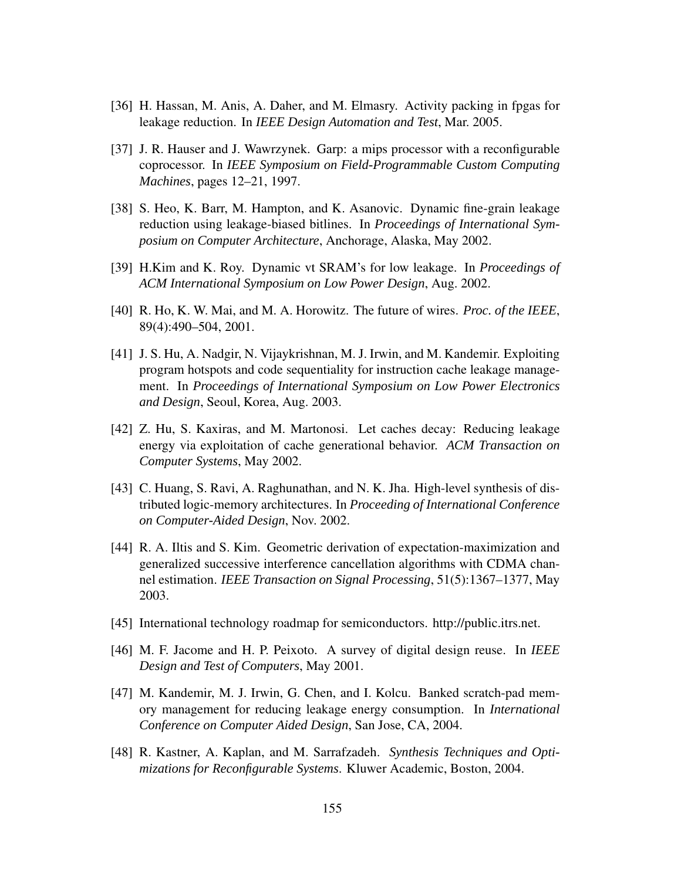[36] H. Hassan, M. Anis, A. Daher, and M. Elmasry. Activity packing in fpgas for leakage reduction. In *IEEE Design Automation and Test*, Mar. 2005.

[37] J. R. Hauser and J. Wawrzynek. Garp: a mips processor with a reconfigurable coprocessor. In *IEEE Symposium on Field-Programmable Custom Computing Machines*, pages 12–21, 1997.

[38] S. Heo, K. Barr, M. Hampton, and K. Asanovic. Dynamic fine-grain leakage reduction using leakage-biased bitlines. In *Proceedings of International Symposium on Computer Architecture*, Anchorage, Alaska, May 2002.

[39] H.Kim and K. Roy. Dynamic vt SRAM's for low leakage. In *Proceedings of ACM International Symposium on Low Power Design*, Aug. 2002.

[40] R. Ho, K. W. Mai, and M. A. Horowitz. The future of wires. *Proc. of the IEEE*, 89(4):490–504, 2001.

[41] J. S. Hu, A. Nadgir, N. Vijaykrishnan, M. J. Irwin, and M. Kandemir. Exploiting program hotspots and code sequentiality for instruction cache leakage management. In *Proceedings of International Symposium on Low Power Electronics and Design*, Seoul, Korea, Aug. 2003.

[42] Z. Hu, S. Kaxiras, and M. Martonosi. Let caches decay: Reducing leakage energy via exploitation of cache generational behavior. *ACM Transaction on Computer Systems*, May 2002.

[43] C. Huang, S. Ravi, A. Raghunathan, and N. K. Jha. High-level synthesis of distributed logic-memory architectures. In *Proceeding of International Conference on Computer-Aided Design*, Nov. 2002.

[44] R. A. Iltis and S. Kim. Geometric derivation of expectation-maximization and generalized successive interference cancellation algorithms with CDMA channel estimation. *IEEE Transaction on Signal Processing*, 51(5):1367–1377, May 2003.

[45] International technology roadmap for semiconductors. http://public.itrs.net.

[46] M. F. Jacome and H. P. Peixoto. A survey of digital design reuse. In *IEEE Design and Test of Computers*, May 2001.

[47] M. Kandemir, M. J. Irwin, G. Chen, and I. Kolcu. Banked scratch-pad memory management for reducing leakage energy consumption. In *International Conference on Computer Aided Design*, San Jose, CA, 2004.

[48] R. Kastner, A. Kaplan, and M. Sarrafzadeh. *Synthesis Techniques and Optimizations for Reconfigurable Systems*. Kluwer Academic, Boston, 2004.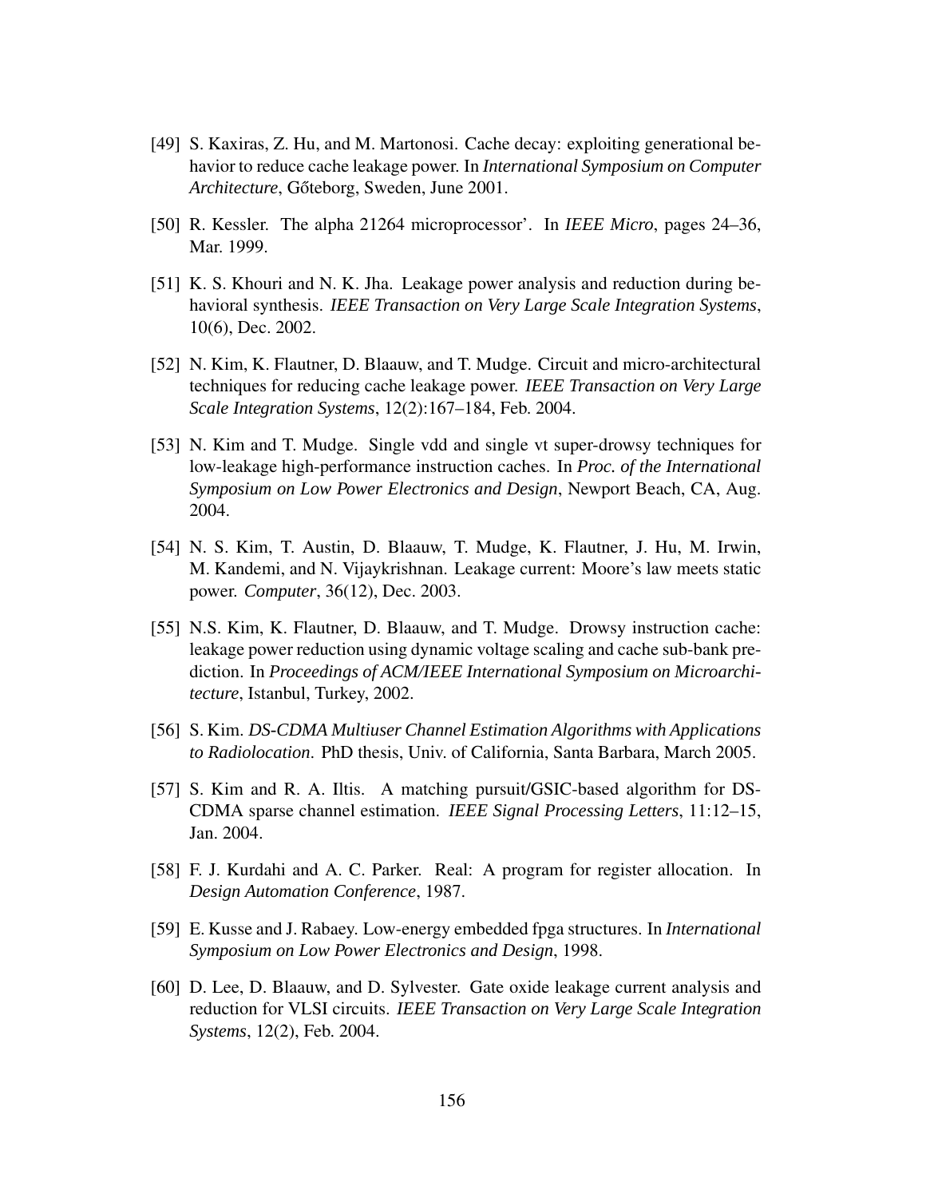[49] S. Kaxiras, Z. Hu, and M. Martonosi. Cache decay: exploiting generational behavior to reduce cache leakage power. In *International Symposium on Computer Architecture*, Gőteborg, Sweden, June 2001.

[50] R. Kessler. The alpha 21264 microprocessor'. In *IEEE Micro*, pages 24–36, Mar. 1999.

[51] K. S. Khouri and N. K. Jha. Leakage power analysis and reduction during behavioral synthesis. *IEEE Transaction on Very Large Scale Integration Systems*, 10(6), Dec. 2002.

[52] N. Kim, K. Flautner, D. Blaauw, and T. Mudge. Circuit and micro-architectural techniques for reducing cache leakage power. *IEEE Transaction on Very Large Scale Integration Systems*, 12(2):167–184, Feb. 2004.

[53] N. Kim and T. Mudge. Single vdd and single vt super-drowsy techniques for low-leakage high-performance instruction caches. In *Proc. of the International Symposium on Low Power Electronics and Design*, Newport Beach, CA, Aug. 2004.

[54] N. S. Kim, T. Austin, D. Blaauw, T. Mudge, K. Flautner, J. Hu, M. Irwin, M. Kandemi, and N. Vijaykrishnan. Leakage current: Moore's law meets static power. *Computer*, 36(12), Dec. 2003.

[55] N.S. Kim, K. Flautner, D. Blaauw, and T. Mudge. Drowsy instruction cache: leakage power reduction using dynamic voltage scaling and cache sub-bank prediction. In *Proceedings of ACM/IEEE International Symposium on Microarchitecture*, Istanbul, Turkey, 2002.

[56] S. Kim. *DS-CDMA Multiuser Channel Estimation Algorithms with Applications to Radiolocation*. PhD thesis, Univ. of California, Santa Barbara, March 2005.

[57] S. Kim and R. A. Iltis. A matching pursuit/GSIC-based algorithm for DS-CDMA sparse channel estimation. *IEEE Signal Processing Letters*, 11:12–15, Jan. 2004.

[58] F. J. Kurdahi and A. C. Parker. Real: A program for register allocation. In *Design Automation Conference*, 1987.

[59] E. Kusse and J. Rabaey. Low-energy embedded fpga structures. In *International Symposium on Low Power Electronics and Design*, 1998.

[60] D. Lee, D. Blaauw, and D. Sylvester. Gate oxide leakage current analysis and reduction for VLSI circuits. *IEEE Transaction on Very Large Scale Integration Systems*, 12(2), Feb. 2004.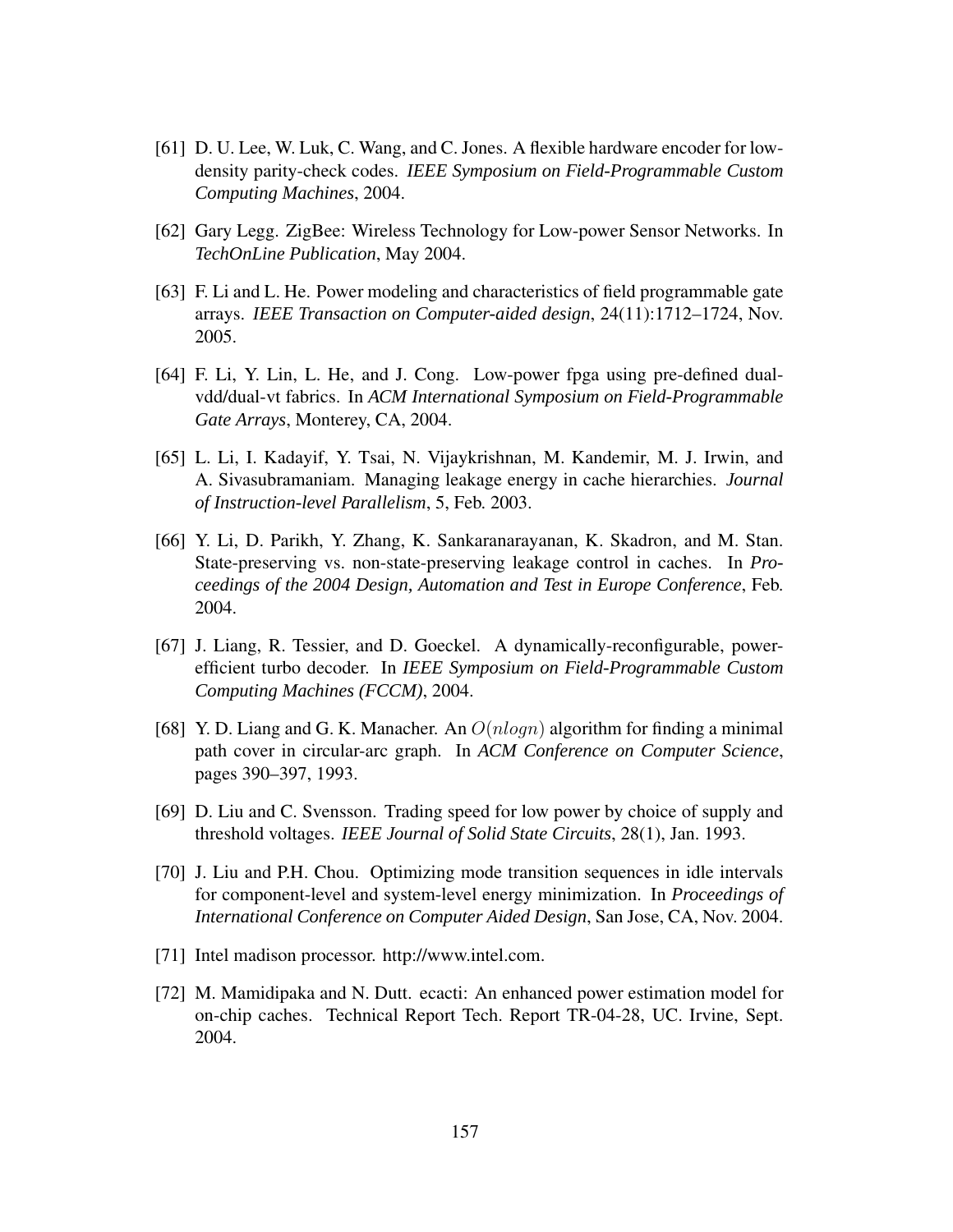[61] D. U. Lee, W. Luk, C. Wang, and C. Jones. A flexible hardware encoder for low-density parity-check codes. *IEEE Symposium on Field-Programmable Custom Computing Machines*, 2004.

[62] Gary Legg. ZigBee: Wireless Technology for Low-power Sensor Networks. In *TechOnLine Publication*, May 2004.

[63] F. Li and L. He. Power modeling and characteristics of field programmable gate arrays. *IEEE Transaction on Computer-aided design*, 24(11):1712–1724, Nov. 2005.

[64] F. Li, Y. Lin, L. He, and J. Cong. Low-power fpga using pre-defined dual-vdd/dual-vt fabrics. In *ACM International Symposium on Field-Programmable Gate Arrays*, Monterey, CA, 2004.

[65] L. Li, I. Kadayif, Y. Tsai, N. Vijaykrishnan, M. Kandemir, M. J. Irwin, and A. Sivasubramaniam. Managing leakage energy in cache hierarchies. *Journal of Instruction-level Parallelism*, 5, Feb. 2003.

[66] Y. Li, D. Parikh, Y. Zhang, K. Sankaranarayanan, K. Skadron, and M. Stan. State-preserving vs. non-state-preserving leakage control in caches. In *Proceedings of the 2004 Design, Automation and Test in Europe Conference*, Feb. 2004.

[67] J. Liang, R. Tessier, and D. Goeckel. A dynamically-reconfigurable, power-efficient turbo decoder. In *IEEE Symposium on Field-Programmable Custom Computing Machines (FCCM)*, 2004.

[68] Y. D. Liang and G. K. Manacher. An $O(nlogn)$ algorithm for finding a minimal path cover in circular-arc graph. In *ACM Conference on Computer Science*, pages 390–397, 1993.

[69] D. Liu and C. Svensson. Trading speed for low power by choice of supply and threshold voltages. *IEEE Journal of Solid State Circuits*, 28(1), Jan. 1993.

[70] J. Liu and P.H. Chou. Optimizing mode transition sequences in idle intervals for component-level and system-level energy minimization. In *Proceedings of International Conference on Computer Aided Design*, San Jose, CA, Nov. 2004.

[71] Intel madison processor. http://www.intel.com.

[72] M. Mamidipaka and N. Dutt. ecacti: An enhanced power estimation model for on-chip caches. Technical Report Tech. Report TR-04-28, UC. Irvine, Sept. 2004.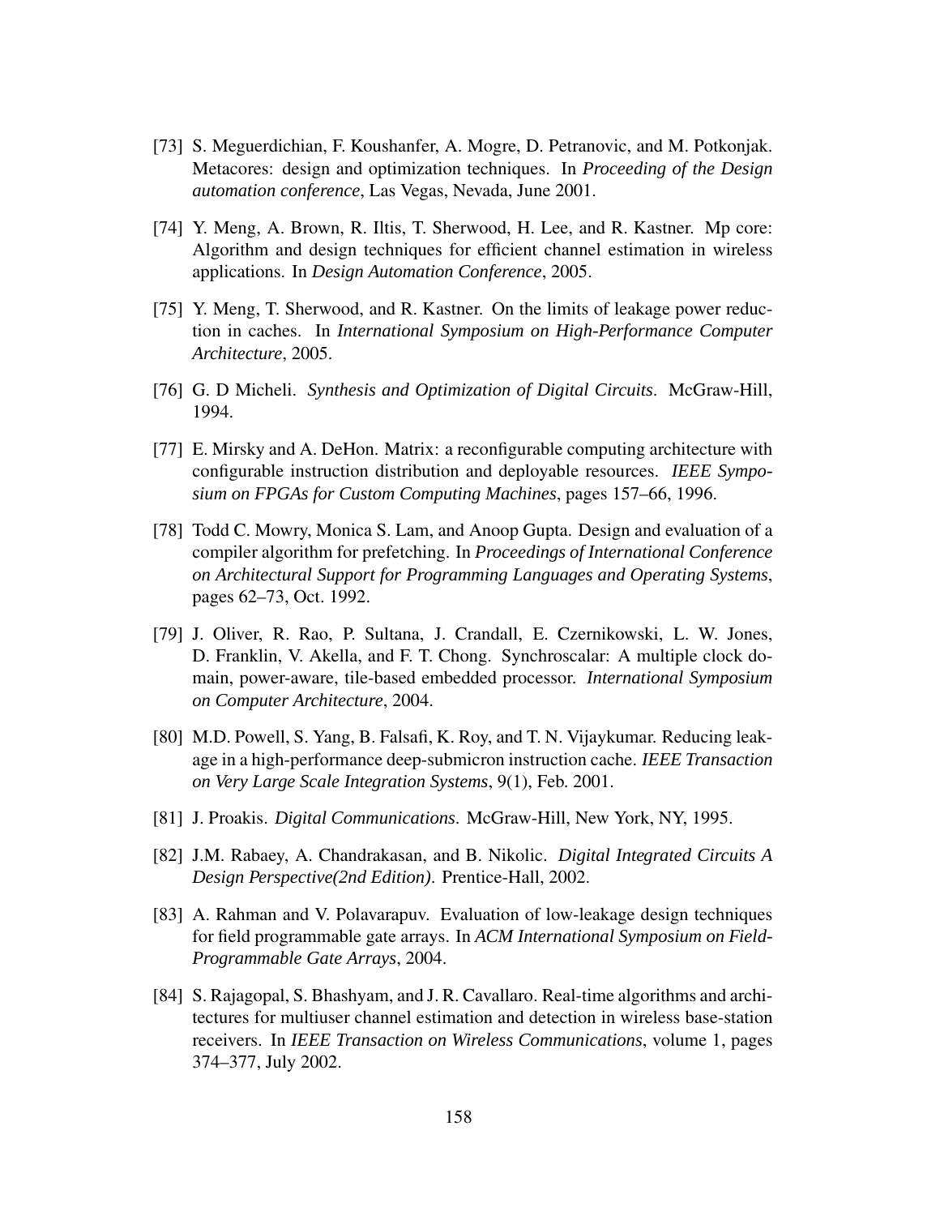[73] S. Meguerdichian, F. Koushanfer, A. Mogre, D. Petranovic, and M. Potkonjak. Metacores: design and optimization techniques. In *Proceeding of the Design automation conference*, Las Vegas, Nevada, June 2001.

[74] Y. Meng, A. Brown, R. Iltis, T. Sherwood, H. Lee, and R. Kastner. Mp core: Algorithm and design techniques for efficient channel estimation in wireless applications. In *Design Automation Conference*, 2005.

[75] Y. Meng, T. Sherwood, and R. Kastner. On the limits of leakage power reduction in caches. In *International Symposium on High-Performance Computer Architecture*, 2005.

[76] G. D Micheli. *Synthesis and Optimization of Digital Circuits*. McGraw-Hill, 1994.

[77] E. Mirsky and A. DeHon. Matrix: a reconfigurable computing architecture with configurable instruction distribution and deployable resources. *IEEE Symposium on FPGAs for Custom Computing Machines*, pages 157–66, 1996.

[78] Todd C. Mowry, Monica S. Lam, and Anoop Gupta. Design and evaluation of a compiler algorithm for prefetching. In *Proceedings of International Conference on Architectural Support for Programming Languages and Operating Systems*, pages 62–73, Oct. 1992.

[79] J. Oliver, R. Rao, P. Sultana, J. Crandall, E. Czernikowski, L. W. Jones, D. Franklin, V. Akella, and F. T. Chong. Synchroscalar: A multiple clock domain, power-aware, tile-based embedded processor. *International Symposium on Computer Architecture*, 2004.

[80] M.D. Powell, S. Yang, B. Falsafi, K. Roy, and T. N. Vijaykumar. Reducing leakage in a high-performance deep-submicron instruction cache. *IEEE Transaction on Very Large Scale Integration Systems*, 9(1), Feb. 2001.

[81] J. Proakis. *Digital Communications*. McGraw-Hill, New York, NY, 1995.

[82] J.M. Rabaey, A. Chandrakasan, and B. Nikolic. *Digital Integrated Circuits A Design Perspective(2nd Edition)*. Prentice-Hall, 2002.

[83] A. Rahman and V. Polavarapuv. Evaluation of low-leakage design techniques for field programmable gate arrays. In *ACM International Symposium on Field-Programmable Gate Arrays*, 2004.

[84] S. Rajagopal, S. Bhashyam, and J. R. Cavallaro. Real-time algorithms and architectures for multiuser channel estimation and detection in wireless base-station receivers. In *IEEE Transaction on Wireless Communications*, volume 1, pages 374–377, July 2002.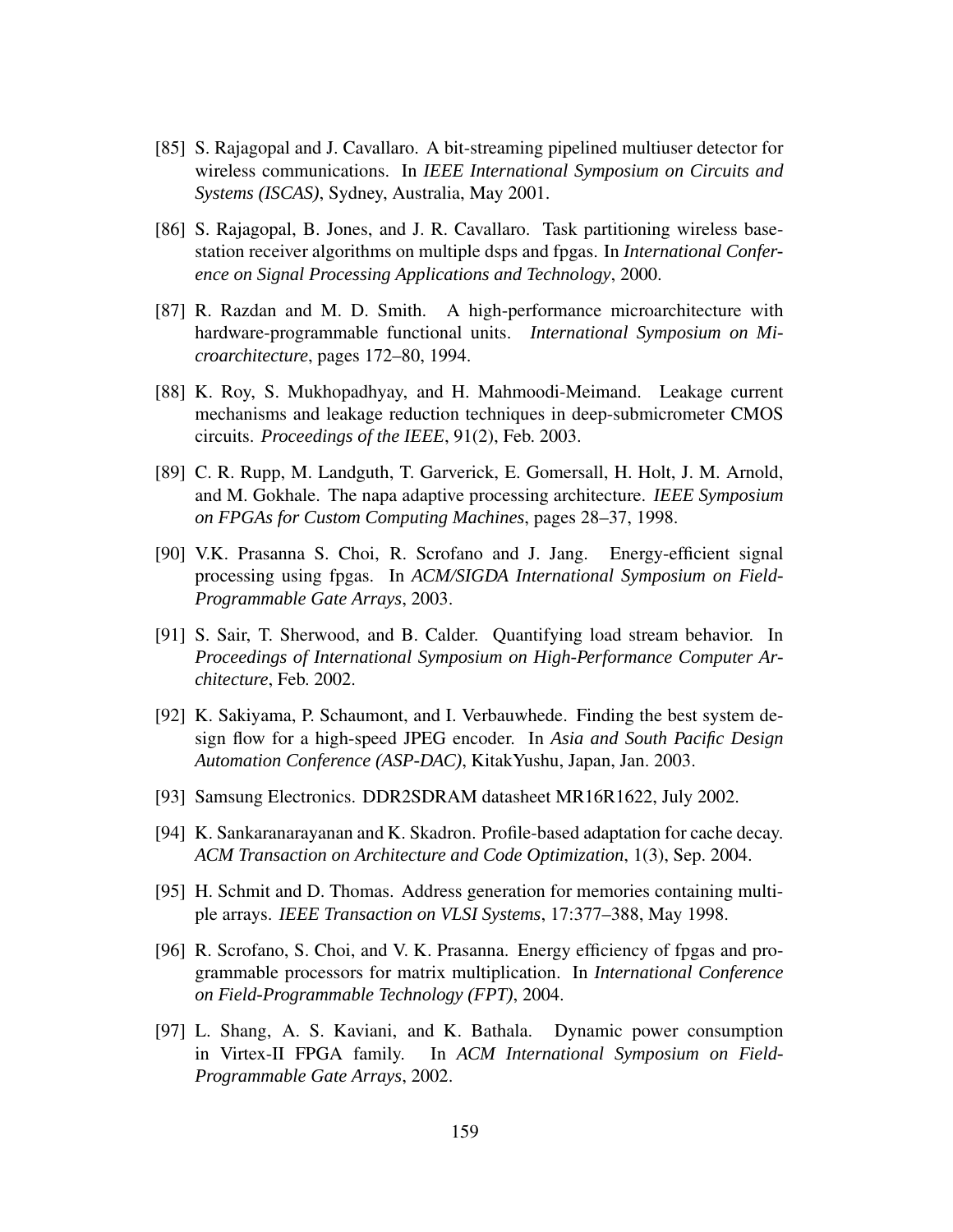[85] S. Rajagopal and J. Cavallaro. A bit-streaming pipelined multiuser detector for wireless communications. In *IEEE International Symposium on Circuits and Systems (ISCAS)*, Sydney, Australia, May 2001.

[86] S. Rajagopal, B. Jones, and J. R. Cavallaro. Task partitioning wireless base-station receiver algorithms on multiple dsps and fpgas. In *International Conference on Signal Processing Applications and Technology*, 2000.

[87] R. Razdan and M. D. Smith. A high-performance microarchitecture with hardware-programmable functional units. *International Symposium on Microarchitecture*, pages 172–80, 1994.

[88] K. Roy, S. Mukhopadhyay, and H. Mahmoodi-Meimand. Leakage current mechanisms and leakage reduction techniques in deep-submicrometer CMOS circuits. *Proceedings of the IEEE*, 91(2), Feb. 2003.

[89] C. R. Rupp, M. Landguth, T. Garverick, E. Gomersall, H. Holt, J. M. Arnold, and M. Gokhale. The napa adaptive processing architecture. *IEEE Symposium on FPGAs for Custom Computing Machines*, pages 28–37, 1998.

[90] V.K. Prasanna S. Choi, R. Scrofano and J. Jang. Energy-efficient signal processing using fpgas. In *ACM/SIGDA International Symposium on Field-Programmable Gate Arrays*, 2003.

[91] S. Sair, T. Sherwood, and B. Calder. Quantifying load stream behavior. In *Proceedings of International Symposium on High-Performance Computer Architecture*, Feb. 2002.

[92] K. Sakiyama, P. Schaumont, and I. Verbauwhede. Finding the best system design flow for a high-speed JPEG encoder. In *Asia and South Pacific Design Automation Conference (ASP-DAC)*, KitakYushu, Japan, Jan. 2003.

[93] Samsung Electronics. DDR2SDRAM datasheet MR16R1622, July 2002.

[94] K. Sankaranarayanan and K. Skadron. Profile-based adaptation for cache decay. *ACM Transaction on Architecture and Code Optimization*, 1(3), Sep. 2004.

[95] H. Schmit and D. Thomas. Address generation for memories containing multiple arrays. *IEEE Transaction on VLSI Systems*, 17:377–388, May 1998.

[96] R. Scrofano, S. Choi, and V. K. Prasanna. Energy efficiency of fpgas and programmable processors for matrix multiplication. In *International Conference on Field-Programmable Technology (FPT)*, 2004.

[97] L. Shang, A. S. Kaviani, and K. Bathala. Dynamic power consumption in Virtex-II FPGA family. In *ACM International Symposium on Field-Programmable Gate Arrays*, 2002.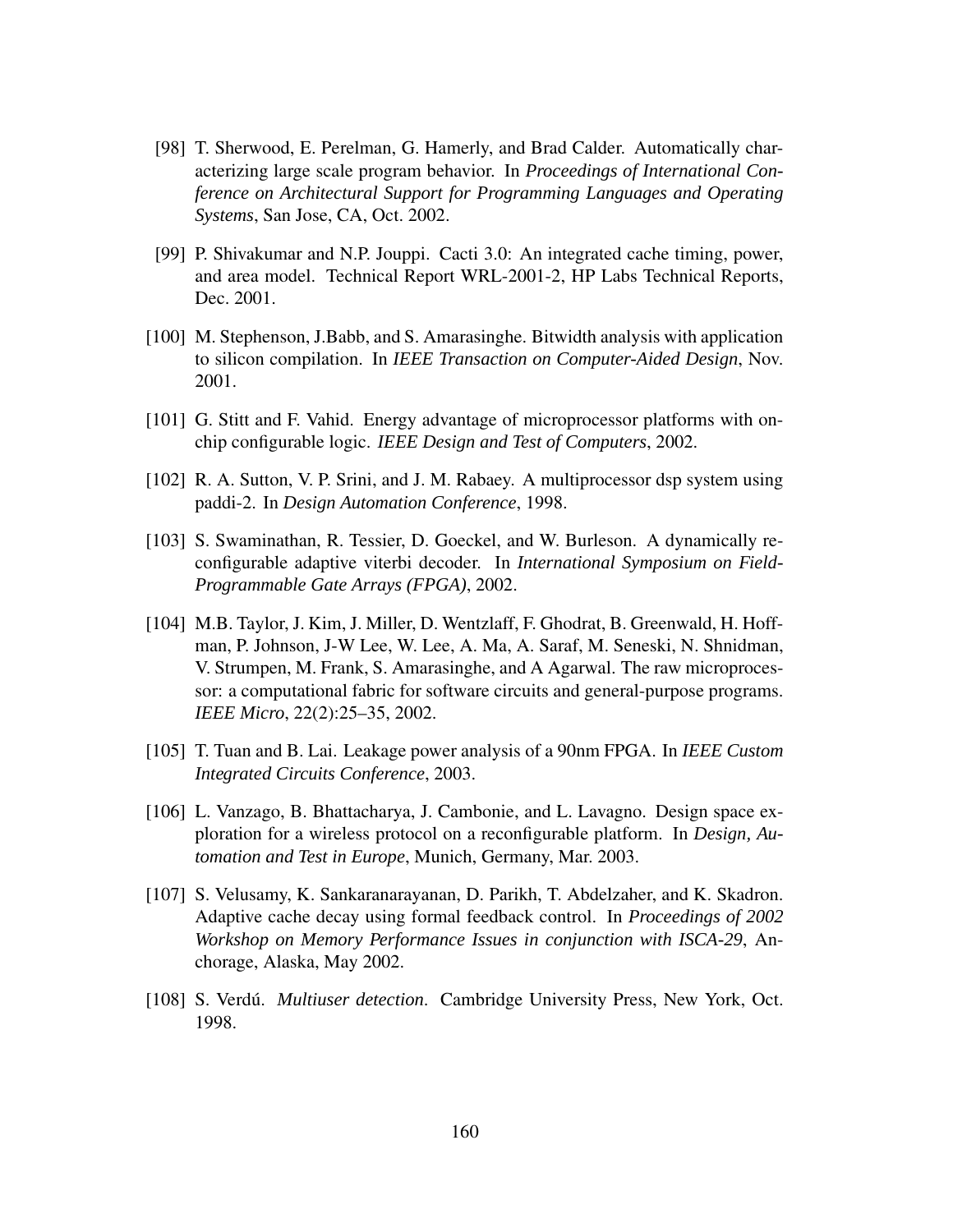[98] T. Sherwood, E. Perelman, G. Hamerly, and Brad Calder. Automatically characterizing large scale program behavior. In *Proceedings of International Conference on Architectural Support for Programming Languages and Operating Systems*, San Jose, CA, Oct. 2002.

[99] P. Shivakumar and N.P. Jouppi. Cacti 3.0: An integrated cache timing, power, and area model. Technical Report WRL-2001-2, HP Labs Technical Reports, Dec. 2001.

[100] M. Stephenson, J.Babb, and S. Amarasinghe. Bitwidth analysis with application to silicon compilation. In *IEEE Transaction on Computer-Aided Design*, Nov. 2001.

[101] G. Stitt and F. Vahid. Energy advantage of microprocessor platforms with on-chip configurable logic. *IEEE Design and Test of Computers*, 2002.

[102] R. A. Sutton, V. P. Srini, and J. M. Rabaey. A multiprocessor dsp system using paddi-2. In *Design Automation Conference*, 1998.

[103] S. Swaminathan, R. Tessier, D. Goeckel, and W. Burleson. A dynamically reconfigurable adaptive viterbi decoder. In *International Symposium on Field-Programmable Gate Arrays (FPGA)*, 2002.

[104] M.B. Taylor, J. Kim, J. Miller, D. Wentzlaff, F. Ghodrat, B. Greenwald, H. Hoffman, P. Johnson, J-W Lee, W. Lee, A. Ma, A. Saraf, M. Seneski, N. Shnidman, V. Strumpen, M. Frank, S. Amarasinghe, and A Agarwal. The raw microprocessor: a computational fabric for software circuits and general-purpose programs. *IEEE Micro*, 22(2):25–35, 2002.

[105] T. Tuan and B. Lai. Leakage power analysis of a 90nm FPGA. In *IEEE Custom Integrated Circuits Conference*, 2003.

[106] L. Vanzago, B. Bhattacharya, J. Cambonie, and L. Lavagno. Design space exploration for a wireless protocol on a reconfigurable platform. In *Design, Automation and Test in Europe*, Munich, Germany, Mar. 2003.

[107] S. Velusamy, K. Sankaranarayanan, D. Parikh, T. Abdelzaher, and K. Skadron. Adaptive cache decay using formal feedback control. In *Proceedings of 2002 Workshop on Memory Performance Issues in conjunction with ISCA-29*, Anchorage, Alaska, May 2002.

[108] S. Verdú. *Multiuser detection*. Cambridge University Press, New York, Oct. 1998.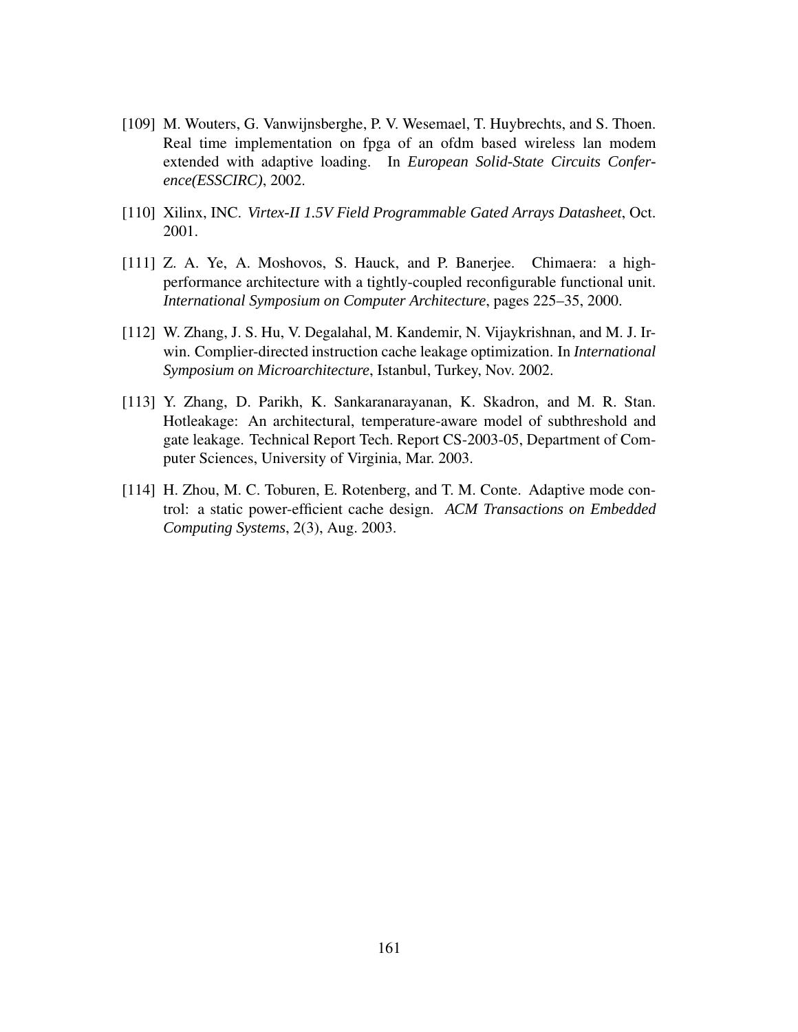[109] M. Wouters, G. Vanwijnsberghe, P. V. Wesemael, T. Huybrechts, and S. Thoen. Real time implementation on fpga of an ofdm based wireless lan modem extended with adaptive loading. In *European Solid-State Circuits Conference(ESSCIRC)*, 2002.

[110] Xilinx, INC. *Virtex-II 1.5V Field Programmable Gated Arrays Datasheet*, Oct. 2001.

[111] Z. A. Ye, A. Moshovos, S. Hauck, and P. Banerjee. Chimaera: a high-performance architecture with a tightly-coupled reconfigurable functional unit. *International Symposium on Computer Architecture*, pages 225–35, 2000.

[112] W. Zhang, J. S. Hu, V. Degalahal, M. Kandemir, N. Vijaykrishnan, and M. J. Irwin. Complier-directed instruction cache leakage optimization. In *International Symposium on Microarchitecture*, Istanbul, Turkey, Nov. 2002.

[113] Y. Zhang, D. Parikh, K. Sankaranarayanan, K. Skadron, and M. R. Stan. Hotleakage: An architectural, temperature-aware model of subthreshold and gate leakage. Technical Report Tech. Report CS-2003-05, Department of Computer Sciences, University of Virginia, Mar. 2003.

[114] H. Zhou, M. C. Toburen, E. Rotenberg, and T. M. Conte. Adaptive mode control: a static power-efficient cache design. *ACM Transactions on Embedded Computing Systems*, 2(3), Aug. 2003.